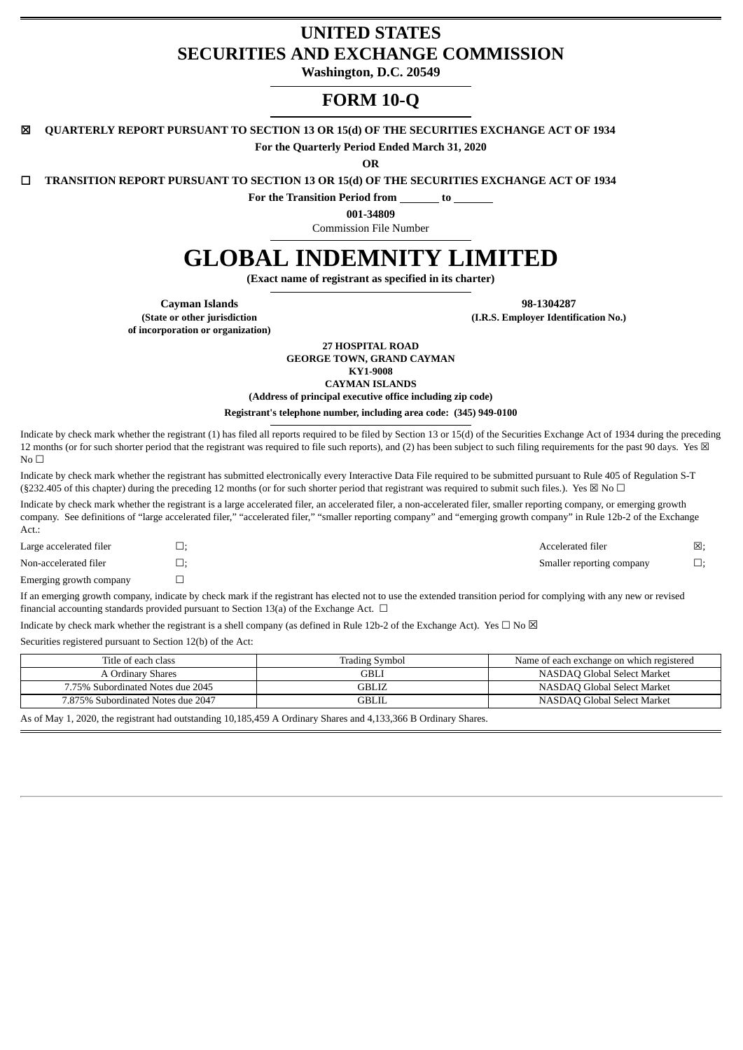# UNITED STATES
# SECURITIES AND EXCHANGE COMMISSION

**Washington, D.C. 20549**

## FORM 10-Q

☒ **QUARTERLY REPORT PURSUANT TO SECTION 13 OR 15(d) OF THE SECURITIES EXCHANGE ACT OF 1934**

**For the Quarterly Period Ended March 31, 2020**

**OR**

☐ **TRANSITION REPORT PURSUANT TO SECTION 13 OR 15(d) OF THE SECURITIES EXCHANGE ACT OF 1934**

**For the Transition Period from _______ to _______**

**001-34809**

Commission File Number

# GLOBAL INDEMNITY LIMITED

**(Exact name of registrant as specified in its charter)**

| Cayman Islands | 98-1304287 |
|---|---|
| (State or other jurisdiction of incorporation or organization) | (I.R.S. Employer Identification No.) |

**27 HOSPITAL ROAD**
**GEORGE TOWN, GRAND CAYMAN**
**KY1-9008**
**CAYMAN ISLANDS**
**(Address of principal executive office including zip code)**

**Registrant's telephone number, including area code: (345) 949-0100**

Indicate by check mark whether the registrant (1) has filed all reports required to be filed by Section 13 or 15(d) of the Securities Exchange Act of 1934 during the preceding 12 months (or for such shorter period that the registrant was required to file such reports), and (2) has been subject to such filing requirements for the past 90 days. Yes ☒ No ☐

Indicate by check mark whether the registrant has submitted electronically every Interactive Data File required to be submitted pursuant to Rule 405 of Regulation S-T (§232.405 of this chapter) during the preceding 12 months (or for such shorter period that registrant was required to submit such files.). Yes ☒ No ☐

Indicate by check mark whether the registrant is a large accelerated filer, an accelerated filer, a non-accelerated filer, smaller reporting company, or emerging growth company. See definitions of "large accelerated filer," "accelerated filer," "smaller reporting company" and "emerging growth company" in Rule 12b-2 of the Exchange Act.:

| | | | |
|---|---|---|---|
| Large accelerated filer | ☐; | Accelerated filer | ☒; |
| Non-accelerated filer | ☐; | Smaller reporting company | ☐; |
| Emerging growth company | ☐ | | |

If an emerging growth company, indicate by check mark if the registrant has elected not to use the extended transition period for complying with any new or revised financial accounting standards provided pursuant to Section 13(a) of the Exchange Act. ☐

Indicate by check mark whether the registrant is a shell company (as defined in Rule 12b-2 of the Exchange Act). Yes ☐ No ☒

Securities registered pursuant to Section 12(b) of the Act:

| Title of each class | Trading Symbol | Name of each exchange on which registered |
|---|---|---|
| A Ordinary Shares | GBLI | NASDAQ Global Select Market |
| 7.75% Subordinated Notes due 2045 | GBLIZ | NASDAQ Global Select Market |
| 7.875% Subordinated Notes due 2047 | GBLIL | NASDAQ Global Select Market |

As of May 1, 2020, the registrant had outstanding 10,185,459 A Ordinary Shares and 4,133,366 B Ordinary Shares.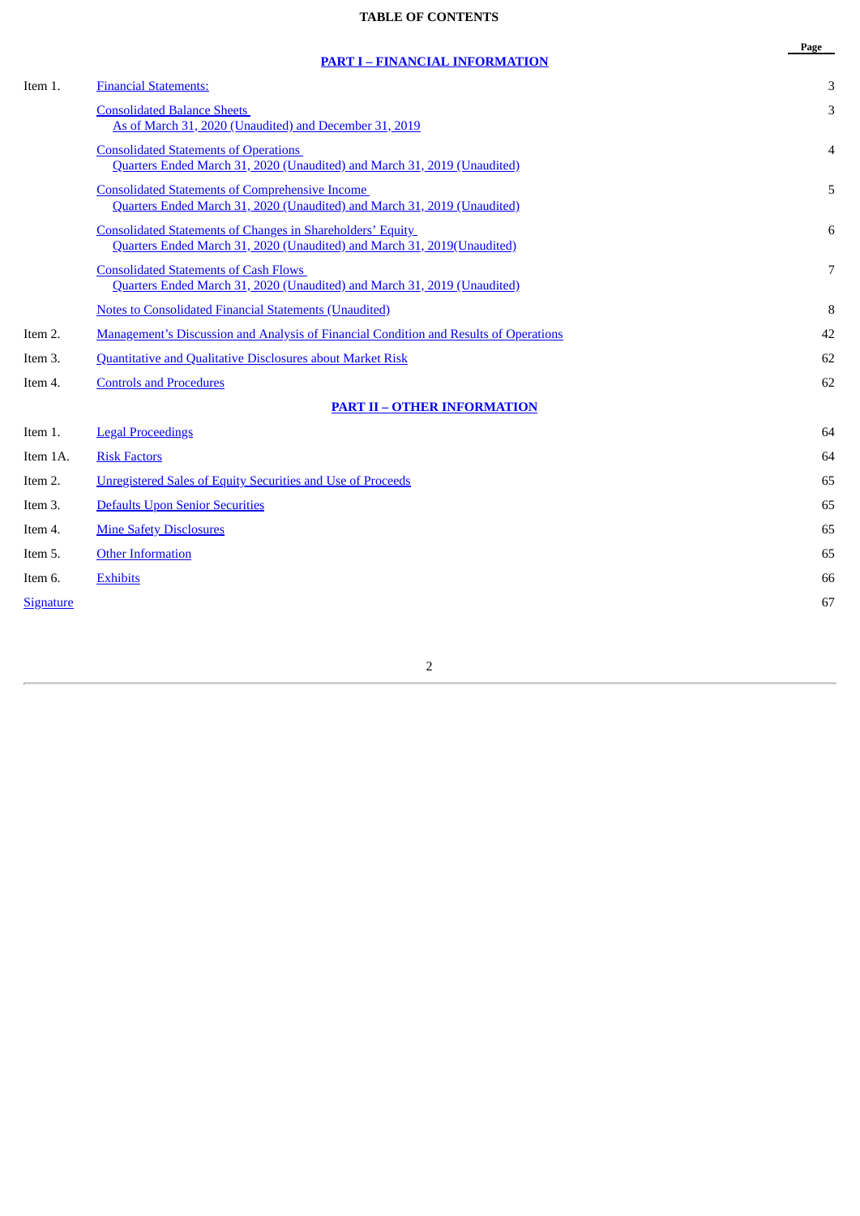# TABLE OF CONTENTS

| | | Page |
|---|---|---|
| | **PART I – FINANCIAL INFORMATION** | |
| Item 1. | Financial Statements: | 3 |
| | Consolidated Balance Sheets<br>As of March 31, 2020 (Unaudited) and December 31, 2019 | 3 |
| | Consolidated Statements of Operations<br>Quarters Ended March 31, 2020 (Unaudited) and March 31, 2019 (Unaudited) | 4 |
| | Consolidated Statements of Comprehensive Income<br>Quarters Ended March 31, 2020 (Unaudited) and March 31, 2019 (Unaudited) | 5 |
| | Consolidated Statements of Changes in Shareholders' Equity<br>Quarters Ended March 31, 2020 (Unaudited) and March 31, 2019(Unaudited) | 6 |
| | Consolidated Statements of Cash Flows<br>Quarters Ended March 31, 2020 (Unaudited) and March 31, 2019 (Unaudited) | 7 |
| | Notes to Consolidated Financial Statements (Unaudited) | 8 |
| Item 2. | Management's Discussion and Analysis of Financial Condition and Results of Operations | 42 |
| Item 3. | Quantitative and Qualitative Disclosures about Market Risk | 62 |
| Item 4. | Controls and Procedures | 62 |
| | **PART II – OTHER INFORMATION** | |
| Item 1. | Legal Proceedings | 64 |
| Item 1A. | Risk Factors | 64 |
| Item 2. | Unregistered Sales of Equity Securities and Use of Proceeds | 65 |
| Item 3. | Defaults Upon Senior Securities | 65 |
| Item 4. | Mine Safety Disclosures | 65 |
| Item 5. | Other Information | 65 |
| Item 6. | Exhibits | 66 |
| Signature | | 67 |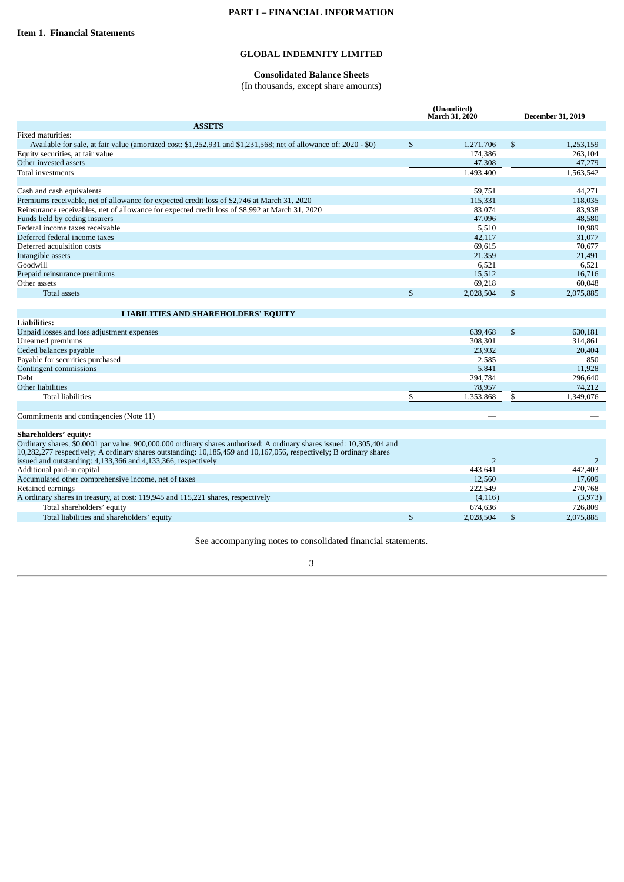# PART I – FINANCIAL INFORMATION

## Item 1. Financial Statements

## GLOBAL INDEMNITY LIMITED

### Consolidated Balance Sheets

(In thousands, except share amounts)

| | (Unaudited) March 31, 2020 | December 31, 2019 |
|---|---|---|
| **ASSETS** | | |
| Fixed maturities: | | |
| Available for sale, at fair value (amortized cost: $1,252,931 and $1,231,568; net of allowance of: 2020 - $0) | $ 1,271,706 | $ 1,253,159 |
| Equity securities, at fair value | 174,386 | 263,104 |
| Other invested assets | 47,308 | 47,279 |
| Total investments | 1,493,400 | 1,563,542 |
| | | |
| Cash and cash equivalents | 59,751 | 44,271 |
| Premiums receivable, net of allowance for expected credit loss of $2,746 at March 31, 2020 | 115,331 | 118,035 |
| Reinsurance receivables, net of allowance for expected credit loss of $8,992 at March 31, 2020 | 83,074 | 83,938 |
| Funds held by ceding insurers | 47,096 | 48,580 |
| Federal income taxes receivable | 5,510 | 10,989 |
| Deferred federal income taxes | 42,117 | 31,077 |
| Deferred acquisition costs | 69,615 | 70,677 |
| Intangible assets | 21,359 | 21,491 |
| Goodwill | 6,521 | 6,521 |
| Prepaid reinsurance premiums | 15,512 | 16,716 |
| Other assets | 69,218 | 60,048 |
| Total assets | $ 2,028,504 | $ 2,075,885 |
| | | |
| **LIABILITIES AND SHAREHOLDERS' EQUITY** | | |
| **Liabilities:** | | |
| Unpaid losses and loss adjustment expenses | 639,468 | $ 630,181 |
| Unearned premiums | 308,301 | 314,861 |
| Ceded balances payable | 23,932 | 20,404 |
| Payable for securities purchased | 2,585 | 850 |
| Contingent commissions | 5,841 | 11,928 |
| Debt | 294,784 | 296,640 |
| Other liabilities | 78,957 | 74,212 |
| Total liabilities | $ 1,353,868 | $ 1,349,076 |
| | | |
| Commitments and contingencies (Note 11) | — | — |
| | | |
| **Shareholders' equity:** | | |
| Ordinary shares, $0.0001 par value, 900,000,000 ordinary shares authorized; A ordinary shares issued: 10,305,404 and 10,282,277 respectively; A ordinary shares outstanding: 10,185,459 and 10,167,056, respectively; B ordinary shares issued and outstanding: 4,133,366 and 4,133,366, respectively | 2 | 2 |
| Additional paid-in capital | 443,641 | 442,403 |
| Accumulated other comprehensive income, net of taxes | 12,560 | 17,609 |
| Retained earnings | 222,549 | 270,768 |
| A ordinary shares in treasury, at cost: 119,945 and 115,221 shares, respectively | (4,116) | (3,973) |
| Total shareholders' equity | 674,636 | 726,809 |
| Total liabilities and shareholders' equity | $ 2,028,504 | $ 2,075,885 |

See accompanying notes to consolidated financial statements.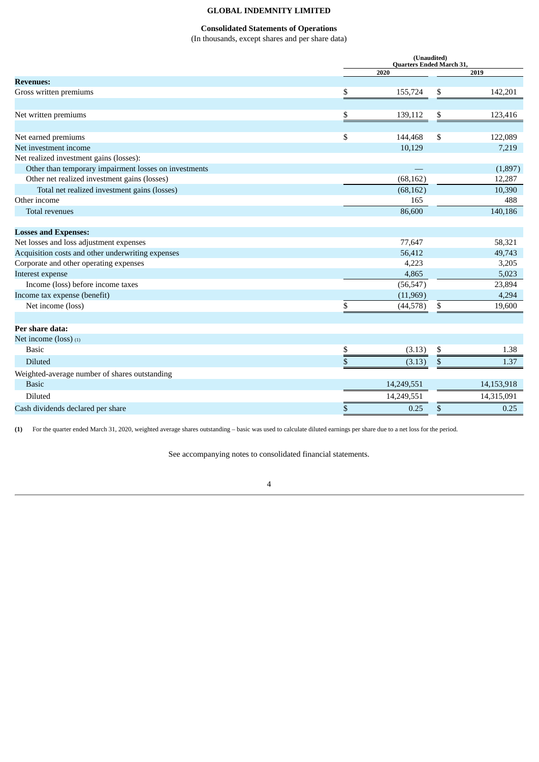**GLOBAL INDEMNITY LIMITED**

**Consolidated Statements of Operations**

(In thousands, except shares and per share data)

| | (Unaudited) Quarters Ended March 31, | |
|---|---|---|
| | 2020 | 2019 |
| **Revenues:** | | |
| Gross written premiums | $ 155,724 | $ 142,201 |
| | | |
| Net written premiums | $ 139,112 | $ 123,416 |
| | | |
| Net earned premiums | $ 144,468 | $ 122,089 |
| Net investment income | 10,129 | 7,219 |
| Net realized investment gains (losses): | | |
| Other than temporary impairment losses on investments | — | (1,897) |
| Other net realized investment gains (losses) | (68,162) | 12,287 |
| Total net realized investment gains (losses) | (68,162) | 10,390 |
| Other income | 165 | 488 |
| Total revenues | 86,600 | 140,186 |
| | | |
| **Losses and Expenses:** | | |
| Net losses and loss adjustment expenses | 77,647 | 58,321 |
| Acquisition costs and other underwriting expenses | 56,412 | 49,743 |
| Corporate and other operating expenses | 4,223 | 3,205 |
| Interest expense | 4,865 | 5,023 |
| Income (loss) before income taxes | (56,547) | 23,894 |
| Income tax expense (benefit) | (11,969) | 4,294 |
| Net income (loss) | $ (44,578) | $ 19,600 |
| | | |
| **Per share data:** | | |
| Net income (loss) (1) | | |
| Basic | $ (3.13) | $ 1.38 |
| Diluted | $ (3.13) | $ 1.37 |
| Weighted-average number of shares outstanding | | |
| Basic | 14,249,551 | 14,153,918 |
| Diluted | 14,249,551 | 14,315,091 |
| Cash dividends declared per share | $ 0.25 | $ 0.25 |

**(1)** For the quarter ended March 31, 2020, weighted average shares outstanding – basic was used to calculate diluted earnings per share due to a net loss for the period.

See accompanying notes to consolidated financial statements.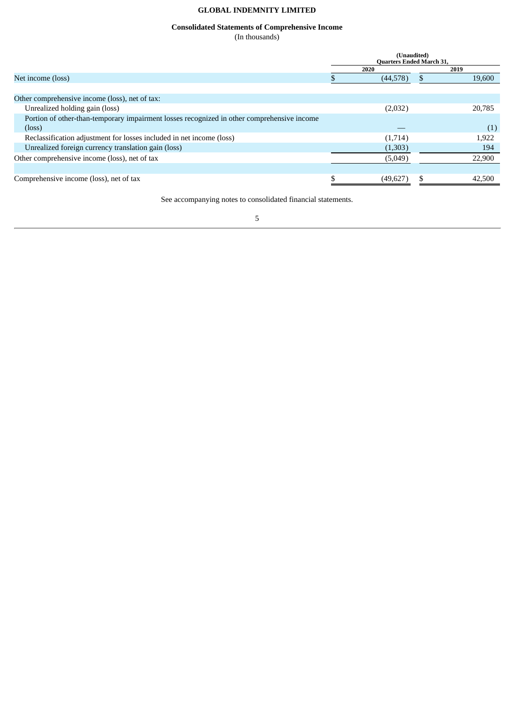# GLOBAL INDEMNITY LIMITED

## Consolidated Statements of Comprehensive Income

(In thousands)

| | (Unaudited) Quarters Ended March 31, | |
|---|---|---|
| | 2020 | 2019 |
| Net income (loss) | $ (44,578) | $ 19,600 |
| | | |
| Other comprehensive income (loss), net of tax: | | |
| Unrealized holding gain (loss) | (2,032) | 20,785 |
| Portion of other-than-temporary impairment losses recognized in other comprehensive income (loss) | — | (1) |
| Reclassification adjustment for losses included in net income (loss) | (1,714) | 1,922 |
| Unrealized foreign currency translation gain (loss) | (1,303) | 194 |
| Other comprehensive income (loss), net of tax | (5,049) | 22,900 |
| | | |
| Comprehensive income (loss), net of tax | $ (49,627) | $ 42,500 |

See accompanying notes to consolidated financial statements.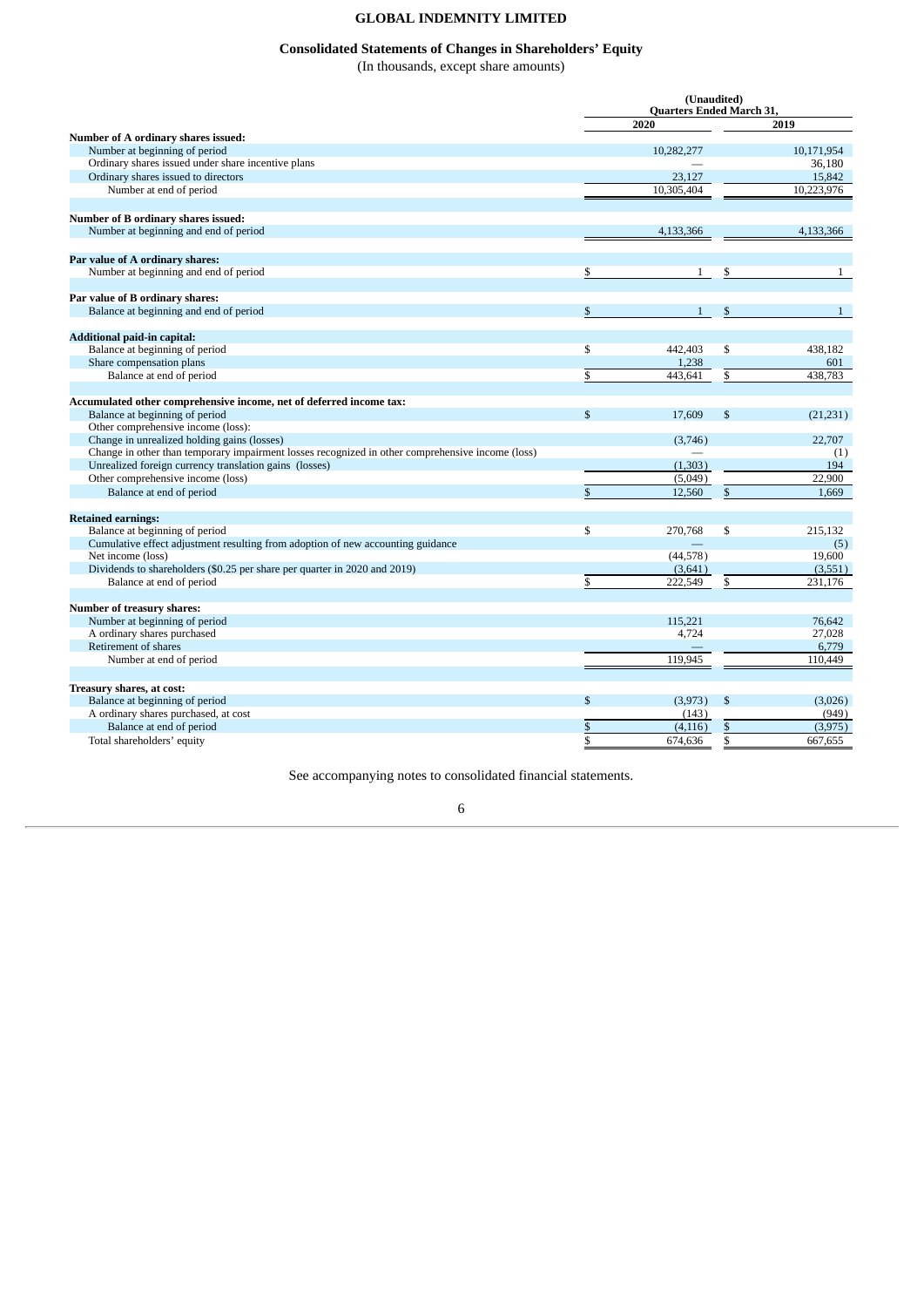# GLOBAL INDEMNITY LIMITED

## Consolidated Statements of Changes in Shareholders' Equity

(In thousands, except share amounts)

| | (Unaudited) Quarters Ended March 31, | |
|---|---|---|
| | 2020 | 2019 |
| **Number of A ordinary shares issued:** | | |
| Number at beginning of period | 10,282,277 | 10,171,954 |
| Ordinary shares issued under share incentive plans | — | 36,180 |
| Ordinary shares issued to directors | 23,127 | 15,842 |
| Number at end of period | 10,305,404 | 10,223,976 |
| **Number of B ordinary shares issued:** | | |
| Number at beginning and end of period | 4,133,366 | 4,133,366 |
| **Par value of A ordinary shares:** | | |
| Number at beginning and end of period | $ 1 | $ 1 |
| **Par value of B ordinary shares:** | | |
| Balance at beginning and end of period | $ 1 | $ 1 |
| **Additional paid-in capital:** | | |
| Balance at beginning of period | $ 442,403 | $ 438,182 |
| Share compensation plans | 1,238 | 601 |
| Balance at end of period | $ 443,641 | $ 438,783 |
| **Accumulated other comprehensive income, net of deferred income tax:** | | |
| Balance at beginning of period | $ 17,609 | $ (21,231) |
| Other comprehensive income (loss): | | |
| Change in unrealized holding gains (losses) | (3,746) | 22,707 |
| Change in other than temporary impairment losses recognized in other comprehensive income (loss) | — | (1) |
| Unrealized foreign currency translation gains (losses) | (1,303) | 194 |
| Other comprehensive income (loss) | (5,049) | 22,900 |
| Balance at end of period | $ 12,560 | $ 1,669 |
| **Retained earnings:** | | |
| Balance at beginning of period | $ 270,768 | $ 215,132 |
| Cumulative effect adjustment resulting from adoption of new accounting guidance | — | (5) |
| Net income (loss) | (44,578) | 19,600 |
| Dividends to shareholders ($0.25 per share per quarter in 2020 and 2019) | (3,641) | (3,551) |
| Balance at end of period | $ 222,549 | $ 231,176 |
| **Number of treasury shares:** | | |
| Number at beginning of period | 115,221 | 76,642 |
| A ordinary shares purchased | 4,724 | 27,028 |
| Retirement of shares | — | 6,779 |
| Number at end of period | 119,945 | 110,449 |
| **Treasury shares, at cost:** | | |
| Balance at beginning of period | $ (3,973) | $ (3,026) |
| A ordinary shares purchased, at cost | (143) | (949) |
| Balance at end of period | $ (4,116) | $ (3,975) |
| Total shareholders' equity | $ 674,636 | $ 667,655 |

See accompanying notes to consolidated financial statements.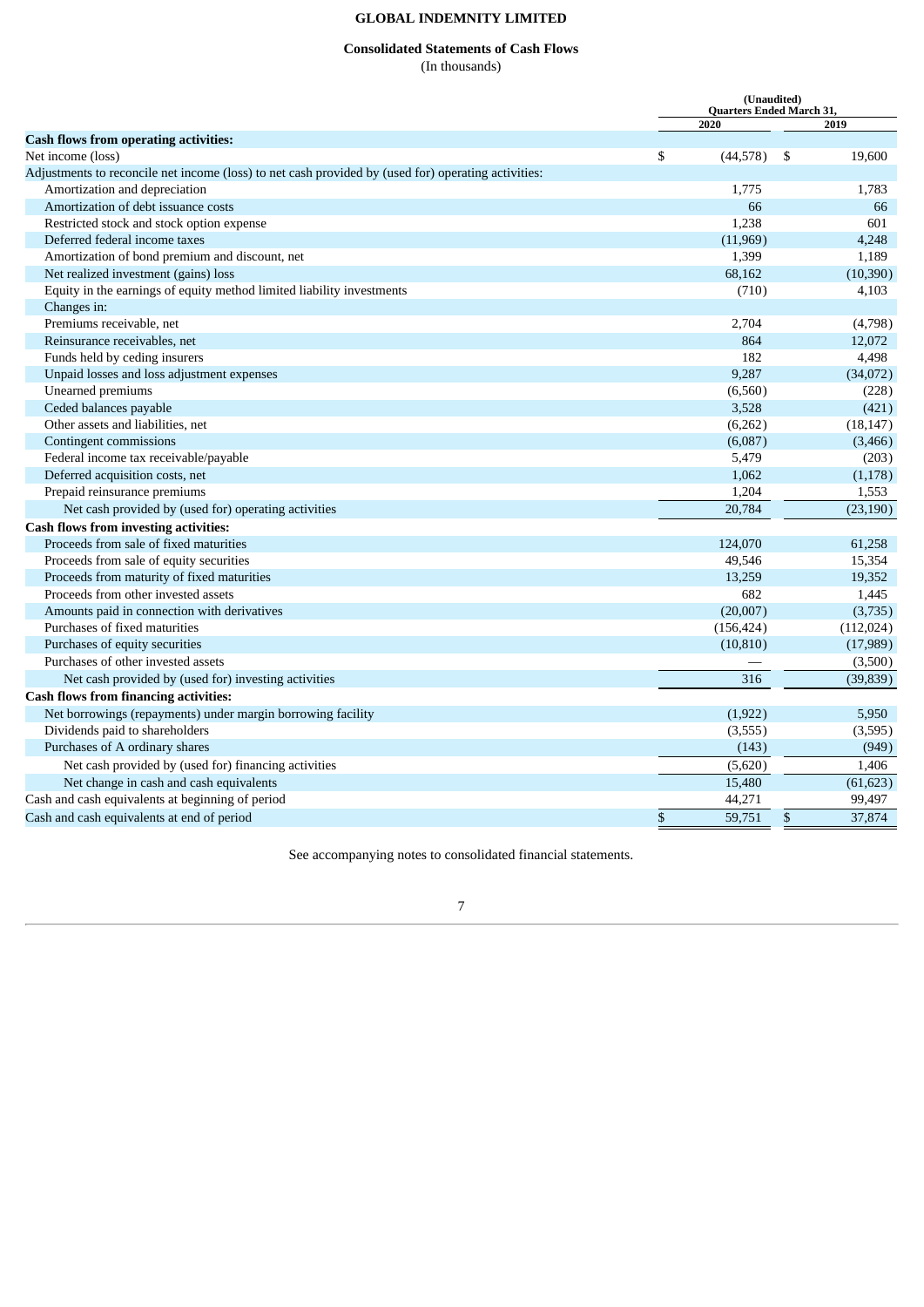**GLOBAL INDEMNITY LIMITED**

**Consolidated Statements of Cash Flows**
(In thousands)

| | (Unaudited) Quarters Ended March 31, | |
|---|---|---|
| | 2020 | 2019 |
| **Cash flows from operating activities:** | | |
| Net income (loss) | $ (44,578) | $ 19,600 |
| Adjustments to reconcile net income (loss) to net cash provided by (used for) operating activities: | | |
| Amortization and depreciation | 1,775 | 1,783 |
| Amortization of debt issuance costs | 66 | 66 |
| Restricted stock and stock option expense | 1,238 | 601 |
| Deferred federal income taxes | (11,969) | 4,248 |
| Amortization of bond premium and discount, net | 1,399 | 1,189 |
| Net realized investment (gains) loss | 68,162 | (10,390) |
| Equity in the earnings of equity method limited liability investments | (710) | 4,103 |
| Changes in: | | |
| Premiums receivable, net | 2,704 | (4,798) |
| Reinsurance receivables, net | 864 | 12,072 |
| Funds held by ceding insurers | 182 | 4,498 |
| Unpaid losses and loss adjustment expenses | 9,287 | (34,072) |
| Unearned premiums | (6,560) | (228) |
| Ceded balances payable | 3,528 | (421) |
| Other assets and liabilities, net | (6,262) | (18,147) |
| Contingent commissions | (6,087) | (3,466) |
| Federal income tax receivable/payable | 5,479 | (203) |
| Deferred acquisition costs, net | 1,062 | (1,178) |
| Prepaid reinsurance premiums | 1,204 | 1,553 |
| Net cash provided by (used for) operating activities | 20,784 | (23,190) |
| **Cash flows from investing activities:** | | |
| Proceeds from sale of fixed maturities | 124,070 | 61,258 |
| Proceeds from sale of equity securities | 49,546 | 15,354 |
| Proceeds from maturity of fixed maturities | 13,259 | 19,352 |
| Proceeds from other invested assets | 682 | 1,445 |
| Amounts paid in connection with derivatives | (20,007) | (3,735) |
| Purchases of fixed maturities | (156,424) | (112,024) |
| Purchases of equity securities | (10,810) | (17,989) |
| Purchases of other invested assets | — | (3,500) |
| Net cash provided by (used for) investing activities | 316 | (39,839) |
| **Cash flows from financing activities:** | | |
| Net borrowings (repayments) under margin borrowing facility | (1,922) | 5,950 |
| Dividends paid to shareholders | (3,555) | (3,595) |
| Purchases of A ordinary shares | (143) | (949) |
| Net cash provided by (used for) financing activities | (5,620) | 1,406 |
| Net change in cash and cash equivalents | 15,480 | (61,623) |
| Cash and cash equivalents at beginning of period | 44,271 | 99,497 |
| Cash and cash equivalents at end of period | $ 59,751 | $ 37,874 |

See accompanying notes to consolidated financial statements.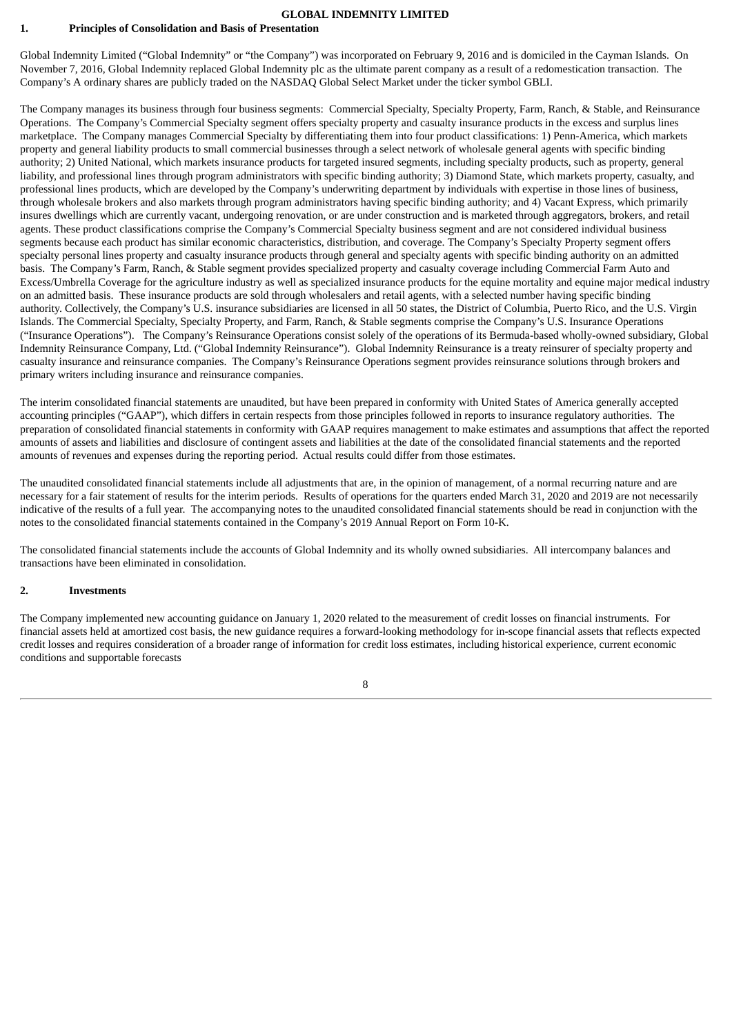## 1. Principles of Consolidation and Basis of Presentation

Global Indemnity Limited ("Global Indemnity" or "the Company") was incorporated on February 9, 2016 and is domiciled in the Cayman Islands. On November 7, 2016, Global Indemnity replaced Global Indemnity plc as the ultimate parent company as a result of a redomestication transaction. The Company's A ordinary shares are publicly traded on the NASDAQ Global Select Market under the ticker symbol GBLI.

The Company manages its business through four business segments: Commercial Specialty, Specialty Property, Farm, Ranch, & Stable, and Reinsurance Operations. The Company's Commercial Specialty segment offers specialty property and casualty insurance products in the excess and surplus lines marketplace. The Company manages Commercial Specialty by differentiating them into four product classifications: 1) Penn-America, which markets property and general liability products to small commercial businesses through a select network of wholesale general agents with specific binding authority; 2) United National, which markets insurance products for targeted insured segments, including specialty products, such as property, general liability, and professional lines through program administrators with specific binding authority; 3) Diamond State, which markets property, casualty, and professional lines products, which are developed by the Company's underwriting department by individuals with expertise in those lines of business, through wholesale brokers and also markets through program administrators having specific binding authority; and 4) Vacant Express, which primarily insures dwellings which are currently vacant, undergoing renovation, or are under construction and is marketed through aggregators, brokers, and retail agents. These product classifications comprise the Company's Commercial Specialty business segment and are not considered individual business segments because each product has similar economic characteristics, distribution, and coverage. The Company's Specialty Property segment offers specialty personal lines property and casualty insurance products through general and specialty agents with specific binding authority on an admitted basis. The Company's Farm, Ranch, & Stable segment provides specialized property and casualty coverage including Commercial Farm Auto and Excess/Umbrella Coverage for the agriculture industry as well as specialized insurance products for the equine mortality and equine major medical industry on an admitted basis. These insurance products are sold through wholesalers and retail agents, with a selected number having specific binding authority. Collectively, the Company's U.S. insurance subsidiaries are licensed in all 50 states, the District of Columbia, Puerto Rico, and the U.S. Virgin Islands. The Commercial Specialty, Specialty Property, and Farm, Ranch, & Stable segments comprise the Company's U.S. Insurance Operations ("Insurance Operations"). The Company's Reinsurance Operations consist solely of the operations of its Bermuda-based wholly-owned subsidiary, Global Indemnity Reinsurance Company, Ltd. ("Global Indemnity Reinsurance"). Global Indemnity Reinsurance is a treaty reinsurer of specialty property and casualty insurance and reinsurance companies. The Company's Reinsurance Operations segment provides reinsurance solutions through brokers and primary writers including insurance and reinsurance companies.

The interim consolidated financial statements are unaudited, but have been prepared in conformity with United States of America generally accepted accounting principles ("GAAP"), which differs in certain respects from those principles followed in reports to insurance regulatory authorities. The preparation of consolidated financial statements in conformity with GAAP requires management to make estimates and assumptions that affect the reported amounts of assets and liabilities and disclosure of contingent assets and liabilities at the date of the consolidated financial statements and the reported amounts of revenues and expenses during the reporting period. Actual results could differ from those estimates.

The unaudited consolidated financial statements include all adjustments that are, in the opinion of management, of a normal recurring nature and are necessary for a fair statement of results for the interim periods. Results of operations for the quarters ended March 31, 2020 and 2019 are not necessarily indicative of the results of a full year. The accompanying notes to the unaudited consolidated financial statements should be read in conjunction with the notes to the consolidated financial statements contained in the Company's 2019 Annual Report on Form 10-K.

The consolidated financial statements include the accounts of Global Indemnity and its wholly owned subsidiaries. All intercompany balances and transactions have been eliminated in consolidation.

## 2. Investments

The Company implemented new accounting guidance on January 1, 2020 related to the measurement of credit losses on financial instruments. For financial assets held at amortized cost basis, the new guidance requires a forward-looking methodology for in-scope financial assets that reflects expected credit losses and requires consideration of a broader range of information for credit loss estimates, including historical experience, current economic conditions and supportable forecasts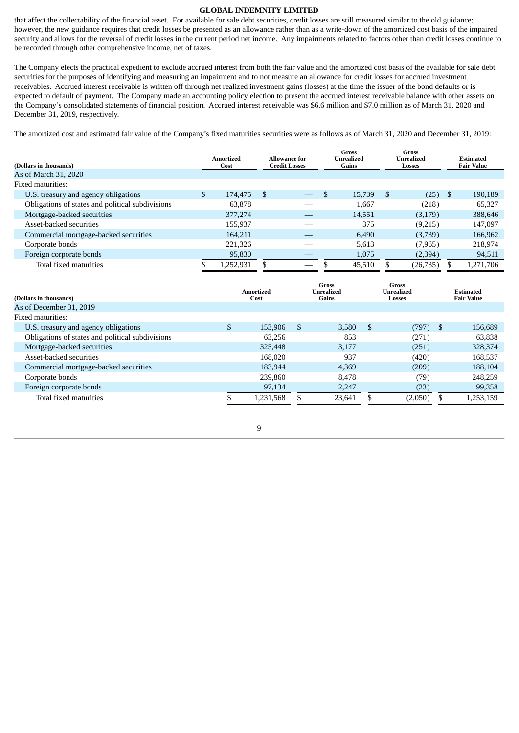that affect the collectability of the financial asset. For available for sale debt securities, credit losses are still measured similar to the old guidance; however, the new guidance requires that credit losses be presented as an allowance rather than as a write-down of the amortized cost basis of the impaired security and allows for the reversal of credit losses in the current period net income. Any impairments related to factors other than credit losses continue to be recorded through other comprehensive income, net of taxes.

The Company elects the practical expedient to exclude accrued interest from both the fair value and the amortized cost basis of the available for sale debt securities for the purposes of identifying and measuring an impairment and to not measure an allowance for credit losses for accrued investment receivables. Accrued interest receivable is written off through net realized investment gains (losses) at the time the issuer of the bond defaults or is expected to default of payment. The Company made an accounting policy election to present the accrued interest receivable balance with other assets on the Company's consolidated statements of financial position. Accrued interest receivable was $6.6 million and $7.0 million as of March 31, 2020 and December 31, 2019, respectively.

The amortized cost and estimated fair value of the Company's fixed maturities securities were as follows as of March 31, 2020 and December 31, 2019:

| (Dollars in thousands) | Amortized Cost | Allowance for Credit Losses | Gross Unrealized Gains | Gross Unrealized Losses | Estimated Fair Value |
|---|---|---|---|---|---|
| As of March 31, 2020 | | | | | |
| Fixed maturities: | | | | | |
| U.S. treasury and agency obligations | $ 174,475 | $ — | $ 15,739 | $ (25) | $ 190,189 |
| Obligations of states and political subdivisions | 63,878 | — | 1,667 | (218) | 65,327 |
| Mortgage-backed securities | 377,274 | — | 14,551 | (3,179) | 388,646 |
| Asset-backed securities | 155,937 | — | 375 | (9,215) | 147,097 |
| Commercial mortgage-backed securities | 164,211 | — | 6,490 | (3,739) | 166,962 |
| Corporate bonds | 221,326 | — | 5,613 | (7,965) | 218,974 |
| Foreign corporate bonds | 95,830 | — | 1,075 | (2,394) | 94,511 |
| Total fixed maturities | $ 1,252,931 | $ — | $ 45,510 | $ (26,735) | $ 1,271,706 |

| (Dollars in thousands) | Amortized Cost | Gross Unrealized Gains | Gross Unrealized Losses | Estimated Fair Value |
|---|---|---|---|---|
| As of December 31, 2019 | | | | |
| Fixed maturities: | | | | |
| U.S. treasury and agency obligations | $ 153,906 | $ 3,580 | $ (797) | $ 156,689 |
| Obligations of states and political subdivisions | 63,256 | 853 | (271) | 63,838 |
| Mortgage-backed securities | 325,448 | 3,177 | (251) | 328,374 |
| Asset-backed securities | 168,020 | 937 | (420) | 168,537 |
| Commercial mortgage-backed securities | 183,944 | 4,369 | (209) | 188,104 |
| Corporate bonds | 239,860 | 8,478 | (79) | 248,259 |
| Foreign corporate bonds | 97,134 | 2,247 | (23) | 99,358 |
| Total fixed maturities | $ 1,231,568 | $ 23,641 | $ (2,050) | $ 1,253,159 |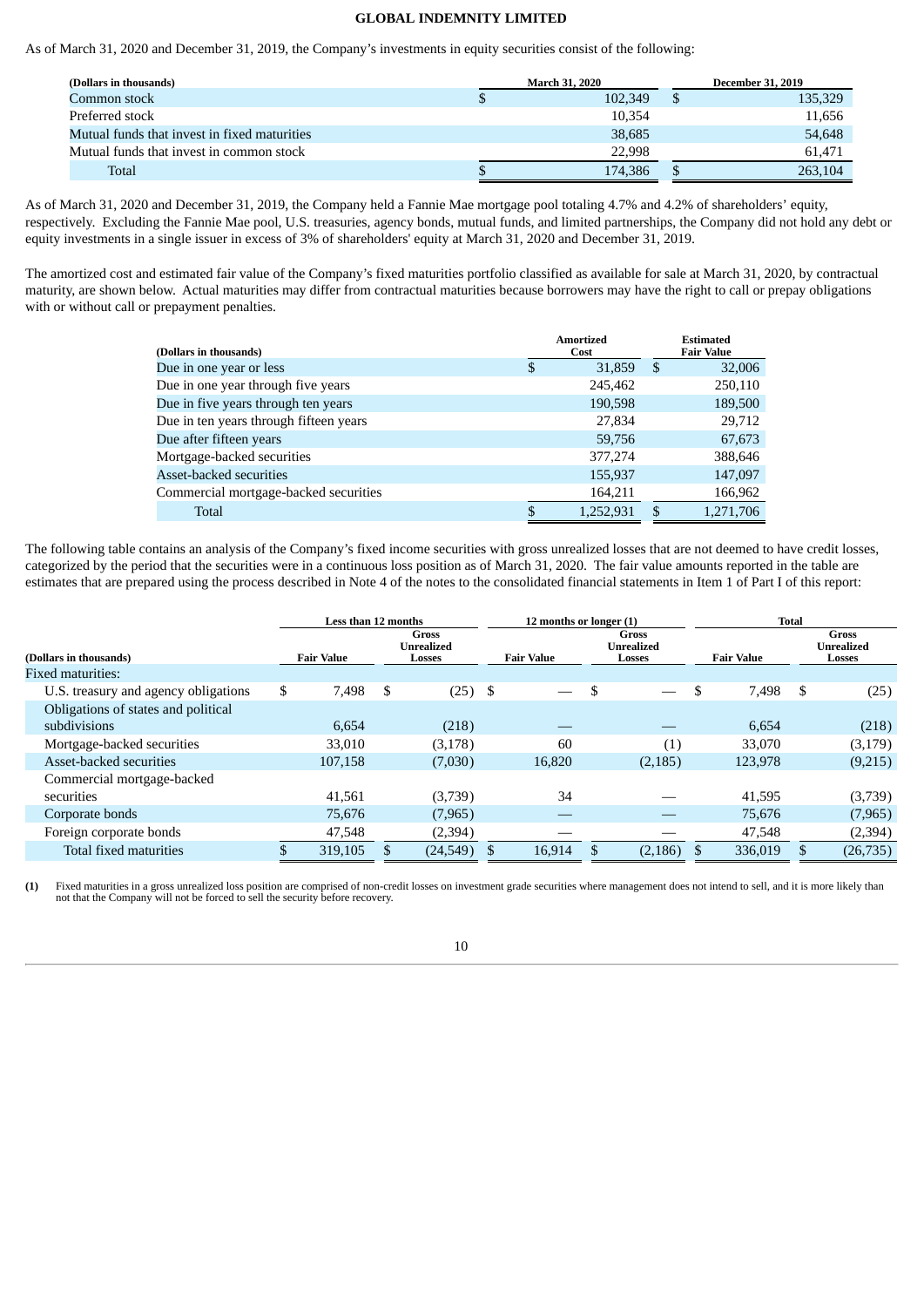As of March 31, 2020 and December 31, 2019, the Company's investments in equity securities consist of the following:

| (Dollars in thousands) | March 31, 2020 | December 31, 2019 |
|---|---|---|
| Common stock | $ 102,349 | $ 135,329 |
| Preferred stock | 10,354 | 11,656 |
| Mutual funds that invest in fixed maturities | 38,685 | 54,648 |
| Mutual funds that invest in common stock | 22,998 | 61,471 |
| Total | $ 174,386 | $ 263,104 |

As of March 31, 2020 and December 31, 2019, the Company held a Fannie Mae mortgage pool totaling 4.7% and 4.2% of shareholders' equity, respectively. Excluding the Fannie Mae pool, U.S. treasuries, agency bonds, mutual funds, and limited partnerships, the Company did not hold any debt or equity investments in a single issuer in excess of 3% of shareholders' equity at March 31, 2020 and December 31, 2019.

The amortized cost and estimated fair value of the Company's fixed maturities portfolio classified as available for sale at March 31, 2020, by contractual maturity, are shown below. Actual maturities may differ from contractual maturities because borrowers may have the right to call or prepay obligations with or without call or prepayment penalties.

| (Dollars in thousands) | Amortized Cost | Estimated Fair Value |
|---|---|---|
| Due in one year or less | $ 31,859 | $ 32,006 |
| Due in one year through five years | 245,462 | 250,110 |
| Due in five years through ten years | 190,598 | 189,500 |
| Due in ten years through fifteen years | 27,834 | 29,712 |
| Due after fifteen years | 59,756 | 67,673 |
| Mortgage-backed securities | 377,274 | 388,646 |
| Asset-backed securities | 155,937 | 147,097 |
| Commercial mortgage-backed securities | 164,211 | 166,962 |
| Total | $ 1,252,931 | $ 1,271,706 |

The following table contains an analysis of the Company's fixed income securities with gross unrealized losses that are not deemed to have credit losses, categorized by the period that the securities were in a continuous loss position as of March 31, 2020. The fair value amounts reported in the table are estimates that are prepared using the process described in Note 4 of the notes to the consolidated financial statements in Item 1 of Part I of this report:

| | Less than 12 months | | 12 months or longer (1) | | Total | |
|---|---|---|---|---|---|---|
| (Dollars in thousands) | Fair Value | Gross Unrealized Losses | Fair Value | Gross Unrealized Losses | Fair Value | Gross Unrealized Losses |
| Fixed maturities: | | | | | | |
| U.S. treasury and agency obligations | $ 7,498 | $ (25) | $ — | $ — | $ 7,498 | $ (25) |
| Obligations of states and political subdivisions | 6,654 | (218) | — | — | 6,654 | (218) |
| Mortgage-backed securities | 33,010 | (3,178) | 60 | (1) | 33,070 | (3,179) |
| Asset-backed securities | 107,158 | (7,030) | 16,820 | (2,185) | 123,978 | (9,215) |
| Commercial mortgage-backed securities | 41,561 | (3,739) | 34 | — | 41,595 | (3,739) |
| Corporate bonds | 75,676 | (7,965) | — | — | 75,676 | (7,965) |
| Foreign corporate bonds | 47,548 | (2,394) | — | — | 47,548 | (2,394) |
| Total fixed maturities | $ 319,105 | $ (24,549) | $ 16,914 | $ (2,186) | $ 336,019 | $ (26,735) |

**(1)** Fixed maturities in a gross unrealized loss position are comprised of non-credit losses on investment grade securities where management does not intend to sell, and it is more likely than not that the Company will not be forced to sell the security before recovery.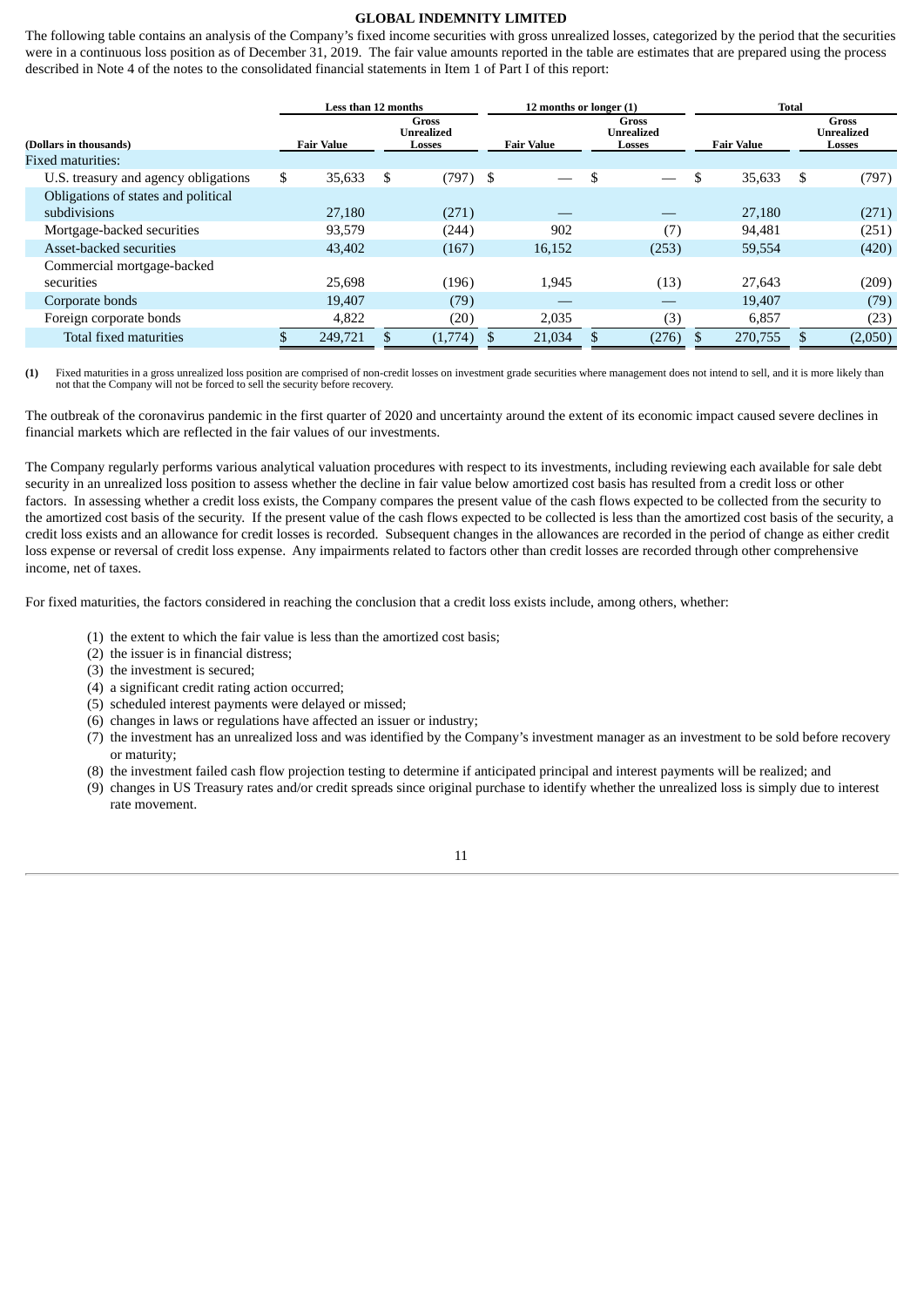The following table contains an analysis of the Company's fixed income securities with gross unrealized losses, categorized by the period that the securities were in a continuous loss position as of December 31, 2019. The fair value amounts reported in the table are estimates that are prepared using the process described in Note 4 of the notes to the consolidated financial statements in Item 1 of Part I of this report:

| | Less than 12 months | | 12 months or longer (1) | | Total | |
|---|---|---|---|---|---|---|
| (Dollars in thousands) | Fair Value | Gross Unrealized Losses | Fair Value | Gross Unrealized Losses | Fair Value | Gross Unrealized Losses |
| Fixed maturities: | | | | | | |
| U.S. treasury and agency obligations | $ 35,633 | $ (797) | $ — | $ — | $ 35,633 | $ (797) |
| Obligations of states and political subdivisions | 27,180 | (271) | — | — | 27,180 | (271) |
| Mortgage-backed securities | 93,579 | (244) | 902 | (7) | 94,481 | (251) |
| Asset-backed securities | 43,402 | (167) | 16,152 | (253) | 59,554 | (420) |
| Commercial mortgage-backed securities | 25,698 | (196) | 1,945 | (13) | 27,643 | (209) |
| Corporate bonds | 19,407 | (79) | — | — | 19,407 | (79) |
| Foreign corporate bonds | 4,822 | (20) | 2,035 | (3) | 6,857 | (23) |
| Total fixed maturities | $ 249,721 | $ (1,774) | $ 21,034 | $ (276) | $ 270,755 | $ (2,050) |

(1) Fixed maturities in a gross unrealized loss position are comprised of non-credit losses on investment grade securities where management does not intend to sell, and it is more likely than not that the Company will not be forced to sell the security before recovery.

The outbreak of the coronavirus pandemic in the first quarter of 2020 and uncertainty around the extent of its economic impact caused severe declines in financial markets which are reflected in the fair values of our investments.

The Company regularly performs various analytical valuation procedures with respect to its investments, including reviewing each available for sale debt security in an unrealized loss position to assess whether the decline in fair value below amortized cost basis has resulted from a credit loss or other factors. In assessing whether a credit loss exists, the Company compares the present value of the cash flows expected to be collected from the security to the amortized cost basis of the security. If the present value of the cash flows expected to be collected is less than the amortized cost basis of the security, a credit loss exists and an allowance for credit losses is recorded. Subsequent changes in the allowances are recorded in the period of change as either credit loss expense or reversal of credit loss expense. Any impairments related to factors other than credit losses are recorded through other comprehensive income, net of taxes.

For fixed maturities, the factors considered in reaching the conclusion that a credit loss exists include, among others, whether:

(1) the extent to which the fair value is less than the amortized cost basis;
(2) the issuer is in financial distress;
(3) the investment is secured;
(4) a significant credit rating action occurred;
(5) scheduled interest payments were delayed or missed;
(6) changes in laws or regulations have affected an issuer or industry;
(7) the investment has an unrealized loss and was identified by the Company's investment manager as an investment to be sold before recovery or maturity;
(8) the investment failed cash flow projection testing to determine if anticipated principal and interest payments will be realized; and
(9) changes in US Treasury rates and/or credit spreads since original purchase to identify whether the unrealized loss is simply due to interest rate movement.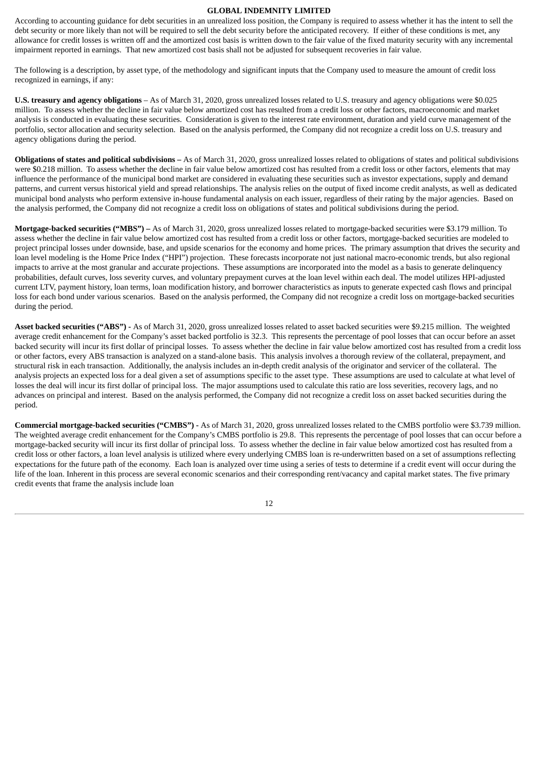According to accounting guidance for debt securities in an unrealized loss position, the Company is required to assess whether it has the intent to sell the debt security or more likely than not will be required to sell the debt security before the anticipated recovery. If either of these conditions is met, any allowance for credit losses is written off and the amortized cost basis is written down to the fair value of the fixed maturity security with any incremental impairment reported in earnings. That new amortized cost basis shall not be adjusted for subsequent recoveries in fair value.

The following is a description, by asset type, of the methodology and significant inputs that the Company used to measure the amount of credit loss recognized in earnings, if any:

**U.S. treasury and agency obligations** – As of March 31, 2020, gross unrealized losses related to U.S. treasury and agency obligations were $0.025 million. To assess whether the decline in fair value below amortized cost has resulted from a credit loss or other factors, macroeconomic and market analysis is conducted in evaluating these securities. Consideration is given to the interest rate environment, duration and yield curve management of the portfolio, sector allocation and security selection. Based on the analysis performed, the Company did not recognize a credit loss on U.S. treasury and agency obligations during the period.

**Obligations of states and political subdivisions –** As of March 31, 2020, gross unrealized losses related to obligations of states and political subdivisions were $0.218 million. To assess whether the decline in fair value below amortized cost has resulted from a credit loss or other factors, elements that may influence the performance of the municipal bond market are considered in evaluating these securities such as investor expectations, supply and demand patterns, and current versus historical yield and spread relationships. The analysis relies on the output of fixed income credit analysts, as well as dedicated municipal bond analysts who perform extensive in-house fundamental analysis on each issuer, regardless of their rating by the major agencies. Based on the analysis performed, the Company did not recognize a credit loss on obligations of states and political subdivisions during the period.

**Mortgage-backed securities ("MBS") –** As of March 31, 2020, gross unrealized losses related to mortgage-backed securities were $3.179 million. To assess whether the decline in fair value below amortized cost has resulted from a credit loss or other factors, mortgage-backed securities are modeled to project principal losses under downside, base, and upside scenarios for the economy and home prices. The primary assumption that drives the security and loan level modeling is the Home Price Index ("HPI") projection. These forecasts incorporate not just national macro-economic trends, but also regional impacts to arrive at the most granular and accurate projections. These assumptions are incorporated into the model as a basis to generate delinquency probabilities, default curves, loss severity curves, and voluntary prepayment curves at the loan level within each deal. The model utilizes HPI-adjusted current LTV, payment history, loan terms, loan modification history, and borrower characteristics as inputs to generate expected cash flows and principal loss for each bond under various scenarios. Based on the analysis performed, the Company did not recognize a credit loss on mortgage-backed securities during the period.

**Asset backed securities ("ABS") -** As of March 31, 2020, gross unrealized losses related to asset backed securities were $9.215 million. The weighted average credit enhancement for the Company's asset backed portfolio is 32.3. This represents the percentage of pool losses that can occur before an asset backed security will incur its first dollar of principal losses. To assess whether the decline in fair value below amortized cost has resulted from a credit loss or other factors, every ABS transaction is analyzed on a stand-alone basis. This analysis involves a thorough review of the collateral, prepayment, and structural risk in each transaction. Additionally, the analysis includes an in-depth credit analysis of the originator and servicer of the collateral. The analysis projects an expected loss for a deal given a set of assumptions specific to the asset type. These assumptions are used to calculate at what level of losses the deal will incur its first dollar of principal loss. The major assumptions used to calculate this ratio are loss severities, recovery lags, and no advances on principal and interest. Based on the analysis performed, the Company did not recognize a credit loss on asset backed securities during the period.

**Commercial mortgage-backed securities ("CMBS") -** As of March 31, 2020, gross unrealized losses related to the CMBS portfolio were $3.739 million. The weighted average credit enhancement for the Company's CMBS portfolio is 29.8. This represents the percentage of pool losses that can occur before a mortgage-backed security will incur its first dollar of principal loss. To assess whether the decline in fair value below amortized cost has resulted from a credit loss or other factors, a loan level analysis is utilized where every underlying CMBS loan is re-underwritten based on a set of assumptions reflecting expectations for the future path of the economy. Each loan is analyzed over time using a series of tests to determine if a credit event will occur during the life of the loan. Inherent in this process are several economic scenarios and their corresponding rent/vacancy and capital market states. The five primary credit events that frame the analysis include loan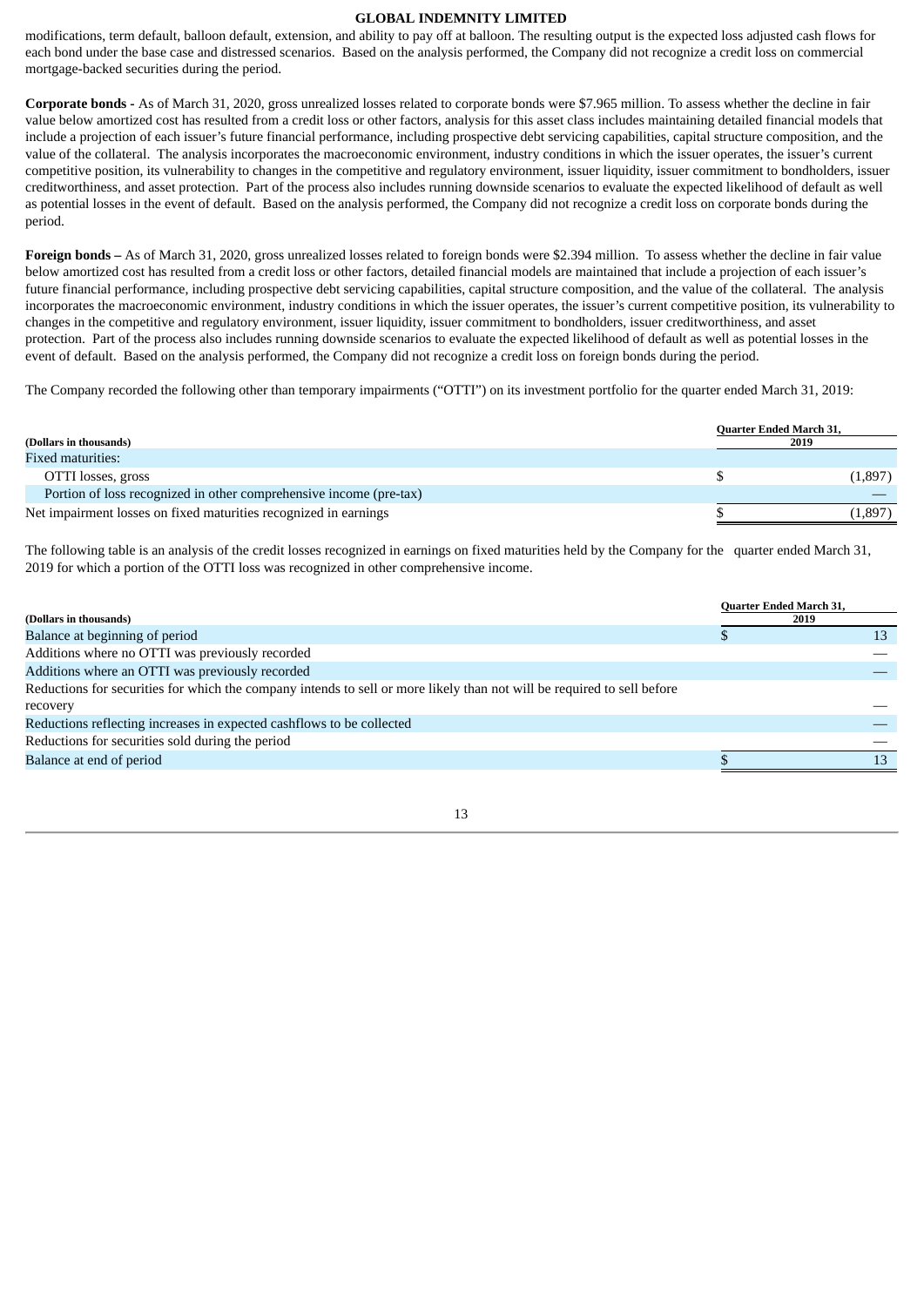modifications, term default, balloon default, extension, and ability to pay off at balloon. The resulting output is the expected loss adjusted cash flows for each bond under the base case and distressed scenarios. Based on the analysis performed, the Company did not recognize a credit loss on commercial mortgage-backed securities during the period.

**Corporate bonds -** As of March 31, 2020, gross unrealized losses related to corporate bonds were $7.965 million. To assess whether the decline in fair value below amortized cost has resulted from a credit loss or other factors, analysis for this asset class includes maintaining detailed financial models that include a projection of each issuer's future financial performance, including prospective debt servicing capabilities, capital structure composition, and the value of the collateral. The analysis incorporates the macroeconomic environment, industry conditions in which the issuer operates, the issuer's current competitive position, its vulnerability to changes in the competitive and regulatory environment, issuer liquidity, issuer commitment to bondholders, issuer creditworthiness, and asset protection. Part of the process also includes running downside scenarios to evaluate the expected likelihood of default as well as potential losses in the event of default. Based on the analysis performed, the Company did not recognize a credit loss on corporate bonds during the period.

**Foreign bonds –** As of March 31, 2020, gross unrealized losses related to foreign bonds were $2.394 million. To assess whether the decline in fair value below amortized cost has resulted from a credit loss or other factors, detailed financial models are maintained that include a projection of each issuer's future financial performance, including prospective debt servicing capabilities, capital structure composition, and the value of the collateral. The analysis incorporates the macroeconomic environment, industry conditions in which the issuer operates, the issuer's current competitive position, its vulnerability to changes in the competitive and regulatory environment, issuer liquidity, issuer commitment to bondholders, issuer creditworthiness, and asset protection. Part of the process also includes running downside scenarios to evaluate the expected likelihood of default as well as potential losses in the event of default. Based on the analysis performed, the Company did not recognize a credit loss on foreign bonds during the period.

The Company recorded the following other than temporary impairments ("OTTI") on its investment portfolio for the quarter ended March 31, 2019:

| (Dollars in thousands) | Quarter Ended March 31, 2019 |
|---|---|
| Fixed maturities: | |
| OTTI losses, gross | $ (1,897) |
| Portion of loss recognized in other comprehensive income (pre-tax) | — |
| Net impairment losses on fixed maturities recognized in earnings | $ (1,897) |

The following table is an analysis of the credit losses recognized in earnings on fixed maturities held by the Company for the quarter ended March 31, 2019 for which a portion of the OTTI loss was recognized in other comprehensive income.

| (Dollars in thousands) | Quarter Ended March 31, 2019 |
|---|---|
| Balance at beginning of period | $ 13 |
| Additions where no OTTI was previously recorded | — |
| Additions where an OTTI was previously recorded | — |
| Reductions for securities for which the company intends to sell or more likely than not will be required to sell before recovery | — |
| Reductions reflecting increases in expected cashflows to be collected | — |
| Reductions for securities sold during the period | — |
| Balance at end of period | $ 13 |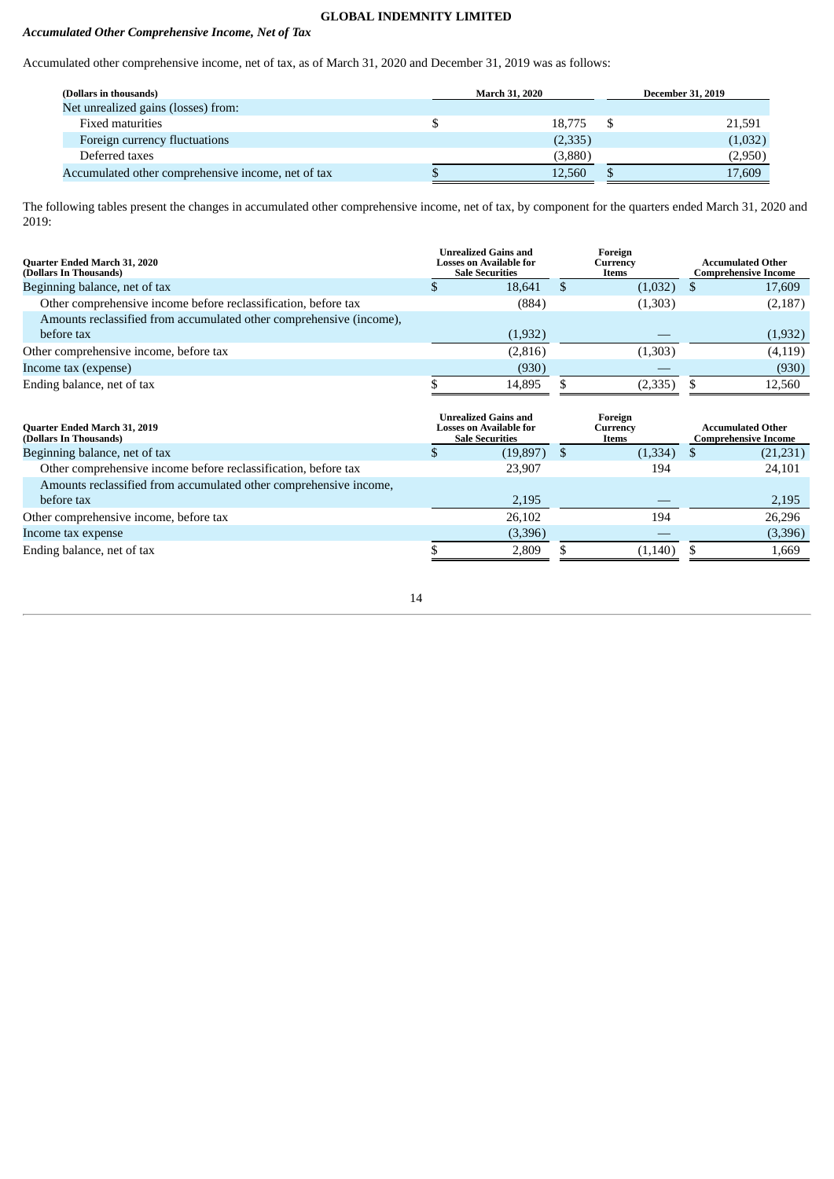### *Accumulated Other Comprehensive Income, Net of Tax*

Accumulated other comprehensive income, net of tax, as of March 31, 2020 and December 31, 2019 was as follows:

| (Dollars in thousands) | March 31, 2020 | December 31, 2019 |
|---|---|---|
| Net unrealized gains (losses) from: | | |
| Fixed maturities | $ 18,775 | $ 21,591 |
| Foreign currency fluctuations | (2,335) | (1,032) |
| Deferred taxes | (3,880) | (2,950) |
| Accumulated other comprehensive income, net of tax | $ 12,560 | $ 17,609 |

The following tables present the changes in accumulated other comprehensive income, net of tax, by component for the quarters ended March 31, 2020 and 2019:

| Quarter Ended March 31, 2020 (Dollars In Thousands) | Unrealized Gains and Losses on Available for Sale Securities | Foreign Currency Items | Accumulated Other Comprehensive Income |
|---|---|---|---|
| Beginning balance, net of tax | $ 18,641 | $ (1,032) | $ 17,609 |
| Other comprehensive income before reclassification, before tax | (884) | (1,303) | (2,187) |
| Amounts reclassified from accumulated other comprehensive (income), before tax | (1,932) | — | (1,932) |
| Other comprehensive income, before tax | (2,816) | (1,303) | (4,119) |
| Income tax (expense) | (930) | — | (930) |
| Ending balance, net of tax | $ 14,895 | $ (2,335) | $ 12,560 |

| Quarter Ended March 31, 2019 (Dollars In Thousands) | Unrealized Gains and Losses on Available for Sale Securities | Foreign Currency Items | Accumulated Other Comprehensive Income |
|---|---|---|---|
| Beginning balance, net of tax | $ (19,897) | $ (1,334) | $ (21,231) |
| Other comprehensive income before reclassification, before tax | 23,907 | 194 | 24,101 |
| Amounts reclassified from accumulated other comprehensive income, before tax | 2,195 | — | 2,195 |
| Other comprehensive income, before tax | 26,102 | 194 | 26,296 |
| Income tax expense | (3,396) | — | (3,396) |
| Ending balance, net of tax | $ 2,809 | $ (1,140) | $ 1,669 |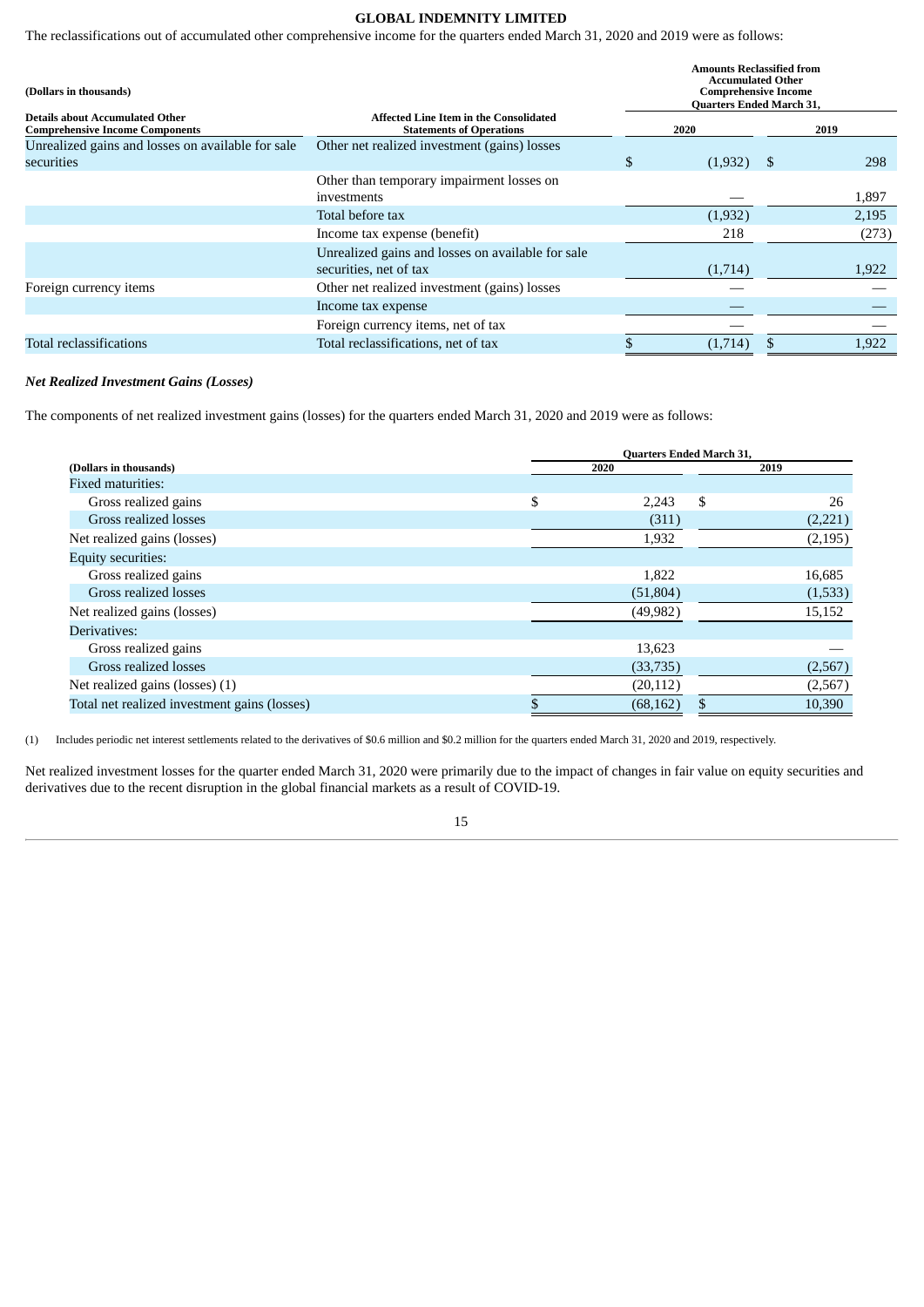**GLOBAL INDEMNITY LIMITED**

The reclassifications out of accumulated other comprehensive income for the quarters ended March 31, 2020 and 2019 were as follows:

| (Dollars in thousands) | | Amounts Reclassified from Accumulated Other Comprehensive Income Quarters Ended March 31, | |
|---|---|---|---|
| **Details about Accumulated Other Comprehensive Income Components** | **Affected Line Item in the Consolidated Statements of Operations** | **2020** | **2019** |
| Unrealized gains and losses on available for sale securities | Other net realized investment (gains) losses | $ (1,932) | $ 298 |
| | Other than temporary impairment losses on investments | — | 1,897 |
| | Total before tax | (1,932) | 2,195 |
| | Income tax expense (benefit) | 218 | (273) |
| | Unrealized gains and losses on available for sale securities, net of tax | (1,714) | 1,922 |
| Foreign currency items | Other net realized investment (gains) losses | — | — |
| | Income tax expense | — | — |
| | Foreign currency items, net of tax | — | — |
| Total reclassifications | Total reclassifications, net of tax | $ (1,714) | $ 1,922 |

***Net Realized Investment Gains (Losses)***

The components of net realized investment gains (losses) for the quarters ended March 31, 2020 and 2019 were as follows:

| | Quarters Ended March 31, | |
|---|---|---|
| **(Dollars in thousands)** | **2020** | **2019** |
| Fixed maturities: | | |
| Gross realized gains | $ 2,243 | $ 26 |
| Gross realized losses | (311) | (2,221) |
| Net realized gains (losses) | 1,932 | (2,195) |
| Equity securities: | | |
| Gross realized gains | 1,822 | 16,685 |
| Gross realized losses | (51,804) | (1,533) |
| Net realized gains (losses) | (49,982) | 15,152 |
| Derivatives: | | |
| Gross realized gains | 13,623 | — |
| Gross realized losses | (33,735) | (2,567) |
| Net realized gains (losses) (1) | (20,112) | (2,567) |
| Total net realized investment gains (losses) | $ (68,162) | $ 10,390 |

(1) Includes periodic net interest settlements related to the derivatives of $0.6 million and $0.2 million for the quarters ended March 31, 2020 and 2019, respectively.

Net realized investment losses for the quarter ended March 31, 2020 were primarily due to the impact of changes in fair value on equity securities and derivatives due to the recent disruption in the global financial markets as a result of COVID-19.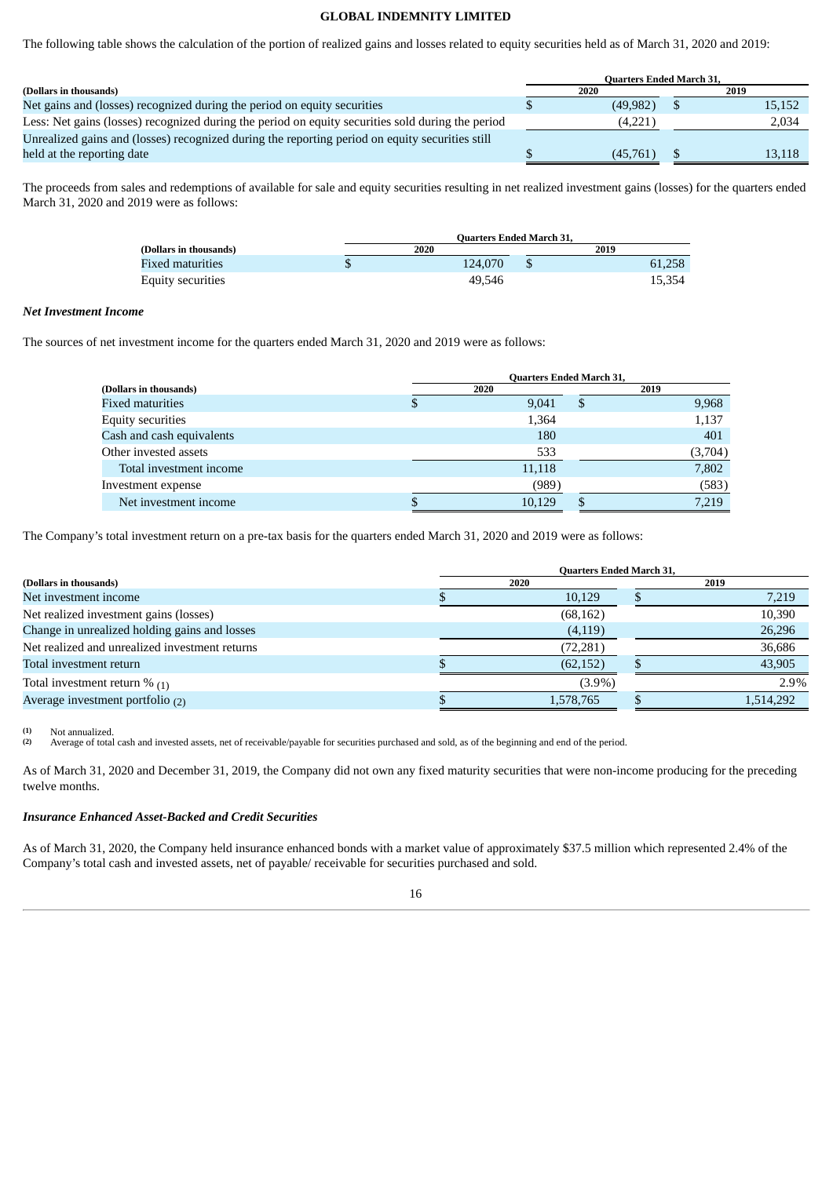The following table shows the calculation of the portion of realized gains and losses related to equity securities held as of March 31, 2020 and 2019:

| (Dollars in thousands) | Quarters Ended March 31, 2020 | 2019 |
|---|---|---|
| Net gains and (losses) recognized during the period on equity securities | $ (49,982) | $ 15,152 |
| Less: Net gains (losses) recognized during the period on equity securities sold during the period | (4,221) | 2,034 |
| Unrealized gains and (losses) recognized during the reporting period on equity securities still held at the reporting date | $ (45,761) | $ 13,118 |

The proceeds from sales and redemptions of available for sale and equity securities resulting in net realized investment gains (losses) for the quarters ended March 31, 2020 and 2019 were as follows:

| (Dollars in thousands) | Quarters Ended March 31, 2020 | 2019 |
|---|---|---|
| Fixed maturities | $ 124,070 | $ 61,258 |
| Equity securities | 49,546 | 15,354 |

***Net Investment Income***

The sources of net investment income for the quarters ended March 31, 2020 and 2019 were as follows:

| (Dollars in thousands) | Quarters Ended March 31, 2020 | 2019 |
|---|---|---|
| Fixed maturities | $ 9,041 | $ 9,968 |
| Equity securities | 1,364 | 1,137 |
| Cash and cash equivalents | 180 | 401 |
| Other invested assets | 533 | (3,704) |
| Total investment income | 11,118 | 7,802 |
| Investment expense | (989) | (583) |
| Net investment income | $ 10,129 | $ 7,219 |

The Company's total investment return on a pre-tax basis for the quarters ended March 31, 2020 and 2019 were as follows:

| (Dollars in thousands) | Quarters Ended March 31, 2020 | 2019 |
|---|---|---|
| Net investment income | $ 10,129 | $ 7,219 |
| Net realized investment gains (losses) | (68,162) | 10,390 |
| Change in unrealized holding gains and losses | (4,119) | 26,296 |
| Net realized and unrealized investment returns | (72,281) | 36,686 |
| Total investment return | $ (62,152) | $ 43,905 |
| Total investment return % (1) | (3.9%) | 2.9% |
| Average investment portfolio (2) | $ 1,578,765 | $ 1,514,292 |

(1) Not annualized.
(2) Average of total cash and invested assets, net of receivable/payable for securities purchased and sold, as of the beginning and end of the period.

As of March 31, 2020 and December 31, 2019, the Company did not own any fixed maturity securities that were non-income producing for the preceding twelve months.

***Insurance Enhanced Asset-Backed and Credit Securities***

As of March 31, 2020, the Company held insurance enhanced bonds with a market value of approximately $37.5 million which represented 2.4% of the Company's total cash and invested assets, net of payable/ receivable for securities purchased and sold.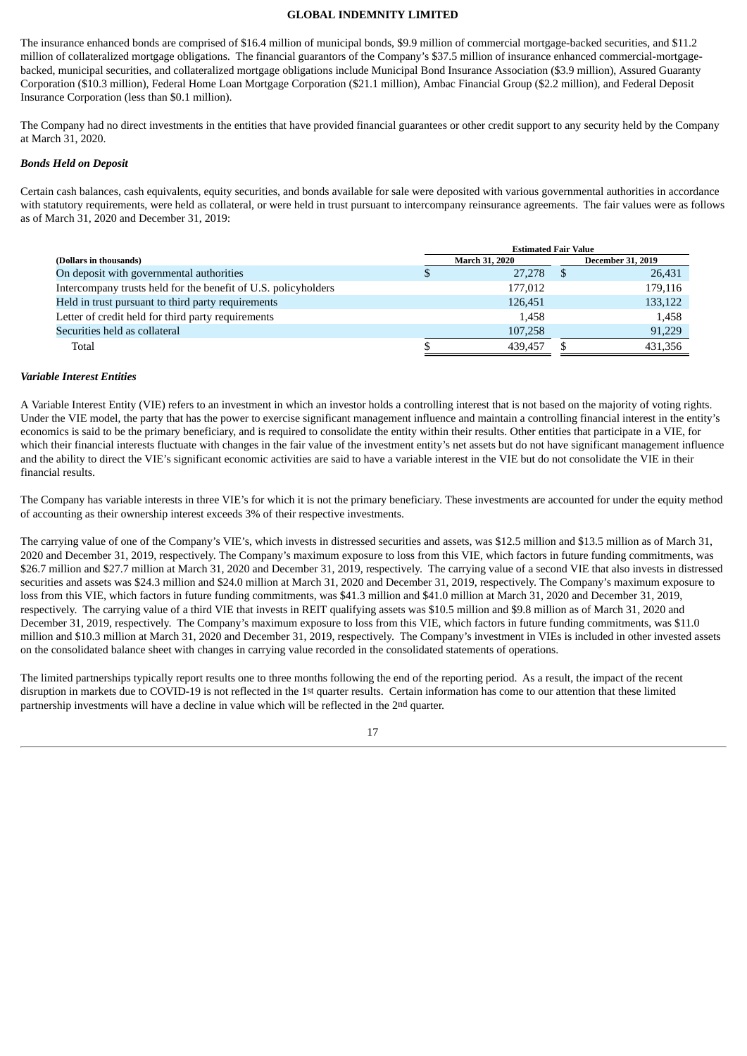The insurance enhanced bonds are comprised of $16.4 million of municipal bonds, $9.9 million of commercial mortgage-backed securities, and $11.2 million of collateralized mortgage obligations. The financial guarantors of the Company's $37.5 million of insurance enhanced commercial-mortgage-backed, municipal securities, and collateralized mortgage obligations include Municipal Bond Insurance Association ($3.9 million), Assured Guaranty Corporation ($10.3 million), Federal Home Loan Mortgage Corporation ($21.1 million), Ambac Financial Group ($2.2 million), and Federal Deposit Insurance Corporation (less than $0.1 million).

The Company had no direct investments in the entities that have provided financial guarantees or other credit support to any security held by the Company at March 31, 2020.

***Bonds Held on Deposit***

Certain cash balances, cash equivalents, equity securities, and bonds available for sale were deposited with various governmental authorities in accordance with statutory requirements, were held as collateral, or were held in trust pursuant to intercompany reinsurance agreements. The fair values were as follows as of March 31, 2020 and December 31, 2019:

| | Estimated Fair Value | |
|---|---|---|
| **(Dollars in thousands)** | **March 31, 2020** | **December 31, 2019** |
| On deposit with governmental authorities | $ 27,278 | $ 26,431 |
| Intercompany trusts held for the benefit of U.S. policyholders | 177,012 | 179,116 |
| Held in trust pursuant to third party requirements | 126,451 | 133,122 |
| Letter of credit held for third party requirements | 1,458 | 1,458 |
| Securities held as collateral | 107,258 | 91,229 |
| Total | $ 439,457 | $ 431,356 |

***Variable Interest Entities***

A Variable Interest Entity (VIE) refers to an investment in which an investor holds a controlling interest that is not based on the majority of voting rights. Under the VIE model, the party that has the power to exercise significant management influence and maintain a controlling financial interest in the entity's economics is said to be the primary beneficiary, and is required to consolidate the entity within their results. Other entities that participate in a VIE, for which their financial interests fluctuate with changes in the fair value of the investment entity's net assets but do not have significant management influence and the ability to direct the VIE's significant economic activities are said to have a variable interest in the VIE but do not consolidate the VIE in their financial results.

The Company has variable interests in three VIE's for which it is not the primary beneficiary. These investments are accounted for under the equity method of accounting as their ownership interest exceeds 3% of their respective investments.

The carrying value of one of the Company's VIE's, which invests in distressed securities and assets, was $12.5 million and $13.5 million as of March 31, 2020 and December 31, 2019, respectively. The Company's maximum exposure to loss from this VIE, which factors in future funding commitments, was $26.7 million and $27.7 million at March 31, 2020 and December 31, 2019, respectively. The carrying value of a second VIE that also invests in distressed securities and assets was $24.3 million and $24.0 million at March 31, 2020 and December 31, 2019, respectively. The Company's maximum exposure to loss from this VIE, which factors in future funding commitments, was $41.3 million and $41.0 million at March 31, 2020 and December 31, 2019, respectively. The carrying value of a third VIE that invests in REIT qualifying assets was $10.5 million and $9.8 million as of March 31, 2020 and December 31, 2019, respectively. The Company's maximum exposure to loss from this VIE, which factors in future funding commitments, was $11.0 million and $10.3 million at March 31, 2020 and December 31, 2019, respectively. The Company's investment in VIEs is included in other invested assets on the consolidated balance sheet with changes in carrying value recorded in the consolidated statements of operations.

The limited partnerships typically report results one to three months following the end of the reporting period. As a result, the impact of the recent disruption in markets due to COVID-19 is not reflected in the 1st quarter results. Certain information has come to our attention that these limited partnership investments will have a decline in value which will be reflected in the 2nd quarter.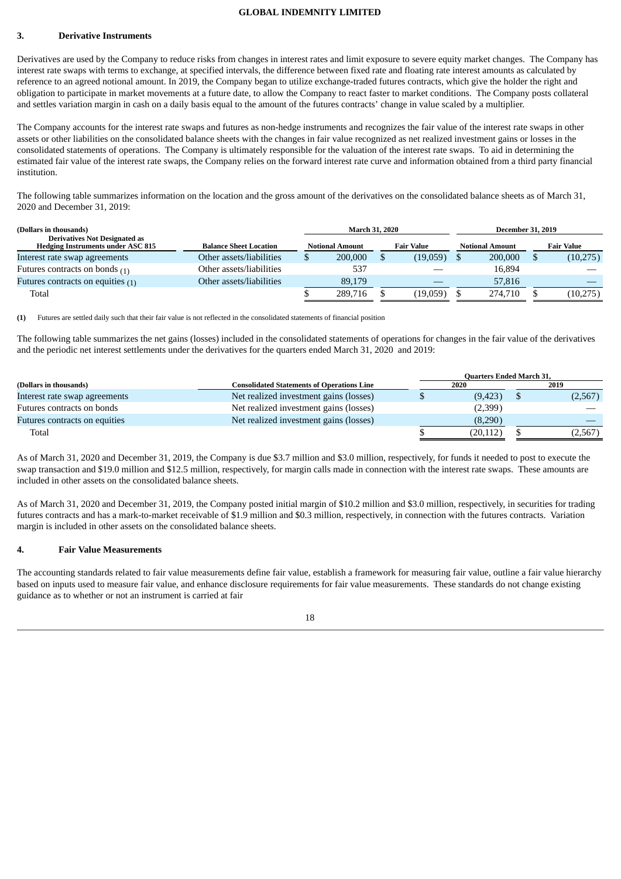### 3. Derivative Instruments

Derivatives are used by the Company to reduce risks from changes in interest rates and limit exposure to severe equity market changes. The Company has interest rate swaps with terms to exchange, at specified intervals, the difference between fixed rate and floating rate interest amounts as calculated by reference to an agreed notional amount. In 2019, the Company began to utilize exchange-traded futures contracts, which give the holder the right and obligation to participate in market movements at a future date, to allow the Company to react faster to market conditions. The Company posts collateral and settles variation margin in cash on a daily basis equal to the amount of the futures contracts' change in value scaled by a multiplier.

The Company accounts for the interest rate swaps and futures as non-hedge instruments and recognizes the fair value of the interest rate swaps in other assets or other liabilities on the consolidated balance sheets with the changes in fair value recognized as net realized investment gains or losses in the consolidated statements of operations. The Company is ultimately responsible for the valuation of the interest rate swaps. To aid in determining the estimated fair value of the interest rate swaps, the Company relies on the forward interest rate curve and information obtained from a third party financial institution.

The following table summarizes information on the location and the gross amount of the derivatives on the consolidated balance sheets as of March 31, 2020 and December 31, 2019:

| (Dollars in thousands) | | March 31, 2020 | | December 31, 2019 | |
|---|---|---|---|---|---|
| Derivatives Not Designated as Hedging Instruments under ASC 815 | Balance Sheet Location | Notional Amount | Fair Value | Notional Amount | Fair Value |
| Interest rate swap agreements | Other assets/liabilities | $ 200,000 | $ (19,059) | $ 200,000 | $ (10,275) |
| Futures contracts on bonds (1) | Other assets/liabilities | 537 | — | 16,894 | — |
| Futures contracts on equities (1) | Other assets/liabilities | 89,179 | — | 57,816 | — |
| Total | | $ 289,716 | $ (19,059) | $ 274,710 | $ (10,275) |

**(1)** Futures are settled daily such that their fair value is not reflected in the consolidated statements of financial position

The following table summarizes the net gains (losses) included in the consolidated statements of operations for changes in the fair value of the derivatives and the periodic net interest settlements under the derivatives for the quarters ended March 31, 2020 and 2019:

| | | Quarters Ended March 31, | |
|---|---|---|---|
| (Dollars in thousands) | Consolidated Statements of Operations Line | 2020 | 2019 |
| Interest rate swap agreements | Net realized investment gains (losses) | $ (9,423) | $ (2,567) |
| Futures contracts on bonds | Net realized investment gains (losses) | (2,399) | — |
| Futures contracts on equities | Net realized investment gains (losses) | (8,290) | — |
| Total | | $ (20,112) | $ (2,567) |

As of March 31, 2020 and December 31, 2019, the Company is due $3.7 million and $3.0 million, respectively, for funds it needed to post to execute the swap transaction and $19.0 million and $12.5 million, respectively, for margin calls made in connection with the interest rate swaps. These amounts are included in other assets on the consolidated balance sheets.

As of March 31, 2020 and December 31, 2019, the Company posted initial margin of $10.2 million and $3.0 million, respectively, in securities for trading futures contracts and has a mark-to-market receivable of $1.9 million and $0.3 million, respectively, in connection with the futures contracts. Variation margin is included in other assets on the consolidated balance sheets.

### 4. Fair Value Measurements

The accounting standards related to fair value measurements define fair value, establish a framework for measuring fair value, outline a fair value hierarchy based on inputs used to measure fair value, and enhance disclosure requirements for fair value measurements. These standards do not change existing guidance as to whether or not an instrument is carried at fair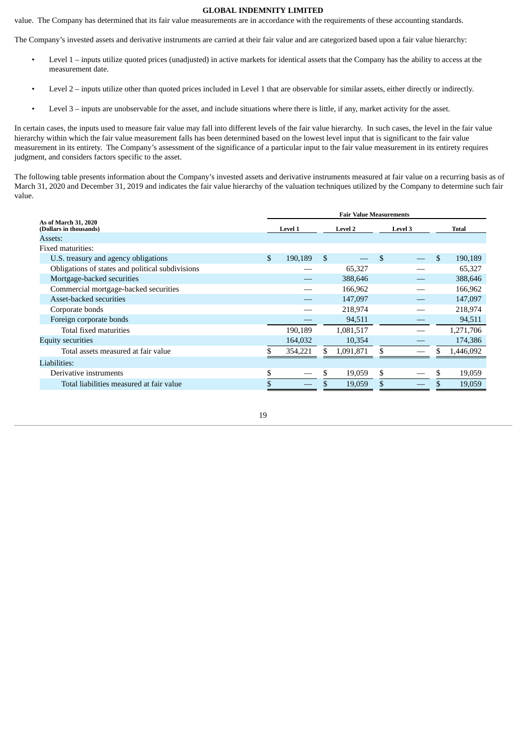value. The Company has determined that its fair value measurements are in accordance with the requirements of these accounting standards.

The Company's invested assets and derivative instruments are carried at their fair value and are categorized based upon a fair value hierarchy:

- Level 1 – inputs utilize quoted prices (unadjusted) in active markets for identical assets that the Company has the ability to access at the measurement date.
- Level 2 – inputs utilize other than quoted prices included in Level 1 that are observable for similar assets, either directly or indirectly.
- Level 3 – inputs are unobservable for the asset, and include situations where there is little, if any, market activity for the asset.

In certain cases, the inputs used to measure fair value may fall into different levels of the fair value hierarchy. In such cases, the level in the fair value hierarchy within which the fair value measurement falls has been determined based on the lowest level input that is significant to the fair value measurement in its entirety. The Company's assessment of the significance of a particular input to the fair value measurement in its entirety requires judgment, and considers factors specific to the asset.

The following table presents information about the Company's invested assets and derivative instruments measured at fair value on a recurring basis as of March 31, 2020 and December 31, 2019 and indicates the fair value hierarchy of the valuation techniques utilized by the Company to determine such fair value.

| As of March 31, 2020 (Dollars in thousands) | Fair Value Measurements | | | |
|---|---|---|---|---|
| | Level 1 | Level 2 | Level 3 | Total |
| Assets: | | | | |
| Fixed maturities: | | | | |
| U.S. treasury and agency obligations | $ 190,189 | $ — | $ — | $ 190,189 |
| Obligations of states and political subdivisions | — | 65,327 | — | 65,327 |
| Mortgage-backed securities | — | 388,646 | — | 388,646 |
| Commercial mortgage-backed securities | — | 166,962 | — | 166,962 |
| Asset-backed securities | — | 147,097 | — | 147,097 |
| Corporate bonds | — | 218,974 | — | 218,974 |
| Foreign corporate bonds | — | 94,511 | — | 94,511 |
| Total fixed maturities | 190,189 | 1,081,517 | — | 1,271,706 |
| Equity securities | 164,032 | 10,354 | — | 174,386 |
| Total assets measured at fair value | $ 354,221 | $ 1,091,871 | $ — | $ 1,446,092 |
| Liabilities: | | | | |
| Derivative instruments | $ — | $ 19,059 | $ — | $ 19,059 |
| Total liabilities measured at fair value | $ — | $ 19,059 | $ — | $ 19,059 |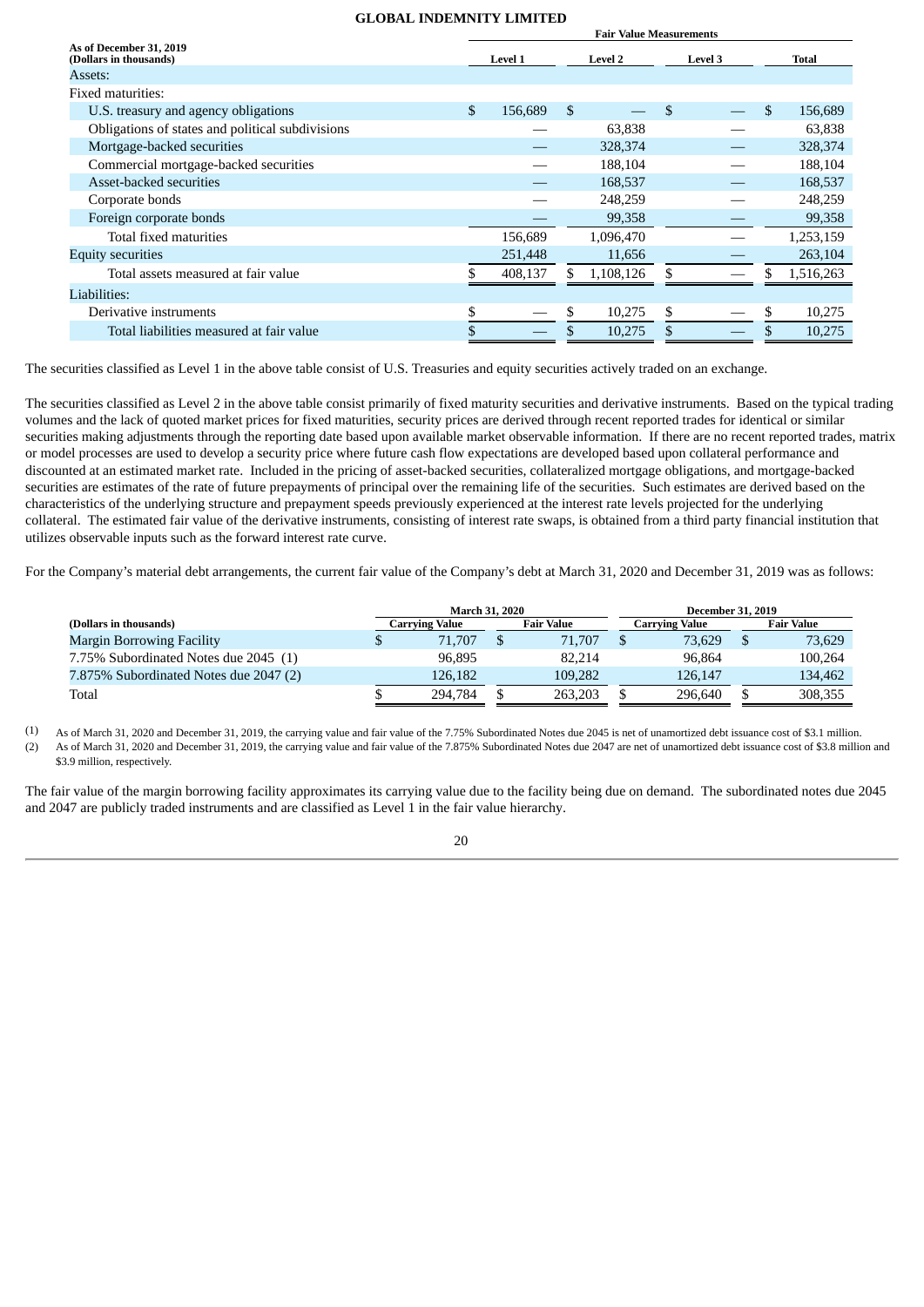**GLOBAL INDEMNITY LIMITED**

| As of December 31, 2019 (Dollars in thousands) | Fair Value Measurements | | | |
|---|---|---|---|---|
| | Level 1 | Level 2 | Level 3 | Total |
| Assets: | | | | |
| Fixed maturities: | | | | |
| U.S. treasury and agency obligations | $ 156,689 | $ — | $ — | $ 156,689 |
| Obligations of states and political subdivisions | — | 63,838 | — | 63,838 |
| Mortgage-backed securities | — | 328,374 | — | 328,374 |
| Commercial mortgage-backed securities | — | 188,104 | — | 188,104 |
| Asset-backed securities | — | 168,537 | — | 168,537 |
| Corporate bonds | — | 248,259 | — | 248,259 |
| Foreign corporate bonds | — | 99,358 | — | 99,358 |
| Total fixed maturities | 156,689 | 1,096,470 | — | 1,253,159 |
| Equity securities | 251,448 | 11,656 | — | 263,104 |
| Total assets measured at fair value | $ 408,137 | $ 1,108,126 | $ — | $ 1,516,263 |
| Liabilities: | | | | |
| Derivative instruments | $ — | $ 10,275 | $ — | $ 10,275 |
| Total liabilities measured at fair value | $ — | $ 10,275 | $ — | $ 10,275 |

The securities classified as Level 1 in the above table consist of U.S. Treasuries and equity securities actively traded on an exchange.

The securities classified as Level 2 in the above table consist primarily of fixed maturity securities and derivative instruments. Based on the typical trading volumes and the lack of quoted market prices for fixed maturities, security prices are derived through recent reported trades for identical or similar securities making adjustments through the reporting date based upon available market observable information. If there are no recent reported trades, matrix or model processes are used to develop a security price where future cash flow expectations are developed based upon collateral performance and discounted at an estimated market rate. Included in the pricing of asset-backed securities, collateralized mortgage obligations, and mortgage-backed securities are estimates of the rate of future prepayments of principal over the remaining life of the securities. Such estimates are derived based on the characteristics of the underlying structure and prepayment speeds previously experienced at the interest rate levels projected for the underlying collateral. The estimated fair value of the derivative instruments, consisting of interest rate swaps, is obtained from a third party financial institution that utilizes observable inputs such as the forward interest rate curve.

For the Company's material debt arrangements, the current fair value of the Company's debt at March 31, 2020 and December 31, 2019 was as follows:

| (Dollars in thousands) | March 31, 2020 | | December 31, 2019 | |
|---|---|---|---|---|
| | Carrying Value | Fair Value | Carrying Value | Fair Value |
| Margin Borrowing Facility | $ 71,707 | $ 71,707 | $ 73,629 | $ 73,629 |
| 7.75% Subordinated Notes due 2045 (1) | 96,895 | 82,214 | 96,864 | 100,264 |
| 7.875% Subordinated Notes due 2047 (2) | 126,182 | 109,282 | 126,147 | 134,462 |
| Total | $ 294,784 | $ 263,203 | $ 296,640 | $ 308,355 |

(1) As of March 31, 2020 and December 31, 2019, the carrying value and fair value of the 7.75% Subordinated Notes due 2045 is net of unamortized debt issuance cost of $3.1 million.

(2) As of March 31, 2020 and December 31, 2019, the carrying value and fair value of the 7.875% Subordinated Notes due 2047 are net of unamortized debt issuance cost of $3.8 million and $3.9 million, respectively.

The fair value of the margin borrowing facility approximates its carrying value due to the facility being due on demand. The subordinated notes due 2045 and 2047 are publicly traded instruments and are classified as Level 1 in the fair value hierarchy.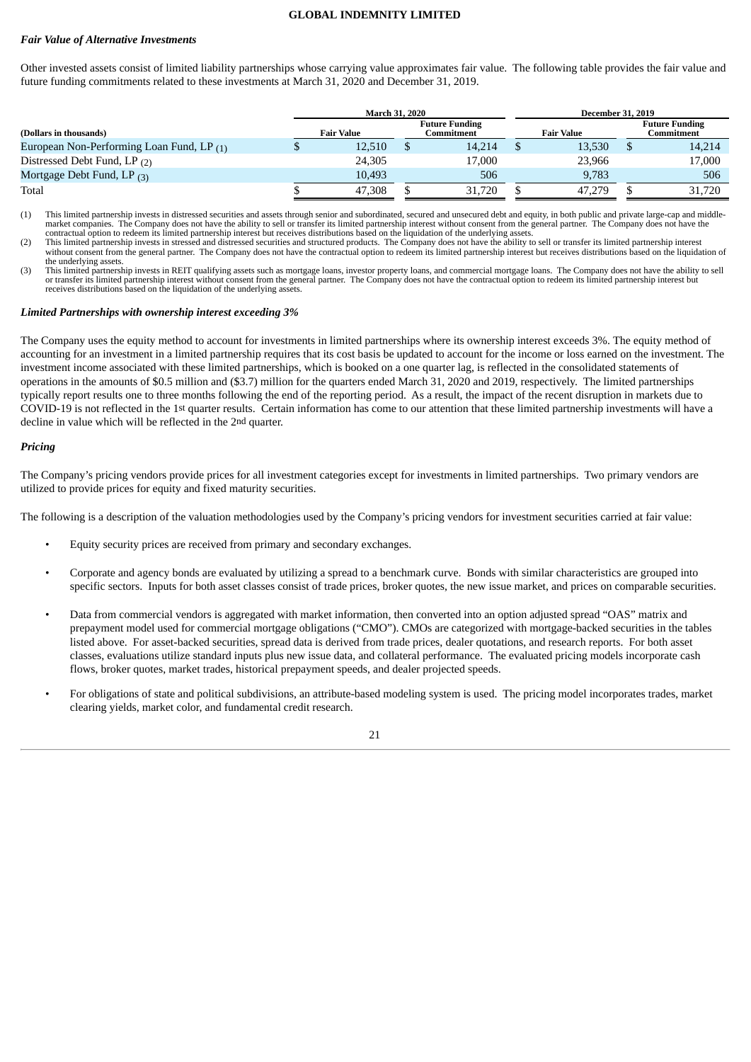### *Fair Value of Alternative Investments*

Other invested assets consist of limited liability partnerships whose carrying value approximates fair value. The following table provides the fair value and future funding commitments related to these investments at March 31, 2020 and December 31, 2019.

| | March 31, 2020 | | December 31, 2019 | |
|---|---|---|---|---|
| **(Dollars in thousands)** | **Fair Value** | **Future Funding Commitment** | **Fair Value** | **Future Funding Commitment** |
| European Non-Performing Loan Fund, LP (1) | $ 12,510 | $ 14,214 | $ 13,530 | $ 14,214 |
| Distressed Debt Fund, LP (2) | 24,305 | 17,000 | 23,966 | 17,000 |
| Mortgage Debt Fund, LP (3) | 10,493 | 506 | 9,783 | 506 |
| Total | $ 47,308 | $ 31,720 | $ 47,279 | $ 31,720 |

(1) This limited partnership invests in distressed securities and assets through senior and subordinated, secured and unsecured debt and equity, in both public and private large-cap and middle-market companies. The Company does not have the ability to sell or transfer its limited partnership interest without consent from the general partner. The Company does not have the contractual option to redeem its limited partnership interest but receives distributions based on the liquidation of the underlying assets.

(2) This limited partnership invests in stressed and distressed securities and structured products. The Company does not have the ability to sell or transfer its limited partnership interest without consent from the general partner. The Company does not have the contractual option to redeem its limited partnership interest but receives distributions based on the liquidation of the underlying assets.

(3) This limited partnership invests in REIT qualifying assets such as mortgage loans, investor property loans, and commercial mortgage loans. The Company does not have the ability to sell or transfer its limited partnership interest without consent from the general partner. The Company does not have the contractual option to redeem its limited partnership interest but receives distributions based on the liquidation of the underlying assets.

### *Limited Partnerships with ownership interest exceeding 3%*

The Company uses the equity method to account for investments in limited partnerships where its ownership interest exceeds 3%. The equity method of accounting for an investment in a limited partnership requires that its cost basis be updated to account for the income or loss earned on the investment. The investment income associated with these limited partnerships, which is booked on a one quarter lag, is reflected in the consolidated statements of operations in the amounts of $0.5 million and ($3.7) million for the quarters ended March 31, 2020 and 2019, respectively. The limited partnerships typically report results one to three months following the end of the reporting period. As a result, the impact of the recent disruption in markets due to COVID-19 is not reflected in the 1st quarter results. Certain information has come to our attention that these limited partnership investments will have a decline in value which will be reflected in the 2nd quarter.

### *Pricing*

The Company's pricing vendors provide prices for all investment categories except for investments in limited partnerships. Two primary vendors are utilized to provide prices for equity and fixed maturity securities.

The following is a description of the valuation methodologies used by the Company's pricing vendors for investment securities carried at fair value:

- Equity security prices are received from primary and secondary exchanges.
- Corporate and agency bonds are evaluated by utilizing a spread to a benchmark curve. Bonds with similar characteristics are grouped into specific sectors. Inputs for both asset classes consist of trade prices, broker quotes, the new issue market, and prices on comparable securities.
- Data from commercial vendors is aggregated with market information, then converted into an option adjusted spread "OAS" matrix and prepayment model used for commercial mortgage obligations ("CMO"). CMOs are categorized with mortgage-backed securities in the tables listed above. For asset-backed securities, spread data is derived from trade prices, dealer quotations, and research reports. For both asset classes, evaluations utilize standard inputs plus new issue data, and collateral performance. The evaluated pricing models incorporate cash flows, broker quotes, market trades, historical prepayment speeds, and dealer projected speeds.
- For obligations of state and political subdivisions, an attribute-based modeling system is used. The pricing model incorporates trades, market clearing yields, market color, and fundamental credit research.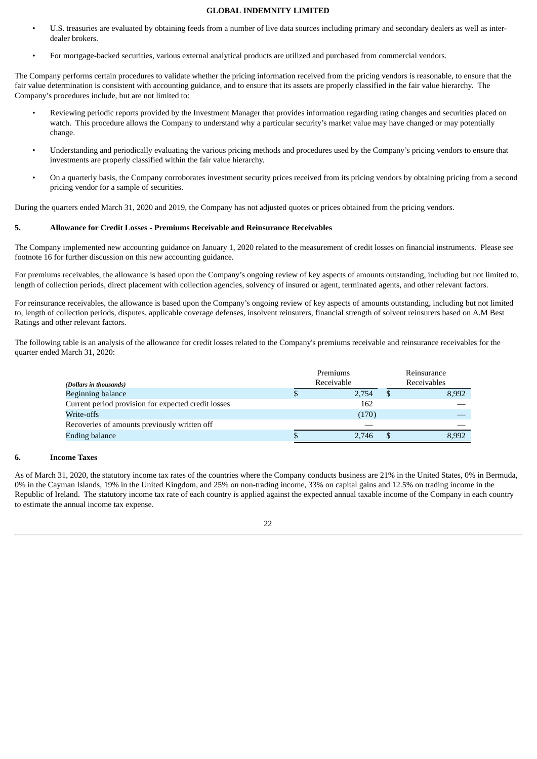- U.S. treasuries are evaluated by obtaining feeds from a number of live data sources including primary and secondary dealers as well as inter-dealer brokers.
- For mortgage-backed securities, various external analytical products are utilized and purchased from commercial vendors.

The Company performs certain procedures to validate whether the pricing information received from the pricing vendors is reasonable, to ensure that the fair value determination is consistent with accounting guidance, and to ensure that its assets are properly classified in the fair value hierarchy. The Company's procedures include, but are not limited to:

- Reviewing periodic reports provided by the Investment Manager that provides information regarding rating changes and securities placed on watch. This procedure allows the Company to understand why a particular security's market value may have changed or may potentially change.
- Understanding and periodically evaluating the various pricing methods and procedures used by the Company's pricing vendors to ensure that investments are properly classified within the fair value hierarchy.
- On a quarterly basis, the Company corroborates investment security prices received from its pricing vendors by obtaining pricing from a second pricing vendor for a sample of securities.

During the quarters ended March 31, 2020 and 2019, the Company has not adjusted quotes or prices obtained from the pricing vendors.

## 5. Allowance for Credit Losses - Premiums Receivable and Reinsurance Receivables

The Company implemented new accounting guidance on January 1, 2020 related to the measurement of credit losses on financial instruments. Please see footnote 16 for further discussion on this new accounting guidance.

For premiums receivables, the allowance is based upon the Company's ongoing review of key aspects of amounts outstanding, including but not limited to, length of collection periods, direct placement with collection agencies, solvency of insured or agent, terminated agents, and other relevant factors.

For reinsurance receivables, the allowance is based upon the Company's ongoing review of key aspects of amounts outstanding, including but not limited to, length of collection periods, disputes, applicable coverage defenses, insolvent reinsurers, financial strength of solvent reinsurers based on A.M Best Ratings and other relevant factors.

The following table is an analysis of the allowance for credit losses related to the Company's premiums receivable and reinsurance receivables for the quarter ended March 31, 2020:

| *(Dollars in thousands)* | Premiums Receivable | Reinsurance Receivables |
|---|---|---|
| Beginning balance | $ 2,754 | $ 8,992 |
| Current period provision for expected credit losses | 162 | — |
| Write-offs | (170) | — |
| Recoveries of amounts previously written off | — | — |
| Ending balance | $ 2,746 | $ 8,992 |

## 6. Income Taxes

As of March 31, 2020, the statutory income tax rates of the countries where the Company conducts business are 21% in the United States, 0% in Bermuda, 0% in the Cayman Islands, 19% in the United Kingdom, and 25% on non-trading income, 33% on capital gains and 12.5% on trading income in the Republic of Ireland. The statutory income tax rate of each country is applied against the expected annual taxable income of the Company in each country to estimate the annual income tax expense.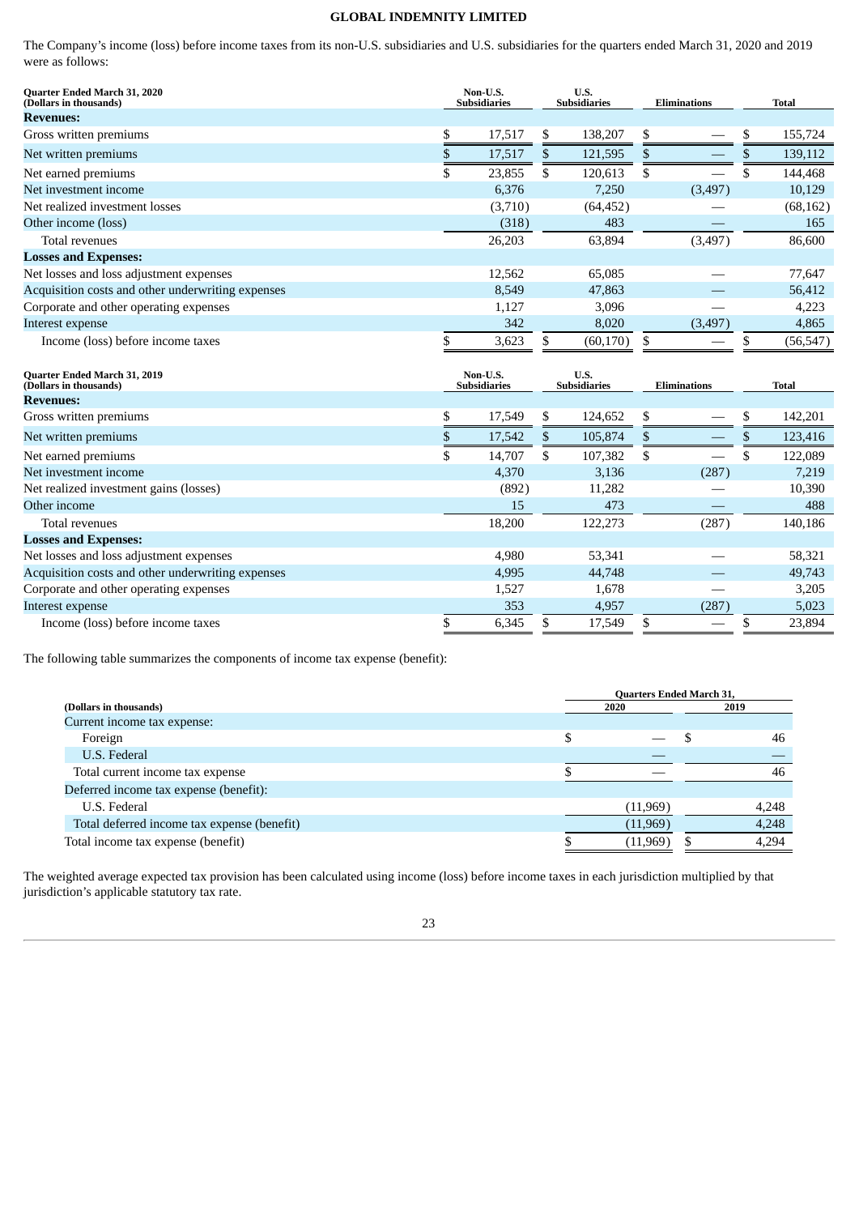**GLOBAL INDEMNITY LIMITED**

The Company's income (loss) before income taxes from its non-U.S. subsidiaries and U.S. subsidiaries for the quarters ended March 31, 2020 and 2019 were as follows:

| Quarter Ended March 31, 2020 (Dollars in thousands) | Non-U.S. Subsidiaries | U.S. Subsidiaries | Eliminations | Total |
|---|---|---|---|---|
| **Revenues:** | | | | |
| Gross written premiums | $ 17,517 | $ 138,207 | $ — | $ 155,724 |
| Net written premiums | $ 17,517 | $ 121,595 | $ — | $ 139,112 |
| Net earned premiums | $ 23,855 | $ 120,613 | $ — | $ 144,468 |
| Net investment income | 6,376 | 7,250 | (3,497) | 10,129 |
| Net realized investment losses | (3,710) | (64,452) | — | (68,162) |
| Other income (loss) | (318) | 483 | — | 165 |
| Total revenues | 26,203 | 63,894 | (3,497) | 86,600 |
| **Losses and Expenses:** | | | | |
| Net losses and loss adjustment expenses | 12,562 | 65,085 | — | 77,647 |
| Acquisition costs and other underwriting expenses | 8,549 | 47,863 | — | 56,412 |
| Corporate and other operating expenses | 1,127 | 3,096 | — | 4,223 |
| Interest expense | 342 | 8,020 | (3,497) | 4,865 |
| Income (loss) before income taxes | $ 3,623 | $ (60,170) | $ — | $ (56,547) |

| Quarter Ended March 31, 2019 (Dollars in thousands) | Non-U.S. Subsidiaries | U.S. Subsidiaries | Eliminations | Total |
|---|---|---|---|---|
| **Revenues:** | | | | |
| Gross written premiums | $ 17,549 | $ 124,652 | $ — | $ 142,201 |
| Net written premiums | $ 17,542 | $ 105,874 | $ — | $ 123,416 |
| Net earned premiums | $ 14,707 | $ 107,382 | $ — | $ 122,089 |
| Net investment income | 4,370 | 3,136 | (287) | 7,219 |
| Net realized investment gains (losses) | (892) | 11,282 | — | 10,390 |
| Other income | 15 | 473 | — | 488 |
| Total revenues | 18,200 | 122,273 | (287) | 140,186 |
| **Losses and Expenses:** | | | | |
| Net losses and loss adjustment expenses | 4,980 | 53,341 | — | 58,321 |
| Acquisition costs and other underwriting expenses | 4,995 | 44,748 | — | 49,743 |
| Corporate and other operating expenses | 1,527 | 1,678 | — | 3,205 |
| Interest expense | 353 | 4,957 | (287) | 5,023 |
| Income (loss) before income taxes | $ 6,345 | $ 17,549 | $ — | $ 23,894 |

The following table summarizes the components of income tax expense (benefit):

| (Dollars in thousands) | Quarters Ended March 31, 2020 | 2019 |
|---|---|---|
| Current income tax expense: | | |
| Foreign | $ — | $ 46 |
| U.S. Federal | — | — |
| Total current income tax expense | $ — | 46 |
| Deferred income tax expense (benefit): | | |
| U.S. Federal | (11,969) | 4,248 |
| Total deferred income tax expense (benefit) | (11,969) | 4,248 |
| Total income tax expense (benefit) | $ (11,969) | $ 4,294 |

The weighted average expected tax provision has been calculated using income (loss) before income taxes in each jurisdiction multiplied by that jurisdiction's applicable statutory tax rate.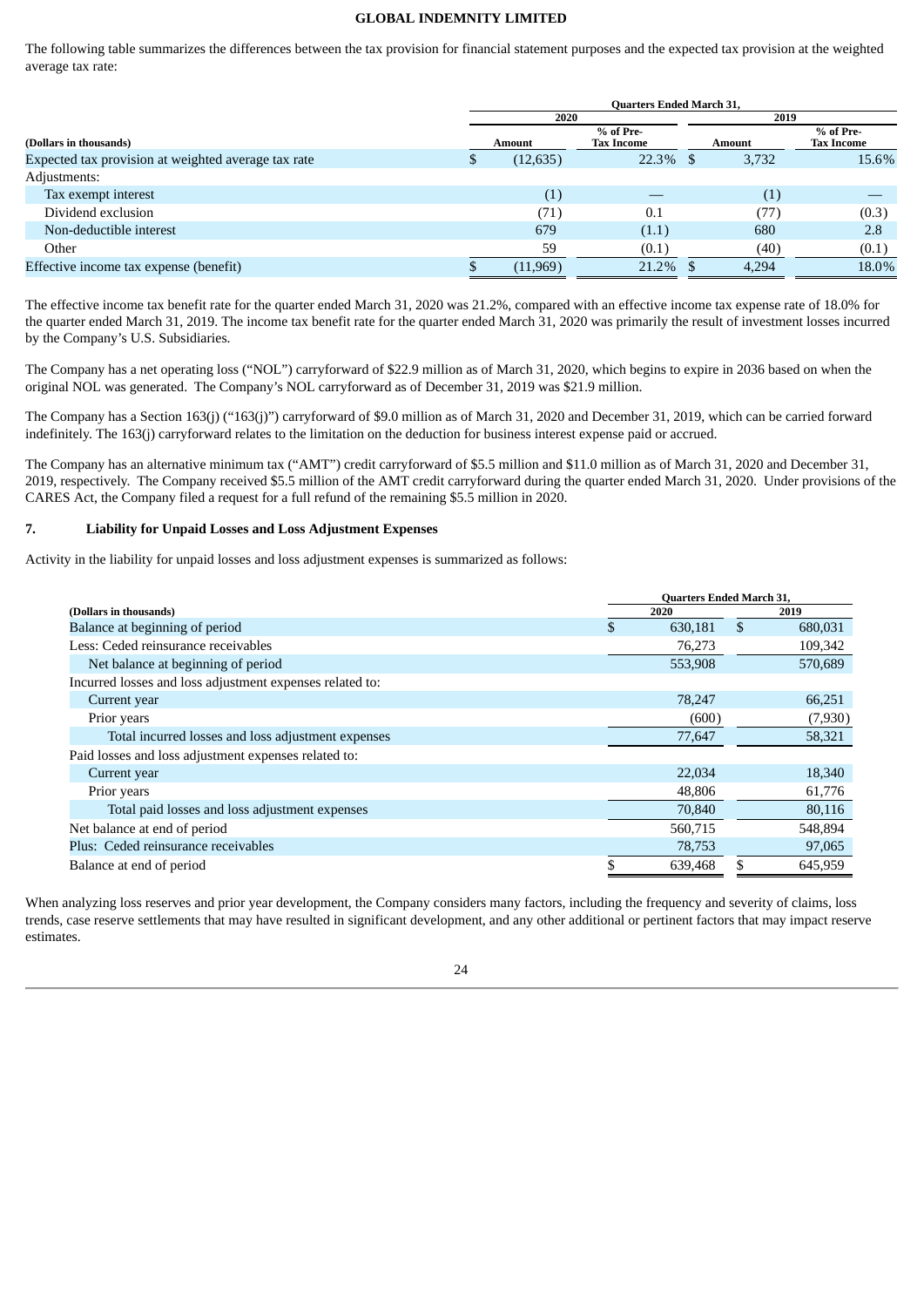The following table summarizes the differences between the tax provision for financial statement purposes and the expected tax provision at the weighted average tax rate:

| (Dollars in thousands) | Quarters Ended March 31, | | | |
|---|---|---|---|---|
| | 2020 | | 2019 | |
| | Amount | % of Pre-Tax Income | Amount | % of Pre-Tax Income |
| Expected tax provision at weighted average tax rate | $ (12,635) | 22.3% | $ 3,732 | 15.6% |
| Adjustments: | | | | |
| Tax exempt interest | (1) | — | (1) | — |
| Dividend exclusion | (71) | 0.1 | (77) | (0.3) |
| Non-deductible interest | 679 | (1.1) | 680 | 2.8 |
| Other | 59 | (0.1) | (40) | (0.1) |
| Effective income tax expense (benefit) | $ (11,969) | 21.2% | $ 4,294 | 18.0% |

The effective income tax benefit rate for the quarter ended March 31, 2020 was 21.2%, compared with an effective income tax expense rate of 18.0% for the quarter ended March 31, 2019. The income tax benefit rate for the quarter ended March 31, 2020 was primarily the result of investment losses incurred by the Company's U.S. Subsidiaries.

The Company has a net operating loss ("NOL") carryforward of $22.9 million as of March 31, 2020, which begins to expire in 2036 based on when the original NOL was generated. The Company's NOL carryforward as of December 31, 2019 was $21.9 million.

The Company has a Section 163(j) ("163(j)") carryforward of $9.0 million as of March 31, 2020 and December 31, 2019, which can be carried forward indefinitely. The 163(j) carryforward relates to the limitation on the deduction for business interest expense paid or accrued.

The Company has an alternative minimum tax ("AMT") credit carryforward of $5.5 million and $11.0 million as of March 31, 2020 and December 31, 2019, respectively. The Company received $5.5 million of the AMT credit carryforward during the quarter ended March 31, 2020. Under provisions of the CARES Act, the Company filed a request for a full refund of the remaining $5.5 million in 2020.

## 7. Liability for Unpaid Losses and Loss Adjustment Expenses

Activity in the liability for unpaid losses and loss adjustment expenses is summarized as follows:

| (Dollars in thousands) | Quarters Ended March 31, | |
|---|---|---|
| | 2020 | 2019 |
| Balance at beginning of period | $ 630,181 | $ 680,031 |
| Less: Ceded reinsurance receivables | 76,273 | 109,342 |
| Net balance at beginning of period | 553,908 | 570,689 |
| Incurred losses and loss adjustment expenses related to: | | |
| Current year | 78,247 | 66,251 |
| Prior years | (600) | (7,930) |
| Total incurred losses and loss adjustment expenses | 77,647 | 58,321 |
| Paid losses and loss adjustment expenses related to: | | |
| Current year | 22,034 | 18,340 |
| Prior years | 48,806 | 61,776 |
| Total paid losses and loss adjustment expenses | 70,840 | 80,116 |
| Net balance at end of period | 560,715 | 548,894 |
| Plus: Ceded reinsurance receivables | 78,753 | 97,065 |
| Balance at end of period | $ 639,468 | $ 645,959 |

When analyzing loss reserves and prior year development, the Company considers many factors, including the frequency and severity of claims, loss trends, case reserve settlements that may have resulted in significant development, and any other additional or pertinent factors that may impact reserve estimates.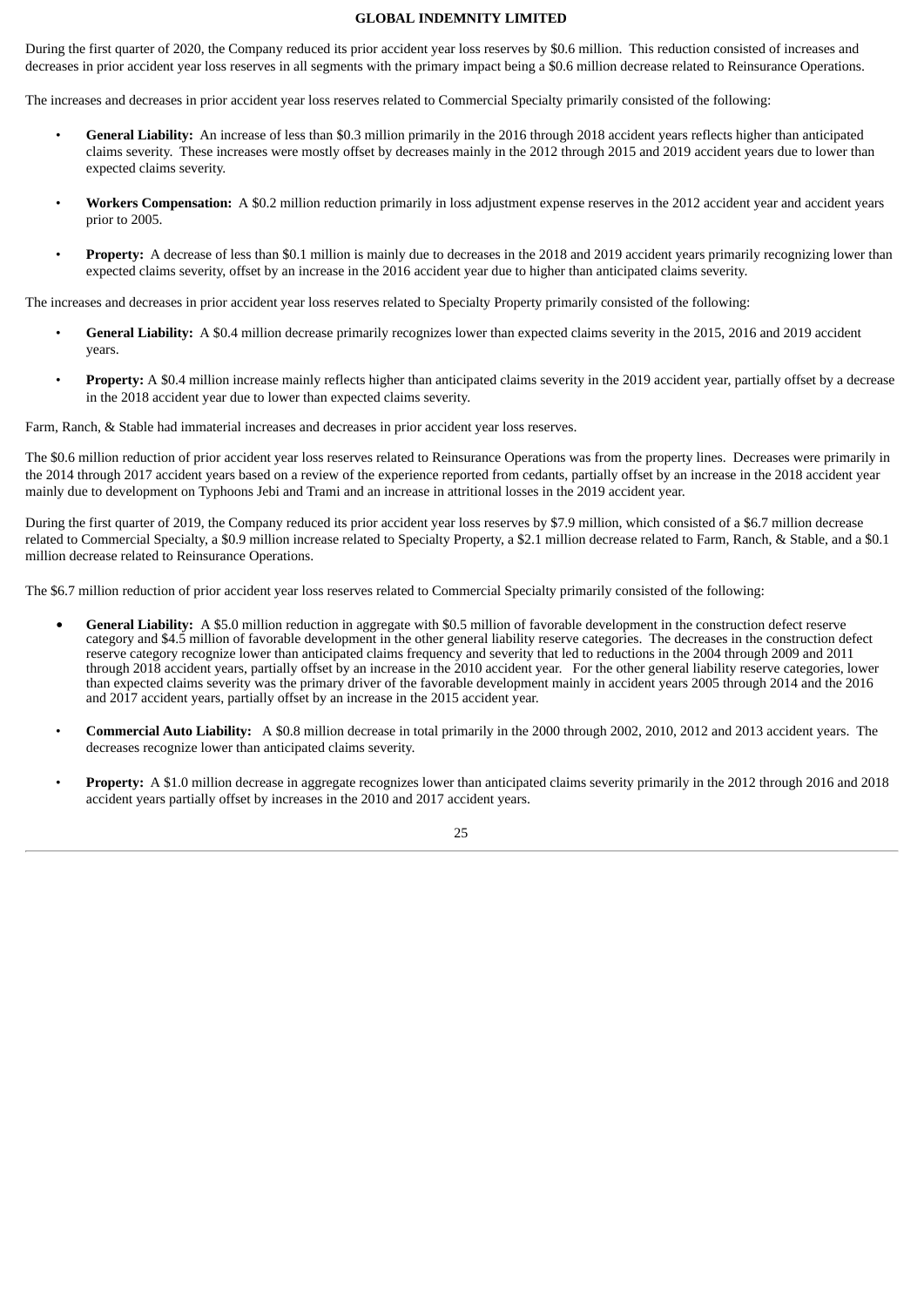During the first quarter of 2020, the Company reduced its prior accident year loss reserves by $0.6 million. This reduction consisted of increases and decreases in prior accident year loss reserves in all segments with the primary impact being a $0.6 million decrease related to Reinsurance Operations.

The increases and decreases in prior accident year loss reserves related to Commercial Specialty primarily consisted of the following:

- **General Liability:** An increase of less than $0.3 million primarily in the 2016 through 2018 accident years reflects higher than anticipated claims severity. These increases were mostly offset by decreases mainly in the 2012 through 2015 and 2019 accident years due to lower than expected claims severity.
- **Workers Compensation:** A $0.2 million reduction primarily in loss adjustment expense reserves in the 2012 accident year and accident years prior to 2005.
- **Property:** A decrease of less than $0.1 million is mainly due to decreases in the 2018 and 2019 accident years primarily recognizing lower than expected claims severity, offset by an increase in the 2016 accident year due to higher than anticipated claims severity.

The increases and decreases in prior accident year loss reserves related to Specialty Property primarily consisted of the following:

- **General Liability:** A $0.4 million decrease primarily recognizes lower than expected claims severity in the 2015, 2016 and 2019 accident years.
- **Property:** A $0.4 million increase mainly reflects higher than anticipated claims severity in the 2019 accident year, partially offset by a decrease in the 2018 accident year due to lower than expected claims severity.

Farm, Ranch, & Stable had immaterial increases and decreases in prior accident year loss reserves.

The $0.6 million reduction of prior accident year loss reserves related to Reinsurance Operations was from the property lines. Decreases were primarily in the 2014 through 2017 accident years based on a review of the experience reported from cedants, partially offset by an increase in the 2018 accident year mainly due to development on Typhoons Jebi and Trami and an increase in attritional losses in the 2019 accident year.

During the first quarter of 2019, the Company reduced its prior accident year loss reserves by $7.9 million, which consisted of a $6.7 million decrease related to Commercial Specialty, a $0.9 million increase related to Specialty Property, a $2.1 million decrease related to Farm, Ranch, & Stable, and a $0.1 million decrease related to Reinsurance Operations.

The $6.7 million reduction of prior accident year loss reserves related to Commercial Specialty primarily consisted of the following:

- **General Liability:** A $5.0 million reduction in aggregate with $0.5 million of favorable development in the construction defect reserve category and $4.5 million of favorable development in the other general liability reserve categories. The decreases in the construction defect reserve category recognize lower than anticipated claims frequency and severity that led to reductions in the 2004 through 2009 and 2011 through 2018 accident years, partially offset by an increase in the 2010 accident year. For the other general liability reserve categories, lower than expected claims severity was the primary driver of the favorable development mainly in accident years 2005 through 2014 and the 2016 and 2017 accident years, partially offset by an increase in the 2015 accident year.
- **Commercial Auto Liability:** A $0.8 million decrease in total primarily in the 2000 through 2002, 2010, 2012 and 2013 accident years. The decreases recognize lower than anticipated claims severity.
- **Property:** A $1.0 million decrease in aggregate recognizes lower than anticipated claims severity primarily in the 2012 through 2016 and 2018 accident years partially offset by increases in the 2010 and 2017 accident years.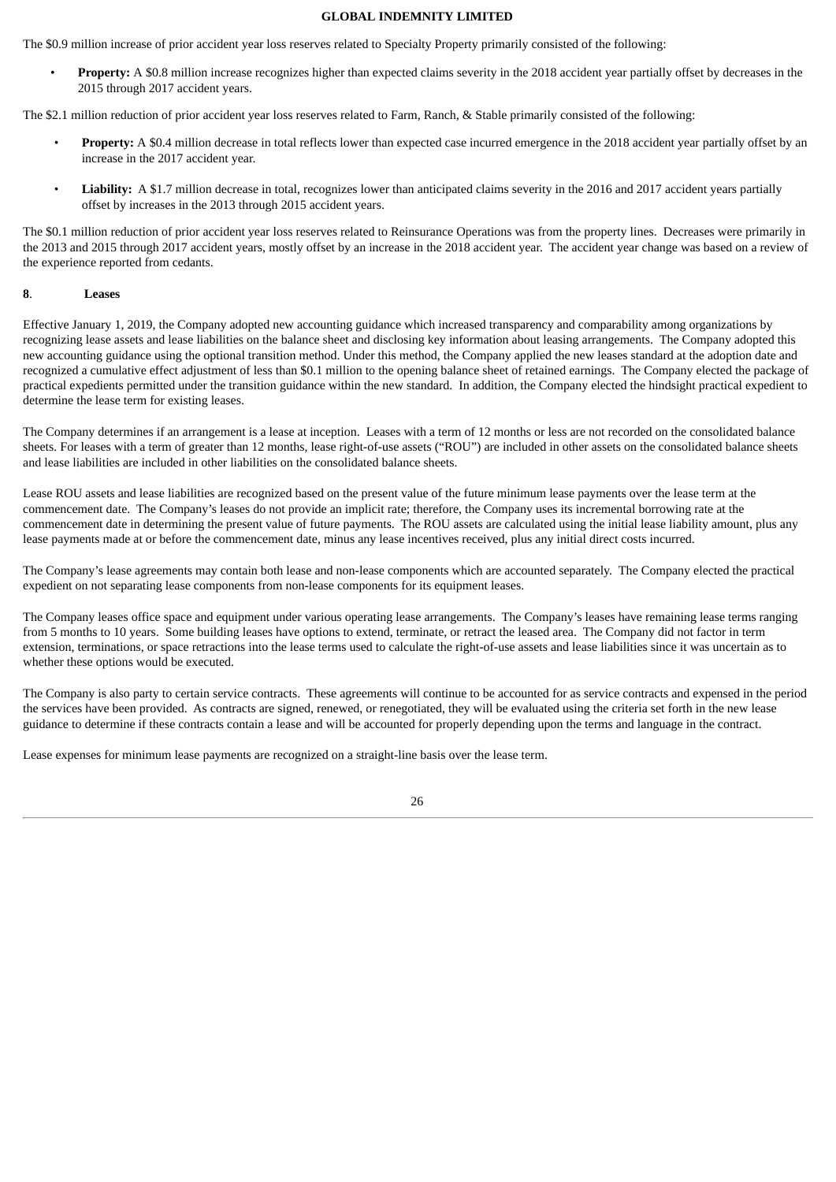The $0.9 million increase of prior accident year loss reserves related to Specialty Property primarily consisted of the following:

- **Property:** A $0.8 million increase recognizes higher than expected claims severity in the 2018 accident year partially offset by decreases in the 2015 through 2017 accident years.

The $2.1 million reduction of prior accident year loss reserves related to Farm, Ranch, & Stable primarily consisted of the following:

- **Property:** A $0.4 million decrease in total reflects lower than expected case incurred emergence in the 2018 accident year partially offset by an increase in the 2017 accident year.

- **Liability:** A $1.7 million decrease in total, recognizes lower than anticipated claims severity in the 2016 and 2017 accident years partially offset by increases in the 2013 through 2015 accident years.

The $0.1 million reduction of prior accident year loss reserves related to Reinsurance Operations was from the property lines. Decreases were primarily in the 2013 and 2015 through 2017 accident years, mostly offset by an increase in the 2018 accident year. The accident year change was based on a review of the experience reported from cedants.

## 8. Leases

Effective January 1, 2019, the Company adopted new accounting guidance which increased transparency and comparability among organizations by recognizing lease assets and lease liabilities on the balance sheet and disclosing key information about leasing arrangements. The Company adopted this new accounting guidance using the optional transition method. Under this method, the Company applied the new leases standard at the adoption date and recognized a cumulative effect adjustment of less than $0.1 million to the opening balance sheet of retained earnings. The Company elected the package of practical expedients permitted under the transition guidance within the new standard. In addition, the Company elected the hindsight practical expedient to determine the lease term for existing leases.

The Company determines if an arrangement is a lease at inception. Leases with a term of 12 months or less are not recorded on the consolidated balance sheets. For leases with a term of greater than 12 months, lease right-of-use assets ("ROU") are included in other assets on the consolidated balance sheets and lease liabilities are included in other liabilities on the consolidated balance sheets.

Lease ROU assets and lease liabilities are recognized based on the present value of the future minimum lease payments over the lease term at the commencement date. The Company's leases do not provide an implicit rate; therefore, the Company uses its incremental borrowing rate at the commencement date in determining the present value of future payments. The ROU assets are calculated using the initial lease liability amount, plus any lease payments made at or before the commencement date, minus any lease incentives received, plus any initial direct costs incurred.

The Company's lease agreements may contain both lease and non-lease components which are accounted separately. The Company elected the practical expedient on not separating lease components from non-lease components for its equipment leases.

The Company leases office space and equipment under various operating lease arrangements. The Company's leases have remaining lease terms ranging from 5 months to 10 years. Some building leases have options to extend, terminate, or retract the leased area. The Company did not factor in term extension, terminations, or space retractions into the lease terms used to calculate the right-of-use assets and lease liabilities since it was uncertain as to whether these options would be executed.

The Company is also party to certain service contracts. These agreements will continue to be accounted for as service contracts and expensed in the period the services have been provided. As contracts are signed, renewed, or renegotiated, they will be evaluated using the criteria set forth in the new lease guidance to determine if these contracts contain a lease and will be accounted for properly depending upon the terms and language in the contract.

Lease expenses for minimum lease payments are recognized on a straight-line basis over the lease term.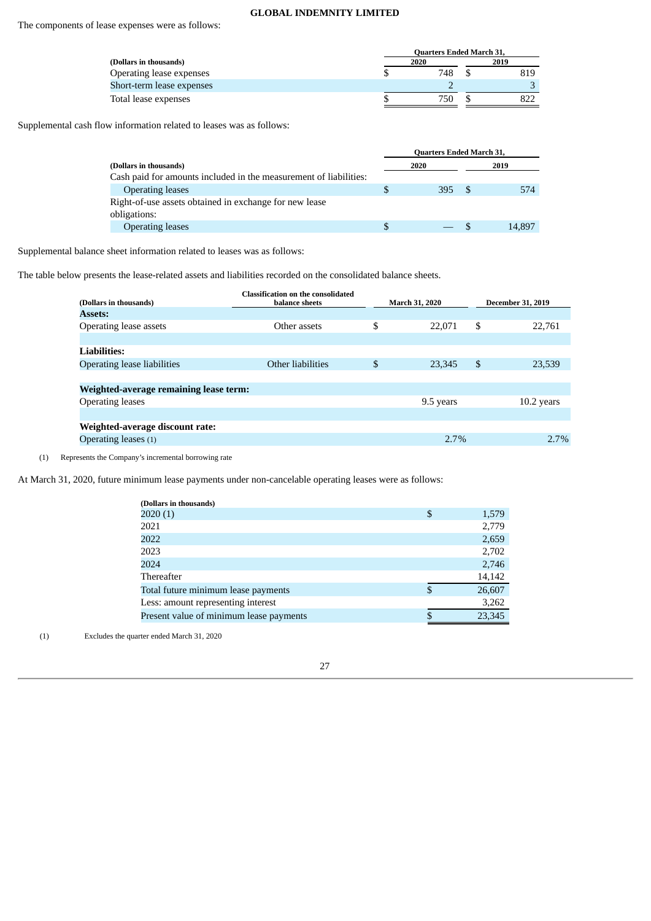The components of lease expenses were as follows:

| (Dollars in thousands) | Quarters Ended March 31, 2020 | Quarters Ended March 31, 2019 |
|---|---|---|
| Operating lease expenses | $ 748 | $ 819 |
| Short-term lease expenses | 2 | 3 |
| Total lease expenses | $ 750 | $ 822 |

Supplemental cash flow information related to leases was as follows:

| (Dollars in thousands) | Quarters Ended March 31, 2020 | Quarters Ended March 31, 2019 |
|---|---|---|
| Cash paid for amounts included in the measurement of liabilities: | | |
| Operating leases | $ 395 | $ 574 |
| Right-of-use assets obtained in exchange for new lease obligations: | | |
| Operating leases | $ — | $ 14,897 |

Supplemental balance sheet information related to leases was as follows:

The table below presents the lease-related assets and liabilities recorded on the consolidated balance sheets.

| (Dollars in thousands) | Classification on the consolidated balance sheets | March 31, 2020 | December 31, 2019 |
|---|---|---|---|
| **Assets:** | | | |
| Operating lease assets | Other assets | $ 22,071 | $ 22,761 |
| | | | |
| **Liabilities:** | | | |
| Operating lease liabilities | Other liabilities | $ 23,345 | $ 23,539 |
| | | | |
| **Weighted-average remaining lease term:** | | | |
| Operating leases | | 9.5 years | 10.2 years |
| | | | |
| **Weighted-average discount rate:** | | | |
| Operating leases (1) | | 2.7% | 2.7% |

(1) Represents the Company's incremental borrowing rate

At March 31, 2020, future minimum lease payments under non-cancelable operating leases were as follows:

| (Dollars in thousands) | |
|---|---|
| 2020 (1) | $ 1,579 |
| 2021 | 2,779 |
| 2022 | 2,659 |
| 2023 | 2,702 |
| 2024 | 2,746 |
| Thereafter | 14,142 |
| Total future minimum lease payments | $ 26,607 |
| Less: amount representing interest | 3,262 |
| Present value of minimum lease payments | $ 23,345 |

(1) Excludes the quarter ended March 31, 2020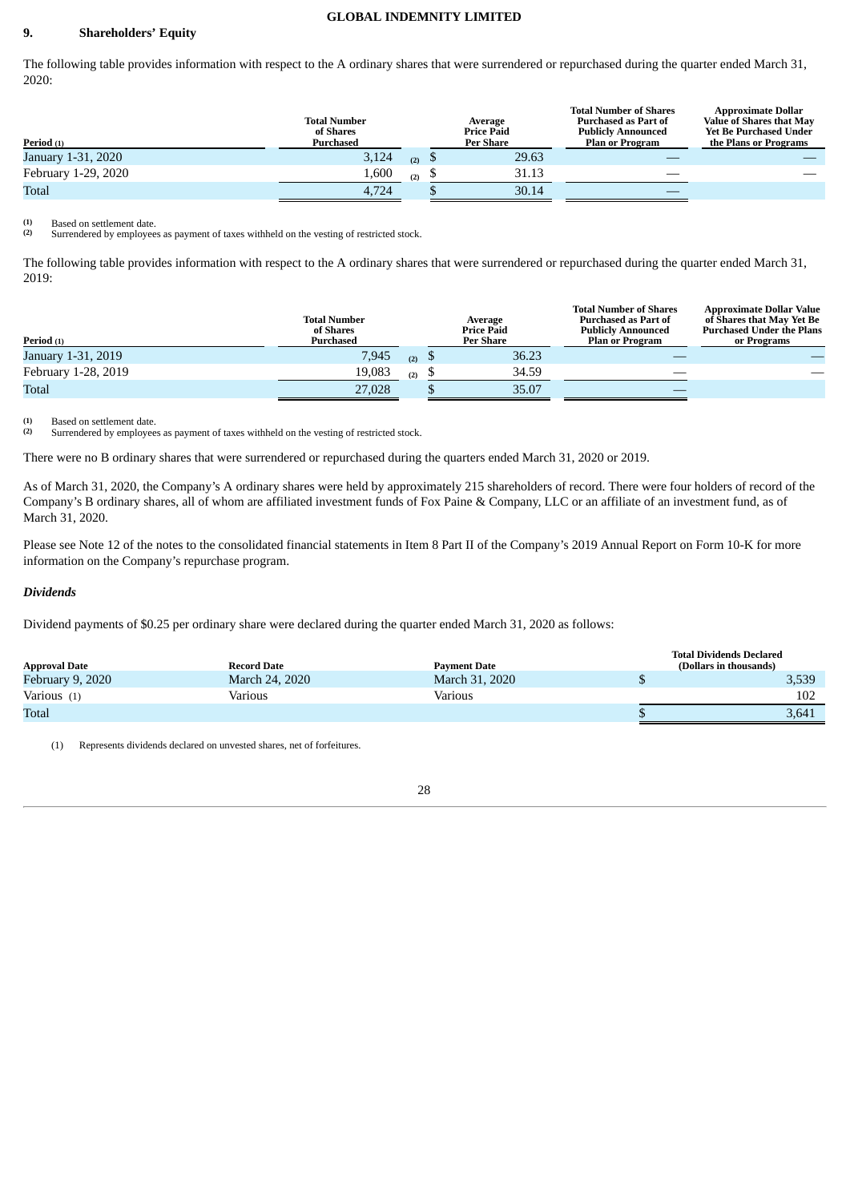## 9. Shareholders' Equity

The following table provides information with respect to the A ordinary shares that were surrendered or repurchased during the quarter ended March 31, 2020:

| Period (1) | Total Number of Shares Purchased | Average Price Paid Per Share | Total Number of Shares Purchased as Part of Publicly Announced Plan or Program | Approximate Dollar Value of Shares that May Yet Be Purchased Under the Plans or Programs |
|---|---|---|---|---|
| January 1-31, 2020 | 3,124 (2) | $ 29.63 | — | — |
| February 1-29, 2020 | 1,600 (2) | $ 31.13 | — | — |
| Total | 4,724 | $ 30.14 | — | |

(1) Based on settlement date.
(2) Surrendered by employees as payment of taxes withheld on the vesting of restricted stock.

The following table provides information with respect to the A ordinary shares that were surrendered or repurchased during the quarter ended March 31, 2019:

| Period (1) | Total Number of Shares Purchased | Average Price Paid Per Share | Total Number of Shares Purchased as Part of Publicly Announced Plan or Program | Approximate Dollar Value of Shares that May Yet Be Purchased Under the Plans or Programs |
|---|---|---|---|---|
| January 1-31, 2019 | 7,945 (2) | $ 36.23 | — | — |
| February 1-28, 2019 | 19,083 (2) | $ 34.59 | — | — |
| Total | 27,028 | $ 35.07 | — | |

(1) Based on settlement date.
(2) Surrendered by employees as payment of taxes withheld on the vesting of restricted stock.

There were no B ordinary shares that were surrendered or repurchased during the quarters ended March 31, 2020 or 2019.

As of March 31, 2020, the Company's A ordinary shares were held by approximately 215 shareholders of record. There were four holders of record of the Company's B ordinary shares, all of whom are affiliated investment funds of Fox Paine & Company, LLC or an affiliate of an investment fund, as of March 31, 2020.

Please see Note 12 of the notes to the consolidated financial statements in Item 8 Part II of the Company's 2019 Annual Report on Form 10-K for more information on the Company's repurchase program.

***Dividends***

Dividend payments of $0.25 per ordinary share were declared during the quarter ended March 31, 2020 as follows:

| Approval Date | Record Date | Payment Date | Total Dividends Declared (Dollars in thousands) |
|---|---|---|---|
| February 9, 2020 | March 24, 2020 | March 31, 2020 | $ 3,539 |
| Various (1) | Various | Various | 102 |
| Total | | | $ 3,641 |

(1) Represents dividends declared on unvested shares, net of forfeitures.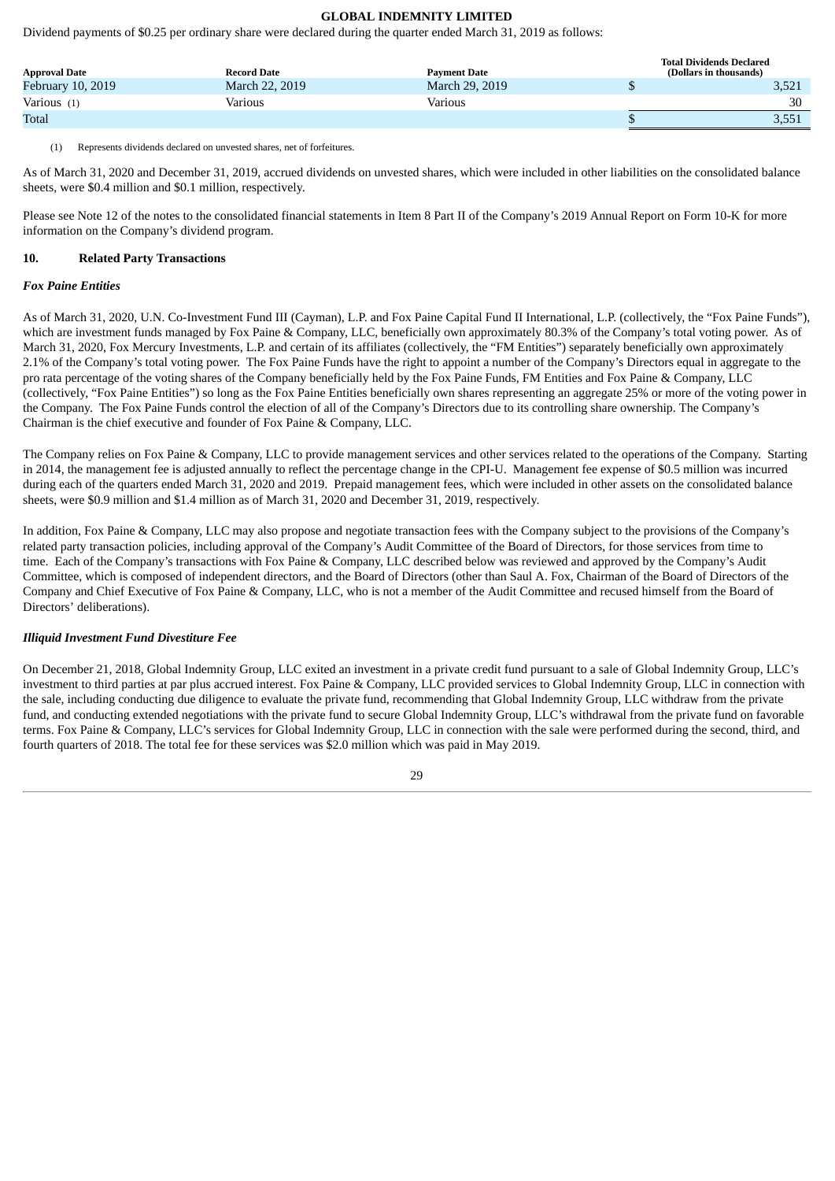Dividend payments of $0.25 per ordinary share were declared during the quarter ended March 31, 2019 as follows:

| Approval Date | Record Date | Payment Date | Total Dividends Declared (Dollars in thousands) |
|---|---|---|---|
| February 10, 2019 | March 22, 2019 | March 29, 2019 | $ 3,521 |
| Various (1) | Various | Various | 30 |
| Total | | | $ 3,551 |

(1) Represents dividends declared on unvested shares, net of forfeitures.

As of March 31, 2020 and December 31, 2019, accrued dividends on unvested shares, which were included in other liabilities on the consolidated balance sheets, were $0.4 million and $0.1 million, respectively.

Please see Note 12 of the notes to the consolidated financial statements in Item 8 Part II of the Company's 2019 Annual Report on Form 10-K for more information on the Company's dividend program.

## 10. Related Party Transactions

### *Fox Paine Entities*

As of March 31, 2020, U.N. Co-Investment Fund III (Cayman), L.P. and Fox Paine Capital Fund II International, L.P. (collectively, the "Fox Paine Funds"), which are investment funds managed by Fox Paine & Company, LLC, beneficially own approximately 80.3% of the Company's total voting power. As of March 31, 2020, Fox Mercury Investments, L.P. and certain of its affiliates (collectively, the "FM Entities") separately beneficially own approximately 2.1% of the Company's total voting power. The Fox Paine Funds have the right to appoint a number of the Company's Directors equal in aggregate to the pro rata percentage of the voting shares of the Company beneficially held by the Fox Paine Funds, FM Entities and Fox Paine & Company, LLC (collectively, "Fox Paine Entities") so long as the Fox Paine Entities beneficially own shares representing an aggregate 25% or more of the voting power in the Company. The Fox Paine Funds control the election of all of the Company's Directors due to its controlling share ownership. The Company's Chairman is the chief executive and founder of Fox Paine & Company, LLC.

The Company relies on Fox Paine & Company, LLC to provide management services and other services related to the operations of the Company. Starting in 2014, the management fee is adjusted annually to reflect the percentage change in the CPI-U. Management fee expense of $0.5 million was incurred during each of the quarters ended March 31, 2020 and 2019. Prepaid management fees, which were included in other assets on the consolidated balance sheets, were $0.9 million and $1.4 million as of March 31, 2020 and December 31, 2019, respectively.

In addition, Fox Paine & Company, LLC may also propose and negotiate transaction fees with the Company subject to the provisions of the Company's related party transaction policies, including approval of the Company's Audit Committee of the Board of Directors, for those services from time to time. Each of the Company's transactions with Fox Paine & Company, LLC described below was reviewed and approved by the Company's Audit Committee, which is composed of independent directors, and the Board of Directors (other than Saul A. Fox, Chairman of the Board of Directors of the Company and Chief Executive of Fox Paine & Company, LLC, who is not a member of the Audit Committee and recused himself from the Board of Directors' deliberations).

### *Illiquid Investment Fund Divestiture Fee*

On December 21, 2018, Global Indemnity Group, LLC exited an investment in a private credit fund pursuant to a sale of Global Indemnity Group, LLC's investment to third parties at par plus accrued interest. Fox Paine & Company, LLC provided services to Global Indemnity Group, LLC in connection with the sale, including conducting due diligence to evaluate the private fund, recommending that Global Indemnity Group, LLC withdraw from the private fund, and conducting extended negotiations with the private fund to secure Global Indemnity Group, LLC's withdrawal from the private fund on favorable terms. Fox Paine & Company, LLC's services for Global Indemnity Group, LLC in connection with the sale were performed during the second, third, and fourth quarters of 2018. The total fee for these services was $2.0 million which was paid in May 2019.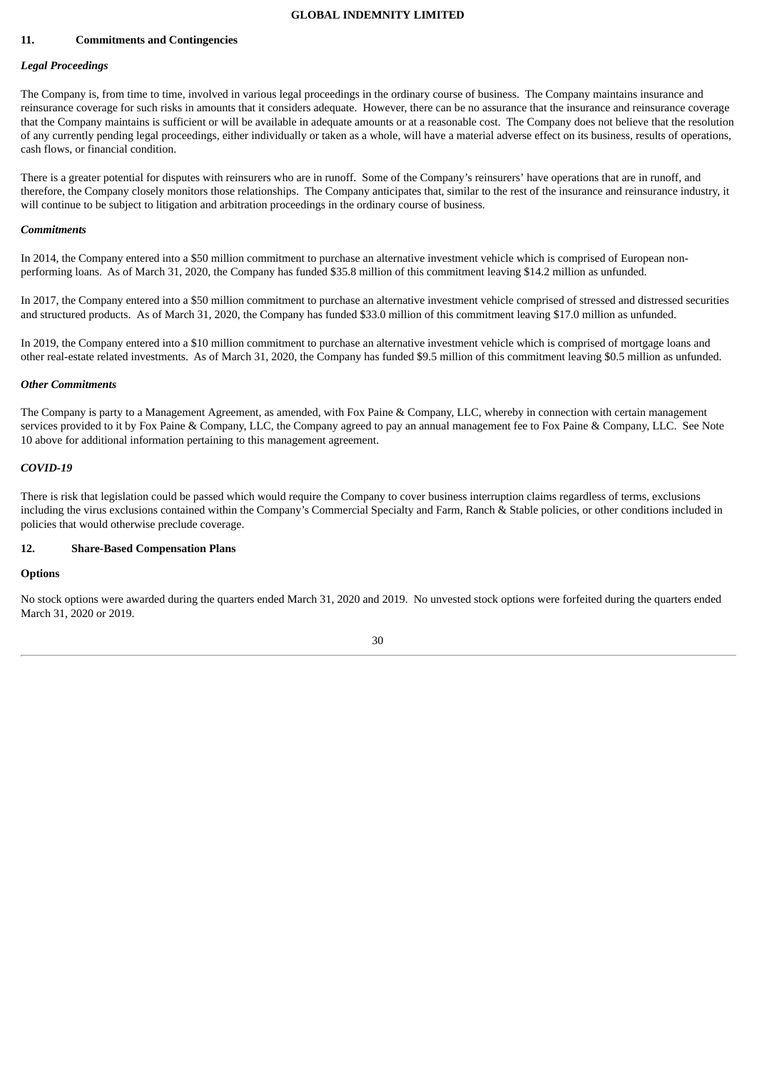## 11. Commitments and Contingencies

### *Legal Proceedings*

The Company is, from time to time, involved in various legal proceedings in the ordinary course of business. The Company maintains insurance and reinsurance coverage for such risks in amounts that it considers adequate. However, there can be no assurance that the insurance and reinsurance coverage that the Company maintains is sufficient or will be available in adequate amounts or at a reasonable cost. The Company does not believe that the resolution of any currently pending legal proceedings, either individually or taken as a whole, will have a material adverse effect on its business, results of operations, cash flows, or financial condition.

There is a greater potential for disputes with reinsurers who are in runoff. Some of the Company's reinsurers' have operations that are in runoff, and therefore, the Company closely monitors those relationships. The Company anticipates that, similar to the rest of the insurance and reinsurance industry, it will continue to be subject to litigation and arbitration proceedings in the ordinary course of business.

### *Commitments*

In 2014, the Company entered into a $50 million commitment to purchase an alternative investment vehicle which is comprised of European non-performing loans. As of March 31, 2020, the Company has funded $35.8 million of this commitment leaving $14.2 million as unfunded.

In 2017, the Company entered into a $50 million commitment to purchase an alternative investment vehicle comprised of stressed and distressed securities and structured products. As of March 31, 2020, the Company has funded $33.0 million of this commitment leaving $17.0 million as unfunded.

In 2019, the Company entered into a $10 million commitment to purchase an alternative investment vehicle which is comprised of mortgage loans and other real-estate related investments. As of March 31, 2020, the Company has funded $9.5 million of this commitment leaving $0.5 million as unfunded.

### *Other Commitments*

The Company is party to a Management Agreement, as amended, with Fox Paine & Company, LLC, whereby in connection with certain management services provided to it by Fox Paine & Company, LLC, the Company agreed to pay an annual management fee to Fox Paine & Company, LLC. See Note 10 above for additional information pertaining to this management agreement.

### *COVID-19*

There is risk that legislation could be passed which would require the Company to cover business interruption claims regardless of terms, exclusions including the virus exclusions contained within the Company's Commercial Specialty and Farm, Ranch & Stable policies, or other conditions included in policies that would otherwise preclude coverage.

## 12. Share-Based Compensation Plans

### Options

No stock options were awarded during the quarters ended March 31, 2020 and 2019. No unvested stock options were forfeited during the quarters ended March 31, 2020 or 2019.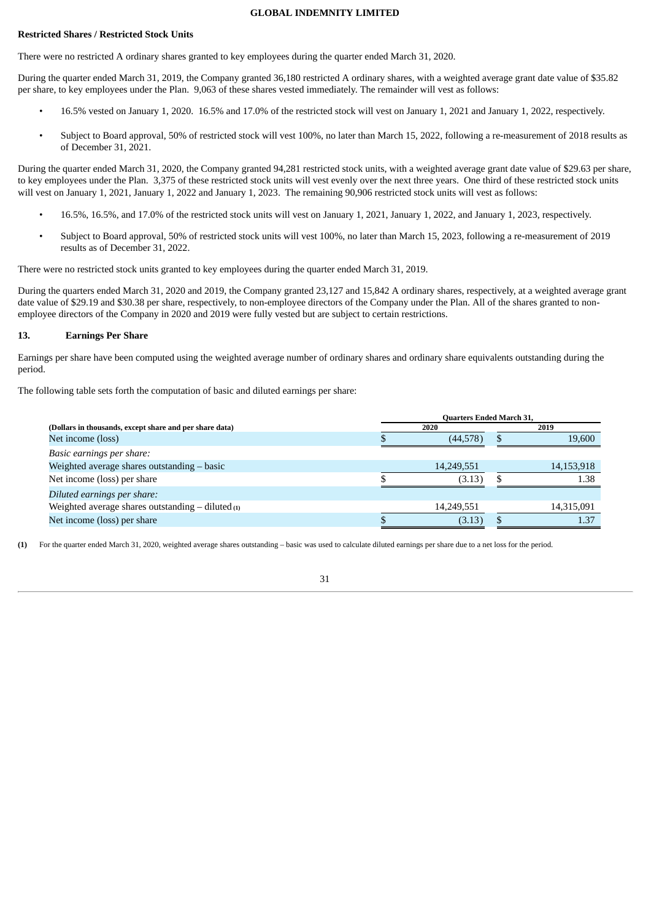**Restricted Shares / Restricted Stock Units**

There were no restricted A ordinary shares granted to key employees during the quarter ended March 31, 2020.

During the quarter ended March 31, 2019, the Company granted 36,180 restricted A ordinary shares, with a weighted average grant date value of $35.82 per share, to key employees under the Plan. 9,063 of these shares vested immediately. The remainder will vest as follows:

- 16.5% vested on January 1, 2020. 16.5% and 17.0% of the restricted stock will vest on January 1, 2021 and January 1, 2022, respectively.
- Subject to Board approval, 50% of restricted stock will vest 100%, no later than March 15, 2022, following a re-measurement of 2018 results as of December 31, 2021.

During the quarter ended March 31, 2020, the Company granted 94,281 restricted stock units, with a weighted average grant date value of $29.63 per share, to key employees under the Plan. 3,375 of these restricted stock units will vest evenly over the next three years. One third of these restricted stock units will vest on January 1, 2021, January 1, 2022 and January 1, 2023. The remaining 90,906 restricted stock units will vest as follows:

- 16.5%, 16.5%, and 17.0% of the restricted stock units will vest on January 1, 2021, January 1, 2022, and January 1, 2023, respectively.
- Subject to Board approval, 50% of restricted stock units will vest 100%, no later than March 15, 2023, following a re-measurement of 2019 results as of December 31, 2022.

There were no restricted stock units granted to key employees during the quarter ended March 31, 2019.

During the quarters ended March 31, 2020 and 2019, the Company granted 23,127 and 15,842 A ordinary shares, respectively, at a weighted average grant date value of $29.19 and $30.38 per share, respectively, to non-employee directors of the Company under the Plan. All of the shares granted to non-employee directors of the Company in 2020 and 2019 were fully vested but are subject to certain restrictions.

## 13. Earnings Per Share

Earnings per share have been computed using the weighted average number of ordinary shares and ordinary share equivalents outstanding during the period.

The following table sets forth the computation of basic and diluted earnings per share:

| (Dollars in thousands, except share and per share data) | Quarters Ended March 31, 2020 | Quarters Ended March 31, 2019 |
|---|---|---|
| Net income (loss) | $ (44,578) | $ 19,600 |
| *Basic earnings per share:* | | |
| Weighted average shares outstanding – basic | 14,249,551 | 14,153,918 |
| Net income (loss) per share | $ (3.13) | $ 1.38 |
| *Diluted earnings per share:* | | |
| Weighted average shares outstanding – diluted (1) | 14,249,551 | 14,315,091 |
| Net income (loss) per share | $ (3.13) | $ 1.37 |

**(1)** For the quarter ended March 31, 2020, weighted average shares outstanding – basic was used to calculate diluted earnings per share due to a net loss for the period.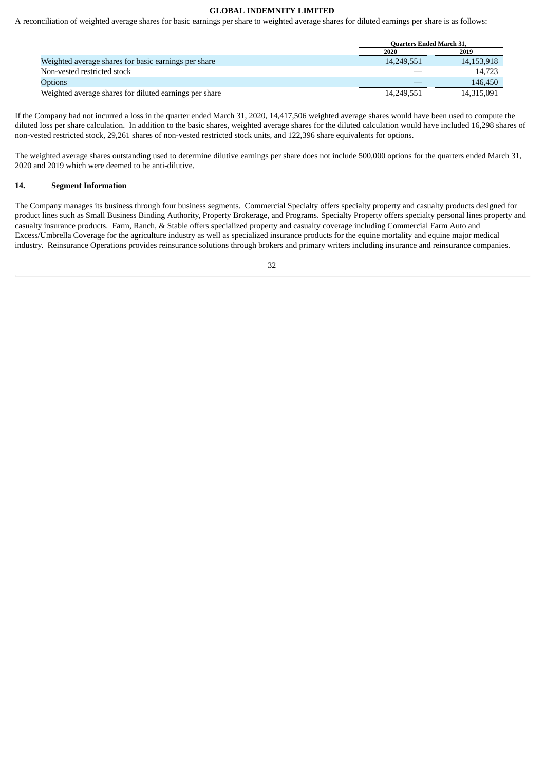A reconciliation of weighted average shares for basic earnings per share to weighted average shares for diluted earnings per share is as follows:

| | Quarters Ended March 31, | |
|---|---|---|
| | 2020 | 2019 |
| Weighted average shares for basic earnings per share | 14,249,551 | 14,153,918 |
| Non-vested restricted stock | — | 14,723 |
| Options | — | 146,450 |
| Weighted average shares for diluted earnings per share | 14,249,551 | 14,315,091 |

If the Company had not incurred a loss in the quarter ended March 31, 2020, 14,417,506 weighted average shares would have been used to compute the diluted loss per share calculation. In addition to the basic shares, weighted average shares for the diluted calculation would have included 16,298 shares of non-vested restricted stock, 29,261 shares of non-vested restricted stock units, and 122,396 share equivalents for options.

The weighted average shares outstanding used to determine dilutive earnings per share does not include 500,000 options for the quarters ended March 31, 2020 and 2019 which were deemed to be anti-dilutive.

## 14. Segment Information

The Company manages its business through four business segments. Commercial Specialty offers specialty property and casualty products designed for product lines such as Small Business Binding Authority, Property Brokerage, and Programs. Specialty Property offers specialty personal lines property and casualty insurance products. Farm, Ranch, & Stable offers specialized property and casualty coverage including Commercial Farm Auto and Excess/Umbrella Coverage for the agriculture industry as well as specialized insurance products for the equine mortality and equine major medical industry. Reinsurance Operations provides reinsurance solutions through brokers and primary writers including insurance and reinsurance companies.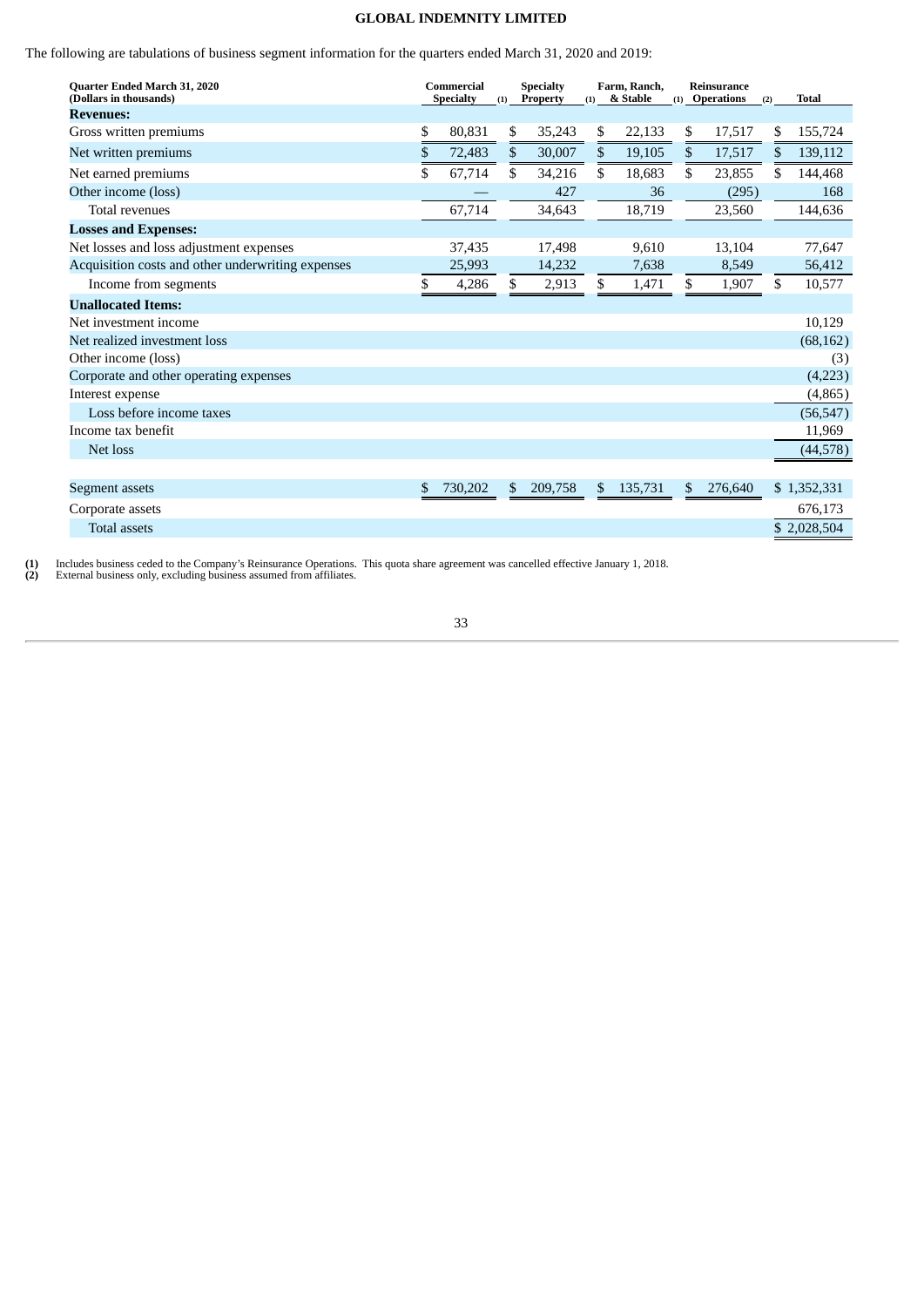**GLOBAL INDEMNITY LIMITED**

The following are tabulations of business segment information for the quarters ended March 31, 2020 and 2019:

| Quarter Ended March 31, 2020 (Dollars in thousands) | Commercial Specialty (1) | Specialty Property (1) | Farm, Ranch, & Stable (1) | Reinsurance Operations (2) | Total |
|---|---|---|---|---|---|
| **Revenues:** | | | | | |
| Gross written premiums | $ 80,831 | $ 35,243 | $ 22,133 | $ 17,517 | $ 155,724 |
| Net written premiums | $ 72,483 | $ 30,007 | $ 19,105 | $ 17,517 | $ 139,112 |
| Net earned premiums | $ 67,714 | $ 34,216 | $ 18,683 | $ 23,855 | $ 144,468 |
| Other income (loss) | — | 427 | 36 | (295) | 168 |
| Total revenues | 67,714 | 34,643 | 18,719 | 23,560 | 144,636 |
| **Losses and Expenses:** | | | | | |
| Net losses and loss adjustment expenses | 37,435 | 17,498 | 9,610 | 13,104 | 77,647 |
| Acquisition costs and other underwriting expenses | 25,993 | 14,232 | 7,638 | 8,549 | 56,412 |
| Income from segments | $ 4,286 | $ 2,913 | $ 1,471 | $ 1,907 | $ 10,577 |
| **Unallocated Items:** | | | | | |
| Net investment income | | | | | 10,129 |
| Net realized investment loss | | | | | (68,162) |
| Other income (loss) | | | | | (3) |
| Corporate and other operating expenses | | | | | (4,223) |
| Interest expense | | | | | (4,865) |
| Loss before income taxes | | | | | (56,547) |
| Income tax benefit | | | | | 11,969 |
| Net loss | | | | | (44,578) |
| | | | | | |
| Segment assets | $ 730,202 | $ 209,758 | $ 135,731 | $ 276,640 | $ 1,352,331 |
| Corporate assets | | | | | 676,173 |
| Total assets | | | | | $ 2,028,504 |

**(1)** Includes business ceded to the Company's Reinsurance Operations. This quota share agreement was cancelled effective January 1, 2018.
**(2)** External business only, excluding business assumed from affiliates.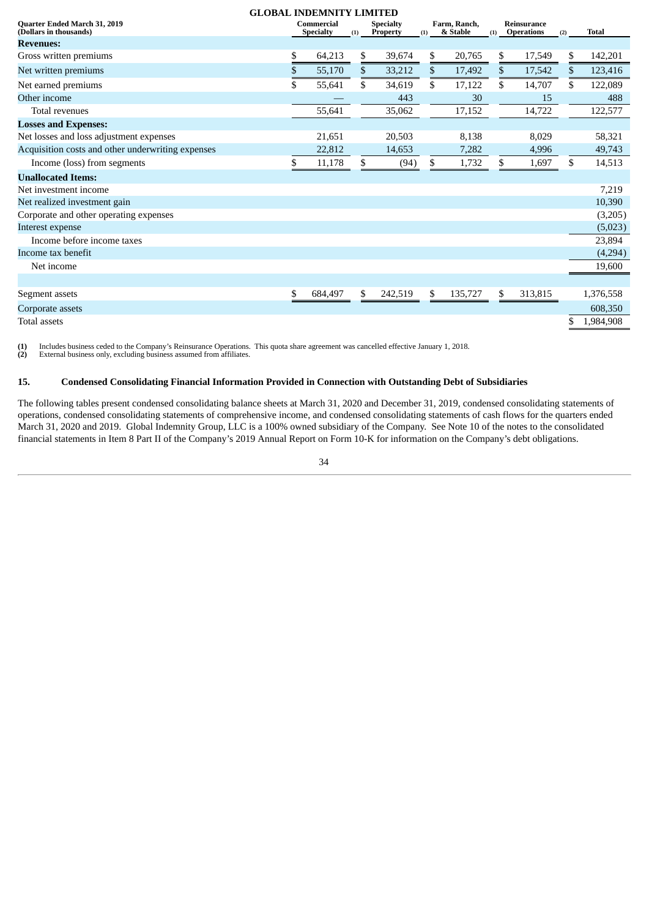**GLOBAL INDEMNITY LIMITED**

| Quarter Ended March 31, 2019 (Dollars in thousands) | Commercial Specialty (1) | Specialty Property (1) | Farm, Ranch, & Stable (1) | Reinsurance Operations (2) | Total |
|---|---|---|---|---|---|
| **Revenues:** | | | | | |
| Gross written premiums | $ 64,213 | $ 39,674 | $ 20,765 | $ 17,549 | $ 142,201 |
| Net written premiums | $ 55,170 | $ 33,212 | $ 17,492 | $ 17,542 | $ 123,416 |
| Net earned premiums | $ 55,641 | $ 34,619 | $ 17,122 | $ 14,707 | $ 122,089 |
| Other income | — | 443 | 30 | 15 | 488 |
| Total revenues | 55,641 | 35,062 | 17,152 | 14,722 | 122,577 |
| **Losses and Expenses:** | | | | | |
| Net losses and loss adjustment expenses | 21,651 | 20,503 | 8,138 | 8,029 | 58,321 |
| Acquisition costs and other underwriting expenses | 22,812 | 14,653 | 7,282 | 4,996 | 49,743 |
| Income (loss) from segments | $ 11,178 | $ (94) | $ 1,732 | $ 1,697 | $ 14,513 |
| **Unallocated Items:** | | | | | |
| Net investment income | | | | | 7,219 |
| Net realized investment gain | | | | | 10,390 |
| Corporate and other operating expenses | | | | | (3,205) |
| Interest expense | | | | | (5,023) |
| Income before income taxes | | | | | 23,894 |
| Income tax benefit | | | | | (4,294) |
| Net income | | | | | 19,600 |
| | | | | | |
| Segment assets | $ 684,497 | $ 242,519 | $ 135,727 | $ 313,815 | 1,376,558 |
| Corporate assets | | | | | 608,350 |
| Total assets | | | | | $ 1,984,908 |

(1) Includes business ceded to the Company's Reinsurance Operations. This quota share agreement was cancelled effective January 1, 2018.
(2) External business only, excluding business assumed from affiliates.

## 15. Condensed Consolidating Financial Information Provided in Connection with Outstanding Debt of Subsidiaries

The following tables present condensed consolidating balance sheets at March 31, 2020 and December 31, 2019, condensed consolidating statements of operations, condensed consolidating statements of comprehensive income, and condensed consolidating statements of cash flows for the quarters ended March 31, 2020 and 2019. Global Indemnity Group, LLC is a 100% owned subsidiary of the Company. See Note 10 of the notes to the consolidated financial statements in Item 8 Part II of the Company's 2019 Annual Report on Form 10-K for information on the Company's debt obligations.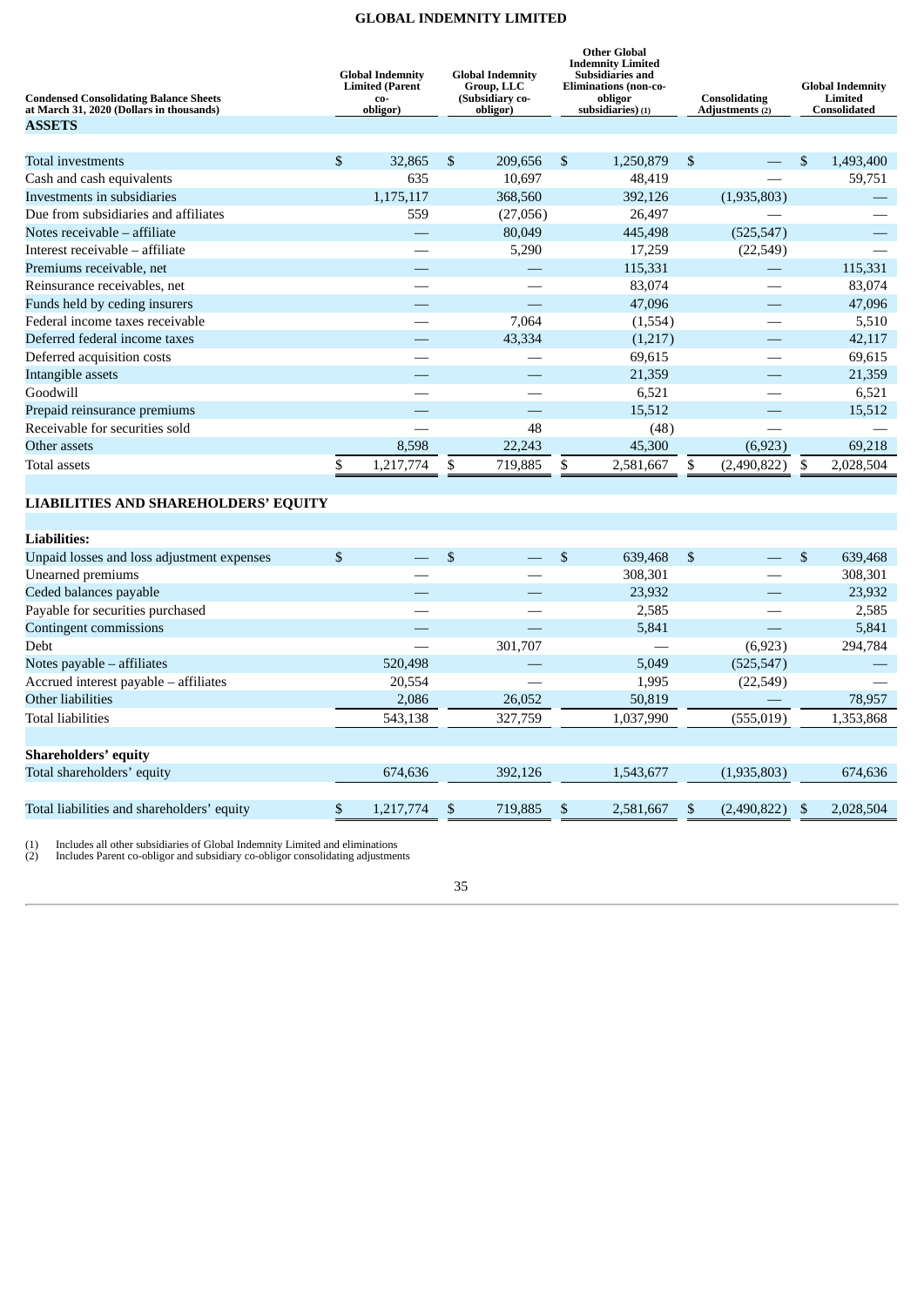# GLOBAL INDEMNITY LIMITED

| Condensed Consolidating Balance Sheets at March 31, 2020 (Dollars in thousands) | Global Indemnity Limited (Parent co-obligor) | Global Indemnity Group, LLC (Subsidiary co-obligor) | Other Global Indemnity Limited Subsidiaries and Eliminations (non-co-obligor subsidiaries) (1) | Consolidating Adjustments (2) | Global Indemnity Limited Consolidated |
|---|---|---|---|---|---|
| **ASSETS** | | | | | |
| Total investments | $ 32,865 | $ 209,656 | $ 1,250,879 | $ — | $ 1,493,400 |
| Cash and cash equivalents | 635 | 10,697 | 48,419 | — | 59,751 |
| Investments in subsidiaries | 1,175,117 | 368,560 | 392,126 | (1,935,803) | — |
| Due from subsidiaries and affiliates | 559 | (27,056) | 26,497 | — | — |
| Notes receivable – affiliate | — | 80,049 | 445,498 | (525,547) | — |
| Interest receivable – affiliate | — | 5,290 | 17,259 | (22,549) | — |
| Premiums receivable, net | — | — | 115,331 | — | 115,331 |
| Reinsurance receivables, net | — | — | 83,074 | — | 83,074 |
| Funds held by ceding insurers | — | — | 47,096 | — | 47,096 |
| Federal income taxes receivable | — | 7,064 | (1,554) | — | 5,510 |
| Deferred federal income taxes | — | 43,334 | (1,217) | — | 42,117 |
| Deferred acquisition costs | — | — | 69,615 | — | 69,615 |
| Intangible assets | — | — | 21,359 | — | 21,359 |
| Goodwill | — | — | 6,521 | — | 6,521 |
| Prepaid reinsurance premiums | — | — | 15,512 | — | 15,512 |
| Receivable for securities sold | — | 48 | (48) | — | — |
| Other assets | 8,598 | 22,243 | 45,300 | (6,923) | 69,218 |
| Total assets | $ 1,217,774 | $ 719,885 | $ 2,581,667 | $ (2,490,822) | $ 2,028,504 |
| **LIABILITIES AND SHAREHOLDERS' EQUITY** | | | | | |
| **Liabilities:** | | | | | |
| Unpaid losses and loss adjustment expenses | $ — | $ — | $ 639,468 | $ — | $ 639,468 |
| Unearned premiums | — | — | 308,301 | — | 308,301 |
| Ceded balances payable | — | — | 23,932 | — | 23,932 |
| Payable for securities purchased | — | — | 2,585 | — | 2,585 |
| Contingent commissions | — | — | 5,841 | — | 5,841 |
| Debt | — | 301,707 | — | (6,923) | 294,784 |
| Notes payable – affiliates | 520,498 | — | 5,049 | (525,547) | — |
| Accrued interest payable – affiliates | 20,554 | — | 1,995 | (22,549) | — |
| Other liabilities | 2,086 | 26,052 | 50,819 | — | 78,957 |
| Total liabilities | 543,138 | 327,759 | 1,037,990 | (555,019) | 1,353,868 |
| **Shareholders' equity** | | | | | |
| Total shareholders' equity | 674,636 | 392,126 | 1,543,677 | (1,935,803) | 674,636 |
| Total liabilities and shareholders' equity | $ 1,217,774 | $ 719,885 | $ 2,581,667 | $ (2,490,822) | $ 2,028,504 |

(1) Includes all other subsidiaries of Global Indemnity Limited and eliminations
(2) Includes Parent co-obligor and subsidiary co-obligor consolidating adjustments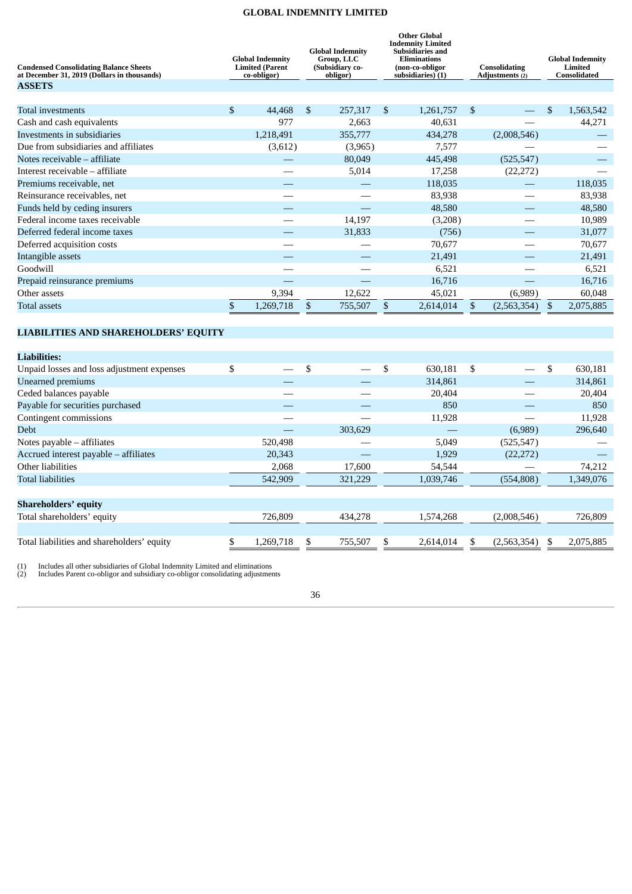# GLOBAL INDEMNITY LIMITED

| Condensed Consolidating Balance Sheets at December 31, 2019 (Dollars in thousands) | Global Indemnity Limited (Parent co-obligor) | Global Indemnity Group, LLC (Subsidiary co-obligor) | Other Global Indemnity Limited Subsidiaries and Eliminations (non-co-obligor subsidiaries) (1) | Consolidating Adjustments (2) | Global Indemnity Limited Consolidated |
|---|---|---|---|---|---|
| **ASSETS** | | | | | |
| Total investments | $ 44,468 | $ 257,317 | $ 1,261,757 | $ — | $ 1,563,542 |
| Cash and cash equivalents | 977 | 2,663 | 40,631 | — | 44,271 |
| Investments in subsidiaries | 1,218,491 | 355,777 | 434,278 | (2,008,546) | — |
| Due from subsidiaries and affiliates | (3,612) | (3,965) | 7,577 | — | — |
| Notes receivable – affiliate | — | 80,049 | 445,498 | (525,547) | — |
| Interest receivable – affiliate | — | 5,014 | 17,258 | (22,272) | — |
| Premiums receivable, net | — | — | 118,035 | — | 118,035 |
| Reinsurance receivables, net | — | — | 83,938 | — | 83,938 |
| Funds held by ceding insurers | — | — | 48,580 | — | 48,580 |
| Federal income taxes receivable | — | 14,197 | (3,208) | — | 10,989 |
| Deferred federal income taxes | — | 31,833 | (756) | — | 31,077 |
| Deferred acquisition costs | — | — | 70,677 | — | 70,677 |
| Intangible assets | — | — | 21,491 | — | 21,491 |
| Goodwill | — | — | 6,521 | — | 6,521 |
| Prepaid reinsurance premiums | — | — | 16,716 | — | 16,716 |
| Other assets | 9,394 | 12,622 | 45,021 | (6,989) | 60,048 |
| Total assets | $ 1,269,718 | $ 755,507 | $ 2,614,014 | $ (2,563,354) | $ 2,075,885 |
| **LIABILITIES AND SHAREHOLDERS' EQUITY** | | | | | |
| **Liabilities:** | | | | | |
| Unpaid losses and loss adjustment expenses | $ — | $ — | $ 630,181 | $ — | $ 630,181 |
| Unearned premiums | — | — | 314,861 | — | 314,861 |
| Ceded balances payable | — | — | 20,404 | — | 20,404 |
| Payable for securities purchased | — | — | 850 | — | 850 |
| Contingent commissions | — | — | 11,928 | — | 11,928 |
| Debt | — | 303,629 | — | (6,989) | 296,640 |
| Notes payable – affiliates | 520,498 | — | 5,049 | (525,547) | — |
| Accrued interest payable – affiliates | 20,343 | — | 1,929 | (22,272) | — |
| Other liabilities | 2,068 | 17,600 | 54,544 | — | 74,212 |
| Total liabilities | 542,909 | 321,229 | 1,039,746 | (554,808) | 1,349,076 |
| **Shareholders' equity** | | | | | |
| Total shareholders' equity | 726,809 | 434,278 | 1,574,268 | (2,008,546) | 726,809 |
| Total liabilities and shareholders' equity | $ 1,269,718 | $ 755,507 | $ 2,614,014 | $ (2,563,354) | $ 2,075,885 |

(1) Includes all other subsidiaries of Global Indemnity Limited and eliminations
(2) Includes Parent co-obligor and subsidiary co-obligor consolidating adjustments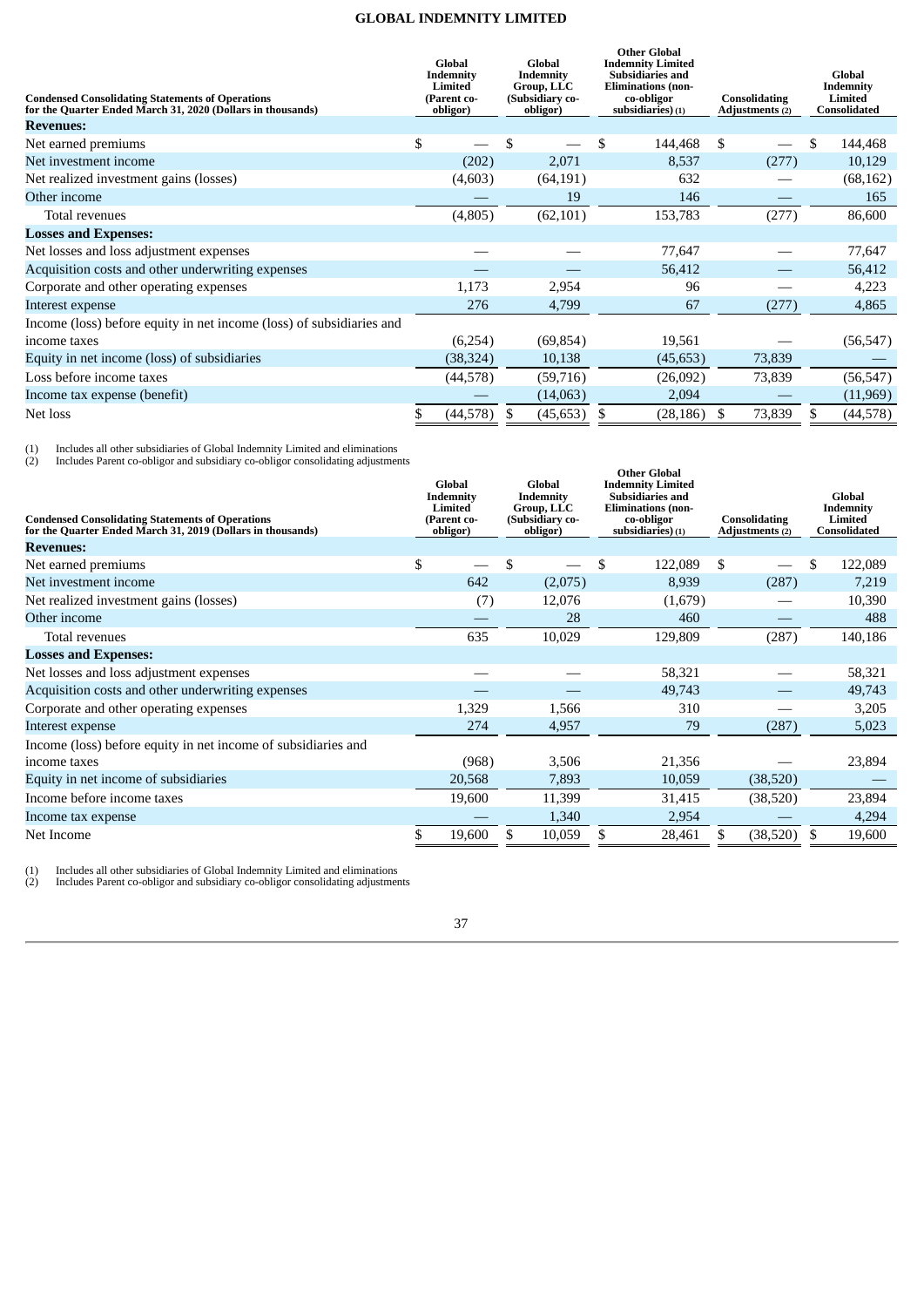# GLOBAL INDEMNITY LIMITED

| Condensed Consolidating Statements of Operations for the Quarter Ended March 31, 2020 (Dollars in thousands) | Global Indemnity Limited (Parent co-obligor) | Global Indemnity Group, LLC (Subsidiary co-obligor) | Other Global Indemnity Limited Subsidiaries and Eliminations (non-co-obligor subsidiaries) (1) | Consolidating Adjustments (2) | Global Indemnity Limited Consolidated |
|---|---|---|---|---|---|
| **Revenues:** | | | | | |
| Net earned premiums | $ — | $ — | $ 144,468 | $ — | $ 144,468 |
| Net investment income | (202) | 2,071 | 8,537 | (277) | 10,129 |
| Net realized investment gains (losses) | (4,603) | (64,191) | 632 | — | (68,162) |
| Other income | — | 19 | 146 | — | 165 |
| Total revenues | (4,805) | (62,101) | 153,783 | (277) | 86,600 |
| **Losses and Expenses:** | | | | | |
| Net losses and loss adjustment expenses | — | — | 77,647 | — | 77,647 |
| Acquisition costs and other underwriting expenses | — | — | 56,412 | — | 56,412 |
| Corporate and other operating expenses | 1,173 | 2,954 | 96 | — | 4,223 |
| Interest expense | 276 | 4,799 | 67 | (277) | 4,865 |
| Income (loss) before equity in net income (loss) of subsidiaries and income taxes | (6,254) | (69,854) | 19,561 | — | (56,547) |
| Equity in net income (loss) of subsidiaries | (38,324) | 10,138 | (45,653) | 73,839 | — |
| Loss before income taxes | (44,578) | (59,716) | (26,092) | 73,839 | (56,547) |
| Income tax expense (benefit) | — | (14,063) | 2,094 | — | (11,969) |
| Net loss | $ (44,578) | $ (45,653) | $ (28,186) | $ 73,839 | $ (44,578) |

(1) Includes all other subsidiaries of Global Indemnity Limited and eliminations
(2) Includes Parent co-obligor and subsidiary co-obligor consolidating adjustments

| Condensed Consolidating Statements of Operations for the Quarter Ended March 31, 2019 (Dollars in thousands) | Global Indemnity Limited (Parent co-obligor) | Global Indemnity Group, LLC (Subsidiary co-obligor) | Other Global Indemnity Limited Subsidiaries and Eliminations (non-co-obligor subsidiaries) (1) | Consolidating Adjustments (2) | Global Indemnity Limited Consolidated |
|---|---|---|---|---|---|
| **Revenues:** | | | | | |
| Net earned premiums | $ — | $ — | $ 122,089 | $ — | $ 122,089 |
| Net investment income | 642 | (2,075) | 8,939 | (287) | 7,219 |
| Net realized investment gains (losses) | (7) | 12,076 | (1,679) | — | 10,390 |
| Other income | — | 28 | 460 | — | 488 |
| Total revenues | 635 | 10,029 | 129,809 | (287) | 140,186 |
| **Losses and Expenses:** | | | | | |
| Net losses and loss adjustment expenses | — | — | 58,321 | — | 58,321 |
| Acquisition costs and other underwriting expenses | — | — | 49,743 | — | 49,743 |
| Corporate and other operating expenses | 1,329 | 1,566 | 310 | — | 3,205 |
| Interest expense | 274 | 4,957 | 79 | (287) | 5,023 |
| Income (loss) before equity in net income of subsidiaries and income taxes | (968) | 3,506 | 21,356 | — | 23,894 |
| Equity in net income of subsidiaries | 20,568 | 7,893 | 10,059 | (38,520) | — |
| Income before income taxes | 19,600 | 11,399 | 31,415 | (38,520) | 23,894 |
| Income tax expense | — | 1,340 | 2,954 | — | 4,294 |
| Net Income | $ 19,600 | $ 10,059 | $ 28,461 | $ (38,520) | $ 19,600 |

(1) Includes all other subsidiaries of Global Indemnity Limited and eliminations
(2) Includes Parent co-obligor and subsidiary co-obligor consolidating adjustments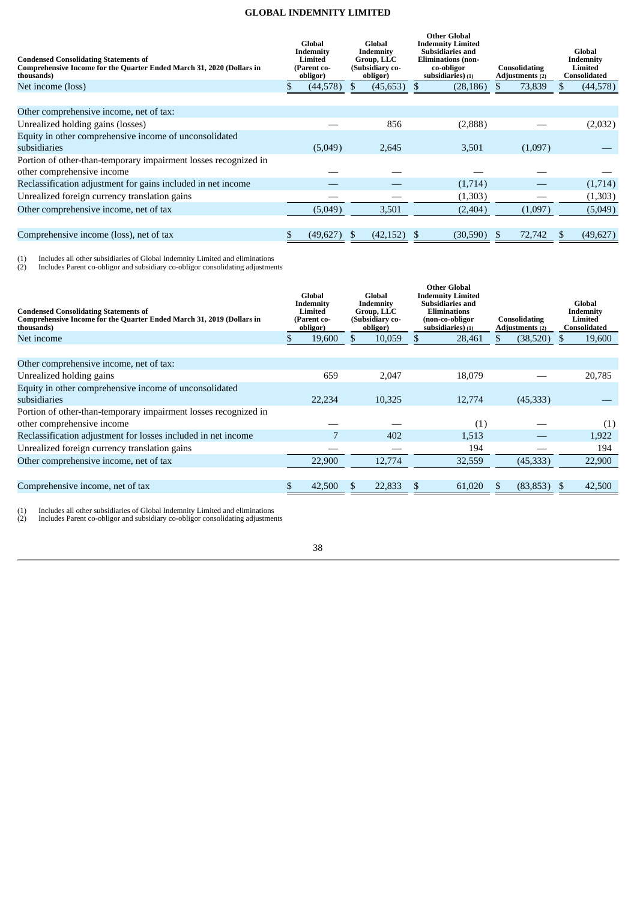**GLOBAL INDEMNITY LIMITED**

| Condensed Consolidating Statements of Comprehensive Income for the Quarter Ended March 31, 2020 (Dollars in thousands) | Global Indemnity Limited (Parent co-obligor) | Global Indemnity Group, LLC (Subsidiary co-obligor) | Other Global Indemnity Limited Subsidiaries and Eliminations (non-co-obligor subsidiaries) (1) | Consolidating Adjustments (2) | Global Indemnity Limited Consolidated |
|---|---|---|---|---|---|
| Net income (loss) | $ (44,578) | $ (45,653) | $ (28,186) | $ 73,839 | $ (44,578) |
| | | | | | |
| Other comprehensive income, net of tax: | | | | | |
| Unrealized holding gains (losses) | — | 856 | (2,888) | — | (2,032) |
| Equity in other comprehensive income of unconsolidated subsidiaries | (5,049) | 2,645 | 3,501 | (1,097) | — |
| Portion of other-than-temporary impairment losses recognized in other comprehensive income | — | — | — | — | — |
| Reclassification adjustment for gains included in net income | — | — | (1,714) | — | (1,714) |
| Unrealized foreign currency translation gains | — | — | (1,303) | — | (1,303) |
| Other comprehensive income, net of tax | (5,049) | 3,501 | (2,404) | (1,097) | (5,049) |
| | | | | | |
| Comprehensive income (loss), net of tax | $ (49,627) | $ (42,152) | $ (30,590) | $ 72,742 | $ (49,627) |

(1) Includes all other subsidiaries of Global Indemnity Limited and eliminations
(2) Includes Parent co-obligor and subsidiary co-obligor consolidating adjustments

| Condensed Consolidating Statements of Comprehensive Income for the Quarter Ended March 31, 2019 (Dollars in thousands) | Global Indemnity Limited (Parent co-obligor) | Global Indemnity Group, LLC (Subsidiary co-obligor) | Other Global Indemnity Limited Subsidiaries and Eliminations (non-co-obligor subsidiaries) (1) | Consolidating Adjustments (2) | Global Indemnity Limited Consolidated |
|---|---|---|---|---|---|
| Net income | $ 19,600 | $ 10,059 | $ 28,461 | $ (38,520) | $ 19,600 |
| | | | | | |
| Other comprehensive income, net of tax: | | | | | |
| Unrealized holding gains | 659 | 2,047 | 18,079 | — | 20,785 |
| Equity in other comprehensive income of unconsolidated subsidiaries | 22,234 | 10,325 | 12,774 | (45,333) | — |
| Portion of other-than-temporary impairment losses recognized in other comprehensive income | — | — | (1) | — | (1) |
| Reclassification adjustment for losses included in net income | 7 | 402 | 1,513 | — | 1,922 |
| Unrealized foreign currency translation gains | — | — | 194 | — | 194 |
| Other comprehensive income, net of tax | 22,900 | 12,774 | 32,559 | (45,333) | 22,900 |
| | | | | | |
| Comprehensive income, net of tax | $ 42,500 | $ 22,833 | $ 61,020 | $ (83,853) | $ 42,500 |

(1) Includes all other subsidiaries of Global Indemnity Limited and eliminations
(2) Includes Parent co-obligor and subsidiary co-obligor consolidating adjustments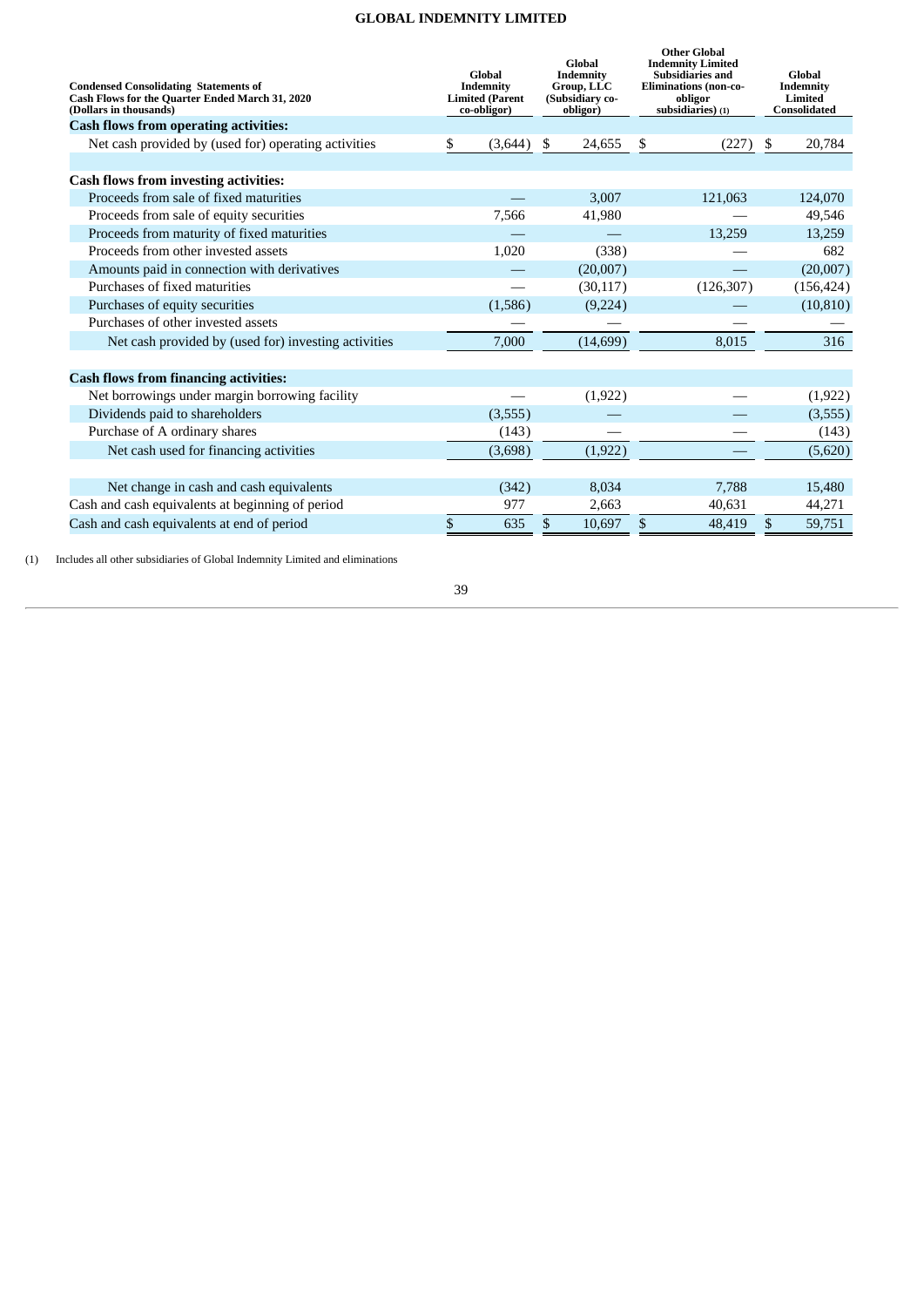**GLOBAL INDEMNITY LIMITED**

| Condensed Consolidating Statements of Cash Flows for the Quarter Ended March 31, 2020 (Dollars in thousands) | Global Indemnity Limited (Parent co-obligor) | Global Indemnity Group, LLC (Subsidiary co-obligor) | Other Global Indemnity Limited Subsidiaries and Eliminations (non-co-obligor subsidiaries) (1) | Global Indemnity Limited Consolidated |
|---|---|---|---|---|
| **Cash flows from operating activities:** | | | | |
| Net cash provided by (used for) operating activities | $ (3,644) | $ 24,655 | $ (227) | $ 20,784 |
| | | | | |
| **Cash flows from investing activities:** | | | | |
| Proceeds from sale of fixed maturities | — | 3,007 | 121,063 | 124,070 |
| Proceeds from sale of equity securities | 7,566 | 41,980 | — | 49,546 |
| Proceeds from maturity of fixed maturities | — | — | 13,259 | 13,259 |
| Proceeds from other invested assets | 1,020 | (338) | — | 682 |
| Amounts paid in connection with derivatives | — | (20,007) | — | (20,007) |
| Purchases of fixed maturities | — | (30,117) | (126,307) | (156,424) |
| Purchases of equity securities | (1,586) | (9,224) | — | (10,810) |
| Purchases of other invested assets | — | — | — | — |
| Net cash provided by (used for) investing activities | 7,000 | (14,699) | 8,015 | 316 |
| | | | | |
| **Cash flows from financing activities:** | | | | |
| Net borrowings under margin borrowing facility | — | (1,922) | — | (1,922) |
| Dividends paid to shareholders | (3,555) | — | — | (3,555) |
| Purchase of A ordinary shares | (143) | — | — | (143) |
| Net cash used for financing activities | (3,698) | (1,922) | — | (5,620) |
| | | | | |
| Net change in cash and cash equivalents | (342) | 8,034 | 7,788 | 15,480 |
| Cash and cash equivalents at beginning of period | 977 | 2,663 | 40,631 | 44,271 |
| Cash and cash equivalents at end of period | $ 635 | $ 10,697 | $ 48,419 | $ 59,751 |

(1) Includes all other subsidiaries of Global Indemnity Limited and eliminations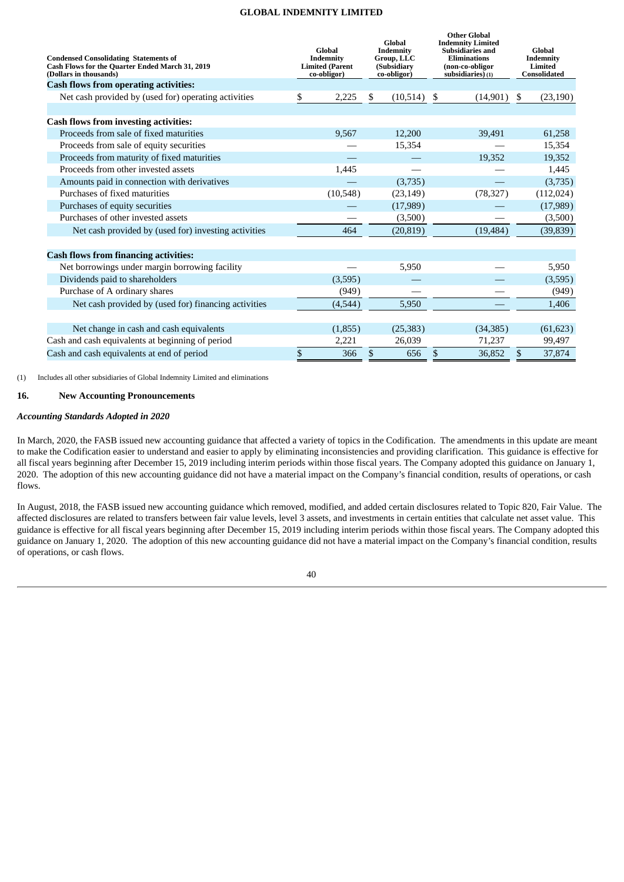| Condensed Consolidating Statements of Cash Flows for the Quarter Ended March 31, 2019 (Dollars in thousands) | Global Indemnity Limited (Parent co-obligor) | Global Indemnity Group, LLC (Subsidiary co-obligor) | Other Global Indemnity Limited Subsidiaries and Eliminations (non-co-obligor subsidiaries) (1) | Global Indemnity Limited Consolidated |
|---|---|---|---|---|
| **Cash flows from operating activities:** | | | | |
| Net cash provided by (used for) operating activities | $ 2,225 | $ (10,514) | $ (14,901) | $ (23,190) |
| | | | | |
| **Cash flows from investing activities:** | | | | |
| Proceeds from sale of fixed maturities | 9,567 | 12,200 | 39,491 | 61,258 |
| Proceeds from sale of equity securities | — | 15,354 | — | 15,354 |
| Proceeds from maturity of fixed maturities | — | — | 19,352 | 19,352 |
| Proceeds from other invested assets | 1,445 | — | — | 1,445 |
| Amounts paid in connection with derivatives | — | (3,735) | — | (3,735) |
| Purchases of fixed maturities | (10,548) | (23,149) | (78,327) | (112,024) |
| Purchases of equity securities | — | (17,989) | — | (17,989) |
| Purchases of other invested assets | — | (3,500) | — | (3,500) |
| Net cash provided by (used for) investing activities | 464 | (20,819) | (19,484) | (39,839) |
| | | | | |
| **Cash flows from financing activities:** | | | | |
| Net borrowings under margin borrowing facility | — | 5,950 | — | 5,950 |
| Dividends paid to shareholders | (3,595) | — | — | (3,595) |
| Purchase of A ordinary shares | (949) | — | — | (949) |
| Net cash provided by (used for) financing activities | (4,544) | 5,950 | — | 1,406 |
| | | | | |
| Net change in cash and cash equivalents | (1,855) | (25,383) | (34,385) | (61,623) |
| Cash and cash equivalents at beginning of period | 2,221 | 26,039 | 71,237 | 99,497 |
| Cash and cash equivalents at end of period | $ 366 | $ 656 | $ 36,852 | $ 37,874 |

(1) Includes all other subsidiaries of Global Indemnity Limited and eliminations

## 16. New Accounting Pronouncements

***Accounting Standards Adopted in 2020***

In March, 2020, the FASB issued new accounting guidance that affected a variety of topics in the Codification. The amendments in this update are meant to make the Codification easier to understand and easier to apply by eliminating inconsistencies and providing clarification. This guidance is effective for all fiscal years beginning after December 15, 2019 including interim periods within those fiscal years. The Company adopted this guidance on January 1, 2020. The adoption of this new accounting guidance did not have a material impact on the Company's financial condition, results of operations, or cash flows.

In August, 2018, the FASB issued new accounting guidance which removed, modified, and added certain disclosures related to Topic 820, Fair Value. The affected disclosures are related to transfers between fair value levels, level 3 assets, and investments in certain entities that calculate net asset value. This guidance is effective for all fiscal years beginning after December 15, 2019 including interim periods within those fiscal years. The Company adopted this guidance on January 1, 2020. The adoption of this new accounting guidance did not have a material impact on the Company's financial condition, results of operations, or cash flows.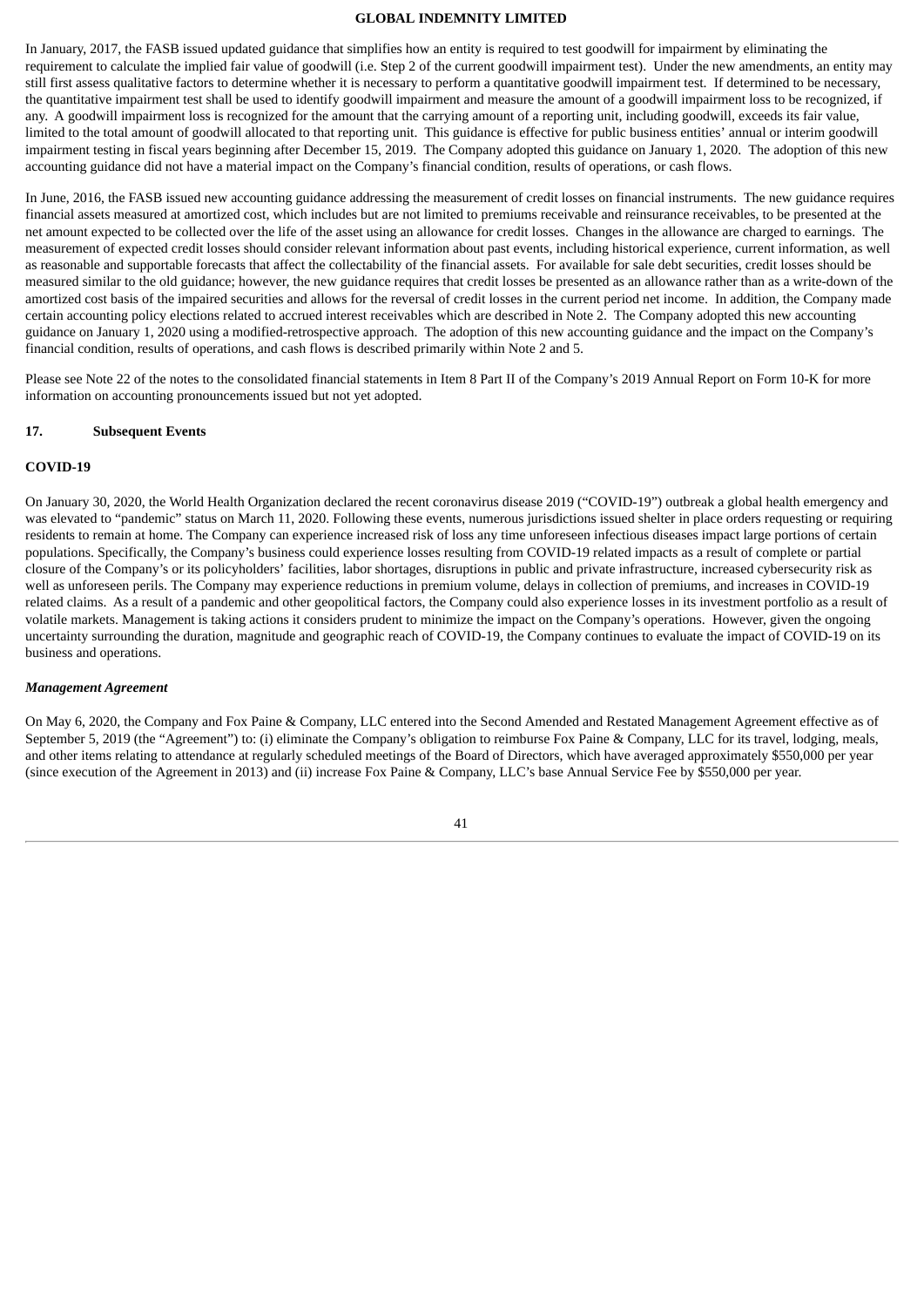In January, 2017, the FASB issued updated guidance that simplifies how an entity is required to test goodwill for impairment by eliminating the requirement to calculate the implied fair value of goodwill (i.e. Step 2 of the current goodwill impairment test). Under the new amendments, an entity may still first assess qualitative factors to determine whether it is necessary to perform a quantitative goodwill impairment test. If determined to be necessary, the quantitative impairment test shall be used to identify goodwill impairment and measure the amount of a goodwill impairment loss to be recognized, if any. A goodwill impairment loss is recognized for the amount that the carrying amount of a reporting unit, including goodwill, exceeds its fair value, limited to the total amount of goodwill allocated to that reporting unit. This guidance is effective for public business entities' annual or interim goodwill impairment testing in fiscal years beginning after December 15, 2019. The Company adopted this guidance on January 1, 2020. The adoption of this new accounting guidance did not have a material impact on the Company's financial condition, results of operations, or cash flows.

In June, 2016, the FASB issued new accounting guidance addressing the measurement of credit losses on financial instruments. The new guidance requires financial assets measured at amortized cost, which includes but are not limited to premiums receivable and reinsurance receivables, to be presented at the net amount expected to be collected over the life of the asset using an allowance for credit losses. Changes in the allowance are charged to earnings. The measurement of expected credit losses should consider relevant information about past events, including historical experience, current information, as well as reasonable and supportable forecasts that affect the collectability of the financial assets. For available for sale debt securities, credit losses should be measured similar to the old guidance; however, the new guidance requires that credit losses be presented as an allowance rather than as a write-down of the amortized cost basis of the impaired securities and allows for the reversal of credit losses in the current period net income. In addition, the Company made certain accounting policy elections related to accrued interest receivables which are described in Note 2. The Company adopted this new accounting guidance on January 1, 2020 using a modified-retrospective approach. The adoption of this new accounting guidance and the impact on the Company's financial condition, results of operations, and cash flows is described primarily within Note 2 and 5.

Please see Note 22 of the notes to the consolidated financial statements in Item 8 Part II of the Company's 2019 Annual Report on Form 10-K for more information on accounting pronouncements issued but not yet adopted.

## 17. Subsequent Events

### COVID-19

On January 30, 2020, the World Health Organization declared the recent coronavirus disease 2019 ("COVID-19") outbreak a global health emergency and was elevated to "pandemic" status on March 11, 2020. Following these events, numerous jurisdictions issued shelter in place orders requesting or requiring residents to remain at home. The Company can experience increased risk of loss any time unforeseen infectious diseases impact large portions of certain populations. Specifically, the Company's business could experience losses resulting from COVID-19 related impacts as a result of complete or partial closure of the Company's or its policyholders' facilities, labor shortages, disruptions in public and private infrastructure, increased cybersecurity risk as well as unforeseen perils. The Company may experience reductions in premium volume, delays in collection of premiums, and increases in COVID-19 related claims. As a result of a pandemic and other geopolitical factors, the Company could also experience losses in its investment portfolio as a result of volatile markets. Management is taking actions it considers prudent to minimize the impact on the Company's operations. However, given the ongoing uncertainty surrounding the duration, magnitude and geographic reach of COVID-19, the Company continues to evaluate the impact of COVID-19 on its business and operations.

### *Management Agreement*

On May 6, 2020, the Company and Fox Paine & Company, LLC entered into the Second Amended and Restated Management Agreement effective as of September 5, 2019 (the "Agreement") to: (i) eliminate the Company's obligation to reimburse Fox Paine & Company, LLC for its travel, lodging, meals, and other items relating to attendance at regularly scheduled meetings of the Board of Directors, which have averaged approximately $550,000 per year (since execution of the Agreement in 2013) and (ii) increase Fox Paine & Company, LLC's base Annual Service Fee by $550,000 per year.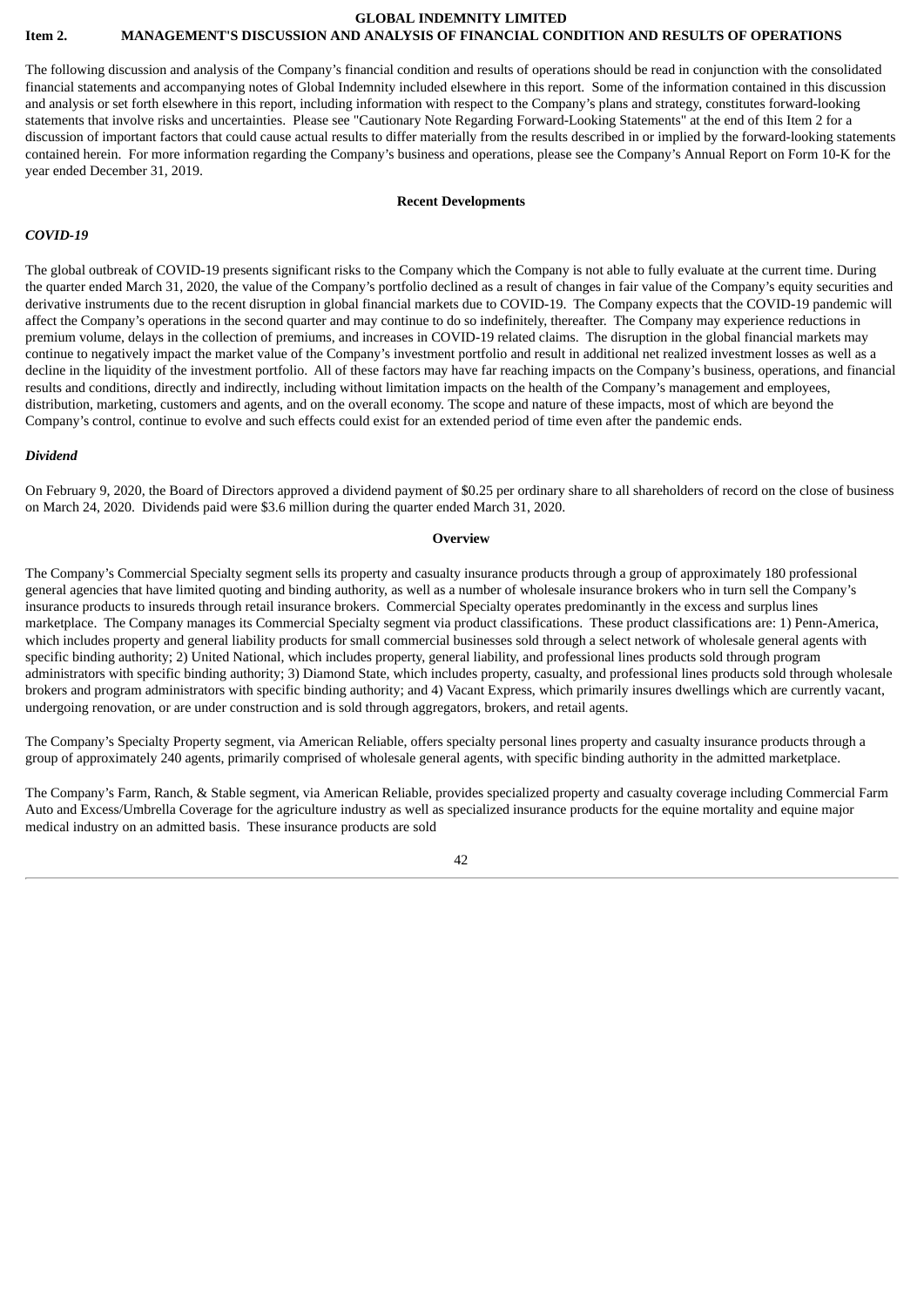**GLOBAL INDEMNITY LIMITED**

# Item 2. MANAGEMENT'S DISCUSSION AND ANALYSIS OF FINANCIAL CONDITION AND RESULTS OF OPERATIONS

The following discussion and analysis of the Company's financial condition and results of operations should be read in conjunction with the consolidated financial statements and accompanying notes of Global Indemnity included elsewhere in this report. Some of the information contained in this discussion and analysis or set forth elsewhere in this report, including information with respect to the Company's plans and strategy, constitutes forward-looking statements that involve risks and uncertainties. Please see "Cautionary Note Regarding Forward-Looking Statements" at the end of this Item 2 for a discussion of important factors that could cause actual results to differ materially from the results described in or implied by the forward-looking statements contained herein. For more information regarding the Company's business and operations, please see the Company's Annual Report on Form 10-K for the year ended December 31, 2019.

## Recent Developments

### *COVID-19*

The global outbreak of COVID-19 presents significant risks to the Company which the Company is not able to fully evaluate at the current time. During the quarter ended March 31, 2020, the value of the Company's portfolio declined as a result of changes in fair value of the Company's equity securities and derivative instruments due to the recent disruption in global financial markets due to COVID-19. The Company expects that the COVID-19 pandemic will affect the Company's operations in the second quarter and may continue to do so indefinitely, thereafter. The Company may experience reductions in premium volume, delays in the collection of premiums, and increases in COVID-19 related claims. The disruption in the global financial markets may continue to negatively impact the market value of the Company's investment portfolio and result in additional net realized investment losses as well as a decline in the liquidity of the investment portfolio. All of these factors may have far reaching impacts on the Company's business, operations, and financial results and conditions, directly and indirectly, including without limitation impacts on the health of the Company's management and employees, distribution, marketing, customers and agents, and on the overall economy. The scope and nature of these impacts, most of which are beyond the Company's control, continue to evolve and such effects could exist for an extended period of time even after the pandemic ends.

### *Dividend*

On February 9, 2020, the Board of Directors approved a dividend payment of $0.25 per ordinary share to all shareholders of record on the close of business on March 24, 2020. Dividends paid were $3.6 million during the quarter ended March 31, 2020.

## Overview

The Company's Commercial Specialty segment sells its property and casualty insurance products through a group of approximately 180 professional general agencies that have limited quoting and binding authority, as well as a number of wholesale insurance brokers who in turn sell the Company's insurance products to insureds through retail insurance brokers. Commercial Specialty operates predominantly in the excess and surplus lines marketplace. The Company manages its Commercial Specialty segment via product classifications. These product classifications are: 1) Penn-America, which includes property and general liability products for small commercial businesses sold through a select network of wholesale general agents with specific binding authority; 2) United National, which includes property, general liability, and professional lines products sold through program administrators with specific binding authority; 3) Diamond State, which includes property, casualty, and professional lines products sold through wholesale brokers and program administrators with specific binding authority; and 4) Vacant Express, which primarily insures dwellings which are currently vacant, undergoing renovation, or are under construction and is sold through aggregators, brokers, and retail agents.

The Company's Specialty Property segment, via American Reliable, offers specialty personal lines property and casualty insurance products through a group of approximately 240 agents, primarily comprised of wholesale general agents, with specific binding authority in the admitted marketplace.

The Company's Farm, Ranch, & Stable segment, via American Reliable, provides specialized property and casualty coverage including Commercial Farm Auto and Excess/Umbrella Coverage for the agriculture industry as well as specialized insurance products for the equine mortality and equine major medical industry on an admitted basis. These insurance products are sold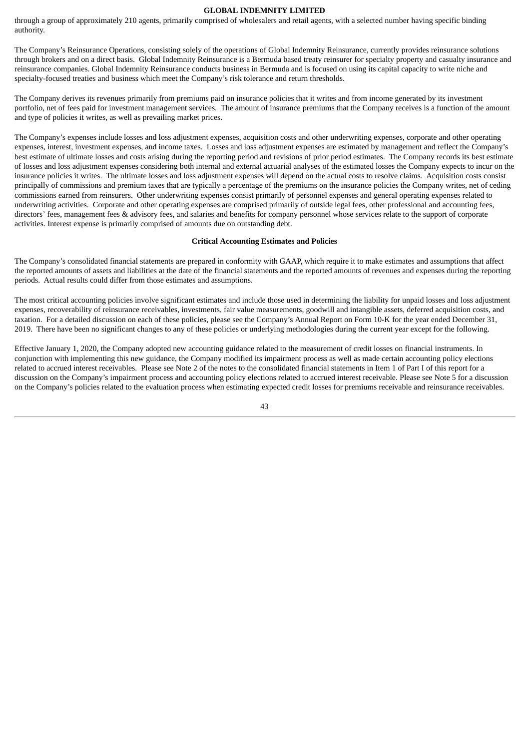through a group of approximately 210 agents, primarily comprised of wholesalers and retail agents, with a selected number having specific binding authority.

The Company's Reinsurance Operations, consisting solely of the operations of Global Indemnity Reinsurance, currently provides reinsurance solutions through brokers and on a direct basis. Global Indemnity Reinsurance is a Bermuda based treaty reinsurer for specialty property and casualty insurance and reinsurance companies. Global Indemnity Reinsurance conducts business in Bermuda and is focused on using its capital capacity to write niche and specialty-focused treaties and business which meet the Company's risk tolerance and return thresholds.

The Company derives its revenues primarily from premiums paid on insurance policies that it writes and from income generated by its investment portfolio, net of fees paid for investment management services. The amount of insurance premiums that the Company receives is a function of the amount and type of policies it writes, as well as prevailing market prices.

The Company's expenses include losses and loss adjustment expenses, acquisition costs and other underwriting expenses, corporate and other operating expenses, interest, investment expenses, and income taxes. Losses and loss adjustment expenses are estimated by management and reflect the Company's best estimate of ultimate losses and costs arising during the reporting period and revisions of prior period estimates. The Company records its best estimate of losses and loss adjustment expenses considering both internal and external actuarial analyses of the estimated losses the Company expects to incur on the insurance policies it writes. The ultimate losses and loss adjustment expenses will depend on the actual costs to resolve claims. Acquisition costs consist principally of commissions and premium taxes that are typically a percentage of the premiums on the insurance policies the Company writes, net of ceding commissions earned from reinsurers. Other underwriting expenses consist primarily of personnel expenses and general operating expenses related to underwriting activities. Corporate and other operating expenses are comprised primarily of outside legal fees, other professional and accounting fees, directors' fees, management fees & advisory fees, and salaries and benefits for company personnel whose services relate to the support of corporate activities. Interest expense is primarily comprised of amounts due on outstanding debt.

## Critical Accounting Estimates and Policies

The Company's consolidated financial statements are prepared in conformity with GAAP, which require it to make estimates and assumptions that affect the reported amounts of assets and liabilities at the date of the financial statements and the reported amounts of revenues and expenses during the reporting periods. Actual results could differ from those estimates and assumptions.

The most critical accounting policies involve significant estimates and include those used in determining the liability for unpaid losses and loss adjustment expenses, recoverability of reinsurance receivables, investments, fair value measurements, goodwill and intangible assets, deferred acquisition costs, and taxation. For a detailed discussion on each of these policies, please see the Company's Annual Report on Form 10-K for the year ended December 31, 2019. There have been no significant changes to any of these policies or underlying methodologies during the current year except for the following.

Effective January 1, 2020, the Company adopted new accounting guidance related to the measurement of credit losses on financial instruments. In conjunction with implementing this new guidance, the Company modified its impairment process as well as made certain accounting policy elections related to accrued interest receivables. Please see Note 2 of the notes to the consolidated financial statements in Item 1 of Part I of this report for a discussion on the Company's impairment process and accounting policy elections related to accrued interest receivable. Please see Note 5 for a discussion on the Company's policies related to the evaluation process when estimating expected credit losses for premiums receivable and reinsurance receivables.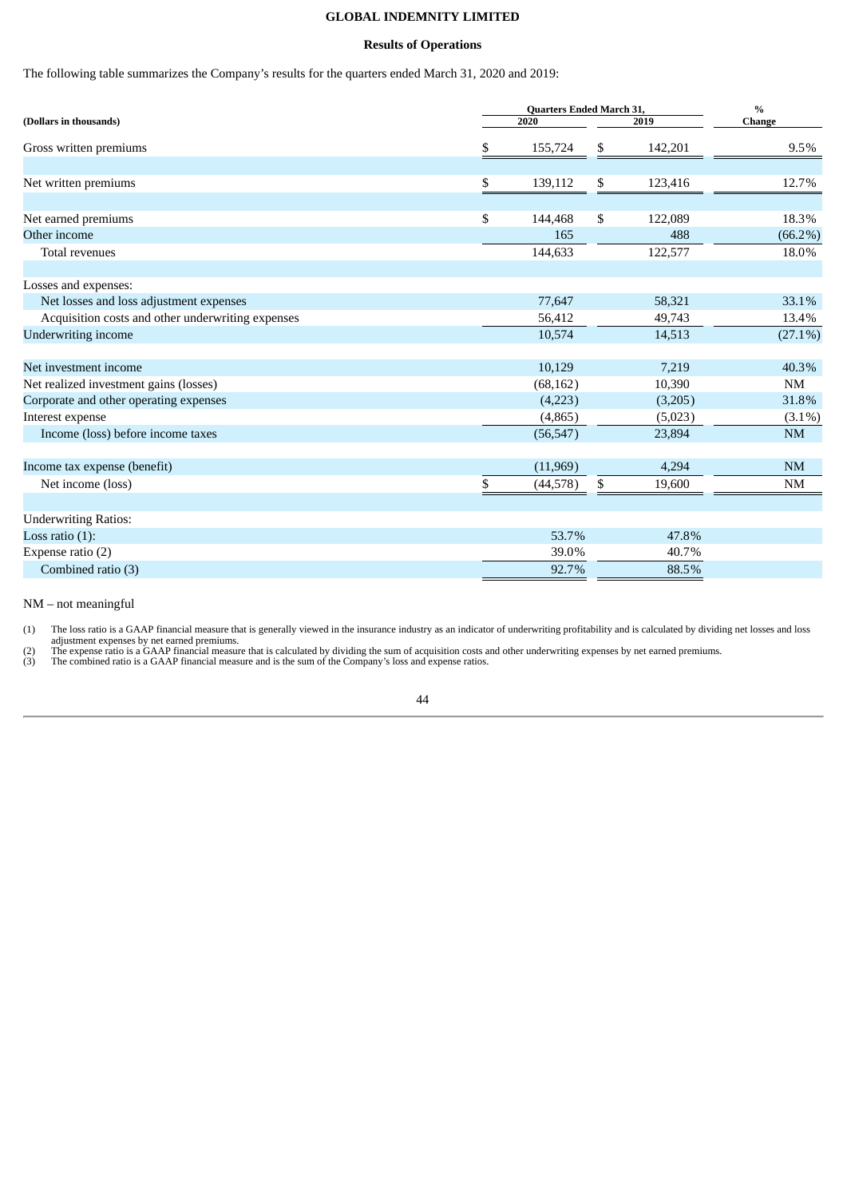**GLOBAL INDEMNITY LIMITED**

**Results of Operations**

The following table summarizes the Company's results for the quarters ended March 31, 2020 and 2019:

| (Dollars in thousands) | Quarters Ended March 31, 2020 | 2019 | % Change |
|---|---|---|---|
| Gross written premiums | $ 155,724 | $ 142,201 | 9.5% |
| Net written premiums | $ 139,112 | $ 123,416 | 12.7% |
| Net earned premiums | $ 144,468 | $ 122,089 | 18.3% |
| Other income | 165 | 488 | (66.2%) |
| Total revenues | 144,633 | 122,577 | 18.0% |
| Losses and expenses: | | | |
| Net losses and loss adjustment expenses | 77,647 | 58,321 | 33.1% |
| Acquisition costs and other underwriting expenses | 56,412 | 49,743 | 13.4% |
| Underwriting income | 10,574 | 14,513 | (27.1%) |
| Net investment income | 10,129 | 7,219 | 40.3% |
| Net realized investment gains (losses) | (68,162) | 10,390 | NM |
| Corporate and other operating expenses | (4,223) | (3,205) | 31.8% |
| Interest expense | (4,865) | (5,023) | (3.1%) |
| Income (loss) before income taxes | (56,547) | 23,894 | NM |
| Income tax expense (benefit) | (11,969) | 4,294 | NM |
| Net income (loss) | $ (44,578) | $ 19,600 | NM |
| Underwriting Ratios: | | | |
| Loss ratio (1): | 53.7% | 47.8% | |
| Expense ratio (2) | 39.0% | 40.7% | |
| Combined ratio (3) | 92.7% | 88.5% | |

NM – not meaningful

(1) The loss ratio is a GAAP financial measure that is generally viewed in the insurance industry as an indicator of underwriting profitability and is calculated by dividing net losses and loss adjustment expenses by net earned premiums.
(2) The expense ratio is a GAAP financial measure that is calculated by dividing the sum of acquisition costs and other underwriting expenses by net earned premiums.
(3) The combined ratio is a GAAP financial measure and is the sum of the Company's loss and expense ratios.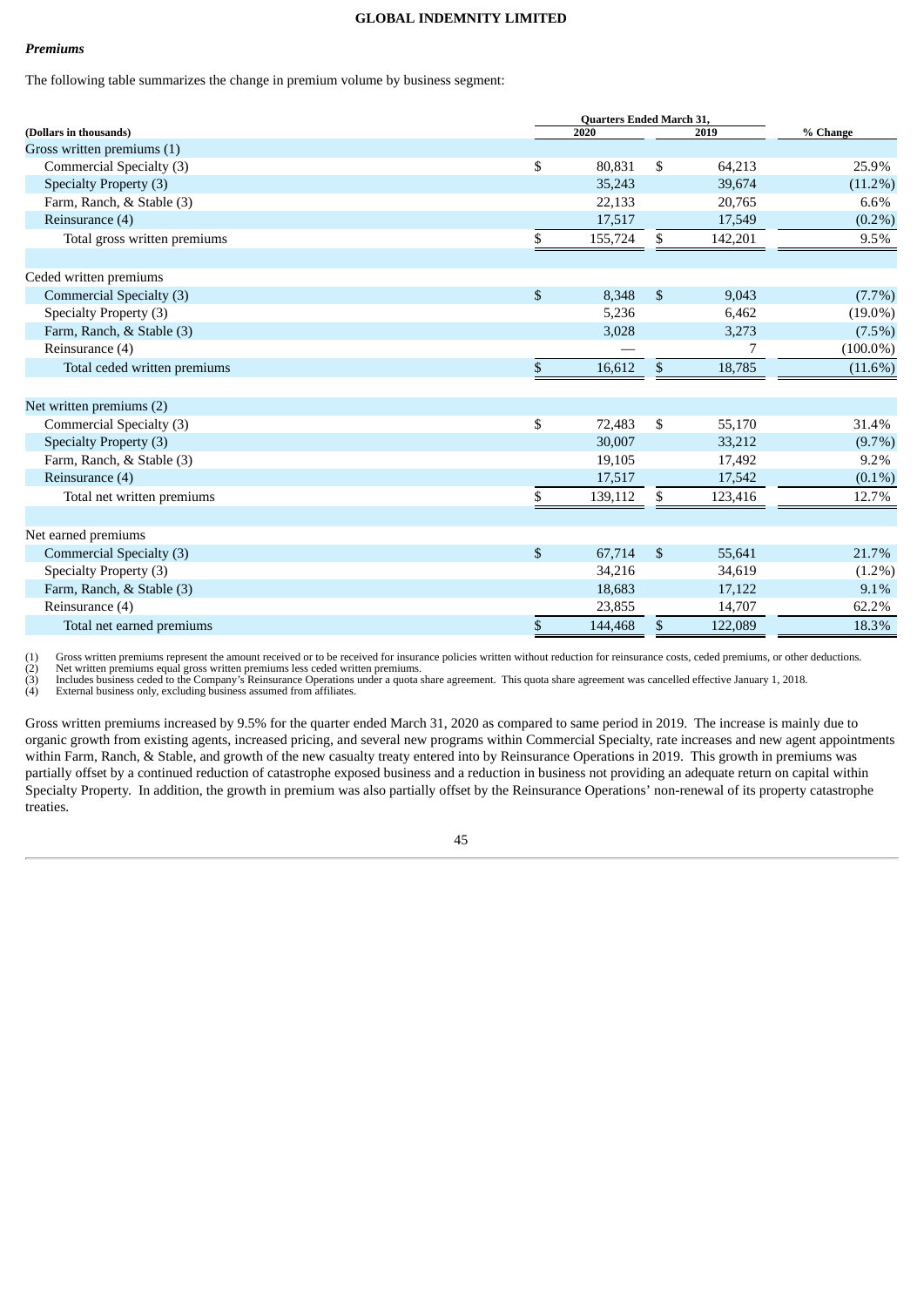***Premiums***

The following table summarizes the change in premium volume by business segment:

| (Dollars in thousands) | Quarters Ended March 31, 2020 | Quarters Ended March 31, 2019 | % Change |
|---|---|---|---|
| Gross written premiums (1) | | | |
| Commercial Specialty (3) | $ 80,831 | $ 64,213 | 25.9% |
| Specialty Property (3) | 35,243 | 39,674 | (11.2%) |
| Farm, Ranch, & Stable (3) | 22,133 | 20,765 | 6.6% |
| Reinsurance (4) | 17,517 | 17,549 | (0.2%) |
| Total gross written premiums | $ 155,724 | $ 142,201 | 9.5% |
| | | | |
| Ceded written premiums | | | |
| Commercial Specialty (3) | $ 8,348 | $ 9,043 | (7.7%) |
| Specialty Property (3) | 5,236 | 6,462 | (19.0%) |
| Farm, Ranch, & Stable (3) | 3,028 | 3,273 | (7.5%) |
| Reinsurance (4) | — | 7 | (100.0%) |
| Total ceded written premiums | $ 16,612 | $ 18,785 | (11.6%) |
| | | | |
| Net written premiums (2) | | | |
| Commercial Specialty (3) | $ 72,483 | $ 55,170 | 31.4% |
| Specialty Property (3) | 30,007 | 33,212 | (9.7%) |
| Farm, Ranch, & Stable (3) | 19,105 | 17,492 | 9.2% |
| Reinsurance (4) | 17,517 | 17,542 | (0.1%) |
| Total net written premiums | $ 139,112 | $ 123,416 | 12.7% |
| | | | |
| Net earned premiums | | | |
| Commercial Specialty (3) | $ 67,714 | $ 55,641 | 21.7% |
| Specialty Property (3) | 34,216 | 34,619 | (1.2%) |
| Farm, Ranch, & Stable (3) | 18,683 | 17,122 | 9.1% |
| Reinsurance (4) | 23,855 | 14,707 | 62.2% |
| Total net earned premiums | $ 144,468 | $ 122,089 | 18.3% |

(1) Gross written premiums represent the amount received or to be received for insurance policies written without reduction for reinsurance costs, ceded premiums, or other deductions.
(2) Net written premiums equal gross written premiums less ceded written premiums.
(3) Includes business ceded to the Company's Reinsurance Operations under a quota share agreement. This quota share agreement was cancelled effective January 1, 2018.
(4) External business only, excluding business assumed from affiliates.

Gross written premiums increased by 9.5% for the quarter ended March 31, 2020 as compared to same period in 2019. The increase is mainly due to organic growth from existing agents, increased pricing, and several new programs within Commercial Specialty, rate increases and new agent appointments within Farm, Ranch, & Stable, and growth of the new casualty treaty entered into by Reinsurance Operations in 2019. This growth in premiums was partially offset by a continued reduction of catastrophe exposed business and a reduction in business not providing an adequate return on capital within Specialty Property. In addition, the growth in premium was also partially offset by the Reinsurance Operations' non-renewal of its property catastrophe treaties.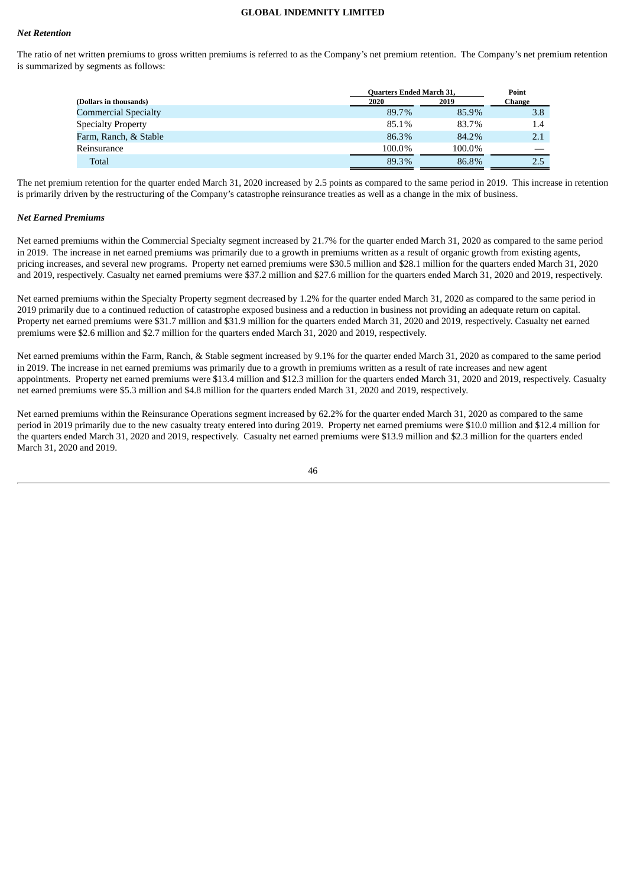### *Net Retention*

The ratio of net written premiums to gross written premiums is referred to as the Company's net premium retention. The Company's net premium retention is summarized by segments as follows:

| (Dollars in thousands) | Quarters Ended March 31, 2020 | 2019 | Point Change |
|---|---|---|---|
| Commercial Specialty | 89.7% | 85.9% | 3.8 |
| Specialty Property | 85.1% | 83.7% | 1.4 |
| Farm, Ranch, & Stable | 86.3% | 84.2% | 2.1 |
| Reinsurance | 100.0% | 100.0% | — |
| Total | 89.3% | 86.8% | 2.5 |

The net premium retention for the quarter ended March 31, 2020 increased by 2.5 points as compared to the same period in 2019. This increase in retention is primarily driven by the restructuring of the Company's catastrophe reinsurance treaties as well as a change in the mix of business.

### *Net Earned Premiums*

Net earned premiums within the Commercial Specialty segment increased by 21.7% for the quarter ended March 31, 2020 as compared to the same period in 2019. The increase in net earned premiums was primarily due to a growth in premiums written as a result of organic growth from existing agents, pricing increases, and several new programs. Property net earned premiums were $30.5 million and $28.1 million for the quarters ended March 31, 2020 and 2019, respectively. Casualty net earned premiums were $37.2 million and $27.6 million for the quarters ended March 31, 2020 and 2019, respectively.

Net earned premiums within the Specialty Property segment decreased by 1.2% for the quarter ended March 31, 2020 as compared to the same period in 2019 primarily due to a continued reduction of catastrophe exposed business and a reduction in business not providing an adequate return on capital. Property net earned premiums were $31.7 million and $31.9 million for the quarters ended March 31, 2020 and 2019, respectively. Casualty net earned premiums were $2.6 million and $2.7 million for the quarters ended March 31, 2020 and 2019, respectively.

Net earned premiums within the Farm, Ranch, & Stable segment increased by 9.1% for the quarter ended March 31, 2020 as compared to the same period in 2019. The increase in net earned premiums was primarily due to a growth in premiums written as a result of rate increases and new agent appointments. Property net earned premiums were $13.4 million and $12.3 million for the quarters ended March 31, 2020 and 2019, respectively. Casualty net earned premiums were $5.3 million and $4.8 million for the quarters ended March 31, 2020 and 2019, respectively.

Net earned premiums within the Reinsurance Operations segment increased by 62.2% for the quarter ended March 31, 2020 as compared to the same period in 2019 primarily due to the new casualty treaty entered into during 2019. Property net earned premiums were $10.0 million and $12.4 million for the quarters ended March 31, 2020 and 2019, respectively. Casualty net earned premiums were $13.9 million and $2.3 million for the quarters ended March 31, 2020 and 2019.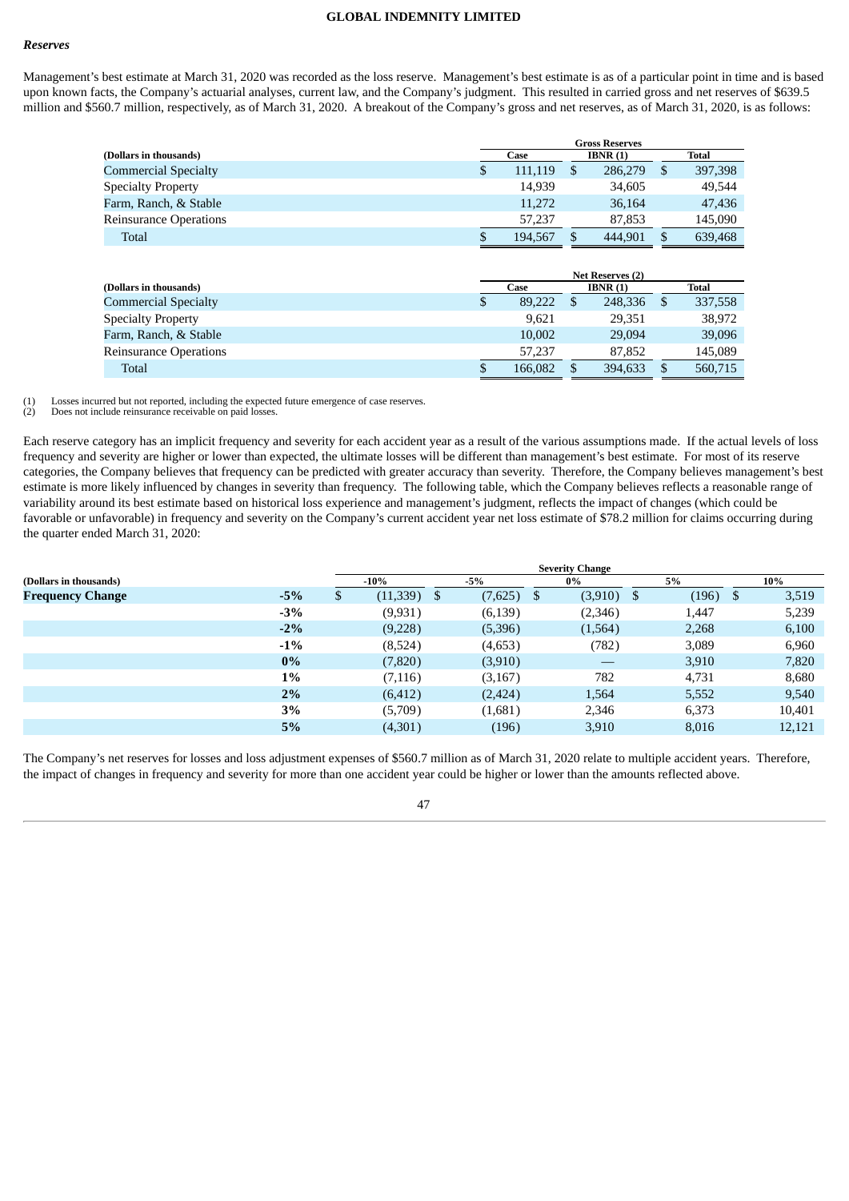### *Reserves*

Management's best estimate at March 31, 2020 was recorded as the loss reserve. Management's best estimate is as of a particular point in time and is based upon known facts, the Company's actuarial analyses, current law, and the Company's judgment. This resulted in carried gross and net reserves of $639.5 million and $560.7 million, respectively, as of March 31, 2020. A breakout of the Company's gross and net reserves, as of March 31, 2020, is as follows:

| (Dollars in thousands) | Gross Reserves | | |
|---|---|---|---|
| | Case | IBNR (1) | Total |
| Commercial Specialty | $ 111,119 | $ 286,279 | $ 397,398 |
| Specialty Property | 14,939 | 34,605 | 49,544 |
| Farm, Ranch, & Stable | 11,272 | 36,164 | 47,436 |
| Reinsurance Operations | 57,237 | 87,853 | 145,090 |
| Total | $ 194,567 | $ 444,901 | $ 639,468 |

| (Dollars in thousands) | Net Reserves (2) | | |
|---|---|---|---|
| | Case | IBNR (1) | Total |
| Commercial Specialty | $ 89,222 | $ 248,336 | $ 337,558 |
| Specialty Property | 9,621 | 29,351 | 38,972 |
| Farm, Ranch, & Stable | 10,002 | 29,094 | 39,096 |
| Reinsurance Operations | 57,237 | 87,852 | 145,089 |
| Total | $ 166,082 | $ 394,633 | $ 560,715 |

(1) Losses incurred but not reported, including the expected future emergence of case reserves.
(2) Does not include reinsurance receivable on paid losses.

Each reserve category has an implicit frequency and severity for each accident year as a result of the various assumptions made. If the actual levels of loss frequency and severity are higher or lower than expected, the ultimate losses will be different than management's best estimate. For most of its reserve categories, the Company believes that frequency can be predicted with greater accuracy than severity. Therefore, the Company believes management's best estimate is more likely influenced by changes in severity than frequency. The following table, which the Company believes reflects a reasonable range of variability around its best estimate based on historical loss experience and management's judgment, reflects the impact of changes (which could be favorable or unfavorable) in frequency and severity on the Company's current accident year net loss estimate of $78.2 million for claims occurring during the quarter ended March 31, 2020:

| (Dollars in thousands) | | Severity Change | | | | |
|---|---|---|---|---|---|---|
| | | -10% | -5% | 0% | 5% | 10% |
| **Frequency Change** | **-5%** | $ (11,339) | $ (7,625) | $ (3,910) | $ (196) | $ 3,519 |
| | **-3%** | (9,931) | (6,139) | (2,346) | 1,447 | 5,239 |
| | **-2%** | (9,228) | (5,396) | (1,564) | 2,268 | 6,100 |
| | **-1%** | (8,524) | (4,653) | (782) | 3,089 | 6,960 |
| | **0%** | (7,820) | (3,910) | — | 3,910 | 7,820 |
| | **1%** | (7,116) | (3,167) | 782 | 4,731 | 8,680 |
| | **2%** | (6,412) | (2,424) | 1,564 | 5,552 | 9,540 |
| | **3%** | (5,709) | (1,681) | 2,346 | 6,373 | 10,401 |
| | **5%** | (4,301) | (196) | 3,910 | 8,016 | 12,121 |

The Company's net reserves for losses and loss adjustment expenses of $560.7 million as of March 31, 2020 relate to multiple accident years. Therefore, the impact of changes in frequency and severity for more than one accident year could be higher or lower than the amounts reflected above.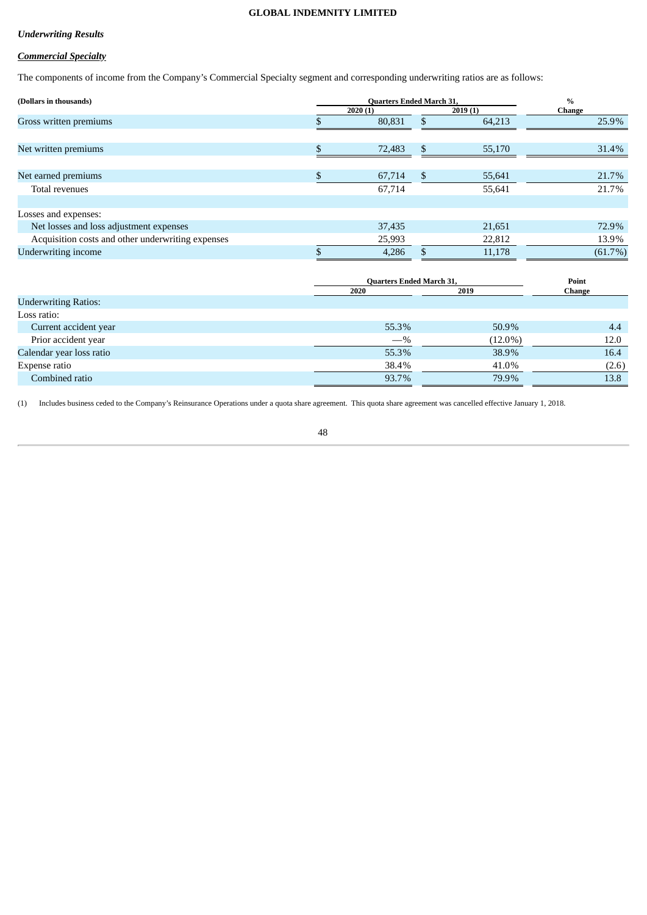### *Underwriting Results*

### ***Commercial Specialty***

The components of income from the Company's Commercial Specialty segment and corresponding underwriting ratios are as follows:

| (Dollars in thousands) | Quarters Ended March 31, 2020 (1) | Quarters Ended March 31, 2019 (1) | % Change |
|---|---|---|---|
| Gross written premiums | $ 80,831 | $ 64,213 | 25.9% |
| Net written premiums | $ 72,483 | $ 55,170 | 31.4% |
| Net earned premiums | $ 67,714 | $ 55,641 | 21.7% |
| Total revenues | 67,714 | 55,641 | 21.7% |
| Losses and expenses: | | | |
| Net losses and loss adjustment expenses | 37,435 | 21,651 | 72.9% |
| Acquisition costs and other underwriting expenses | 25,993 | 22,812 | 13.9% |
| Underwriting income | $ 4,286 | $ 11,178 | (61.7%) |

| | Quarters Ended March 31, 2020 | Quarters Ended March 31, 2019 | Point Change |
|---|---|---|---|
| Underwriting Ratios: | | | |
| Loss ratio: | | | |
| Current accident year | 55.3% | 50.9% | 4.4 |
| Prior accident year | —% | (12.0%) | 12.0 |
| Calendar year loss ratio | 55.3% | 38.9% | 16.4 |
| Expense ratio | 38.4% | 41.0% | (2.6) |
| Combined ratio | 93.7% | 79.9% | 13.8 |

(1) Includes business ceded to the Company's Reinsurance Operations under a quota share agreement. This quota share agreement was cancelled effective January 1, 2018.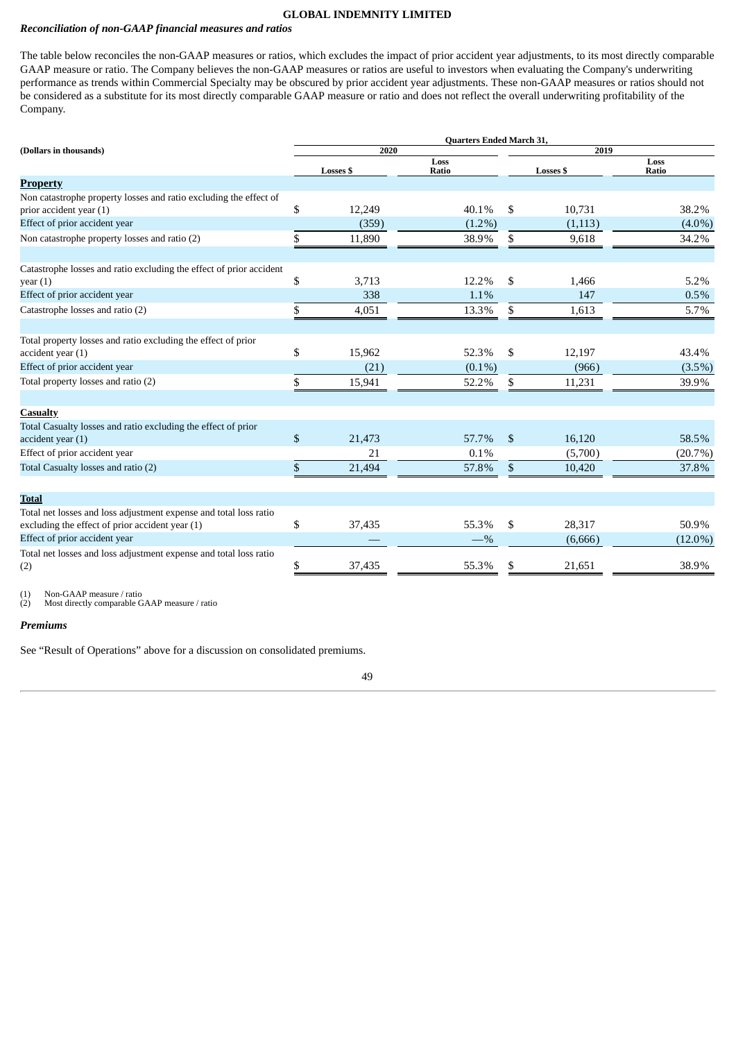## GLOBAL INDEMNITY LIMITED

***Reconciliation of non-GAAP financial measures and ratios***

The table below reconciles the non-GAAP measures or ratios, which excludes the impact of prior accident year adjustments, to its most directly comparable GAAP measure or ratio. The Company believes the non-GAAP measures or ratios are useful to investors when evaluating the Company's underwriting performance as trends within Commercial Specialty may be obscured by prior accident year adjustments. These non-GAAP measures or ratios should not be considered as a substitute for its most directly comparable GAAP measure or ratio and does not reflect the overall underwriting profitability of the Company.

| (Dollars in thousands) | Quarters Ended March 31, | | | |
|---|---|---|---|---|
| | 2020 | | 2019 | |
| | Losses $ | Loss Ratio | Losses $ | Loss Ratio |
| **Property** | | | | |
| Non catastrophe property losses and ratio excluding the effect of prior accident year (1) | $ 12,249 | 40.1% | $ 10,731 | 38.2% |
| Effect of prior accident year | (359) | (1.2%) | (1,113) | (4.0%) |
| Non catastrophe property losses and ratio (2) | $ 11,890 | 38.9% | $ 9,618 | 34.2% |
| | | | | |
| Catastrophe losses and ratio excluding the effect of prior accident year (1) | $ 3,713 | 12.2% | $ 1,466 | 5.2% |
| Effect of prior accident year | 338 | 1.1% | 147 | 0.5% |
| Catastrophe losses and ratio (2) | $ 4,051 | 13.3% | $ 1,613 | 5.7% |
| | | | | |
| Total property losses and ratio excluding the effect of prior accident year (1) | $ 15,962 | 52.3% | $ 12,197 | 43.4% |
| Effect of prior accident year | (21) | (0.1%) | (966) | (3.5%) |
| Total property losses and ratio (2) | $ 15,941 | 52.2% | $ 11,231 | 39.9% |
| | | | | |
| **Casualty** | | | | |
| Total Casualty losses and ratio excluding the effect of prior accident year (1) | $ 21,473 | 57.7% | $ 16,120 | 58.5% |
| Effect of prior accident year | 21 | 0.1% | (5,700) | (20.7%) |
| Total Casualty losses and ratio (2) | $ 21,494 | 57.8% | $ 10,420 | 37.8% |
| | | | | |
| **Total** | | | | |
| Total net losses and loss adjustment expense and total loss ratio excluding the effect of prior accident year (1) | $ 37,435 | 55.3% | $ 28,317 | 50.9% |
| Effect of prior accident year | — | —% | (6,666) | (12.0%) |
| Total net losses and loss adjustment expense and total loss ratio (2) | $ 37,435 | 55.3% | $ 21,651 | 38.9% |

(1) Non-GAAP measure / ratio
(2) Most directly comparable GAAP measure / ratio

***Premiums***

See "Result of Operations" above for a discussion on consolidated premiums.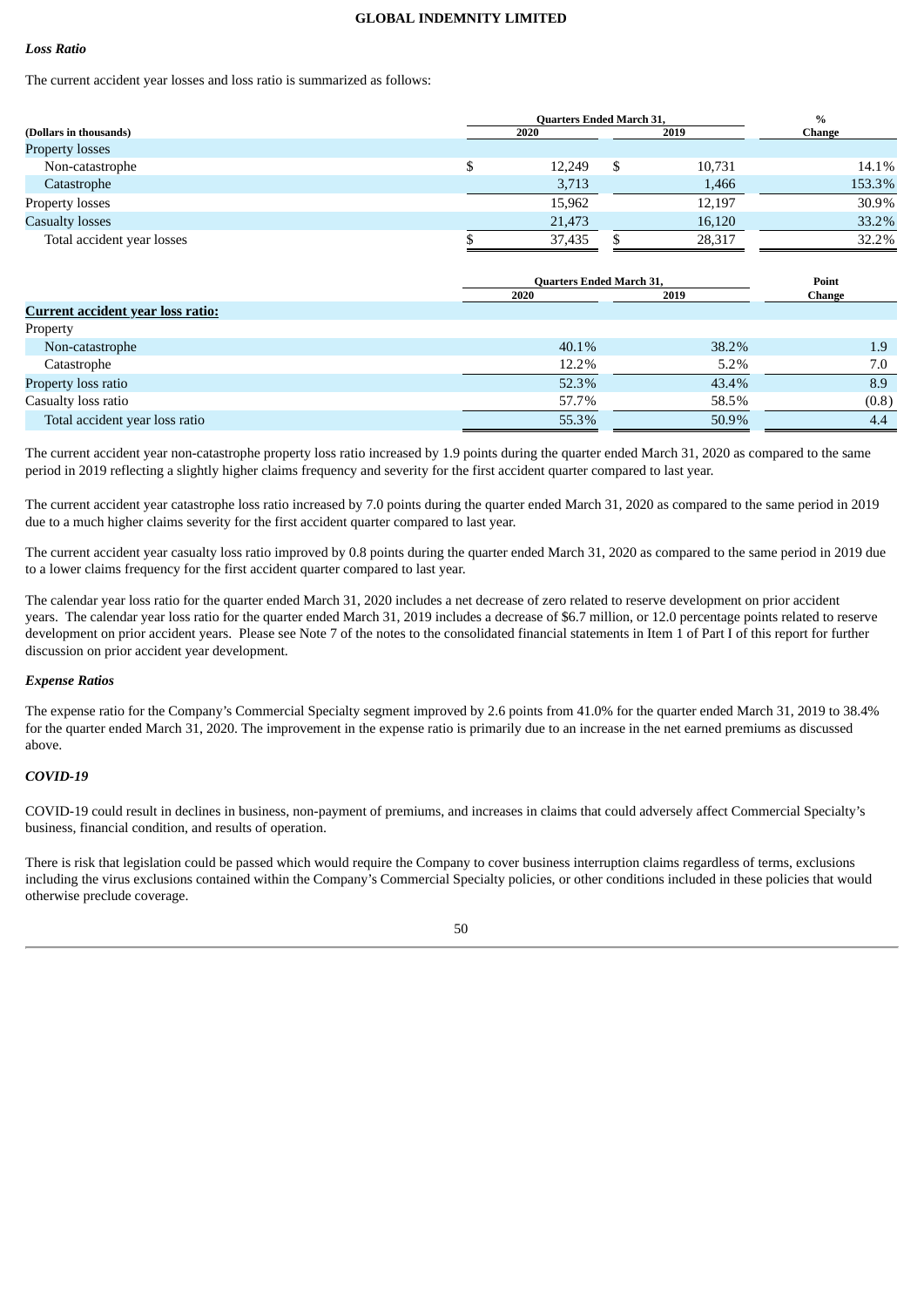***Loss Ratio***

The current accident year losses and loss ratio is summarized as follows:

| (Dollars in thousands) | Quarters Ended March 31, 2020 | Quarters Ended March 31, 2019 | % Change |
|---|---|---|---|
| Property losses | | | |
| Non-catastrophe | $ 12,249 | $ 10,731 | 14.1% |
| Catastrophe | 3,713 | 1,466 | 153.3% |
| Property losses | 15,962 | 12,197 | 30.9% |
| Casualty losses | 21,473 | 16,120 | 33.2% |
| Total accident year losses | $ 37,435 | $ 28,317 | 32.2% |

| | Quarters Ended March 31, 2020 | Quarters Ended March 31, 2019 | Point Change |
|---|---|---|---|
| **Current accident year loss ratio:** | | | |
| Property | | | |
| Non-catastrophe | 40.1% | 38.2% | 1.9 |
| Catastrophe | 12.2% | 5.2% | 7.0 |
| Property loss ratio | 52.3% | 43.4% | 8.9 |
| Casualty loss ratio | 57.7% | 58.5% | (0.8) |
| Total accident year loss ratio | 55.3% | 50.9% | 4.4 |

The current accident year non-catastrophe property loss ratio increased by 1.9 points during the quarter ended March 31, 2020 as compared to the same period in 2019 reflecting a slightly higher claims frequency and severity for the first accident quarter compared to last year.

The current accident year catastrophe loss ratio increased by 7.0 points during the quarter ended March 31, 2020 as compared to the same period in 2019 due to a much higher claims severity for the first accident quarter compared to last year.

The current accident year casualty loss ratio improved by 0.8 points during the quarter ended March 31, 2020 as compared to the same period in 2019 due to a lower claims frequency for the first accident quarter compared to last year.

The calendar year loss ratio for the quarter ended March 31, 2020 includes a net decrease of zero related to reserve development on prior accident years. The calendar year loss ratio for the quarter ended March 31, 2019 includes a decrease of $6.7 million, or 12.0 percentage points related to reserve development on prior accident years. Please see Note 7 of the notes to the consolidated financial statements in Item 1 of Part I of this report for further discussion on prior accident year development.

***Expense Ratios***

The expense ratio for the Company's Commercial Specialty segment improved by 2.6 points from 41.0% for the quarter ended March 31, 2019 to 38.4% for the quarter ended March 31, 2020. The improvement in the expense ratio is primarily due to an increase in the net earned premiums as discussed above.

***COVID-19***

COVID-19 could result in declines in business, non-payment of premiums, and increases in claims that could adversely affect Commercial Specialty's business, financial condition, and results of operation.

There is risk that legislation could be passed which would require the Company to cover business interruption claims regardless of terms, exclusions including the virus exclusions contained within the Company's Commercial Specialty policies, or other conditions included in these policies that would otherwise preclude coverage.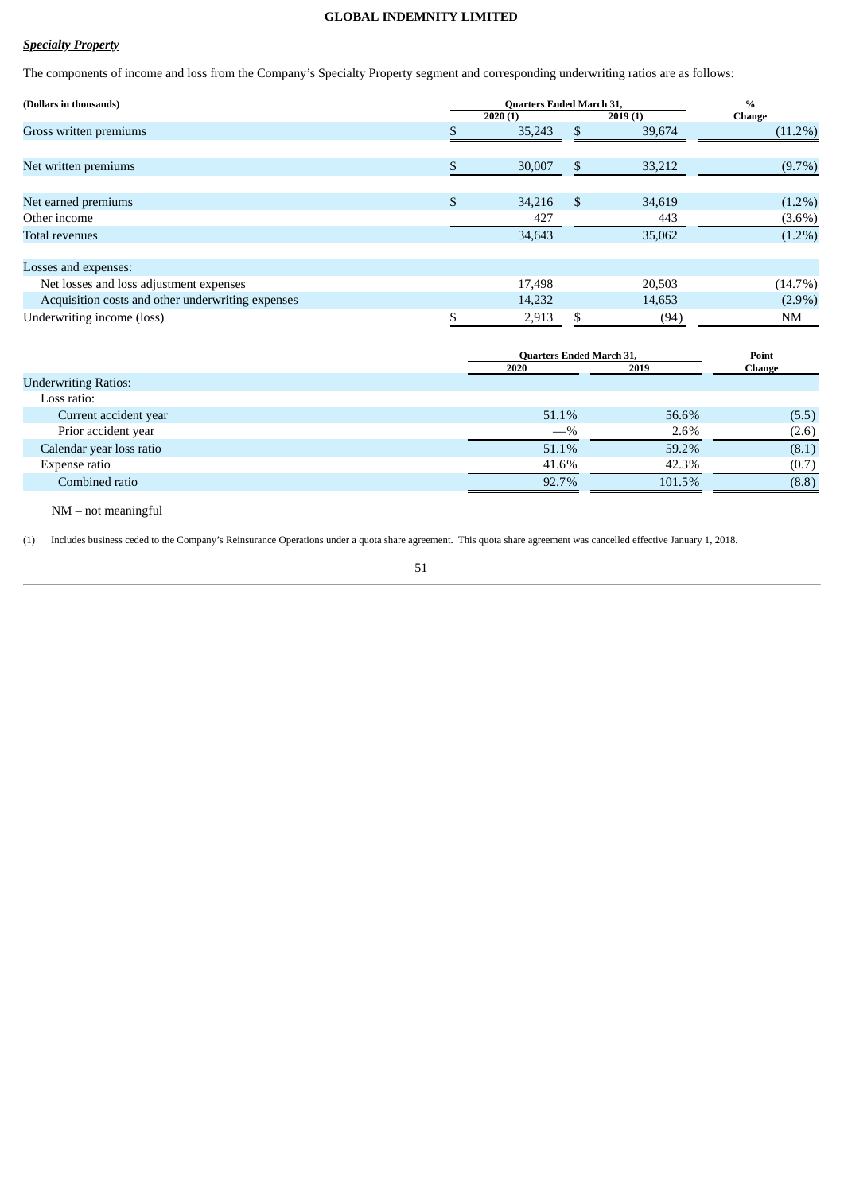## ***Specialty Property***

The components of income and loss from the Company's Specialty Property segment and corresponding underwriting ratios are as follows:

| (Dollars in thousands) | Quarters Ended March 31, 2020 (1) | Quarters Ended March 31, 2019 (1) | % Change |
|---|---|---|---|
| Gross written premiums | $ 35,243 | $ 39,674 | (11.2%) |
| Net written premiums | $ 30,007 | $ 33,212 | (9.7%) |
| Net earned premiums | $ 34,216 | $ 34,619 | (1.2%) |
| Other income | 427 | 443 | (3.6%) |
| Total revenues | 34,643 | 35,062 | (1.2%) |
| Losses and expenses: | | | |
| Net losses and loss adjustment expenses | 17,498 | 20,503 | (14.7%) |
| Acquisition costs and other underwriting expenses | 14,232 | 14,653 | (2.9%) |
| Underwriting income (loss) | $ 2,913 | $ (94) | NM |

| | Quarters Ended March 31, 2020 | Quarters Ended March 31, 2019 | Point Change |
|---|---|---|---|
| Underwriting Ratios: | | | |
| Loss ratio: | | | |
| Current accident year | 51.1% | 56.6% | (5.5) |
| Prior accident year | —% | 2.6% | (2.6) |
| Calendar year loss ratio | 51.1% | 59.2% | (8.1) |
| Expense ratio | 41.6% | 42.3% | (0.7) |
| Combined ratio | 92.7% | 101.5% | (8.8) |

NM – not meaningful

(1) Includes business ceded to the Company's Reinsurance Operations under a quota share agreement. This quota share agreement was cancelled effective January 1, 2018.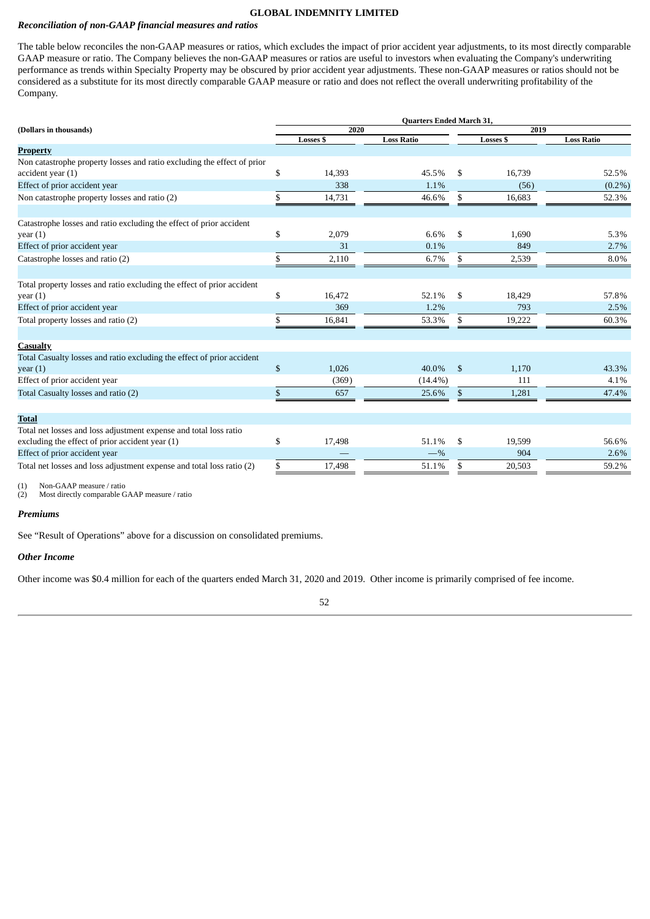### *Reconciliation of non-GAAP financial measures and ratios*

The table below reconciles the non-GAAP measures or ratios, which excludes the impact of prior accident year adjustments, to its most directly comparable GAAP measure or ratio. The Company believes the non-GAAP measures or ratios are useful to investors when evaluating the Company's underwriting performance as trends within Specialty Property may be obscured by prior accident year adjustments. These non-GAAP measures or ratios should not be considered as a substitute for its most directly comparable GAAP measure or ratio and does not reflect the overall underwriting profitability of the Company.

| (Dollars in thousands) | Quarters Ended March 31, | | | |
|---|---|---|---|---|
| | 2020 | | 2019 | |
| | Losses $ | Loss Ratio | Losses $ | Loss Ratio |
| **Property** | | | | |
| Non catastrophe property losses and ratio excluding the effect of prior accident year (1) | $ 14,393 | 45.5% | $ 16,739 | 52.5% |
| Effect of prior accident year | 338 | 1.1% | (56) | (0.2%) |
| Non catastrophe property losses and ratio (2) | $ 14,731 | 46.6% | $ 16,683 | 52.3% |
| | | | | |
| Catastrophe losses and ratio excluding the effect of prior accident year (1) | $ 2,079 | 6.6% | $ 1,690 | 5.3% |
| Effect of prior accident year | 31 | 0.1% | 849 | 2.7% |
| Catastrophe losses and ratio (2) | $ 2,110 | 6.7% | $ 2,539 | 8.0% |
| | | | | |
| Total property losses and ratio excluding the effect of prior accident year (1) | $ 16,472 | 52.1% | $ 18,429 | 57.8% |
| Effect of prior accident year | 369 | 1.2% | 793 | 2.5% |
| Total property losses and ratio (2) | $ 16,841 | 53.3% | $ 19,222 | 60.3% |
| | | | | |
| **Casualty** | | | | |
| Total Casualty losses and ratio excluding the effect of prior accident year (1) | $ 1,026 | 40.0% | $ 1,170 | 43.3% |
| Effect of prior accident year | (369) | (14.4%) | 111 | 4.1% |
| Total Casualty losses and ratio (2) | $ 657 | 25.6% | $ 1,281 | 47.4% |
| | | | | |
| **Total** | | | | |
| Total net losses and loss adjustment expense and total loss ratio excluding the effect of prior accident year (1) | $ 17,498 | 51.1% | $ 19,599 | 56.6% |
| Effect of prior accident year | — | —% | 904 | 2.6% |
| Total net losses and loss adjustment expense and total loss ratio (2) | $ 17,498 | 51.1% | $ 20,503 | 59.2% |

(1) Non-GAAP measure / ratio
(2) Most directly comparable GAAP measure / ratio

### *Premiums*

See "Result of Operations" above for a discussion on consolidated premiums.

### *Other Income*

Other income was $0.4 million for each of the quarters ended March 31, 2020 and 2019. Other income is primarily comprised of fee income.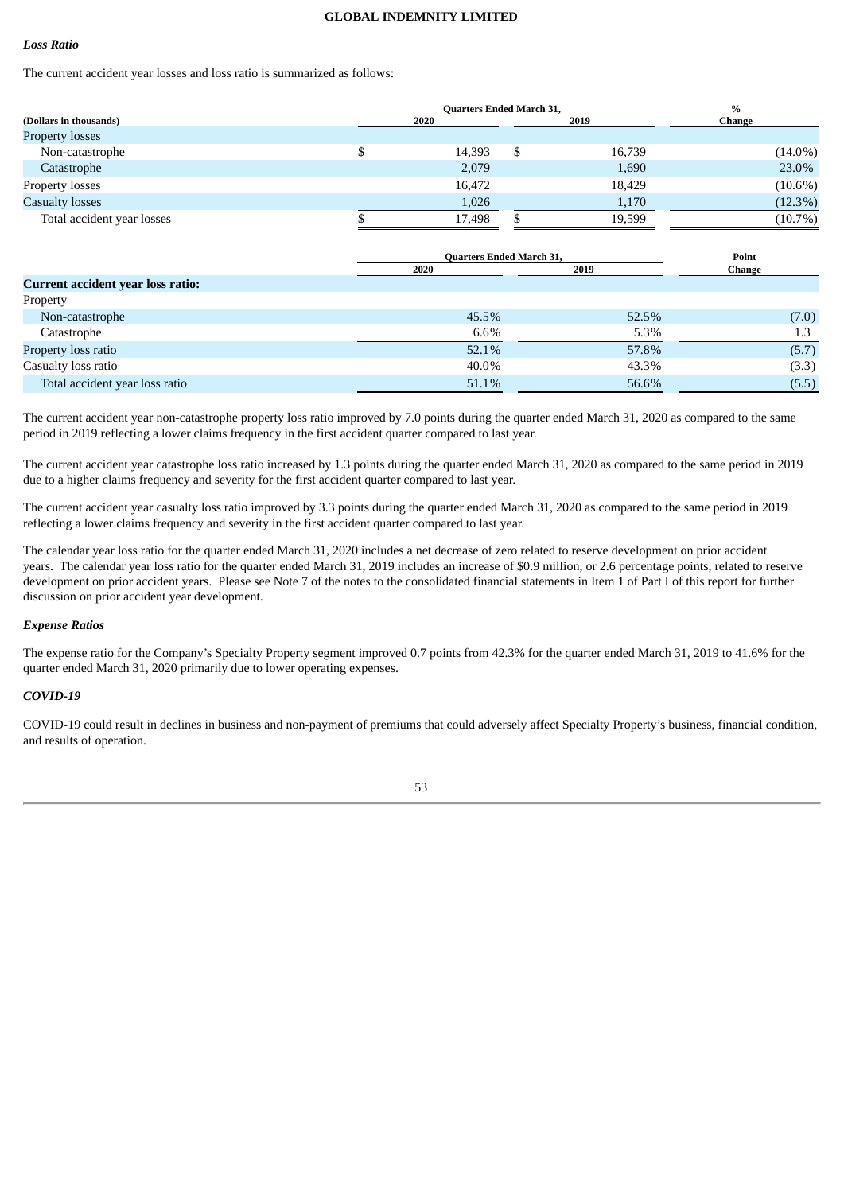### *Loss Ratio*

The current accident year losses and loss ratio is summarized as follows:

| (Dollars in thousands) | Quarters Ended March 31, 2020 | Quarters Ended March 31, 2019 | % Change |
|---|---|---|---|
| Property losses | | | |
| Non-catastrophe | $ 14,393 | $ 16,739 | (14.0%) |
| Catastrophe | 2,079 | 1,690 | 23.0% |
| Property losses | 16,472 | 18,429 | (10.6%) |
| Casualty losses | 1,026 | 1,170 | (12.3%) |
| Total accident year losses | $ 17,498 | $ 19,599 | (10.7%) |

| | Quarters Ended March 31, 2020 | Quarters Ended March 31, 2019 | Point Change |
|---|---|---|---|
| **Current accident year loss ratio:** | | | |
| Property | | | |
| Non-catastrophe | 45.5% | 52.5% | (7.0) |
| Catastrophe | 6.6% | 5.3% | 1.3 |
| Property loss ratio | 52.1% | 57.8% | (5.7) |
| Casualty loss ratio | 40.0% | 43.3% | (3.3) |
| Total accident year loss ratio | 51.1% | 56.6% | (5.5) |

The current accident year non-catastrophe property loss ratio improved by 7.0 points during the quarter ended March 31, 2020 as compared to the same period in 2019 reflecting a lower claims frequency in the first accident quarter compared to last year.

The current accident year catastrophe loss ratio increased by 1.3 points during the quarter ended March 31, 2020 as compared to the same period in 2019 due to a higher claims frequency and severity for the first accident quarter compared to last year.

The current accident year casualty loss ratio improved by 3.3 points during the quarter ended March 31, 2020 as compared to the same period in 2019 reflecting a lower claims frequency and severity in the first accident quarter compared to last year.

The calendar year loss ratio for the quarter ended March 31, 2020 includes a net decrease of zero related to reserve development on prior accident years. The calendar year loss ratio for the quarter ended March 31, 2019 includes an increase of $0.9 million, or 2.6 percentage points, related to reserve development on prior accident years. Please see Note 7 of the notes to the consolidated financial statements in Item 1 of Part I of this report for further discussion on prior accident year development.

### *Expense Ratios*

The expense ratio for the Company's Specialty Property segment improved 0.7 points from 42.3% for the quarter ended March 31, 2019 to 41.6% for the quarter ended March 31, 2020 primarily due to lower operating expenses.

### *COVID-19*

COVID-19 could result in declines in business and non-payment of premiums that could adversely affect Specialty Property's business, financial condition, and results of operation.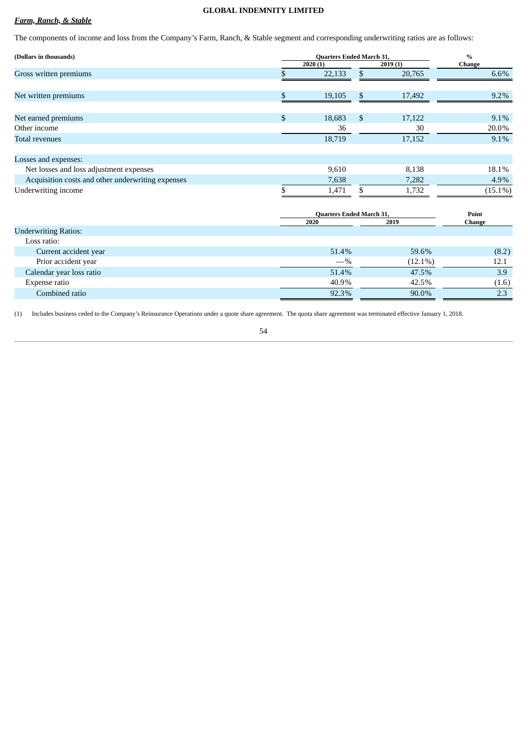***Farm, Ranch, & Stable***

The components of income and loss from the Company's Farm, Ranch, & Stable segment and corresponding underwriting ratios are as follows:

| (Dollars in thousands) | Quarters Ended March 31, | | % |
|---|---|---|---|
| | 2020 (1) | 2019 (1) | Change |
| Gross written premiums | $ 22,133 | $ 20,765 | 6.6% |
| | | | |
| Net written premiums | $ 19,105 | $ 17,492 | 9.2% |
| | | | |
| Net earned premiums | $ 18,683 | $ 17,122 | 9.1% |
| Other income | 36 | 30 | 20.0% |
| Total revenues | 18,719 | 17,152 | 9.1% |
| | | | |
| Losses and expenses: | | | |
| Net losses and loss adjustment expenses | 9,610 | 8,138 | 18.1% |
| Acquisition costs and other underwriting expenses | 7,638 | 7,282 | 4.9% |
| Underwriting income | $ 1,471 | $ 1,732 | (15.1%) |

| | Quarters Ended March 31, | | Point |
|---|---|---|---|
| | 2020 | 2019 | Change |
| Underwriting Ratios: | | | |
| Loss ratio: | | | |
| Current accident year | 51.4% | 59.6% | (8.2) |
| Prior accident year | —% | (12.1%) | 12.1 |
| Calendar year loss ratio | 51.4% | 47.5% | 3.9 |
| Expense ratio | 40.9% | 42.5% | (1.6) |
| Combined ratio | 92.3% | 90.0% | 2.3 |

(1) Includes business ceded to the Company's Reinsurance Operations under a quote share agreement. The quota share agreement was terminated effective January 1, 2018.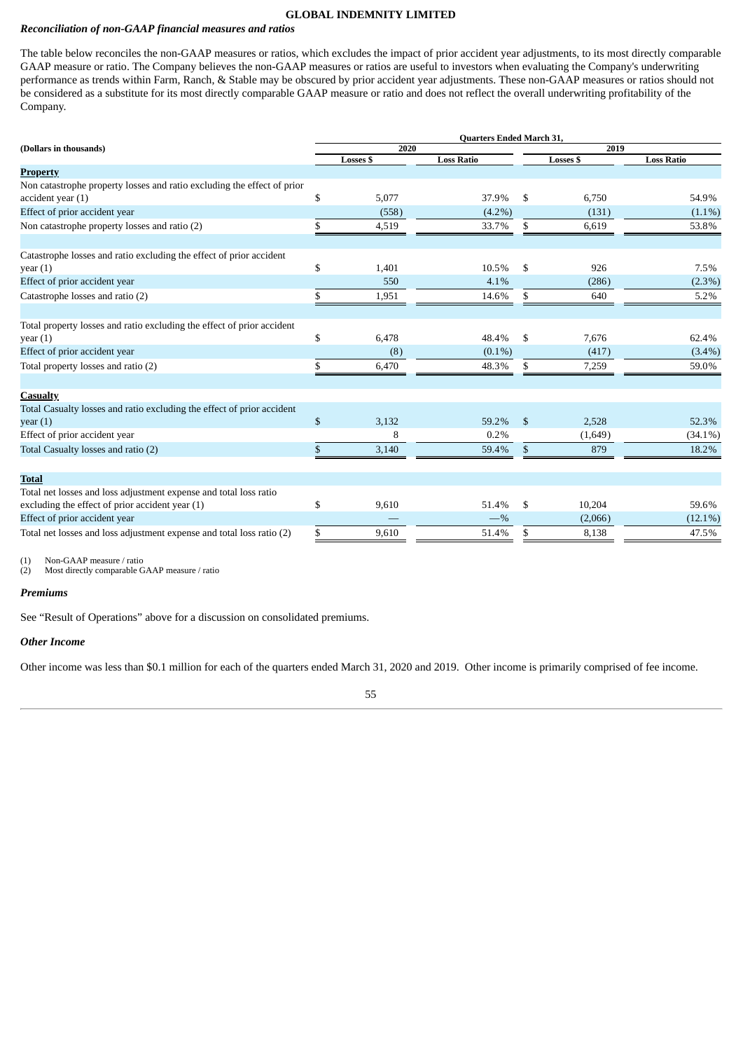### *Reconciliation of non-GAAP financial measures and ratios*

The table below reconciles the non-GAAP measures or ratios, which excludes the impact of prior accident year adjustments, to its most directly comparable GAAP measure or ratio. The Company believes the non-GAAP measures or ratios are useful to investors when evaluating the Company's underwriting performance as trends within Farm, Ranch, & Stable may be obscured by prior accident year adjustments. These non-GAAP measures or ratios should not be considered as a substitute for its most directly comparable GAAP measure or ratio and does not reflect the overall underwriting profitability of the Company.

| (Dollars in thousands) | Quarters Ended March 31, | | | |
|---|---|---|---|---|
| | 2020 | | 2019 | |
| | Losses $ | Loss Ratio | Losses $ | Loss Ratio |
| **Property** | | | | |
| Non catastrophe property losses and ratio excluding the effect of prior accident year (1) | $ 5,077 | 37.9% | $ 6,750 | 54.9% |
| Effect of prior accident year | (558) | (4.2%) | (131) | (1.1%) |
| Non catastrophe property losses and ratio (2) | $ 4,519 | 33.7% | $ 6,619 | 53.8% |
| | | | | |
| Catastrophe losses and ratio excluding the effect of prior accident year (1) | $ 1,401 | 10.5% | $ 926 | 7.5% |
| Effect of prior accident year | 550 | 4.1% | (286) | (2.3%) |
| Catastrophe losses and ratio (2) | $ 1,951 | 14.6% | $ 640 | 5.2% |
| | | | | |
| Total property losses and ratio excluding the effect of prior accident year (1) | $ 6,478 | 48.4% | $ 7,676 | 62.4% |
| Effect of prior accident year | (8) | (0.1%) | (417) | (3.4%) |
| Total property losses and ratio (2) | $ 6,470 | 48.3% | $ 7,259 | 59.0% |
| | | | | |
| **Casualty** | | | | |
| Total Casualty losses and ratio excluding the effect of prior accident year (1) | $ 3,132 | 59.2% | $ 2,528 | 52.3% |
| Effect of prior accident year | 8 | 0.2% | (1,649) | (34.1%) |
| Total Casualty losses and ratio (2) | $ 3,140 | 59.4% | $ 879 | 18.2% |
| | | | | |
| **Total** | | | | |
| Total net losses and loss adjustment expense and total loss ratio excluding the effect of prior accident year (1) | $ 9,610 | 51.4% | $ 10,204 | 59.6% |
| Effect of prior accident year | — | —% | (2,066) | (12.1%) |
| Total net losses and loss adjustment expense and total loss ratio (2) | $ 9,610 | 51.4% | $ 8,138 | 47.5% |

(1) Non-GAAP measure / ratio
(2) Most directly comparable GAAP measure / ratio

### *Premiums*

See "Result of Operations" above for a discussion on consolidated premiums.

### *Other Income*

Other income was less than $0.1 million for each of the quarters ended March 31, 2020 and 2019. Other income is primarily comprised of fee income.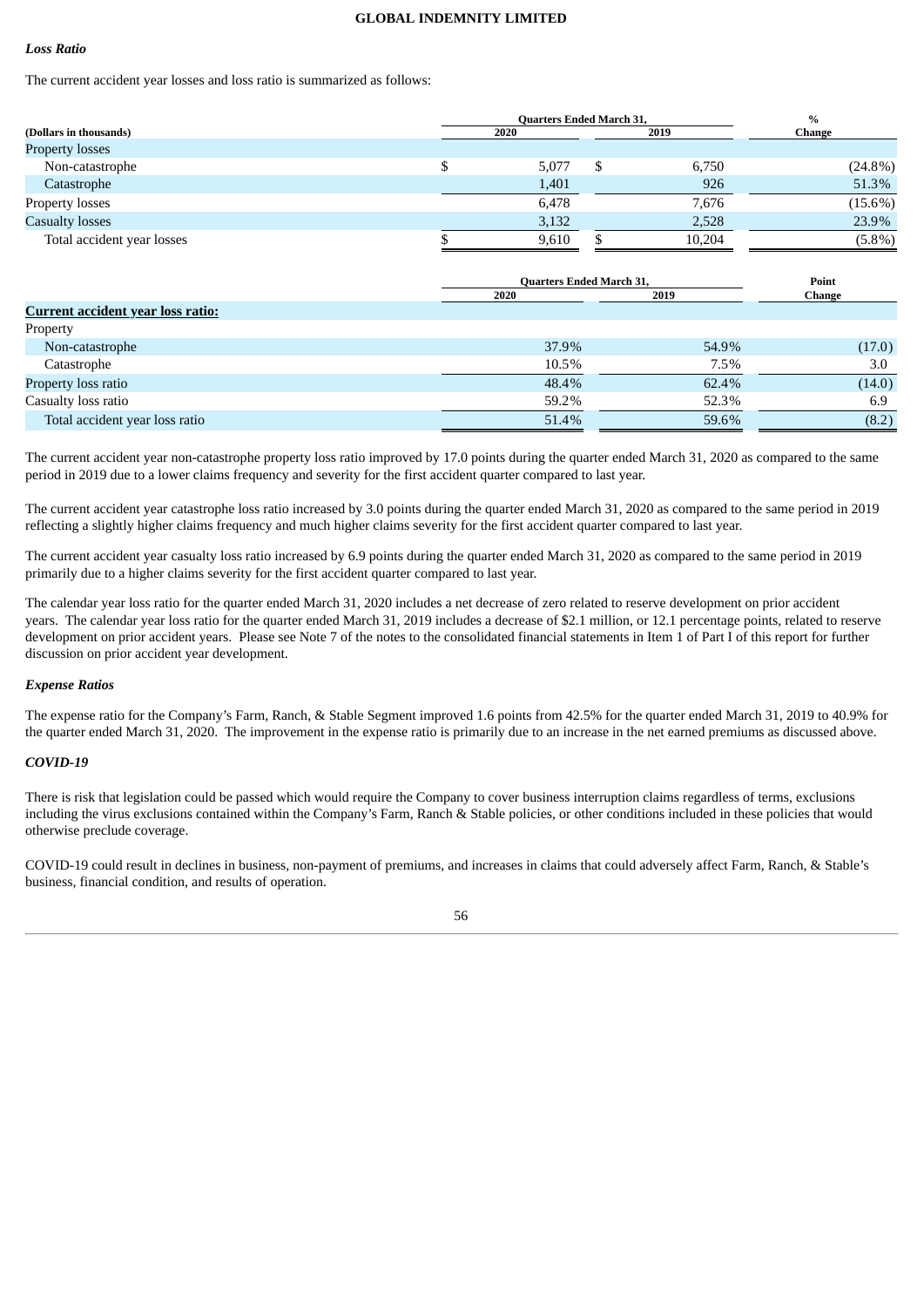***Loss Ratio***

The current accident year losses and loss ratio is summarized as follows:

| (Dollars in thousands) | Quarters Ended March 31, 2020 | Quarters Ended March 31, 2019 | % Change |
|---|---|---|---|
| Property losses | | | |
| Non-catastrophe | $ 5,077 | $ 6,750 | (24.8%) |
| Catastrophe | 1,401 | 926 | 51.3% |
| Property losses | 6,478 | 7,676 | (15.6%) |
| Casualty losses | 3,132 | 2,528 | 23.9% |
| Total accident year losses | $ 9,610 | $ 10,204 | (5.8%) |

| | Quarters Ended March 31, 2020 | Quarters Ended March 31, 2019 | Point Change |
|---|---|---|---|
| **Current accident year loss ratio:** | | | |
| Property | | | |
| Non-catastrophe | 37.9% | 54.9% | (17.0) |
| Catastrophe | 10.5% | 7.5% | 3.0 |
| Property loss ratio | 48.4% | 62.4% | (14.0) |
| Casualty loss ratio | 59.2% | 52.3% | 6.9 |
| Total accident year loss ratio | 51.4% | 59.6% | (8.2) |

The current accident year non-catastrophe property loss ratio improved by 17.0 points during the quarter ended March 31, 2020 as compared to the same period in 2019 due to a lower claims frequency and severity for the first accident quarter compared to last year.

The current accident year catastrophe loss ratio increased by 3.0 points during the quarter ended March 31, 2020 as compared to the same period in 2019 reflecting a slightly higher claims frequency and much higher claims severity for the first accident quarter compared to last year.

The current accident year casualty loss ratio increased by 6.9 points during the quarter ended March 31, 2020 as compared to the same period in 2019 primarily due to a higher claims severity for the first accident quarter compared to last year.

The calendar year loss ratio for the quarter ended March 31, 2020 includes a net decrease of zero related to reserve development on prior accident years. The calendar year loss ratio for the quarter ended March 31, 2019 includes a decrease of $2.1 million, or 12.1 percentage points, related to reserve development on prior accident years. Please see Note 7 of the notes to the consolidated financial statements in Item 1 of Part I of this report for further discussion on prior accident year development.

***Expense Ratios***

The expense ratio for the Company's Farm, Ranch, & Stable Segment improved 1.6 points from 42.5% for the quarter ended March 31, 2019 to 40.9% for the quarter ended March 31, 2020. The improvement in the expense ratio is primarily due to an increase in the net earned premiums as discussed above.

***COVID-19***

There is risk that legislation could be passed which would require the Company to cover business interruption claims regardless of terms, exclusions including the virus exclusions contained within the Company's Farm, Ranch & Stable policies, or other conditions included in these policies that would otherwise preclude coverage.

COVID-19 could result in declines in business, non-payment of premiums, and increases in claims that could adversely affect Farm, Ranch, & Stable's business, financial condition, and results of operation.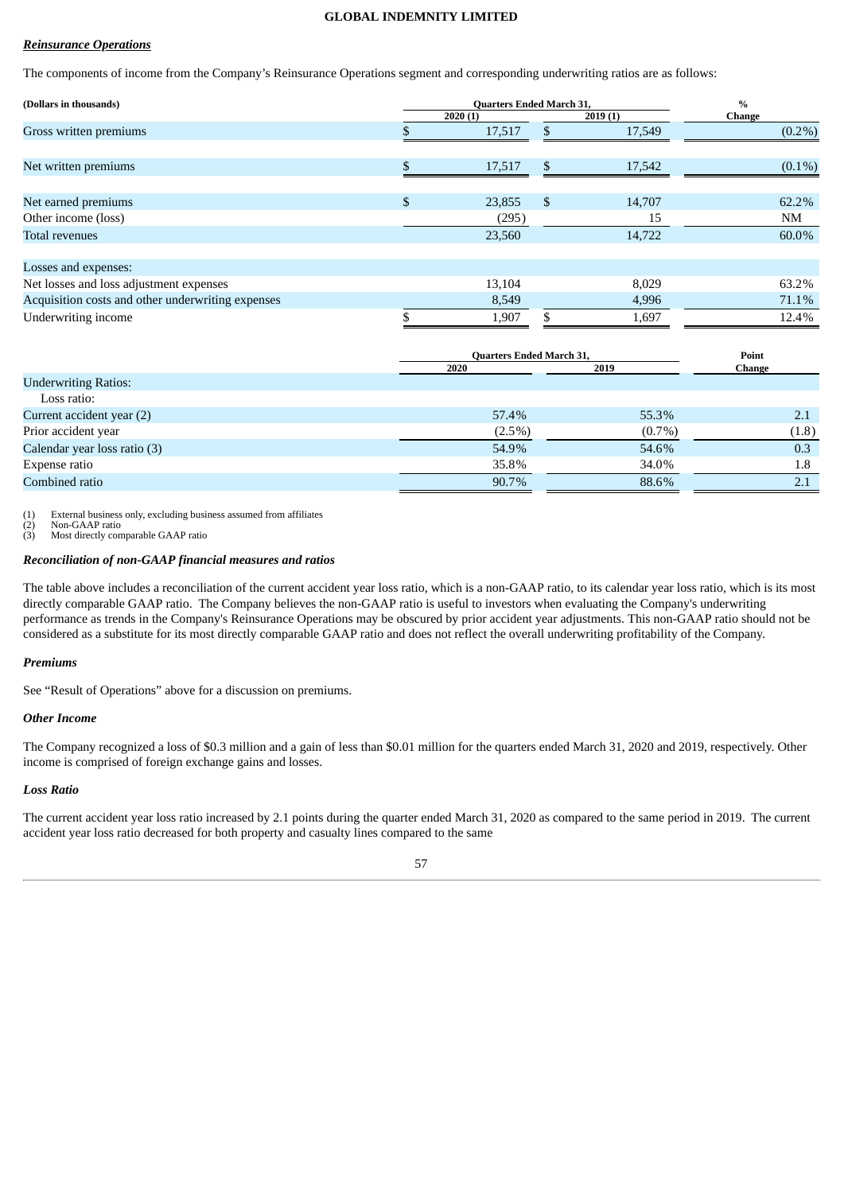### *Reinsurance Operations*

The components of income from the Company's Reinsurance Operations segment and corresponding underwriting ratios are as follows:

| (Dollars in thousands) | Quarters Ended March 31, | | % |
|---|---|---|---|
| | 2020 (1) | 2019 (1) | Change |
| Gross written premiums | $ 17,517 | $ 17,549 | (0.2%) |
| Net written premiums | $ 17,517 | $ 17,542 | (0.1%) |
| Net earned premiums | $ 23,855 | $ 14,707 | 62.2% |
| Other income (loss) | (295) | 15 | NM |
| Total revenues | 23,560 | 14,722 | 60.0% |
| Losses and expenses: | | | |
| Net losses and loss adjustment expenses | 13,104 | 8,029 | 63.2% |
| Acquisition costs and other underwriting expenses | 8,549 | 4,996 | 71.1% |
| Underwriting income | $ 1,907 | $ 1,697 | 12.4% |

| | Quarters Ended March 31, | | Point |
|---|---|---|---|
| | 2020 | 2019 | Change |
| Underwriting Ratios: | | | |
| Loss ratio: | | | |
| Current accident year (2) | 57.4% | 55.3% | 2.1 |
| Prior accident year | (2.5%) | (0.7%) | (1.8) |
| Calendar year loss ratio (3) | 54.9% | 54.6% | 0.3 |
| Expense ratio | 35.8% | 34.0% | 1.8 |
| Combined ratio | 90.7% | 88.6% | 2.1 |

(1) External business only, excluding business assumed from affiliates
(2) Non-GAAP ratio
(3) Most directly comparable GAAP ratio

***Reconciliation of non-GAAP financial measures and ratios***

The table above includes a reconciliation of the current accident year loss ratio, which is a non-GAAP ratio, to its calendar year loss ratio, which is its most directly comparable GAAP ratio. The Company believes the non-GAAP ratio is useful to investors when evaluating the Company's underwriting performance as trends in the Company's Reinsurance Operations may be obscured by prior accident year adjustments. This non-GAAP ratio should not be considered as a substitute for its most directly comparable GAAP ratio and does not reflect the overall underwriting profitability of the Company.

***Premiums***

See "Result of Operations" above for a discussion on premiums.

***Other Income***

The Company recognized a loss of $0.3 million and a gain of less than $0.01 million for the quarters ended March 31, 2020 and 2019, respectively. Other income is comprised of foreign exchange gains and losses.

***Loss Ratio***

The current accident year loss ratio increased by 2.1 points during the quarter ended March 31, 2020 as compared to the same period in 2019. The current accident year loss ratio decreased for both property and casualty lines compared to the same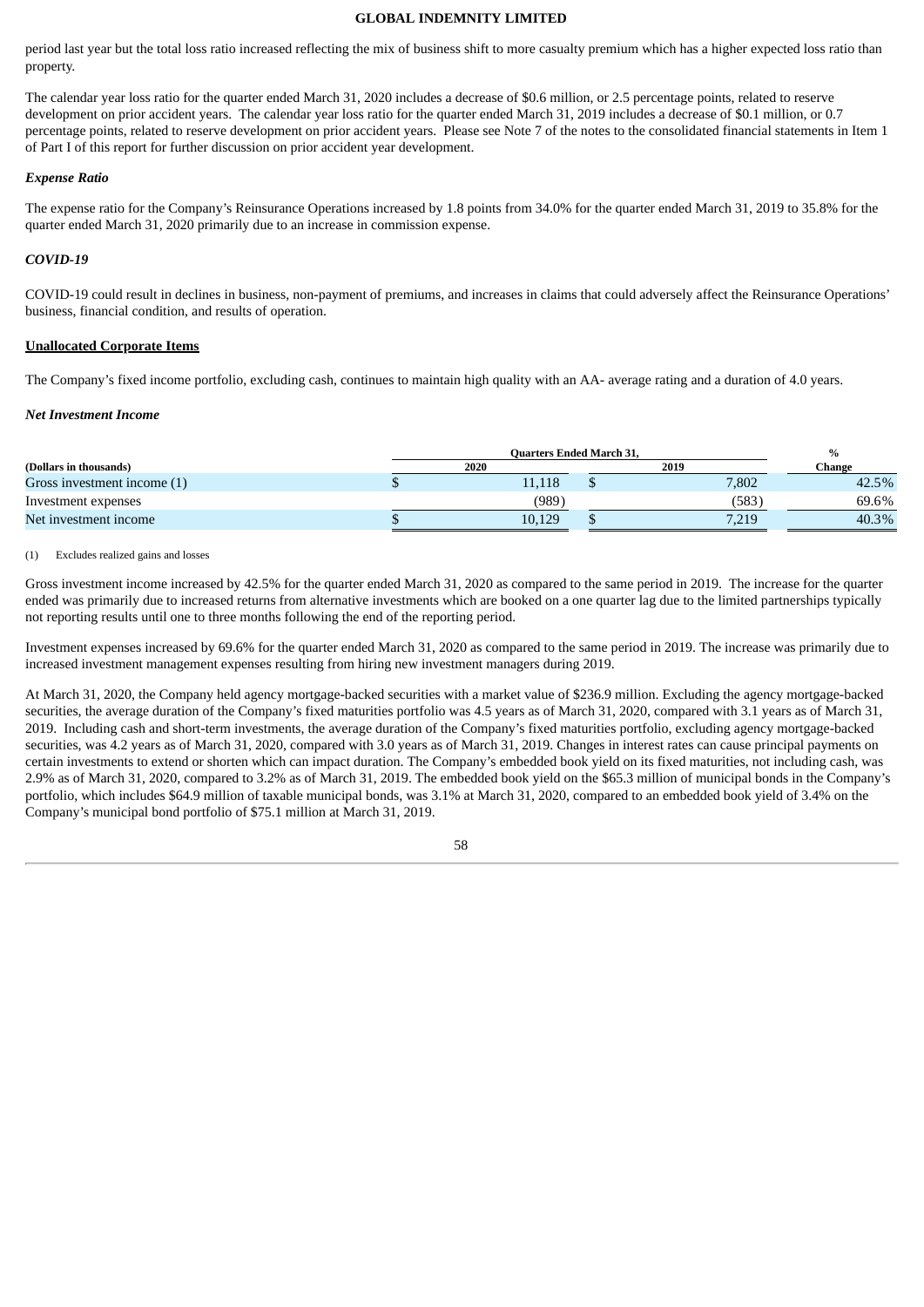period last year but the total loss ratio increased reflecting the mix of business shift to more casualty premium which has a higher expected loss ratio than property.

The calendar year loss ratio for the quarter ended March 31, 2020 includes a decrease of $0.6 million, or 2.5 percentage points, related to reserve development on prior accident years. The calendar year loss ratio for the quarter ended March 31, 2019 includes a decrease of $0.1 million, or 0.7 percentage points, related to reserve development on prior accident years. Please see Note 7 of the notes to the consolidated financial statements in Item 1 of Part I of this report for further discussion on prior accident year development.

***Expense Ratio***

The expense ratio for the Company's Reinsurance Operations increased by 1.8 points from 34.0% for the quarter ended March 31, 2019 to 35.8% for the quarter ended March 31, 2020 primarily due to an increase in commission expense.

***COVID-19***

COVID-19 could result in declines in business, non-payment of premiums, and increases in claims that could adversely affect the Reinsurance Operations' business, financial condition, and results of operation.

**Unallocated Corporate Items**

The Company's fixed income portfolio, excluding cash, continues to maintain high quality with an AA- average rating and a duration of 4.0 years.

***Net Investment Income***

| | Quarters Ended March 31, | | % |
|---|---|---|---|
| **(Dollars in thousands)** | **2020** | **2019** | **Change** |
| Gross investment income (1) | $ 11,118 | $ 7,802 | 42.5% |
| Investment expenses | (989) | (583) | 69.6% |
| Net investment income | $ 10,129 | $ 7,219 | 40.3% |

(1) Excludes realized gains and losses

Gross investment income increased by 42.5% for the quarter ended March 31, 2020 as compared to the same period in 2019. The increase for the quarter ended was primarily due to increased returns from alternative investments which are booked on a one quarter lag due to the limited partnerships typically not reporting results until one to three months following the end of the reporting period.

Investment expenses increased by 69.6% for the quarter ended March 31, 2020 as compared to the same period in 2019. The increase was primarily due to increased investment management expenses resulting from hiring new investment managers during 2019.

At March 31, 2020, the Company held agency mortgage-backed securities with a market value of $236.9 million. Excluding the agency mortgage-backed securities, the average duration of the Company's fixed maturities portfolio was 4.5 years as of March 31, 2020, compared with 3.1 years as of March 31, 2019. Including cash and short-term investments, the average duration of the Company's fixed maturities portfolio, excluding agency mortgage-backed securities, was 4.2 years as of March 31, 2020, compared with 3.0 years as of March 31, 2019. Changes in interest rates can cause principal payments on certain investments to extend or shorten which can impact duration. The Company's embedded book yield on its fixed maturities, not including cash, was 2.9% as of March 31, 2020, compared to 3.2% as of March 31, 2019. The embedded book yield on the $65.3 million of municipal bonds in the Company's portfolio, which includes $64.9 million of taxable municipal bonds, was 3.1% at March 31, 2020, compared to an embedded book yield of 3.4% on the Company's municipal bond portfolio of $75.1 million at March 31, 2019.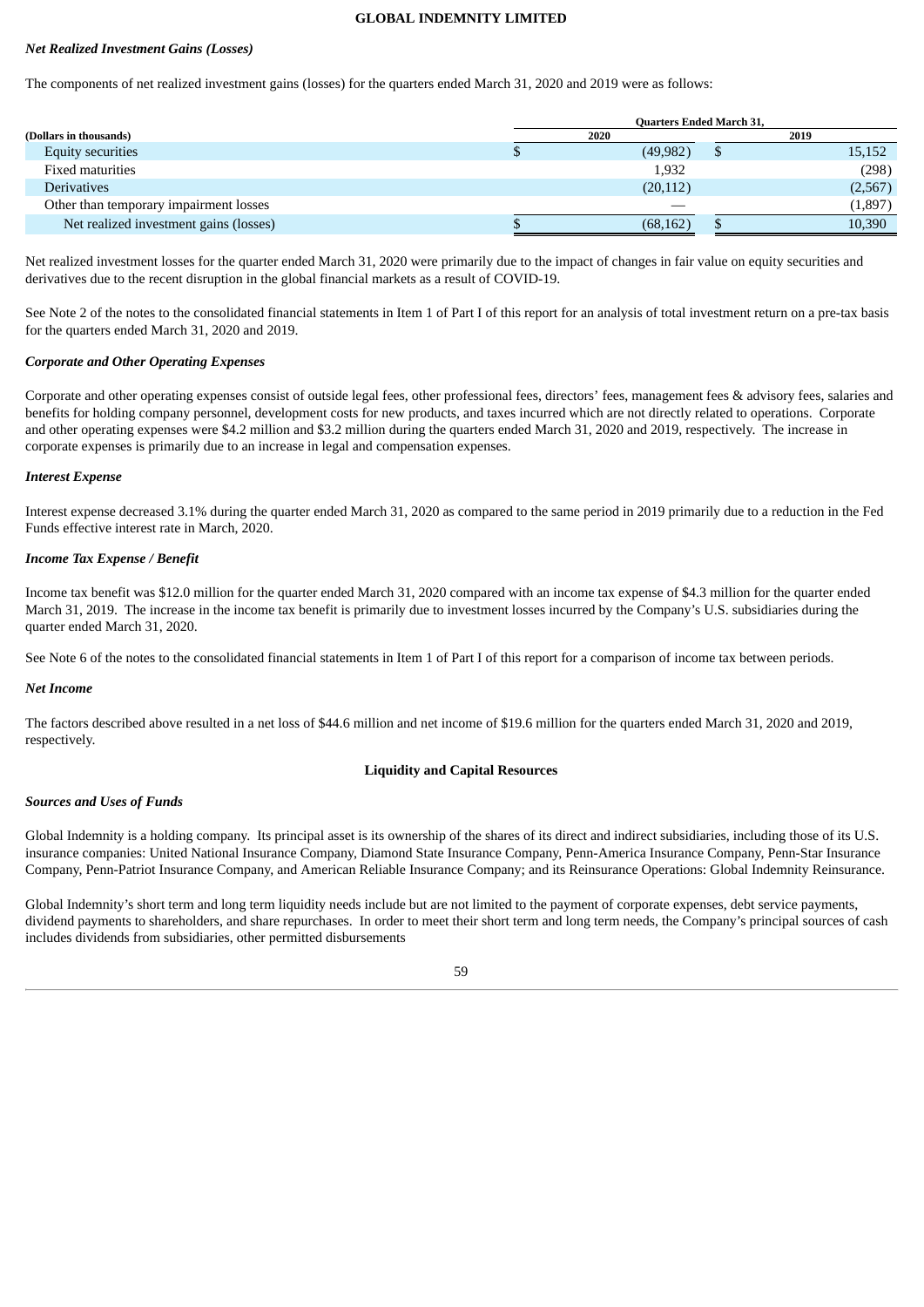***Net Realized Investment Gains (Losses)***

The components of net realized investment gains (losses) for the quarters ended March 31, 2020 and 2019 were as follows:

| (Dollars in thousands) | Quarters Ended March 31, 2020 | 2019 |
|---|---|---|
| Equity securities | $ (49,982) | $ 15,152 |
| Fixed maturities | 1,932 | (298) |
| Derivatives | (20,112) | (2,567) |
| Other than temporary impairment losses | — | (1,897) |
| Net realized investment gains (losses) | $ (68,162) | $ 10,390 |

Net realized investment losses for the quarter ended March 31, 2020 were primarily due to the impact of changes in fair value on equity securities and derivatives due to the recent disruption in the global financial markets as a result of COVID-19.

See Note 2 of the notes to the consolidated financial statements in Item 1 of Part I of this report for an analysis of total investment return on a pre-tax basis for the quarters ended March 31, 2020 and 2019.

***Corporate and Other Operating Expenses***

Corporate and other operating expenses consist of outside legal fees, other professional fees, directors' fees, management fees & advisory fees, salaries and benefits for holding company personnel, development costs for new products, and taxes incurred which are not directly related to operations. Corporate and other operating expenses were $4.2 million and $3.2 million during the quarters ended March 31, 2020 and 2019, respectively. The increase in corporate expenses is primarily due to an increase in legal and compensation expenses.

***Interest Expense***

Interest expense decreased 3.1% during the quarter ended March 31, 2020 as compared to the same period in 2019 primarily due to a reduction in the Fed Funds effective interest rate in March, 2020.

***Income Tax Expense / Benefit***

Income tax benefit was $12.0 million for the quarter ended March 31, 2020 compared with an income tax expense of $4.3 million for the quarter ended March 31, 2019. The increase in the income tax benefit is primarily due to investment losses incurred by the Company's U.S. subsidiaries during the quarter ended March 31, 2020.

See Note 6 of the notes to the consolidated financial statements in Item 1 of Part I of this report for a comparison of income tax between periods.

***Net Income***

The factors described above resulted in a net loss of $44.6 million and net income of $19.6 million for the quarters ended March 31, 2020 and 2019, respectively.

## Liquidity and Capital Resources

***Sources and Uses of Funds***

Global Indemnity is a holding company. Its principal asset is its ownership of the shares of its direct and indirect subsidiaries, including those of its U.S. insurance companies: United National Insurance Company, Diamond State Insurance Company, Penn-America Insurance Company, Penn-Star Insurance Company, Penn-Patriot Insurance Company, and American Reliable Insurance Company; and its Reinsurance Operations: Global Indemnity Reinsurance.

Global Indemnity's short term and long term liquidity needs include but are not limited to the payment of corporate expenses, debt service payments, dividend payments to shareholders, and share repurchases. In order to meet their short term and long term needs, the Company's principal sources of cash includes dividends from subsidiaries, other permitted disbursements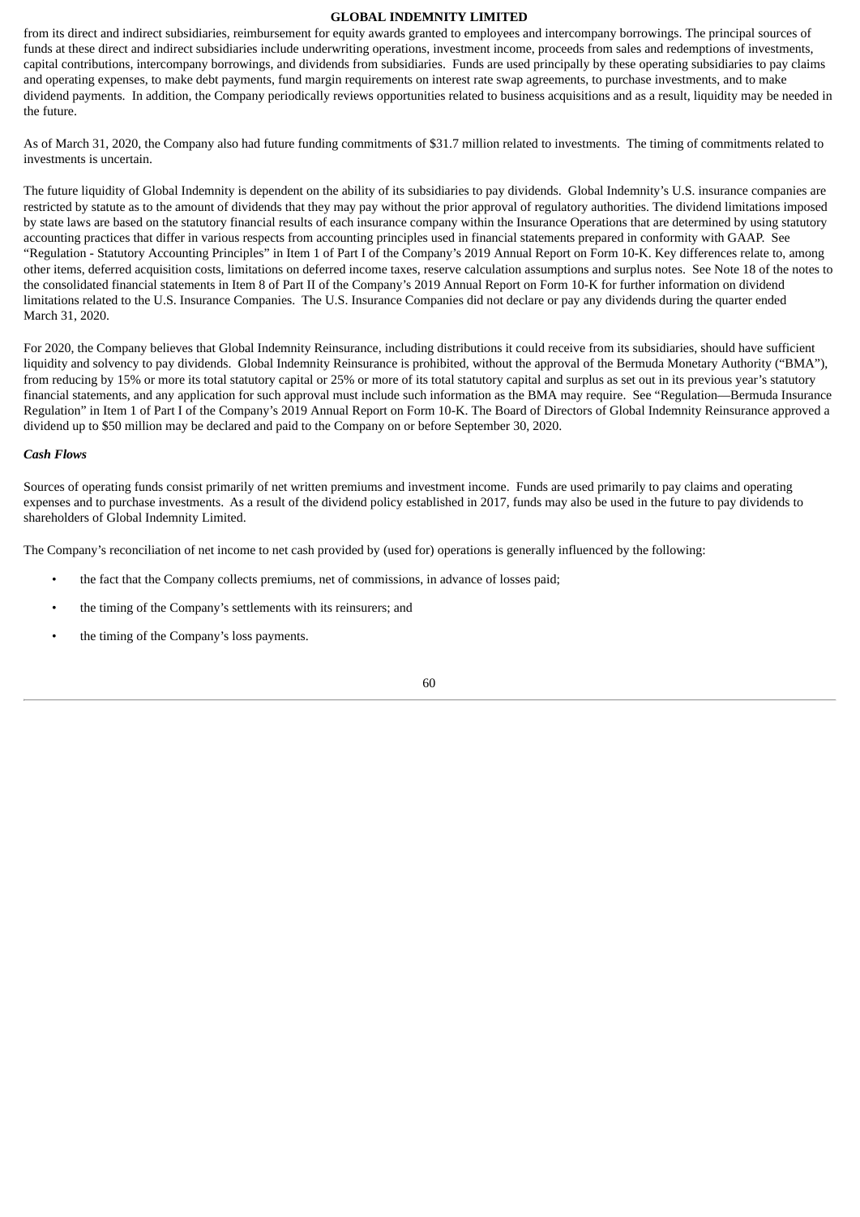from its direct and indirect subsidiaries, reimbursement for equity awards granted to employees and intercompany borrowings. The principal sources of funds at these direct and indirect subsidiaries include underwriting operations, investment income, proceeds from sales and redemptions of investments, capital contributions, intercompany borrowings, and dividends from subsidiaries. Funds are used principally by these operating subsidiaries to pay claims and operating expenses, to make debt payments, fund margin requirements on interest rate swap agreements, to purchase investments, and to make dividend payments. In addition, the Company periodically reviews opportunities related to business acquisitions and as a result, liquidity may be needed in the future.

As of March 31, 2020, the Company also had future funding commitments of $31.7 million related to investments. The timing of commitments related to investments is uncertain.

The future liquidity of Global Indemnity is dependent on the ability of its subsidiaries to pay dividends. Global Indemnity's U.S. insurance companies are restricted by statute as to the amount of dividends that they may pay without the prior approval of regulatory authorities. The dividend limitations imposed by state laws are based on the statutory financial results of each insurance company within the Insurance Operations that are determined by using statutory accounting practices that differ in various respects from accounting principles used in financial statements prepared in conformity with GAAP. See "Regulation - Statutory Accounting Principles" in Item 1 of Part I of the Company's 2019 Annual Report on Form 10-K. Key differences relate to, among other items, deferred acquisition costs, limitations on deferred income taxes, reserve calculation assumptions and surplus notes. See Note 18 of the notes to the consolidated financial statements in Item 8 of Part II of the Company's 2019 Annual Report on Form 10-K for further information on dividend limitations related to the U.S. Insurance Companies. The U.S. Insurance Companies did not declare or pay any dividends during the quarter ended March 31, 2020.

For 2020, the Company believes that Global Indemnity Reinsurance, including distributions it could receive from its subsidiaries, should have sufficient liquidity and solvency to pay dividends. Global Indemnity Reinsurance is prohibited, without the approval of the Bermuda Monetary Authority ("BMA"), from reducing by 15% or more its total statutory capital or 25% or more of its total statutory capital and surplus as set out in its previous year's statutory financial statements, and any application for such approval must include such information as the BMA may require. See "Regulation—Bermuda Insurance Regulation" in Item 1 of Part I of the Company's 2019 Annual Report on Form 10-K. The Board of Directors of Global Indemnity Reinsurance approved a dividend up to $50 million may be declared and paid to the Company on or before September 30, 2020.

***Cash Flows***

Sources of operating funds consist primarily of net written premiums and investment income. Funds are used primarily to pay claims and operating expenses and to purchase investments. As a result of the dividend policy established in 2017, funds may also be used in the future to pay dividends to shareholders of Global Indemnity Limited.

The Company's reconciliation of net income to net cash provided by (used for) operations is generally influenced by the following:

- the fact that the Company collects premiums, net of commissions, in advance of losses paid;
- the timing of the Company's settlements with its reinsurers; and
- the timing of the Company's loss payments.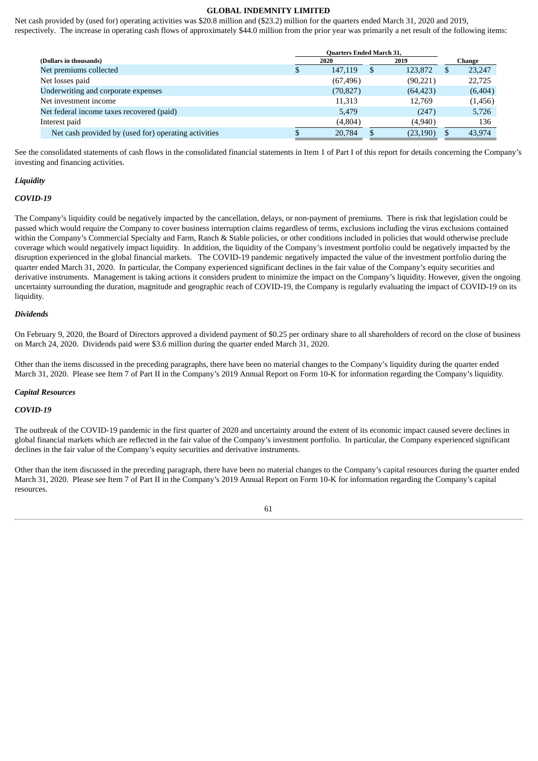Net cash provided by (used for) operating activities was $20.8 million and ($23.2) million for the quarters ended March 31, 2020 and 2019, respectively. The increase in operating cash flows of approximately $44.0 million from the prior year was primarily a net result of the following items:

| (Dollars in thousands) | Quarters Ended March 31, 2020 | Quarters Ended March 31, 2019 | Change |
|---|---|---|---|
| Net premiums collected | $ 147,119 | $ 123,872 | $ 23,247 |
| Net losses paid | (67,496) | (90,221) | 22,725 |
| Underwriting and corporate expenses | (70,827) | (64,423) | (6,404) |
| Net investment income | 11,313 | 12,769 | (1,456) |
| Net federal income taxes recovered (paid) | 5,479 | (247) | 5,726 |
| Interest paid | (4,804) | (4,940) | 136 |
| Net cash provided by (used for) operating activities | $ 20,784 | $ (23,190) | $ 43,974 |

See the consolidated statements of cash flows in the consolidated financial statements in Item 1 of Part I of this report for details concerning the Company's investing and financing activities.

***Liquidity***

***COVID-19***

The Company's liquidity could be negatively impacted by the cancellation, delays, or non-payment of premiums. There is risk that legislation could be passed which would require the Company to cover business interruption claims regardless of terms, exclusions including the virus exclusions contained within the Company's Commercial Specialty and Farm, Ranch & Stable policies, or other conditions included in policies that would otherwise preclude coverage which would negatively impact liquidity. In addition, the liquidity of the Company's investment portfolio could be negatively impacted by the disruption experienced in the global financial markets. The COVID-19 pandemic negatively impacted the value of the investment portfolio during the quarter ended March 31, 2020. In particular, the Company experienced significant declines in the fair value of the Company's equity securities and derivative instruments. Management is taking actions it considers prudent to minimize the impact on the Company's liquidity. However, given the ongoing uncertainty surrounding the duration, magnitude and geographic reach of COVID-19, the Company is regularly evaluating the impact of COVID-19 on its liquidity.

***Dividends***

On February 9, 2020, the Board of Directors approved a dividend payment of $0.25 per ordinary share to all shareholders of record on the close of business on March 24, 2020. Dividends paid were $3.6 million during the quarter ended March 31, 2020.

Other than the items discussed in the preceding paragraphs, there have been no material changes to the Company's liquidity during the quarter ended March 31, 2020. Please see Item 7 of Part II in the Company's 2019 Annual Report on Form 10-K for information regarding the Company's liquidity.

***Capital Resources***

***COVID-19***

The outbreak of the COVID-19 pandemic in the first quarter of 2020 and uncertainty around the extent of its economic impact caused severe declines in global financial markets which are reflected in the fair value of the Company's investment portfolio. In particular, the Company experienced significant declines in the fair value of the Company's equity securities and derivative instruments.

Other than the item discussed in the preceding paragraph, there have been no material changes to the Company's capital resources during the quarter ended March 31, 2020. Please see Item 7 of Part II in the Company's 2019 Annual Report on Form 10-K for information regarding the Company's capital resources.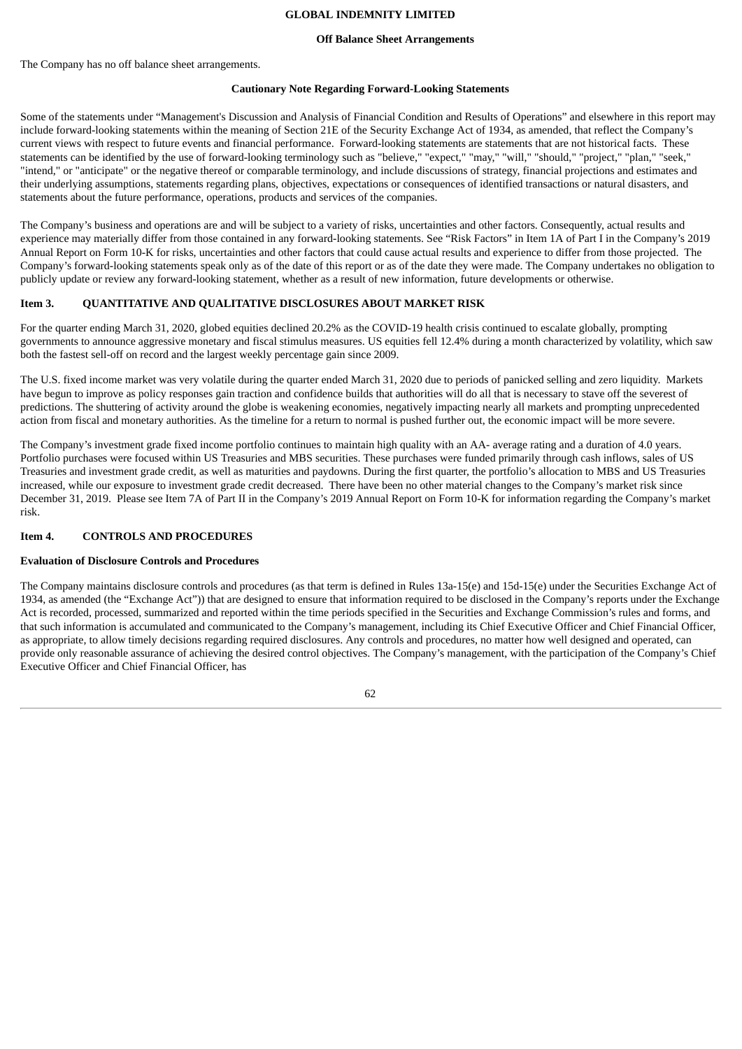### Off Balance Sheet Arrangements

The Company has no off balance sheet arrangements.

### Cautionary Note Regarding Forward-Looking Statements

Some of the statements under "Management's Discussion and Analysis of Financial Condition and Results of Operations" and elsewhere in this report may include forward-looking statements within the meaning of Section 21E of the Security Exchange Act of 1934, as amended, that reflect the Company's current views with respect to future events and financial performance. Forward-looking statements are statements that are not historical facts. These statements can be identified by the use of forward-looking terminology such as "believe," "expect," "may," "will," "should," "project," "plan," "seek," "intend," or "anticipate" or the negative thereof or comparable terminology, and include discussions of strategy, financial projections and estimates and their underlying assumptions, statements regarding plans, objectives, expectations or consequences of identified transactions or natural disasters, and statements about the future performance, operations, products and services of the companies.

The Company's business and operations are and will be subject to a variety of risks, uncertainties and other factors. Consequently, actual results and experience may materially differ from those contained in any forward-looking statements. See "Risk Factors" in Item 1A of Part I in the Company's 2019 Annual Report on Form 10-K for risks, uncertainties and other factors that could cause actual results and experience to differ from those projected. The Company's forward-looking statements speak only as of the date of this report or as of the date they were made. The Company undertakes no obligation to publicly update or review any forward-looking statement, whether as a result of new information, future developments or otherwise.

## Item 3. QUANTITATIVE AND QUALITATIVE DISCLOSURES ABOUT MARKET RISK

For the quarter ending March 31, 2020, globed equities declined 20.2% as the COVID-19 health crisis continued to escalate globally, prompting governments to announce aggressive monetary and fiscal stimulus measures. US equities fell 12.4% during a month characterized by volatility, which saw both the fastest sell-off on record and the largest weekly percentage gain since 2009.

The U.S. fixed income market was very volatile during the quarter ended March 31, 2020 due to periods of panicked selling and zero liquidity. Markets have begun to improve as policy responses gain traction and confidence builds that authorities will do all that is necessary to stave off the severest of predictions. The shuttering of activity around the globe is weakening economies, negatively impacting nearly all markets and prompting unprecedented action from fiscal and monetary authorities. As the timeline for a return to normal is pushed further out, the economic impact will be more severe.

The Company's investment grade fixed income portfolio continues to maintain high quality with an AA- average rating and a duration of 4.0 years. Portfolio purchases were focused within US Treasuries and MBS securities. These purchases were funded primarily through cash inflows, sales of US Treasuries and investment grade credit, as well as maturities and paydowns. During the first quarter, the portfolio's allocation to MBS and US Treasuries increased, while our exposure to investment grade credit decreased. There have been no other material changes to the Company's market risk since December 31, 2019. Please see Item 7A of Part II in the Company's 2019 Annual Report on Form 10-K for information regarding the Company's market risk.

## Item 4. CONTROLS AND PROCEDURES

### Evaluation of Disclosure Controls and Procedures

The Company maintains disclosure controls and procedures (as that term is defined in Rules 13a-15(e) and 15d-15(e) under the Securities Exchange Act of 1934, as amended (the "Exchange Act")) that are designed to ensure that information required to be disclosed in the Company's reports under the Exchange Act is recorded, processed, summarized and reported within the time periods specified in the Securities and Exchange Commission's rules and forms, and that such information is accumulated and communicated to the Company's management, including its Chief Executive Officer and Chief Financial Officer, as appropriate, to allow timely decisions regarding required disclosures. Any controls and procedures, no matter how well designed and operated, can provide only reasonable assurance of achieving the desired control objectives. The Company's management, with the participation of the Company's Chief Executive Officer and Chief Financial Officer, has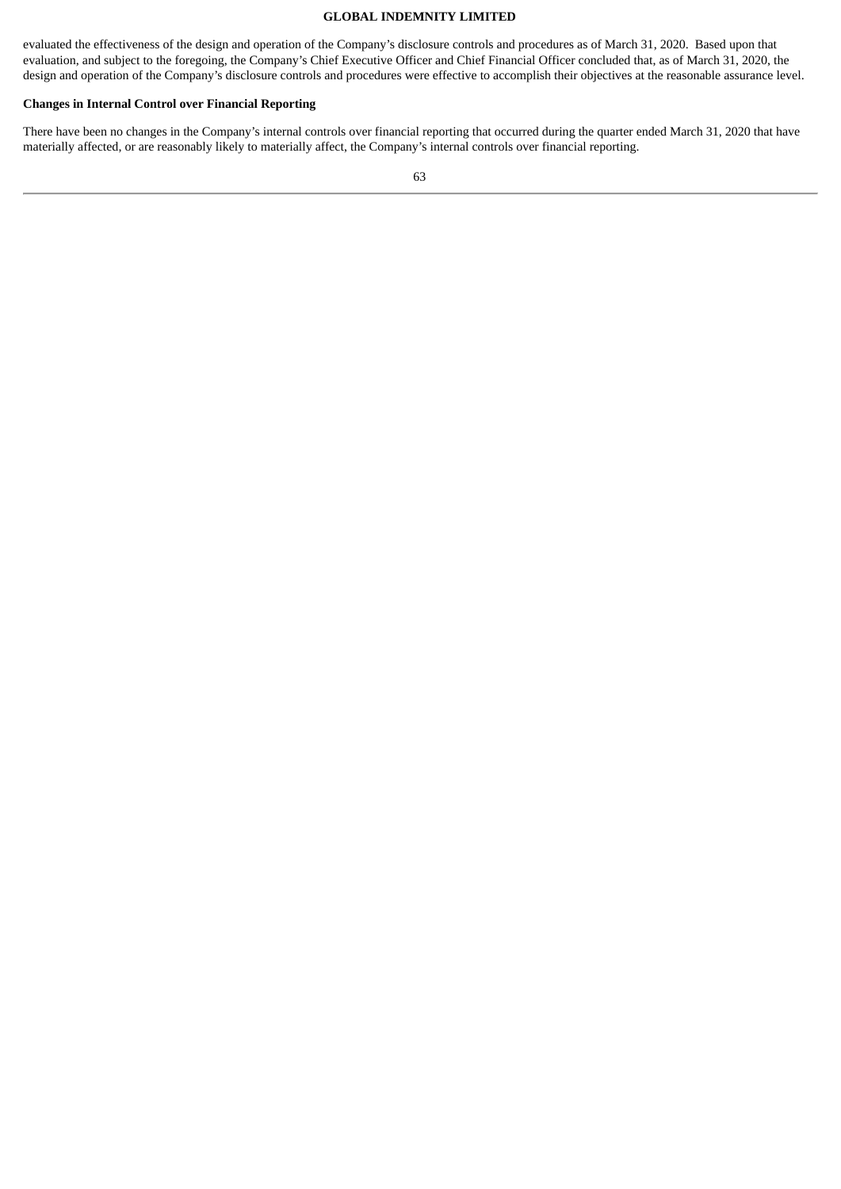evaluated the effectiveness of the design and operation of the Company's disclosure controls and procedures as of March 31, 2020. Based upon that evaluation, and subject to the foregoing, the Company's Chief Executive Officer and Chief Financial Officer concluded that, as of March 31, 2020, the design and operation of the Company's disclosure controls and procedures were effective to accomplish their objectives at the reasonable assurance level.

**Changes in Internal Control over Financial Reporting**

There have been no changes in the Company's internal controls over financial reporting that occurred during the quarter ended March 31, 2020 that have materially affected, or are reasonably likely to materially affect, the Company's internal controls over financial reporting.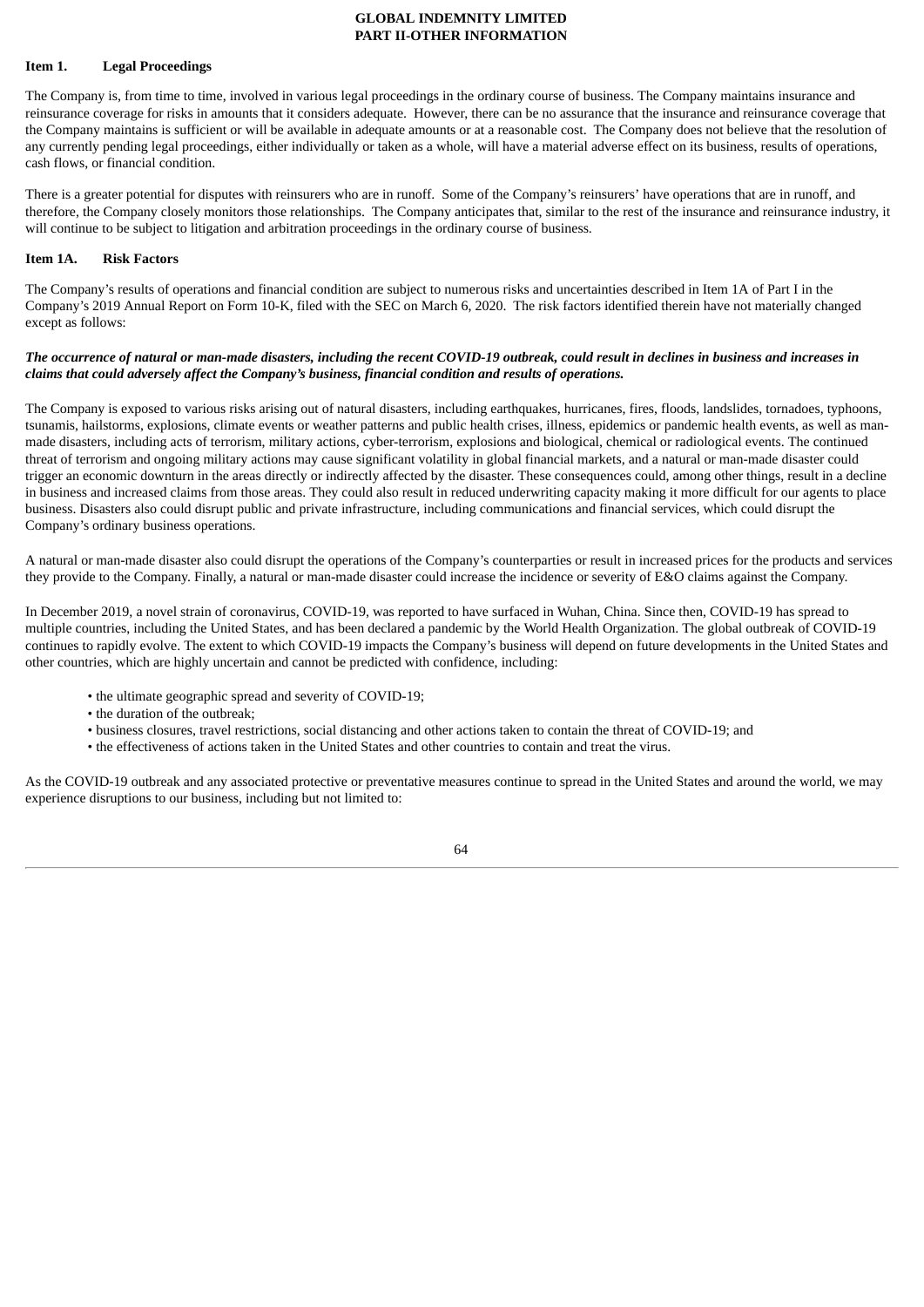# GLOBAL INDEMNITY LIMITED
## PART II-OTHER INFORMATION

### Item 1. Legal Proceedings

The Company is, from time to time, involved in various legal proceedings in the ordinary course of business. The Company maintains insurance and reinsurance coverage for risks in amounts that it considers adequate. However, there can be no assurance that the insurance and reinsurance coverage that the Company maintains is sufficient or will be available in adequate amounts or at a reasonable cost. The Company does not believe that the resolution of any currently pending legal proceedings, either individually or taken as a whole, will have a material adverse effect on its business, results of operations, cash flows, or financial condition.

There is a greater potential for disputes with reinsurers who are in runoff. Some of the Company's reinsurers' have operations that are in runoff, and therefore, the Company closely monitors those relationships. The Company anticipates that, similar to the rest of the insurance and reinsurance industry, it will continue to be subject to litigation and arbitration proceedings in the ordinary course of business.

### Item 1A. Risk Factors

The Company's results of operations and financial condition are subject to numerous risks and uncertainties described in Item 1A of Part I in the Company's 2019 Annual Report on Form 10-K, filed with the SEC on March 6, 2020. The risk factors identified therein have not materially changed except as follows:

***The occurrence of natural or man-made disasters, including the recent COVID-19 outbreak, could result in declines in business and increases in claims that could adversely affect the Company's business, financial condition and results of operations.***

The Company is exposed to various risks arising out of natural disasters, including earthquakes, hurricanes, fires, floods, landslides, tornadoes, typhoons, tsunamis, hailstorms, explosions, climate events or weather patterns and public health crises, illness, epidemics or pandemic health events, as well as man-made disasters, including acts of terrorism, military actions, cyber-terrorism, explosions and biological, chemical or radiological events. The continued threat of terrorism and ongoing military actions may cause significant volatility in global financial markets, and a natural or man-made disaster could trigger an economic downturn in the areas directly or indirectly affected by the disaster. These consequences could, among other things, result in a decline in business and increased claims from those areas. They could also result in reduced underwriting capacity making it more difficult for our agents to place business. Disasters also could disrupt public and private infrastructure, including communications and financial services, which could disrupt the Company's ordinary business operations.

A natural or man-made disaster also could disrupt the operations of the Company's counterparties or result in increased prices for the products and services they provide to the Company. Finally, a natural or man-made disaster could increase the incidence or severity of E&O claims against the Company.

In December 2019, a novel strain of coronavirus, COVID-19, was reported to have surfaced in Wuhan, China. Since then, COVID-19 has spread to multiple countries, including the United States, and has been declared a pandemic by the World Health Organization. The global outbreak of COVID-19 continues to rapidly evolve. The extent to which COVID-19 impacts the Company's business will depend on future developments in the United States and other countries, which are highly uncertain and cannot be predicted with confidence, including:

- the ultimate geographic spread and severity of COVID-19;
- the duration of the outbreak;
- business closures, travel restrictions, social distancing and other actions taken to contain the threat of COVID-19; and
- the effectiveness of actions taken in the United States and other countries to contain and treat the virus.

As the COVID-19 outbreak and any associated protective or preventative measures continue to spread in the United States and around the world, we may experience disruptions to our business, including but not limited to: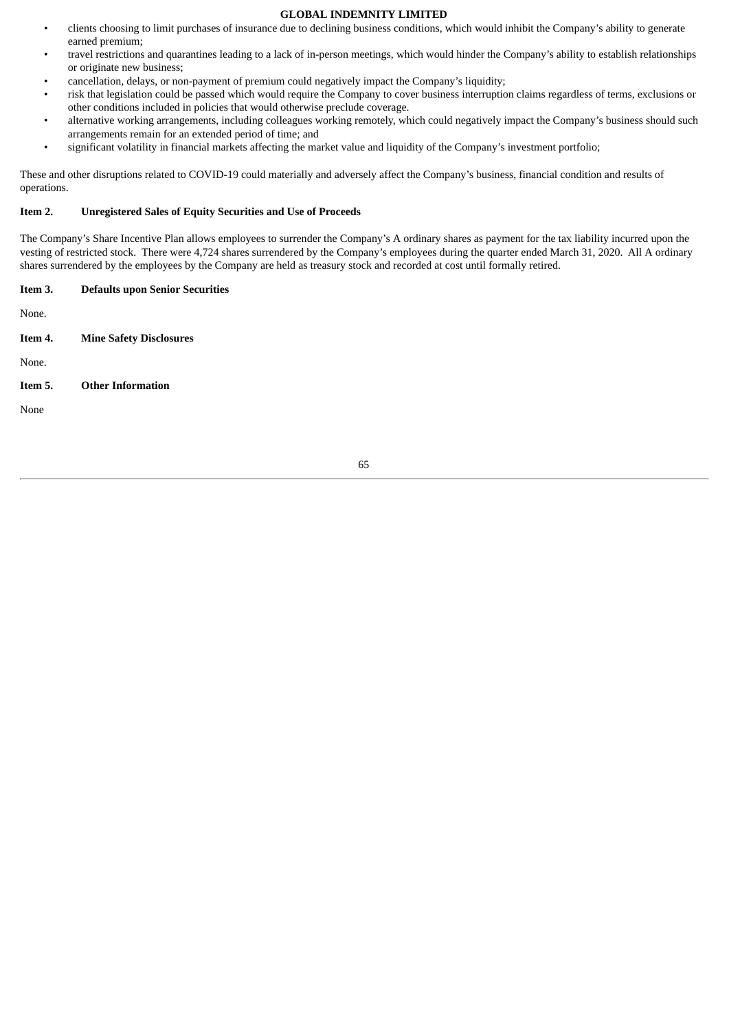- clients choosing to limit purchases of insurance due to declining business conditions, which would inhibit the Company's ability to generate earned premium;
- travel restrictions and quarantines leading to a lack of in-person meetings, which would hinder the Company's ability to establish relationships or originate new business;
- cancellation, delays, or non-payment of premium could negatively impact the Company's liquidity;
- risk that legislation could be passed which would require the Company to cover business interruption claims regardless of terms, exclusions or other conditions included in policies that would otherwise preclude coverage.
- alternative working arrangements, including colleagues working remotely, which could negatively impact the Company's business should such arrangements remain for an extended period of time; and
- significant volatility in financial markets affecting the market value and liquidity of the Company's investment portfolio;

These and other disruptions related to COVID-19 could materially and adversely affect the Company's business, financial condition and results of operations.

## Item 2. Unregistered Sales of Equity Securities and Use of Proceeds

The Company's Share Incentive Plan allows employees to surrender the Company's A ordinary shares as payment for the tax liability incurred upon the vesting of restricted stock. There were 4,724 shares surrendered by the Company's employees during the quarter ended March 31, 2020. All A ordinary shares surrendered by the employees by the Company are held as treasury stock and recorded at cost until formally retired.

## Item 3. Defaults upon Senior Securities

None.

## Item 4. Mine Safety Disclosures

None.

## Item 5. Other Information

None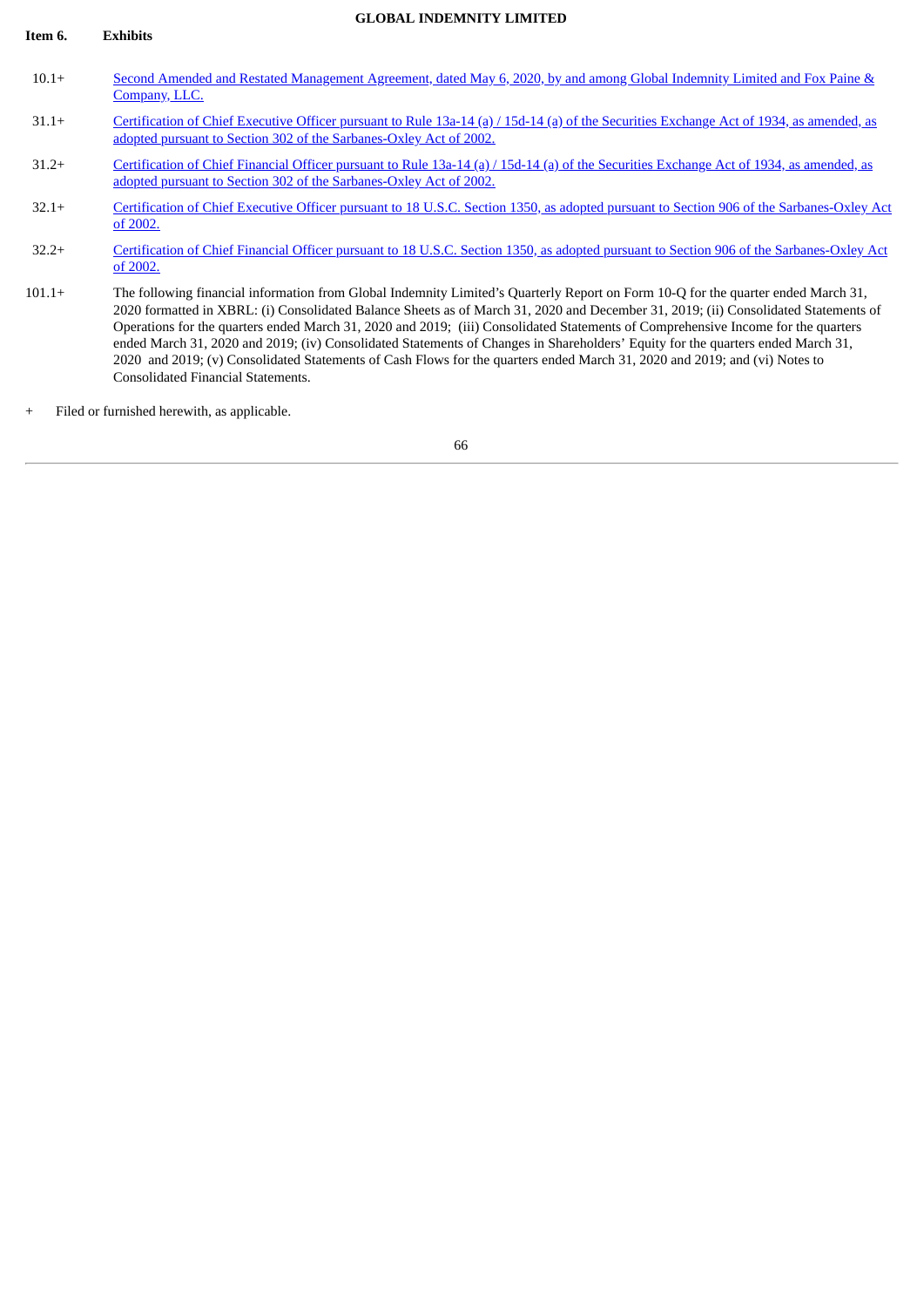**Item 6. Exhibits**

| | |
|---|---|
| 10.1+ | Second Amended and Restated Management Agreement, dated May 6, 2020, by and among Global Indemnity Limited and Fox Paine & Company, LLC. |
| 31.1+ | Certification of Chief Executive Officer pursuant to Rule 13a-14 (a) / 15d-14 (a) of the Securities Exchange Act of 1934, as amended, as adopted pursuant to Section 302 of the Sarbanes-Oxley Act of 2002. |
| 31.2+ | Certification of Chief Financial Officer pursuant to Rule 13a-14 (a) / 15d-14 (a) of the Securities Exchange Act of 1934, as amended, as adopted pursuant to Section 302 of the Sarbanes-Oxley Act of 2002. |
| 32.1+ | Certification of Chief Executive Officer pursuant to 18 U.S.C. Section 1350, as adopted pursuant to Section 906 of the Sarbanes-Oxley Act of 2002. |
| 32.2+ | Certification of Chief Financial Officer pursuant to 18 U.S.C. Section 1350, as adopted pursuant to Section 906 of the Sarbanes-Oxley Act of 2002. |
| 101.1+ | The following financial information from Global Indemnity Limited's Quarterly Report on Form 10-Q for the quarter ended March 31, 2020 formatted in XBRL: (i) Consolidated Balance Sheets as of March 31, 2020 and December 31, 2019; (ii) Consolidated Statements of Operations for the quarters ended March 31, 2020 and 2019; (iii) Consolidated Statements of Comprehensive Income for the quarters ended March 31, 2020 and 2019; (iv) Consolidated Statements of Changes in Shareholders' Equity for the quarters ended March 31, 2020 and 2019; (v) Consolidated Statements of Cash Flows for the quarters ended March 31, 2020 and 2019; and (vi) Notes to Consolidated Financial Statements. |

+ Filed or furnished herewith, as applicable.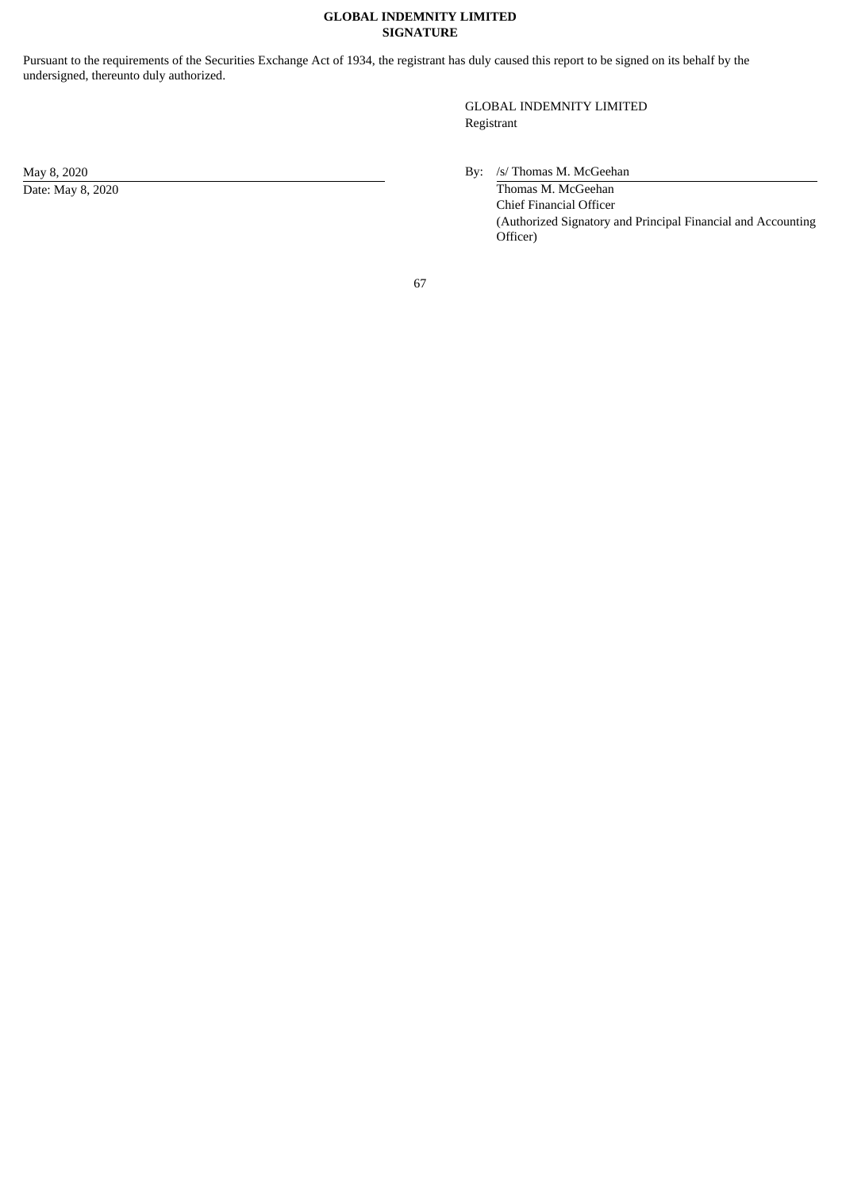**GLOBAL INDEMNITY LIMITED**
**SIGNATURE**

Pursuant to the requirements of the Securities Exchange Act of 1934, the registrant has duly caused this report to be signed on its behalf by the undersigned, thereunto duly authorized.

GLOBAL INDEMNITY LIMITED
Registrant

May 8, 2020
Date: May 8, 2020

By: /s/ Thomas M. McGeehan
Thomas M. McGeehan
Chief Financial Officer
(Authorized Signatory and Principal Financial and Accounting Officer)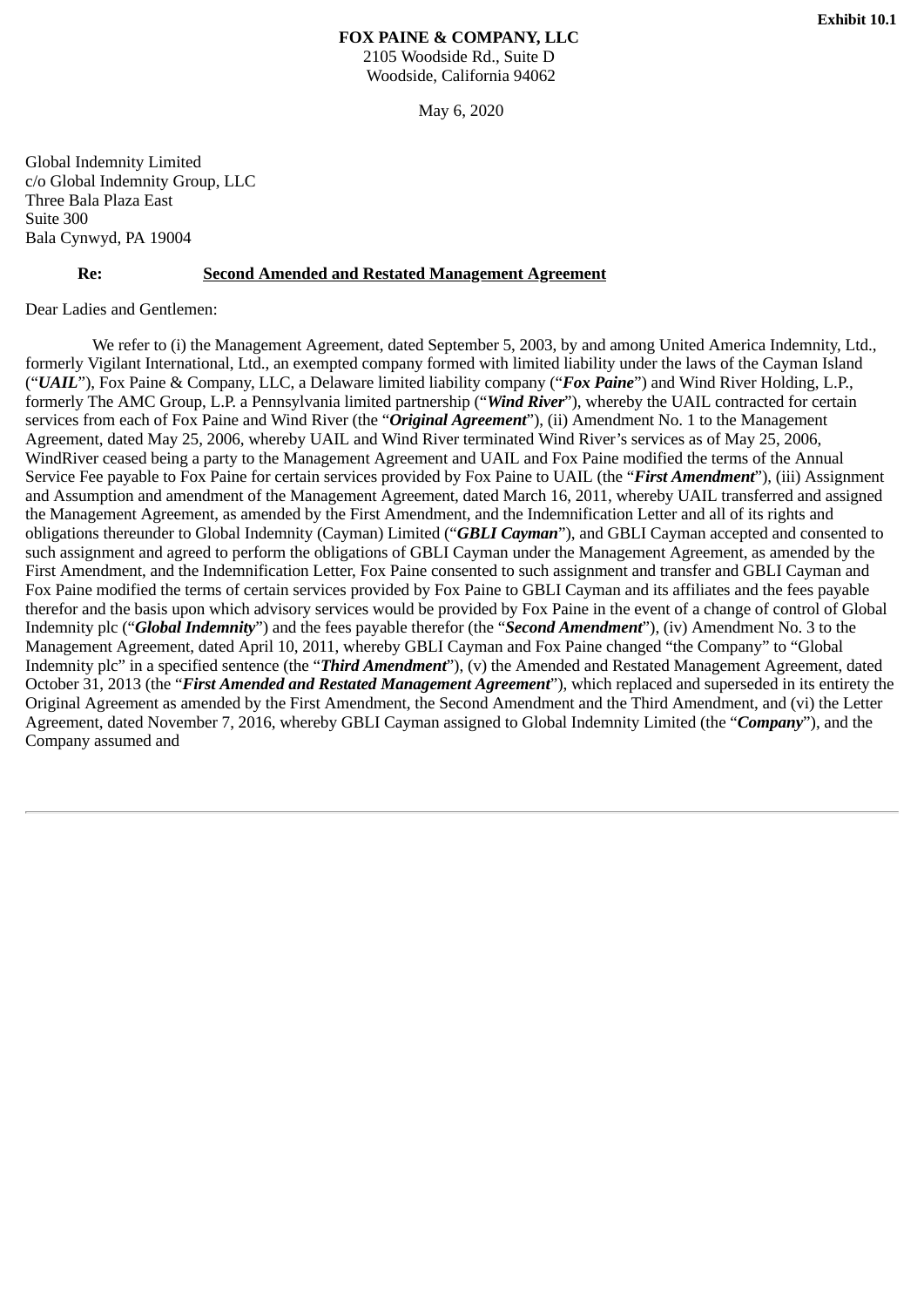**Exhibit 10.1**

**FOX PAINE & COMPANY, LLC**
2105 Woodside Rd., Suite D
Woodside, California 94062

May 6, 2020

Global Indemnity Limited
c/o Global Indemnity Group, LLC
Three Bala Plaza East
Suite 300
Bala Cynwyd, PA 19004

**Re: <u>Second Amended and Restated Management Agreement</u>**

Dear Ladies and Gentlemen:

We refer to (i) the Management Agreement, dated September 5, 2003, by and among United America Indemnity, Ltd., formerly Vigilant International, Ltd., an exempted company formed with limited liability under the laws of the Cayman Island ("***UAIL***"), Fox Paine & Company, LLC, a Delaware limited liability company ("***Fox Paine***") and Wind River Holding, L.P., formerly The AMC Group, L.P. a Pennsylvania limited partnership ("***Wind River***"), whereby the UAIL contracted for certain services from each of Fox Paine and Wind River (the "***Original Agreement***"), (ii) Amendment No. 1 to the Management Agreement, dated May 25, 2006, whereby UAIL and Wind River terminated Wind River's services as of May 25, 2006, WindRiver ceased being a party to the Management Agreement and UAIL and Fox Paine modified the terms of the Annual Service Fee payable to Fox Paine for certain services provided by Fox Paine to UAIL (the "***First Amendment***"), (iii) Assignment and Assumption and amendment of the Management Agreement, dated March 16, 2011, whereby UAIL transferred and assigned the Management Agreement, as amended by the First Amendment, and the Indemnification Letter and all of its rights and obligations thereunder to Global Indemnity (Cayman) Limited ("***GBLI Cayman***"), and GBLI Cayman accepted and consented to such assignment and agreed to perform the obligations of GBLI Cayman under the Management Agreement, as amended by the First Amendment, and the Indemnification Letter, Fox Paine consented to such assignment and transfer and GBLI Cayman and Fox Paine modified the terms of certain services provided by Fox Paine to GBLI Cayman and its affiliates and the fees payable therefor and the basis upon which advisory services would be provided by Fox Paine in the event of a change of control of Global Indemnity plc ("***Global Indemnity***") and the fees payable therefor (the "***Second Amendment***"), (iv) Amendment No. 3 to the Management Agreement, dated April 10, 2011, whereby GBLI Cayman and Fox Paine changed "the Company" to "Global Indemnity plc" in a specified sentence (the "***Third Amendment***"), (v) the Amended and Restated Management Agreement, dated October 31, 2013 (the "***First Amended and Restated Management Agreement***"), which replaced and superseded in its entirety the Original Agreement as amended by the First Amendment, the Second Amendment and the Third Amendment, and (vi) the Letter Agreement, dated November 7, 2016, whereby GBLI Cayman assigned to Global Indemnity Limited (the "***Company***"), and the Company assumed and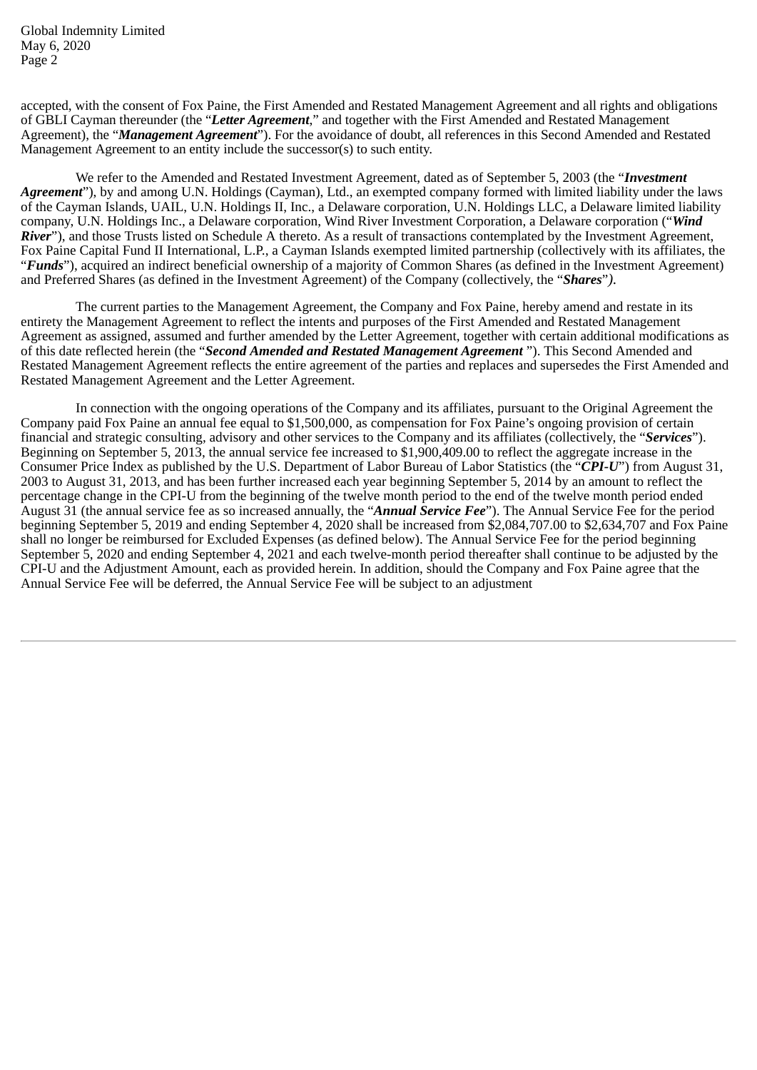accepted, with the consent of Fox Paine, the First Amended and Restated Management Agreement and all rights and obligations of GBLI Cayman thereunder (the "***Letter Agreement***," and together with the First Amended and Restated Management Agreement), the "***Management Agreement***"). For the avoidance of doubt, all references in this Second Amended and Restated Management Agreement to an entity include the successor(s) to such entity.

We refer to the Amended and Restated Investment Agreement, dated as of September 5, 2003 (the "***Investment Agreement***"), by and among U.N. Holdings (Cayman), Ltd., an exempted company formed with limited liability under the laws of the Cayman Islands, UAIL, U.N. Holdings II, Inc., a Delaware corporation, U.N. Holdings LLC, a Delaware limited liability company, U.N. Holdings Inc., a Delaware corporation, Wind River Investment Corporation, a Delaware corporation ("***Wind River***"), and those Trusts listed on Schedule A thereto. As a result of transactions contemplated by the Investment Agreement, Fox Paine Capital Fund II International, L.P., a Cayman Islands exempted limited partnership (collectively with its affiliates, the "***Funds***"), acquired an indirect beneficial ownership of a majority of Common Shares (as defined in the Investment Agreement) and Preferred Shares (as defined in the Investment Agreement) of the Company (collectively, the "***Shares***").

The current parties to the Management Agreement, the Company and Fox Paine, hereby amend and restate in its entirety the Management Agreement to reflect the intents and purposes of the First Amended and Restated Management Agreement as assigned, assumed and further amended by the Letter Agreement, together with certain additional modifications as of this date reflected herein (the "***Second Amended and Restated Management Agreement*** "). This Second Amended and Restated Management Agreement reflects the entire agreement of the parties and replaces and supersedes the First Amended and Restated Management Agreement and the Letter Agreement.

In connection with the ongoing operations of the Company and its affiliates, pursuant to the Original Agreement the Company paid Fox Paine an annual fee equal to $1,500,000, as compensation for Fox Paine's ongoing provision of certain financial and strategic consulting, advisory and other services to the Company and its affiliates (collectively, the "***Services***"). Beginning on September 5, 2013, the annual service fee increased to $1,900,409.00 to reflect the aggregate increase in the Consumer Price Index as published by the U.S. Department of Labor Bureau of Labor Statistics (the "***CPI-U***") from August 31, 2003 to August 31, 2013, and has been further increased each year beginning September 5, 2014 by an amount to reflect the percentage change in the CPI-U from the beginning of the twelve month period to the end of the twelve month period ended August 31 (the annual service fee as so increased annually, the "***Annual Service Fee***"). The Annual Service Fee for the period beginning September 5, 2019 and ending September 4, 2020 shall be increased from $2,084,707.00 to $2,634,707 and Fox Paine shall no longer be reimbursed for Excluded Expenses (as defined below). The Annual Service Fee for the period beginning September 5, 2020 and ending September 4, 2021 and each twelve-month period thereafter shall continue to be adjusted by the CPI-U and the Adjustment Amount, each as provided herein. In addition, should the Company and Fox Paine agree that the Annual Service Fee will be deferred, the Annual Service Fee will be subject to an adjustment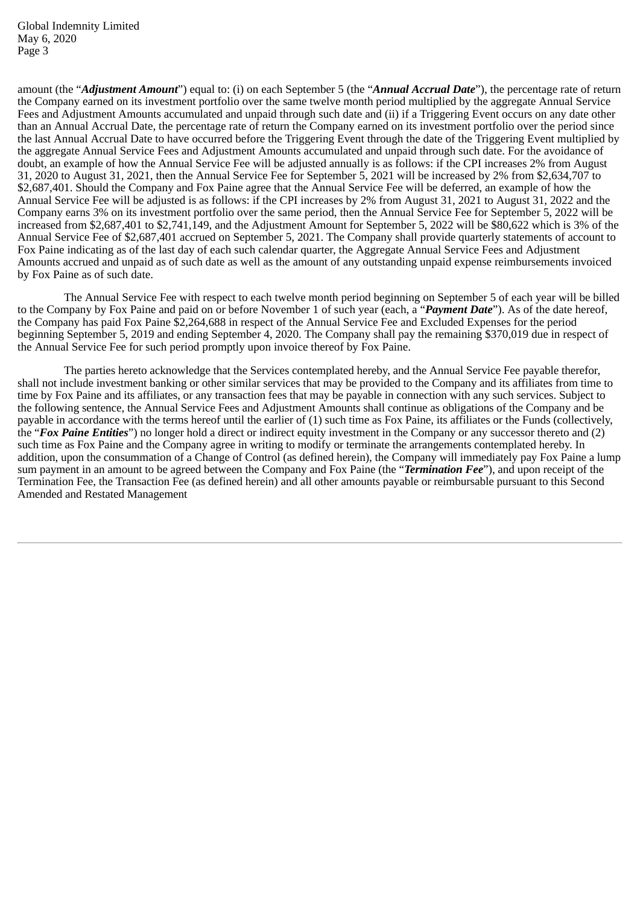amount (the "***Adjustment Amount***") equal to: (i) on each September 5 (the "***Annual Accrual Date***"), the percentage rate of return the Company earned on its investment portfolio over the same twelve month period multiplied by the aggregate Annual Service Fees and Adjustment Amounts accumulated and unpaid through such date and (ii) if a Triggering Event occurs on any date other than an Annual Accrual Date, the percentage rate of return the Company earned on its investment portfolio over the period since the last Annual Accrual Date to have occurred before the Triggering Event through the date of the Triggering Event multiplied by the aggregate Annual Service Fees and Adjustment Amounts accumulated and unpaid through such date. For the avoidance of doubt, an example of how the Annual Service Fee will be adjusted annually is as follows: if the CPI increases 2% from August 31, 2020 to August 31, 2021, then the Annual Service Fee for September 5, 2021 will be increased by 2% from $2,634,707 to $2,687,401. Should the Company and Fox Paine agree that the Annual Service Fee will be deferred, an example of how the Annual Service Fee will be adjusted is as follows: if the CPI increases by 2% from August 31, 2021 to August 31, 2022 and the Company earns 3% on its investment portfolio over the same period, then the Annual Service Fee for September 5, 2022 will be increased from $2,687,401 to $2,741,149, and the Adjustment Amount for September 5, 2022 will be $80,622 which is 3% of the Annual Service Fee of $2,687,401 accrued on September 5, 2021. The Company shall provide quarterly statements of account to Fox Paine indicating as of the last day of each such calendar quarter, the Aggregate Annual Service Fees and Adjustment Amounts accrued and unpaid as of such date as well as the amount of any outstanding unpaid expense reimbursements invoiced by Fox Paine as of such date.

The Annual Service Fee with respect to each twelve month period beginning on September 5 of each year will be billed to the Company by Fox Paine and paid on or before November 1 of such year (each, a "***Payment Date***"). As of the date hereof, the Company has paid Fox Paine $2,264,688 in respect of the Annual Service Fee and Excluded Expenses for the period beginning September 5, 2019 and ending September 4, 2020. The Company shall pay the remaining $370,019 due in respect of the Annual Service Fee for such period promptly upon invoice thereof by Fox Paine.

The parties hereto acknowledge that the Services contemplated hereby, and the Annual Service Fee payable therefor, shall not include investment banking or other similar services that may be provided to the Company and its affiliates from time to time by Fox Paine and its affiliates, or any transaction fees that may be payable in connection with any such services. Subject to the following sentence, the Annual Service Fees and Adjustment Amounts shall continue as obligations of the Company and be payable in accordance with the terms hereof until the earlier of (1) such time as Fox Paine, its affiliates or the Funds (collectively, the "***Fox Paine Entities***") no longer hold a direct or indirect equity investment in the Company or any successor thereto and (2) such time as Fox Paine and the Company agree in writing to modify or terminate the arrangements contemplated hereby. In addition, upon the consummation of a Change of Control (as defined herein), the Company will immediately pay Fox Paine a lump sum payment in an amount to be agreed between the Company and Fox Paine (the "***Termination Fee***"), and upon receipt of the Termination Fee, the Transaction Fee (as defined herein) and all other amounts payable or reimbursable pursuant to this Second Amended and Restated Management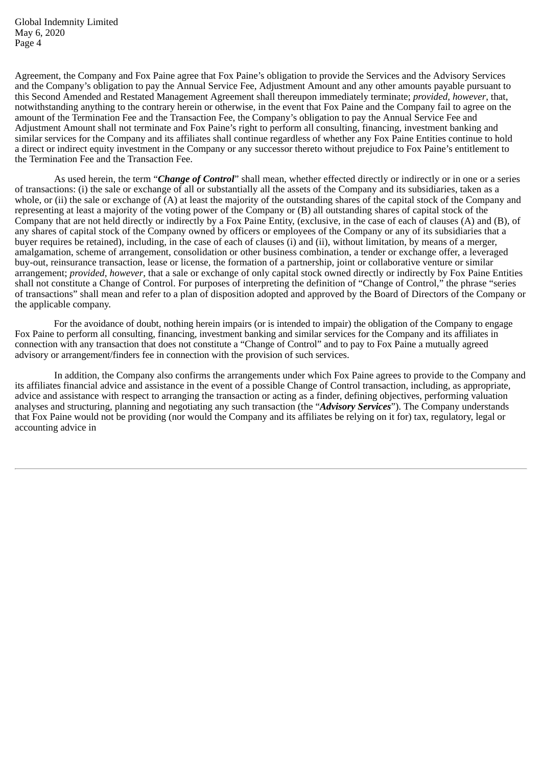Agreement, the Company and Fox Paine agree that Fox Paine's obligation to provide the Services and the Advisory Services and the Company's obligation to pay the Annual Service Fee, Adjustment Amount and any other amounts payable pursuant to this Second Amended and Restated Management Agreement shall thereupon immediately terminate; *provided*, *however*, that, notwithstanding anything to the contrary herein or otherwise, in the event that Fox Paine and the Company fail to agree on the amount of the Termination Fee and the Transaction Fee, the Company's obligation to pay the Annual Service Fee and Adjustment Amount shall not terminate and Fox Paine's right to perform all consulting, financing, investment banking and similar services for the Company and its affiliates shall continue regardless of whether any Fox Paine Entities continue to hold a direct or indirect equity investment in the Company or any successor thereto without prejudice to Fox Paine's entitlement to the Termination Fee and the Transaction Fee.

As used herein, the term "***Change of Control***" shall mean, whether effected directly or indirectly or in one or a series of transactions: (i) the sale or exchange of all or substantially all the assets of the Company and its subsidiaries, taken as a whole, or (ii) the sale or exchange of (A) at least the majority of the outstanding shares of the capital stock of the Company and representing at least a majority of the voting power of the Company or (B) all outstanding shares of capital stock of the Company that are not held directly or indirectly by a Fox Paine Entity, (exclusive, in the case of each of clauses (A) and (B), of any shares of capital stock of the Company owned by officers or employees of the Company or any of its subsidiaries that a buyer requires be retained), including, in the case of each of clauses (i) and (ii), without limitation, by means of a merger, amalgamation, scheme of arrangement, consolidation or other business combination, a tender or exchange offer, a leveraged buy-out, reinsurance transaction, lease or license, the formation of a partnership, joint or collaborative venture or similar arrangement; *provided*, *however*, that a sale or exchange of only capital stock owned directly or indirectly by Fox Paine Entities shall not constitute a Change of Control. For purposes of interpreting the definition of "Change of Control," the phrase "series of transactions" shall mean and refer to a plan of disposition adopted and approved by the Board of Directors of the Company or the applicable company.

For the avoidance of doubt, nothing herein impairs (or is intended to impair) the obligation of the Company to engage Fox Paine to perform all consulting, financing, investment banking and similar services for the Company and its affiliates in connection with any transaction that does not constitute a "Change of Control" and to pay to Fox Paine a mutually agreed advisory or arrangement/finders fee in connection with the provision of such services.

In addition, the Company also confirms the arrangements under which Fox Paine agrees to provide to the Company and its affiliates financial advice and assistance in the event of a possible Change of Control transaction, including, as appropriate, advice and assistance with respect to arranging the transaction or acting as a finder, defining objectives, performing valuation analyses and structuring, planning and negotiating any such transaction (the "***Advisory Services***"). The Company understands that Fox Paine would not be providing (nor would the Company and its affiliates be relying on it for) tax, regulatory, legal or accounting advice in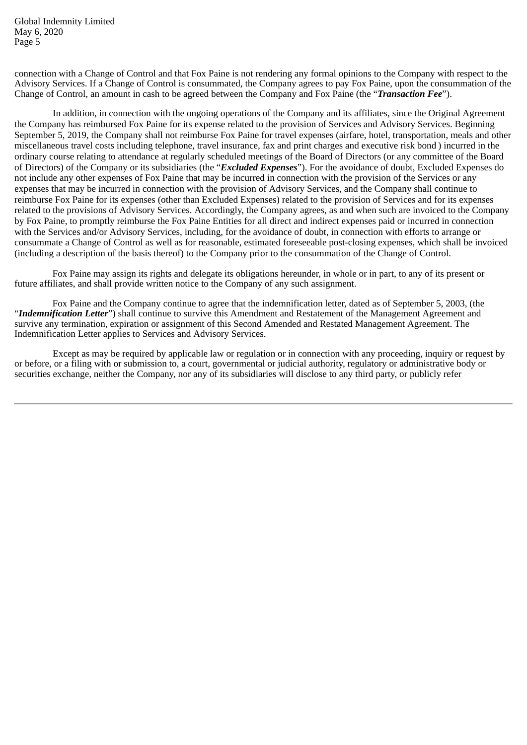connection with a Change of Control and that Fox Paine is not rendering any formal opinions to the Company with respect to the Advisory Services. If a Change of Control is consummated, the Company agrees to pay Fox Paine, upon the consummation of the Change of Control, an amount in cash to be agreed between the Company and Fox Paine (the "***Transaction Fee***").

In addition, in connection with the ongoing operations of the Company and its affiliates, since the Original Agreement the Company has reimbursed Fox Paine for its expense related to the provision of Services and Advisory Services. Beginning September 5, 2019, the Company shall not reimburse Fox Paine for travel expenses (airfare, hotel, transportation, meals and other miscellaneous travel costs including telephone, travel insurance, fax and print charges and executive risk bond ) incurred in the ordinary course relating to attendance at regularly scheduled meetings of the Board of Directors (or any committee of the Board of Directors) of the Company or its subsidiaries (the "***Excluded Expenses***"). For the avoidance of doubt, Excluded Expenses do not include any other expenses of Fox Paine that may be incurred in connection with the provision of the Services or any expenses that may be incurred in connection with the provision of Advisory Services, and the Company shall continue to reimburse Fox Paine for its expenses (other than Excluded Expenses) related to the provision of Services and for its expenses related to the provisions of Advisory Services. Accordingly, the Company agrees, as and when such are invoiced to the Company by Fox Paine, to promptly reimburse the Fox Paine Entities for all direct and indirect expenses paid or incurred in connection with the Services and/or Advisory Services, including, for the avoidance of doubt, in connection with efforts to arrange or consummate a Change of Control as well as for reasonable, estimated foreseeable post-closing expenses, which shall be invoiced (including a description of the basis thereof) to the Company prior to the consummation of the Change of Control.

Fox Paine may assign its rights and delegate its obligations hereunder, in whole or in part, to any of its present or future affiliates, and shall provide written notice to the Company of any such assignment.

Fox Paine and the Company continue to agree that the indemnification letter, dated as of September 5, 2003, (the "***Indemnification Letter***") shall continue to survive this Amendment and Restatement of the Management Agreement and survive any termination, expiration or assignment of this Second Amended and Restated Management Agreement. The Indemnification Letter applies to Services and Advisory Services.

Except as may be required by applicable law or regulation or in connection with any proceeding, inquiry or request by or before, or a filing with or submission to, a court, governmental or judicial authority, regulatory or administrative body or securities exchange, neither the Company, nor any of its subsidiaries will disclose to any third party, or publicly refer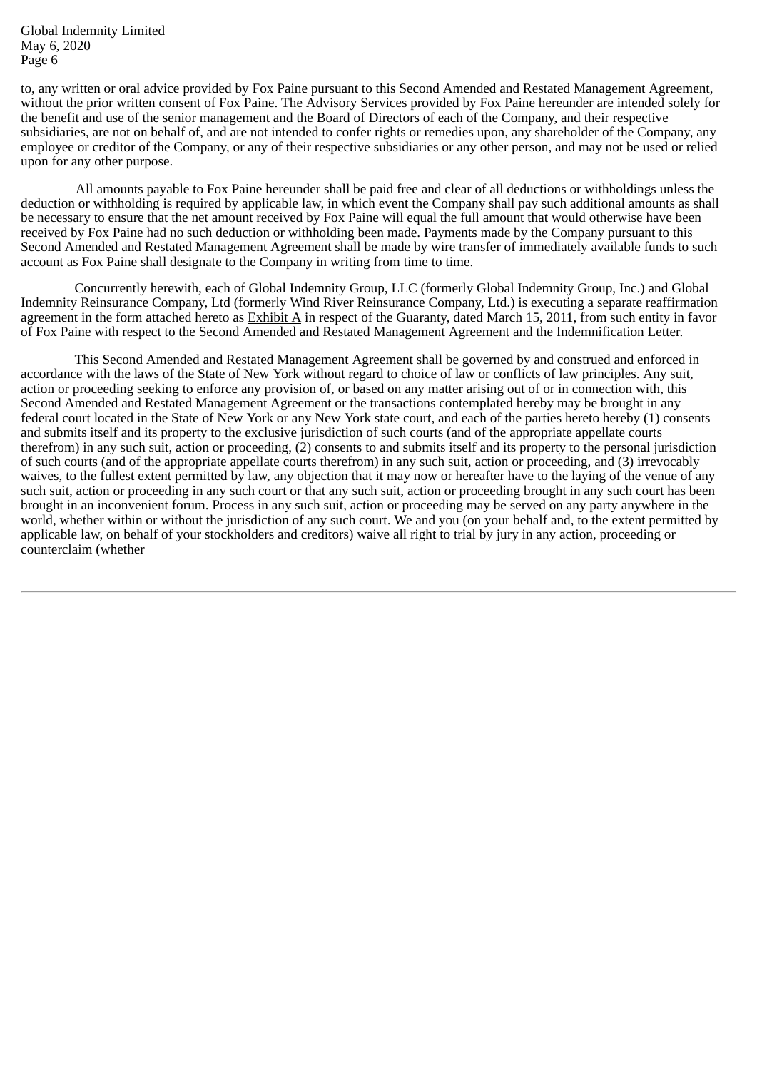to, any written or oral advice provided by Fox Paine pursuant to this Second Amended and Restated Management Agreement, without the prior written consent of Fox Paine. The Advisory Services provided by Fox Paine hereunder are intended solely for the benefit and use of the senior management and the Board of Directors of each of the Company, and their respective subsidiaries, are not on behalf of, and are not intended to confer rights or remedies upon, any shareholder of the Company, any employee or creditor of the Company, or any of their respective subsidiaries or any other person, and may not be used or relied upon for any other purpose.

All amounts payable to Fox Paine hereunder shall be paid free and clear of all deductions or withholdings unless the deduction or withholding is required by applicable law, in which event the Company shall pay such additional amounts as shall be necessary to ensure that the net amount received by Fox Paine will equal the full amount that would otherwise have been received by Fox Paine had no such deduction or withholding been made. Payments made by the Company pursuant to this Second Amended and Restated Management Agreement shall be made by wire transfer of immediately available funds to such account as Fox Paine shall designate to the Company in writing from time to time.

Concurrently herewith, each of Global Indemnity Group, LLC (formerly Global Indemnity Group, Inc.) and Global Indemnity Reinsurance Company, Ltd (formerly Wind River Reinsurance Company, Ltd.) is executing a separate reaffirmation agreement in the form attached hereto as Exhibit A in respect of the Guaranty, dated March 15, 2011, from such entity in favor of Fox Paine with respect to the Second Amended and Restated Management Agreement and the Indemnification Letter.

This Second Amended and Restated Management Agreement shall be governed by and construed and enforced in accordance with the laws of the State of New York without regard to choice of law or conflicts of law principles. Any suit, action or proceeding seeking to enforce any provision of, or based on any matter arising out of or in connection with, this Second Amended and Restated Management Agreement or the transactions contemplated hereby may be brought in any federal court located in the State of New York or any New York state court, and each of the parties hereto hereby (1) consents and submits itself and its property to the exclusive jurisdiction of such courts (and of the appropriate appellate courts therefrom) in any such suit, action or proceeding, (2) consents to and submits itself and its property to the personal jurisdiction of such courts (and of the appropriate appellate courts therefrom) in any such suit, action or proceeding, and (3) irrevocably waives, to the fullest extent permitted by law, any objection that it may now or hereafter have to the laying of the venue of any such suit, action or proceeding in any such court or that any such suit, action or proceeding brought in any such court has been brought in an inconvenient forum. Process in any such suit, action or proceeding may be served on any party anywhere in the world, whether within or without the jurisdiction of any such court. We and you (on your behalf and, to the extent permitted by applicable law, on behalf of your stockholders and creditors) waive all right to trial by jury in any action, proceeding or counterclaim (whether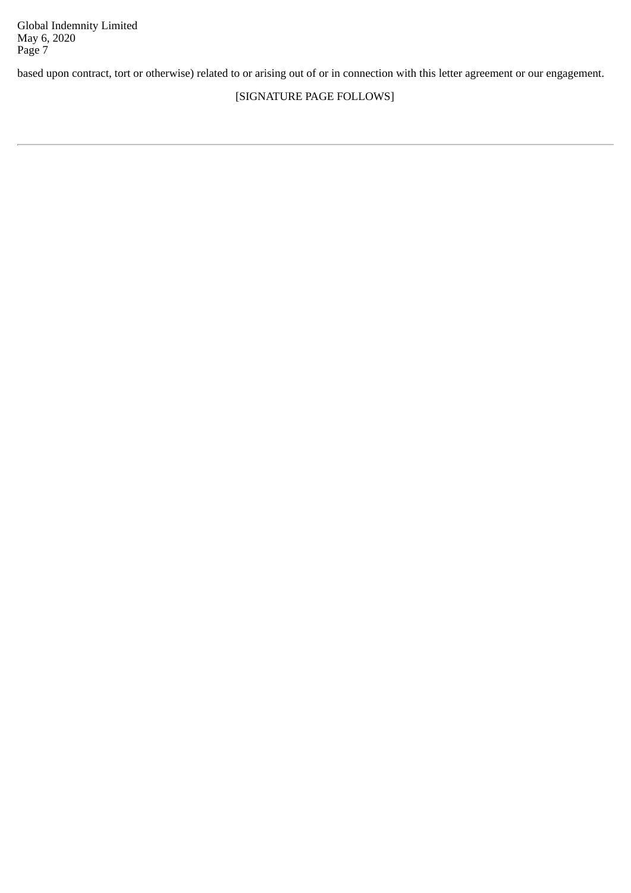based upon contract, tort or otherwise) related to or arising out of or in connection with this letter agreement or our engagement.

[SIGNATURE PAGE FOLLOWS]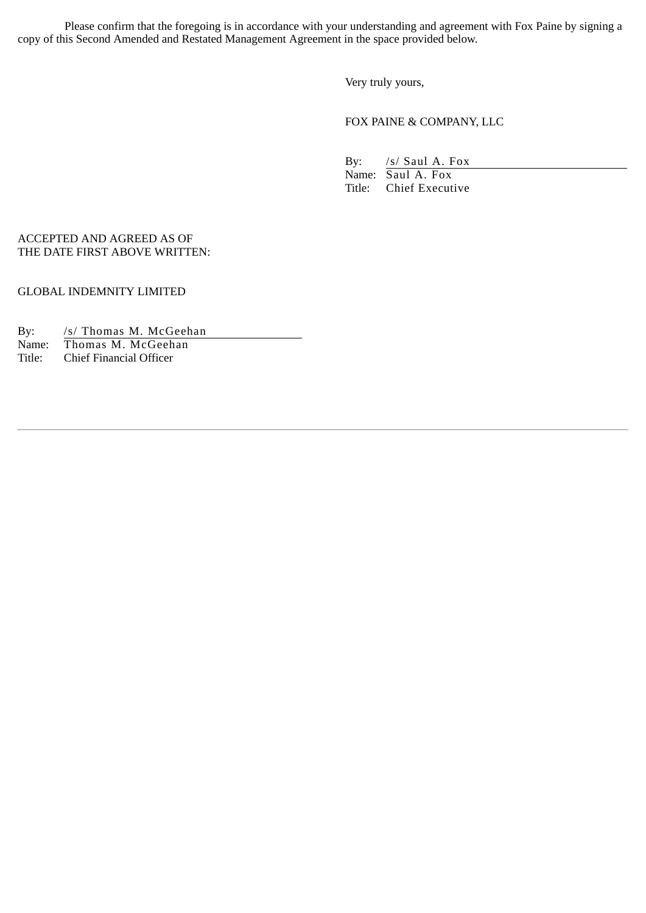Please confirm that the foregoing is in accordance with your understanding and agreement with Fox Paine by signing a copy of this Second Amended and Restated Management Agreement in the space provided below.

Very truly yours,

FOX PAINE & COMPANY, LLC

By: /s/ Saul A. Fox
Name: Saul A. Fox
Title: Chief Executive

ACCEPTED AND AGREED AS OF
THE DATE FIRST ABOVE WRITTEN:

GLOBAL INDEMNITY LIMITED

By: /s/ Thomas M. McGeehan
Name: Thomas M. McGeehan
Title: Chief Financial Officer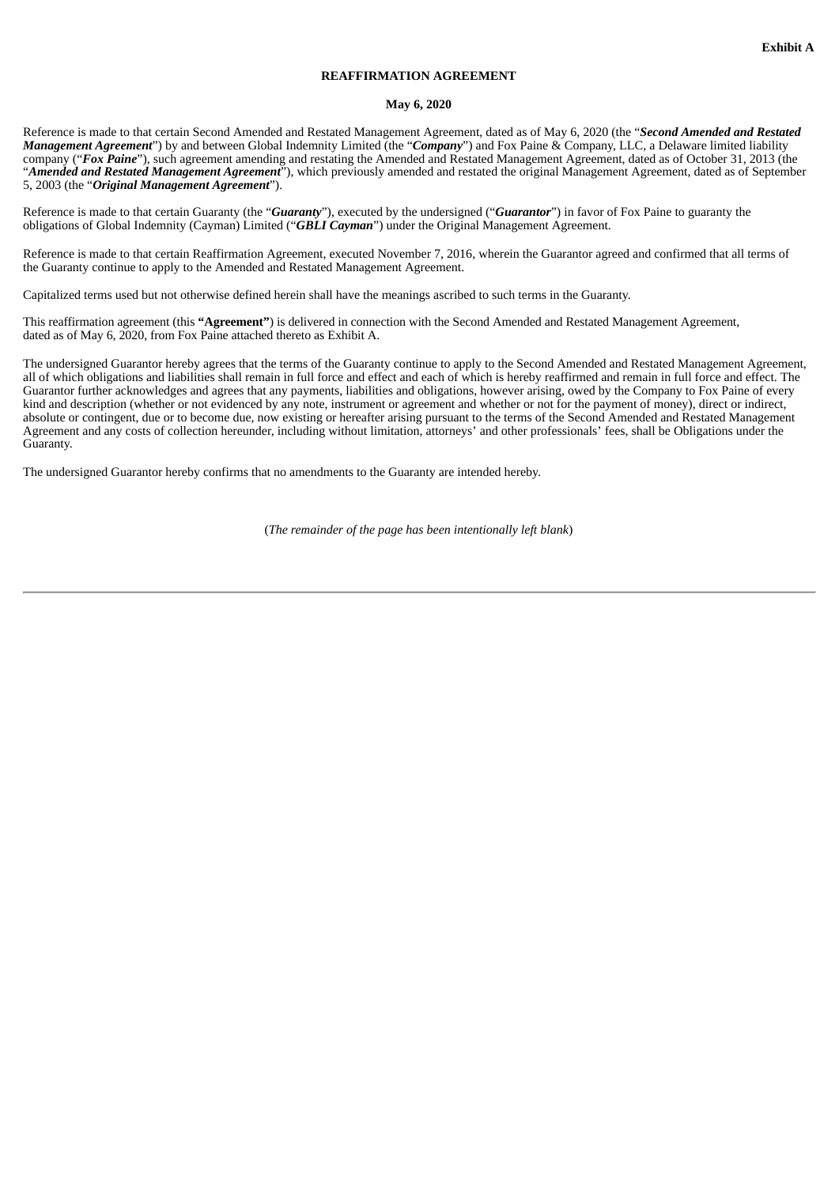**Exhibit A**

**REAFFIRMATION AGREEMENT**

**May 6, 2020**

Reference is made to that certain Second Amended and Restated Management Agreement, dated as of May 6, 2020 (the "***Second Amended and Restated Management Agreement***") by and between Global Indemnity Limited (the "***Company***") and Fox Paine & Company, LLC, a Delaware limited liability company ("***Fox Paine***"), such agreement amending and restating the Amended and Restated Management Agreement, dated as of October 31, 2013 (the "***Amended and Restated Management Agreement***"), which previously amended and restated the original Management Agreement, dated as of September 5, 2003 (the "***Original Management Agreement***").

Reference is made to that certain Guaranty (the "***Guaranty***"), executed by the undersigned ("***Guarantor***") in favor of Fox Paine to guaranty the obligations of Global Indemnity (Cayman) Limited ("***GBLI Cayman***") under the Original Management Agreement.

Reference is made to that certain Reaffirmation Agreement, executed November 7, 2016, wherein the Guarantor agreed and confirmed that all terms of the Guaranty continue to apply to the Amended and Restated Management Agreement.

Capitalized terms used but not otherwise defined herein shall have the meanings ascribed to such terms in the Guaranty.

This reaffirmation agreement (this **"Agreement"**) is delivered in connection with the Second Amended and Restated Management Agreement, dated as of May 6, 2020, from Fox Paine attached thereto as Exhibit A.

The undersigned Guarantor hereby agrees that the terms of the Guaranty continue to apply to the Second Amended and Restated Management Agreement, all of which obligations and liabilities shall remain in full force and effect and each of which is hereby reaffirmed and remain in full force and effect. The Guarantor further acknowledges and agrees that any payments, liabilities and obligations, however arising, owed by the Company to Fox Paine of every kind and description (whether or not evidenced by any note, instrument or agreement and whether or not for the payment of money), direct or indirect, absolute or contingent, due or to become due, now existing or hereafter arising pursuant to the terms of the Second Amended and Restated Management Agreement and any costs of collection hereunder, including without limitation, attorneys' and other professionals' fees, shall be Obligations under the Guaranty.

The undersigned Guarantor hereby confirms that no amendments to the Guaranty are intended hereby.

(*The remainder of the page has been intentionally left blank*)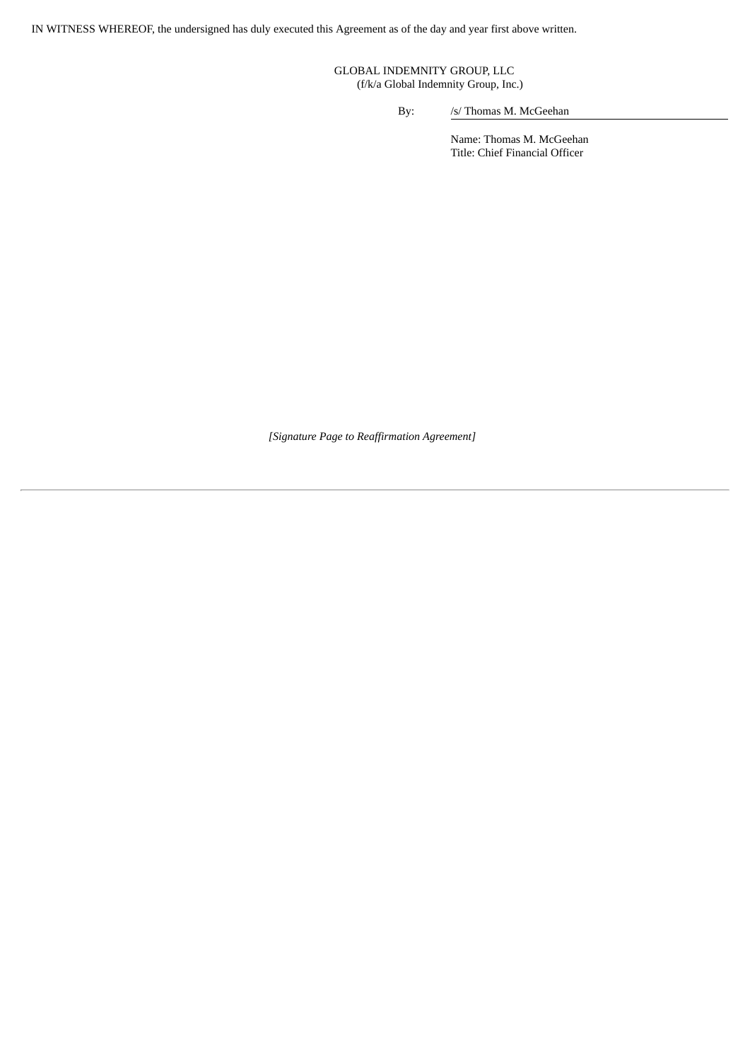IN WITNESS WHEREOF, the undersigned has duly executed this Agreement as of the day and year first above written.

GLOBAL INDEMNITY GROUP, LLC
(f/k/a Global Indemnity Group, Inc.)

By: /s/ Thomas M. McGeehan

Name: Thomas M. McGeehan
Title: Chief Financial Officer

*[Signature Page to Reaffirmation Agreement]*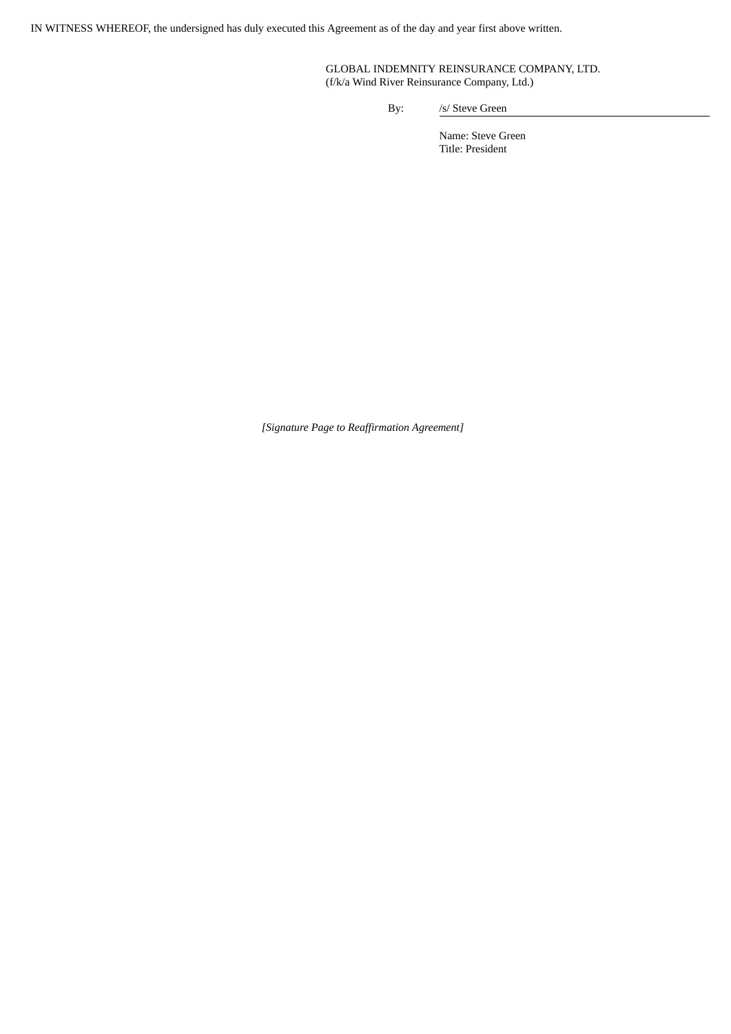IN WITNESS WHEREOF, the undersigned has duly executed this Agreement as of the day and year first above written.

GLOBAL INDEMNITY REINSURANCE COMPANY, LTD.
(f/k/a Wind River Reinsurance Company, Ltd.)

By: /s/ Steve Green

Name: Steve Green
Title: President

*[Signature Page to Reaffirmation Agreement]*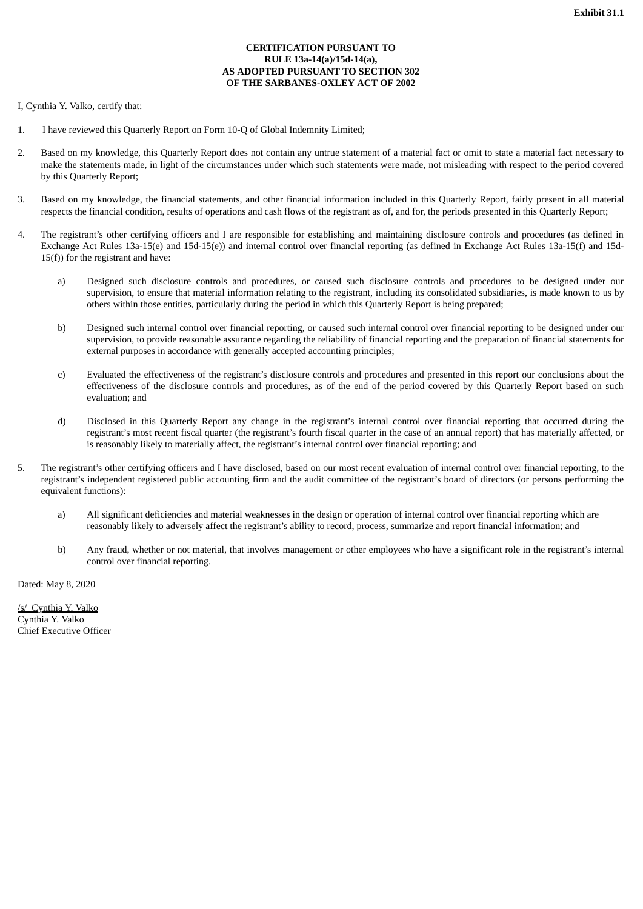**Exhibit 31.1**

**CERTIFICATION PURSUANT TO
RULE 13a-14(a)/15d-14(a),
AS ADOPTED PURSUANT TO SECTION 302
OF THE SARBANES-OXLEY ACT OF 2002**

I, Cynthia Y. Valko, certify that:

1. I have reviewed this Quarterly Report on Form 10-Q of Global Indemnity Limited;

2. Based on my knowledge, this Quarterly Report does not contain any untrue statement of a material fact or omit to state a material fact necessary to make the statements made, in light of the circumstances under which such statements were made, not misleading with respect to the period covered by this Quarterly Report;

3. Based on my knowledge, the financial statements, and other financial information included in this Quarterly Report, fairly present in all material respects the financial condition, results of operations and cash flows of the registrant as of, and for, the periods presented in this Quarterly Report;

4. The registrant's other certifying officers and I are responsible for establishing and maintaining disclosure controls and procedures (as defined in Exchange Act Rules 13a-15(e) and 15d-15(e)) and internal control over financial reporting (as defined in Exchange Act Rules 13a-15(f) and 15d-15(f)) for the registrant and have:

    a) Designed such disclosure controls and procedures, or caused such disclosure controls and procedures to be designed under our supervision, to ensure that material information relating to the registrant, including its consolidated subsidiaries, is made known to us by others within those entities, particularly during the period in which this Quarterly Report is being prepared;

    b) Designed such internal control over financial reporting, or caused such internal control over financial reporting to be designed under our supervision, to provide reasonable assurance regarding the reliability of financial reporting and the preparation of financial statements for external purposes in accordance with generally accepted accounting principles;

    c) Evaluated the effectiveness of the registrant's disclosure controls and procedures and presented in this report our conclusions about the effectiveness of the disclosure controls and procedures, as of the end of the period covered by this Quarterly Report based on such evaluation; and

    d) Disclosed in this Quarterly Report any change in the registrant's internal control over financial reporting that occurred during the registrant's most recent fiscal quarter (the registrant's fourth fiscal quarter in the case of an annual report) that has materially affected, or is reasonably likely to materially affect, the registrant's internal control over financial reporting; and

5. The registrant's other certifying officers and I have disclosed, based on our most recent evaluation of internal control over financial reporting, to the registrant's independent registered public accounting firm and the audit committee of the registrant's board of directors (or persons performing the equivalent functions):

    a) All significant deficiencies and material weaknesses in the design or operation of internal control over financial reporting which are reasonably likely to adversely affect the registrant's ability to record, process, summarize and report financial information; and

    b) Any fraud, whether or not material, that involves management or other employees who have a significant role in the registrant's internal control over financial reporting.

Dated: May 8, 2020

/s/ Cynthia Y. Valko
Cynthia Y. Valko
Chief Executive Officer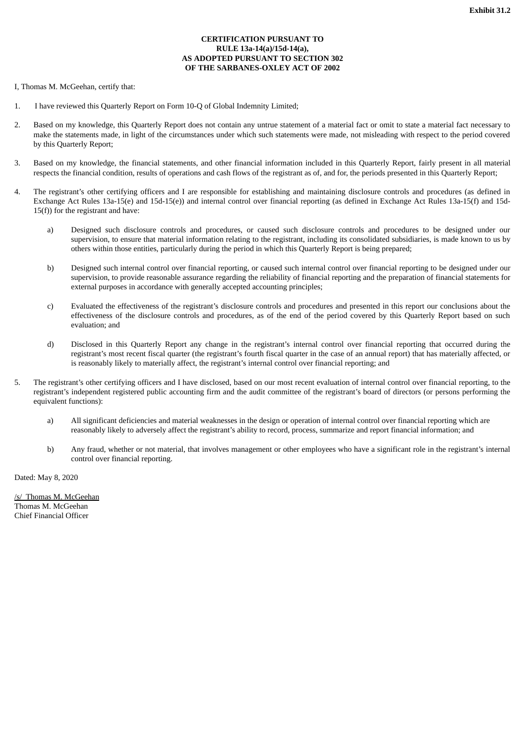**Exhibit 31.2**

**CERTIFICATION PURSUANT TO**
**RULE 13a-14(a)/15d-14(a),**
**AS ADOPTED PURSUANT TO SECTION 302**
**OF THE SARBANES-OXLEY ACT OF 2002**

I, Thomas M. McGeehan, certify that:

1. I have reviewed this Quarterly Report on Form 10-Q of Global Indemnity Limited;

2. Based on my knowledge, this Quarterly Report does not contain any untrue statement of a material fact or omit to state a material fact necessary to make the statements made, in light of the circumstances under which such statements were made, not misleading with respect to the period covered by this Quarterly Report;

3. Based on my knowledge, the financial statements, and other financial information included in this Quarterly Report, fairly present in all material respects the financial condition, results of operations and cash flows of the registrant as of, and for, the periods presented in this Quarterly Report;

4. The registrant's other certifying officers and I are responsible for establishing and maintaining disclosure controls and procedures (as defined in Exchange Act Rules 13a-15(e) and 15d-15(e)) and internal control over financial reporting (as defined in Exchange Act Rules 13a-15(f) and 15d-15(f)) for the registrant and have:

   a) Designed such disclosure controls and procedures, or caused such disclosure controls and procedures to be designed under our supervision, to ensure that material information relating to the registrant, including its consolidated subsidiaries, is made known to us by others within those entities, particularly during the period in which this Quarterly Report is being prepared;

   b) Designed such internal control over financial reporting, or caused such internal control over financial reporting to be designed under our supervision, to provide reasonable assurance regarding the reliability of financial reporting and the preparation of financial statements for external purposes in accordance with generally accepted accounting principles;

   c) Evaluated the effectiveness of the registrant's disclosure controls and procedures and presented in this report our conclusions about the effectiveness of the disclosure controls and procedures, as of the end of the period covered by this Quarterly Report based on such evaluation; and

   d) Disclosed in this Quarterly Report any change in the registrant's internal control over financial reporting that occurred during the registrant's most recent fiscal quarter (the registrant's fourth fiscal quarter in the case of an annual report) that has materially affected, or is reasonably likely to materially affect, the registrant's internal control over financial reporting; and

5. The registrant's other certifying officers and I have disclosed, based on our most recent evaluation of internal control over financial reporting, to the registrant's independent registered public accounting firm and the audit committee of the registrant's board of directors (or persons performing the equivalent functions):

   a) All significant deficiencies and material weaknesses in the design or operation of internal control over financial reporting which are reasonably likely to adversely affect the registrant's ability to record, process, summarize and report financial information; and

   b) Any fraud, whether or not material, that involves management or other employees who have a significant role in the registrant's internal control over financial reporting.

Dated: May 8, 2020

/s/ Thomas M. McGeehan
Thomas M. McGeehan
Chief Financial Officer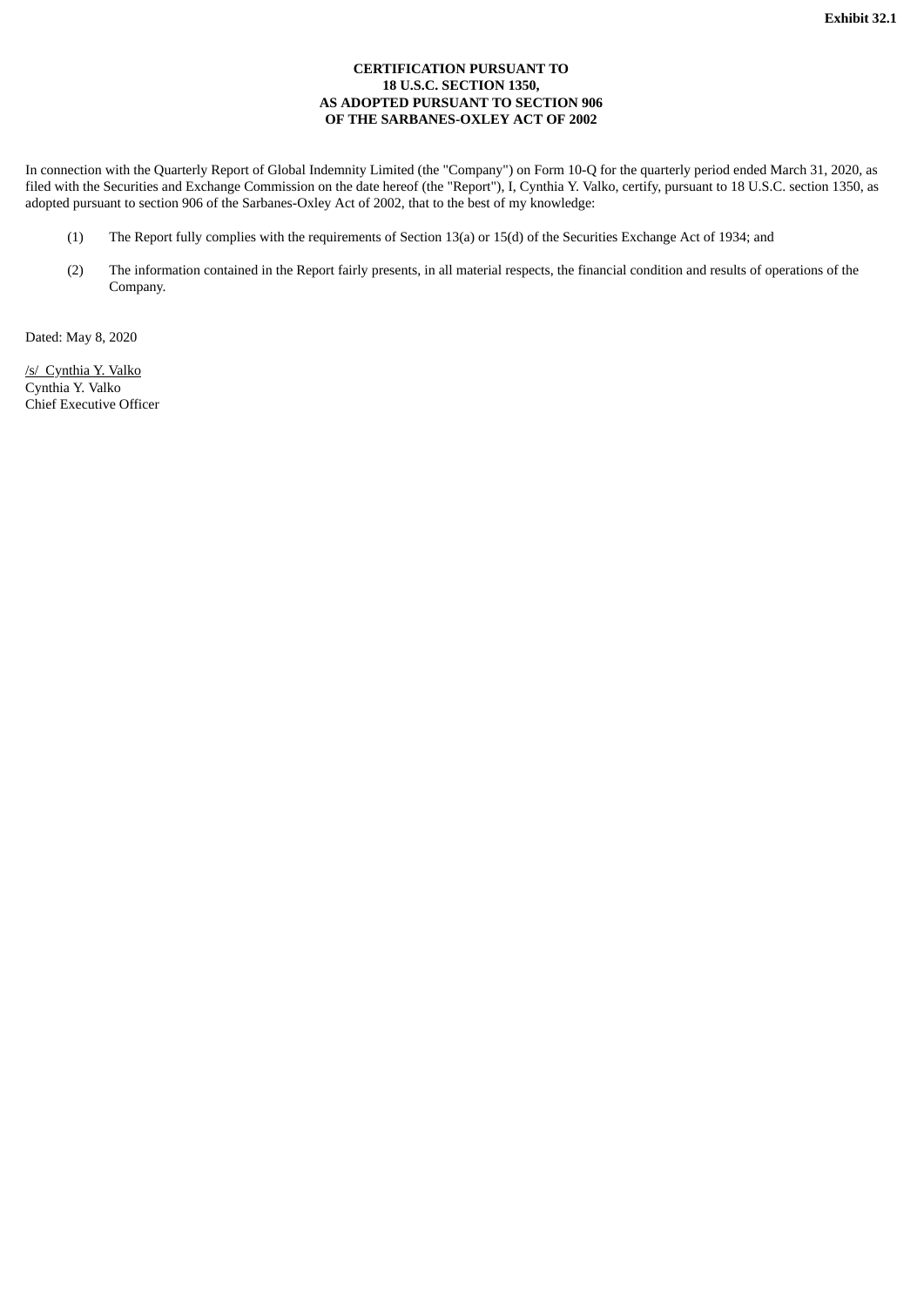**Exhibit 32.1**

**CERTIFICATION PURSUANT TO**
**18 U.S.C. SECTION 1350,**
**AS ADOPTED PURSUANT TO SECTION 906**
**OF THE SARBANES-OXLEY ACT OF 2002**

In connection with the Quarterly Report of Global Indemnity Limited (the "Company") on Form 10-Q for the quarterly period ended March 31, 2020, as filed with the Securities and Exchange Commission on the date hereof (the "Report"), I, Cynthia Y. Valko, certify, pursuant to 18 U.S.C. section 1350, as adopted pursuant to section 906 of the Sarbanes-Oxley Act of 2002, that to the best of my knowledge:

(1) The Report fully complies with the requirements of Section 13(a) or 15(d) of the Securities Exchange Act of 1934; and

(2) The information contained in the Report fairly presents, in all material respects, the financial condition and results of operations of the Company.

Dated: May 8, 2020

/s/ Cynthia Y. Valko
Cynthia Y. Valko
Chief Executive Officer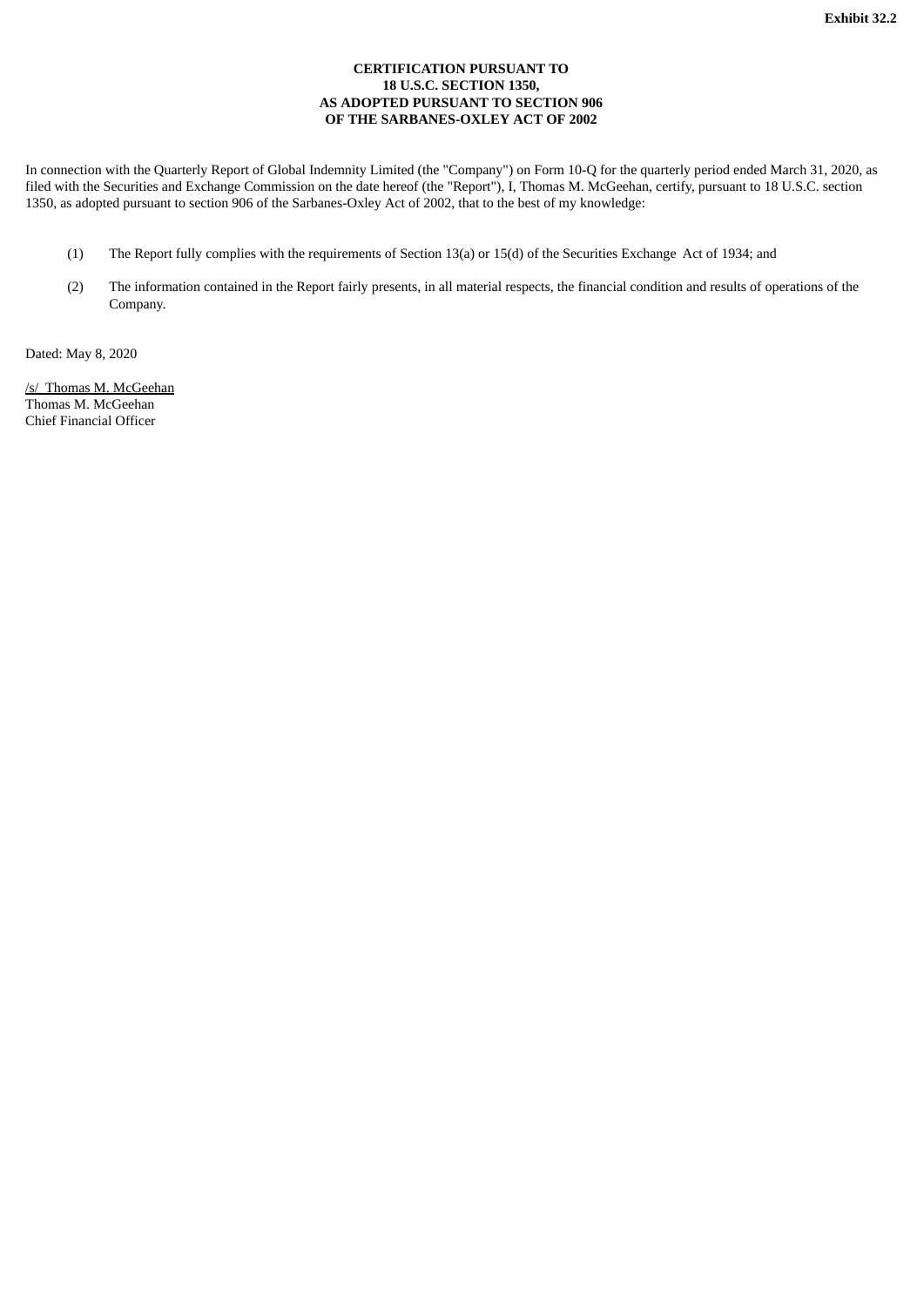**Exhibit 32.2**

**CERTIFICATION PURSUANT TO**
**18 U.S.C. SECTION 1350,**
**AS ADOPTED PURSUANT TO SECTION 906**
**OF THE SARBANES-OXLEY ACT OF 2002**

In connection with the Quarterly Report of Global Indemnity Limited (the "Company") on Form 10-Q for the quarterly period ended March 31, 2020, as filed with the Securities and Exchange Commission on the date hereof (the "Report"), I, Thomas M. McGeehan, certify, pursuant to 18 U.S.C. section 1350, as adopted pursuant to section 906 of the Sarbanes-Oxley Act of 2002, that to the best of my knowledge:

(1) The Report fully complies with the requirements of Section 13(a) or 15(d) of the Securities Exchange Act of 1934; and

(2) The information contained in the Report fairly presents, in all material respects, the financial condition and results of operations of the Company.

Dated: May 8, 2020

/s/ Thomas M. McGeehan
Thomas M. McGeehan
Chief Financial Officer